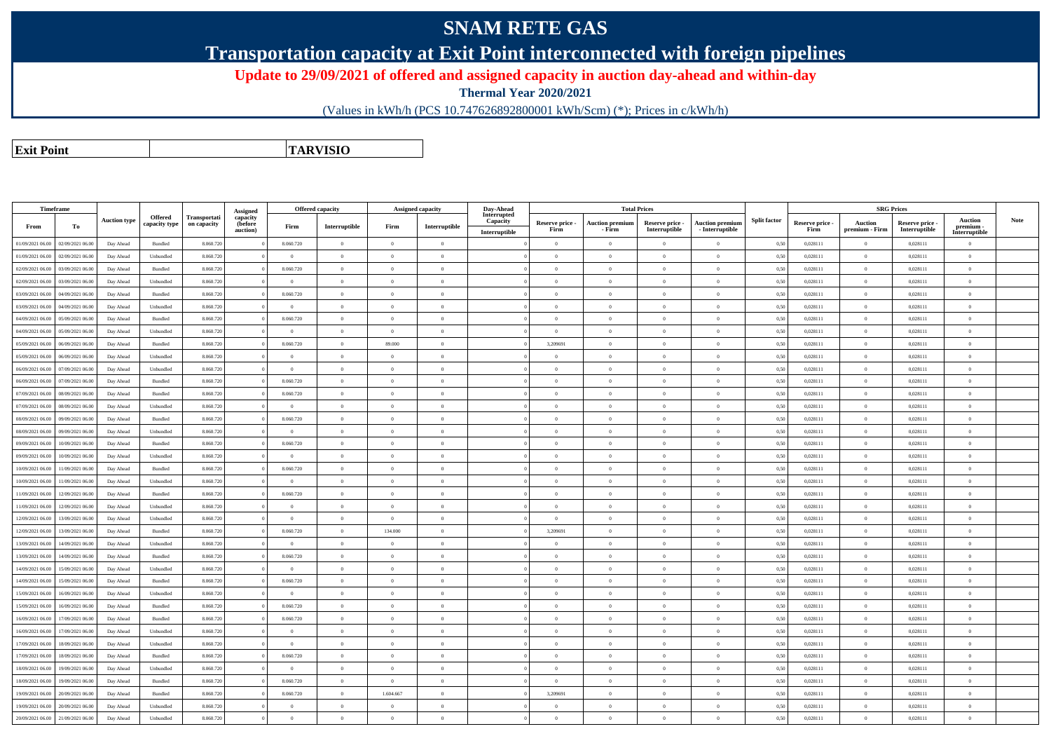# SNAM RETE GAS

## Transportation capacity at Exit Point interconnected with foreign pipelines

### Update to 29/09/2021 of offered and assigned capacity in auction day-ahead and within-day

**Thermal Year 2020/2021**

(Values in kWh/h (PCS 10.747626892800001 kWh/Scm) (*); Prices in c/kWh/h)

| **Exit Point** | | **TARVISIO** |
|---|---|---|

| Timeframe | | Auction type | Offered capacity type | Transportation capacity | Assigned capacity (before auction) | Offered capacity | | Assigned capacity | | Day-Ahead Interrupted Capacity | Total Prices | | | | Split factor | SRG Prices | | | | Note |
|---|---|---|---|---|---|---|---|---|---|---|---|---|---|---|---|---|---|---|---|---|
| From | To | | | | | Firm | Interruptible | Firm | Interruptible | Interruptible | Reserve price - Firm | Auction premium - Firm | Reserve price - Interruptible | Auction premium - Interruptible | | Reserve price - Firm | Auction premium - Firm | Reserve price - Interruptible | Auction premium - Interruptible | |
| 01/09/2021 06.00 | 02/09/2021 06.00 | Day Ahead | Bundled | 8.060.720 | 0 | 8.060.720 | 0 | 0 | 0 | 0 | 0 | 0 | 0 | 0 | 0,50 | 0,028111 | 0 | 0,028111 | 0 | |
| 01/09/2021 06.00 | 02/09/2021 06.00 | Day Ahead | Unbundled | 8.060.720 | 0 | 0 | 0 | 0 | 0 | 0 | 0 | 0 | 0 | 0 | 0,50 | 0,028111 | 0 | 0,028111 | 0 | |
| 02/09/2021 06.00 | 03/09/2021 06.00 | Day Ahead | Bundled | 8.060.720 | 0 | 8.060.720 | 0 | 0 | 0 | 0 | 0 | 0 | 0 | 0 | 0,50 | 0,028111 | 0 | 0,028111 | 0 | |
| 02/09/2021 06.00 | 03/09/2021 06.00 | Day Ahead | Unbundled | 8.060.720 | 0 | 0 | 0 | 0 | 0 | 0 | 0 | 0 | 0 | 0 | 0,50 | 0,028111 | 0 | 0,028111 | 0 | |
| 03/09/2021 06.00 | 04/09/2021 06.00 | Day Ahead | Bundled | 8.060.720 | 0 | 8.060.720 | 0 | 0 | 0 | 0 | 0 | 0 | 0 | 0 | 0,50 | 0,028111 | 0 | 0,028111 | 0 | |
| 03/09/2021 06.00 | 04/09/2021 06.00 | Day Ahead | Unbundled | 8.060.720 | 0 | 0 | 0 | 0 | 0 | 0 | 0 | 0 | 0 | 0 | 0,50 | 0,028111 | 0 | 0,028111 | 0 | |
| 04/09/2021 06.00 | 05/09/2021 06.00 | Day Ahead | Bundled | 8.060.720 | 0 | 8.060.720 | 0 | 0 | 0 | 0 | 0 | 0 | 0 | 0 | 0,50 | 0,028111 | 0 | 0,028111 | 0 | |
| 04/09/2021 06.00 | 05/09/2021 06.00 | Day Ahead | Unbundled | 8.060.720 | 0 | 0 | 0 | 0 | 0 | 0 | 0 | 0 | 0 | 0 | 0,50 | 0,028111 | 0 | 0,028111 | 0 | |
| 05/09/2021 06.00 | 06/09/2021 06.00 | Day Ahead | Bundled | 8.060.720 | 0 | 8.060.720 | 0 | 89.000 | 0 | 0 | 3,209691 | 0 | 0 | 0 | 0,50 | 0,028111 | 0 | 0,028111 | 0 | |
| 05/09/2021 06.00 | 06/09/2021 06.00 | Day Ahead | Unbundled | 8.060.720 | 0 | 0 | 0 | 0 | 0 | 0 | 0 | 0 | 0 | 0 | 0,50 | 0,028111 | 0 | 0,028111 | 0 | |
| 06/09/2021 06.00 | 07/09/2021 06.00 | Day Ahead | Unbundled | 8.060.720 | 0 | 0 | 0 | 0 | 0 | 0 | 0 | 0 | 0 | 0 | 0,50 | 0,028111 | 0 | 0,028111 | 0 | |
| 06/09/2021 06.00 | 07/09/2021 06.00 | Day Ahead | Bundled | 8.060.720 | 0 | 8.060.720 | 0 | 0 | 0 | 0 | 0 | 0 | 0 | 0 | 0,50 | 0,028111 | 0 | 0,028111 | 0 | |
| 07/09/2021 06.00 | 08/09/2021 06.00 | Day Ahead | Bundled | 8.060.720 | 0 | 8.060.720 | 0 | 0 | 0 | 0 | 0 | 0 | 0 | 0 | 0,50 | 0,028111 | 0 | 0,028111 | 0 | |
| 07/09/2021 06.00 | 08/09/2021 06.00 | Day Ahead | Unbundled | 8.060.720 | 0 | 0 | 0 | 0 | 0 | 0 | 0 | 0 | 0 | 0 | 0,50 | 0,028111 | 0 | 0,028111 | 0 | |
| 08/09/2021 06.00 | 09/09/2021 06.00 | Day Ahead | Bundled | 8.060.720 | 0 | 8.060.720 | 0 | 0 | 0 | 0 | 0 | 0 | 0 | 0 | 0,50 | 0,028111 | 0 | 0,028111 | 0 | |
| 08/09/2021 06.00 | 09/09/2021 06.00 | Day Ahead | Unbundled | 8.060.720 | 0 | 0 | 0 | 0 | 0 | 0 | 0 | 0 | 0 | 0 | 0,50 | 0,028111 | 0 | 0,028111 | 0 | |
| 09/09/2021 06.00 | 10/09/2021 06.00 | Day Ahead | Bundled | 8.060.720 | 0 | 8.060.720 | 0 | 0 | 0 | 0 | 0 | 0 | 0 | 0 | 0,50 | 0,028111 | 0 | 0,028111 | 0 | |
| 09/09/2021 06.00 | 10/09/2021 06.00 | Day Ahead | Unbundled | 8.060.720 | 0 | 0 | 0 | 0 | 0 | 0 | 0 | 0 | 0 | 0 | 0,50 | 0,028111 | 0 | 0,028111 | 0 | |
| 10/09/2021 06.00 | 11/09/2021 06.00 | Day Ahead | Bundled | 8.060.720 | 0 | 8.060.720 | 0 | 0 | 0 | 0 | 0 | 0 | 0 | 0 | 0,50 | 0,028111 | 0 | 0,028111 | 0 | |
| 10/09/2021 06.00 | 11/09/2021 06.00 | Day Ahead | Unbundled | 8.060.720 | 0 | 0 | 0 | 0 | 0 | 0 | 0 | 0 | 0 | 0 | 0,50 | 0,028111 | 0 | 0,028111 | 0 | |
| 11/09/2021 06.00 | 12/09/2021 06.00 | Day Ahead | Bundled | 8.060.720 | 0 | 8.060.720 | 0 | 0 | 0 | 0 | 0 | 0 | 0 | 0 | 0,50 | 0,028111 | 0 | 0,028111 | 0 | |
| 11/09/2021 06.00 | 12/09/2021 06.00 | Day Ahead | Unbundled | 8.060.720 | 0 | 0 | 0 | 0 | 0 | 0 | 0 | 0 | 0 | 0 | 0,50 | 0,028111 | 0 | 0,028111 | 0 | |
| 12/09/2021 06.00 | 13/09/2021 06.00 | Day Ahead | Unbundled | 8.060.720 | 0 | 0 | 0 | 0 | 0 | 0 | 0 | 0 | 0 | 0 | 0,50 | 0,028111 | 0 | 0,028111 | 0 | |
| 12/09/2021 06.00 | 13/09/2021 06.00 | Day Ahead | Bundled | 8.060.720 | 0 | 8.060.720 | 0 | 134.000 | 0 | 0 | 3,209691 | 0 | 0 | 0 | 0,50 | 0,028111 | 0 | 0,028111 | 0 | |
| 13/09/2021 06.00 | 14/09/2021 06.00 | Day Ahead | Unbundled | 8.060.720 | 0 | 0 | 0 | 0 | 0 | 0 | 0 | 0 | 0 | 0 | 0,50 | 0,028111 | 0 | 0,028111 | 0 | |
| 13/09/2021 06.00 | 14/09/2021 06.00 | Day Ahead | Bundled | 8.060.720 | 0 | 8.060.720 | 0 | 0 | 0 | 0 | 0 | 0 | 0 | 0 | 0,50 | 0,028111 | 0 | 0,028111 | 0 | |
| 14/09/2021 06.00 | 15/09/2021 06.00 | Day Ahead | Unbundled | 8.060.720 | 0 | 0 | 0 | 0 | 0 | 0 | 0 | 0 | 0 | 0 | 0,50 | 0,028111 | 0 | 0,028111 | 0 | |
| 14/09/2021 06.00 | 15/09/2021 06.00 | Day Ahead | Bundled | 8.060.720 | 0 | 8.060.720 | 0 | 0 | 0 | 0 | 0 | 0 | 0 | 0 | 0,50 | 0,028111 | 0 | 0,028111 | 0 | |
| 15/09/2021 06.00 | 16/09/2021 06.00 | Day Ahead | Unbundled | 8.060.720 | 0 | 0 | 0 | 0 | 0 | 0 | 0 | 0 | 0 | 0 | 0,50 | 0,028111 | 0 | 0,028111 | 0 | |
| 15/09/2021 06.00 | 16/09/2021 06.00 | Day Ahead | Bundled | 8.060.720 | 0 | 8.060.720 | 0 | 0 | 0 | 0 | 0 | 0 | 0 | 0 | 0,50 | 0,028111 | 0 | 0,028111 | 0 | |
| 16/09/2021 06.00 | 17/09/2021 06.00 | Day Ahead | Bundled | 8.060.720 | 0 | 8.060.720 | 0 | 0 | 0 | 0 | 0 | 0 | 0 | 0 | 0,50 | 0,028111 | 0 | 0,028111 | 0 | |
| 16/09/2021 06.00 | 17/09/2021 06.00 | Day Ahead | Unbundled | 8.060.720 | 0 | 0 | 0 | 0 | 0 | 0 | 0 | 0 | 0 | 0 | 0,50 | 0,028111 | 0 | 0,028111 | 0 | |
| 17/09/2021 06.00 | 18/09/2021 06.00 | Day Ahead | Unbundled | 8.060.720 | 0 | 0 | 0 | 0 | 0 | 0 | 0 | 0 | 0 | 0 | 0,50 | 0,028111 | 0 | 0,028111 | 0 | |
| 17/09/2021 06.00 | 18/09/2021 06.00 | Day Ahead | Bundled | 8.060.720 | 0 | 8.060.720 | 0 | 0 | 0 | 0 | 0 | 0 | 0 | 0 | 0,50 | 0,028111 | 0 | 0,028111 | 0 | |
| 18/09/2021 06.00 | 19/09/2021 06.00 | Day Ahead | Unbundled | 8.060.720 | 0 | 0 | 0 | 0 | 0 | 0 | 0 | 0 | 0 | 0 | 0,50 | 0,028111 | 0 | 0,028111 | 0 | |
| 18/09/2021 06.00 | 19/09/2021 06.00 | Day Ahead | Bundled | 8.060.720 | 0 | 8.060.720 | 0 | 0 | 0 | 0 | 0 | 0 | 0 | 0 | 0,50 | 0,028111 | 0 | 0,028111 | 0 | |
| 19/09/2021 06.00 | 20/09/2021 06.00 | Day Ahead | Bundled | 8.060.720 | 0 | 8.060.720 | 0 | 1.604.667 | 0 | 0 | 3,209691 | 0 | 0 | 0 | 0,50 | 0,028111 | 0 | 0,028111 | 0 | |
| 19/09/2021 06.00 | 20/09/2021 06.00 | Day Ahead | Unbundled | 8.060.720 | 0 | 0 | 0 | 0 | 0 | 0 | 0 | 0 | 0 | 0 | 0,50 | 0,028111 | 0 | 0,028111 | 0 | |
| 20/09/2021 06.00 | 21/09/2021 06.00 | Day Ahead | Unbundled | 8.060.720 | 0 | 0 | 0 | 0 | 0 | 0 | 0 | 0 | 0 | 0 | 0,50 | 0,028111 | 0 | 0,028111 | 0 | |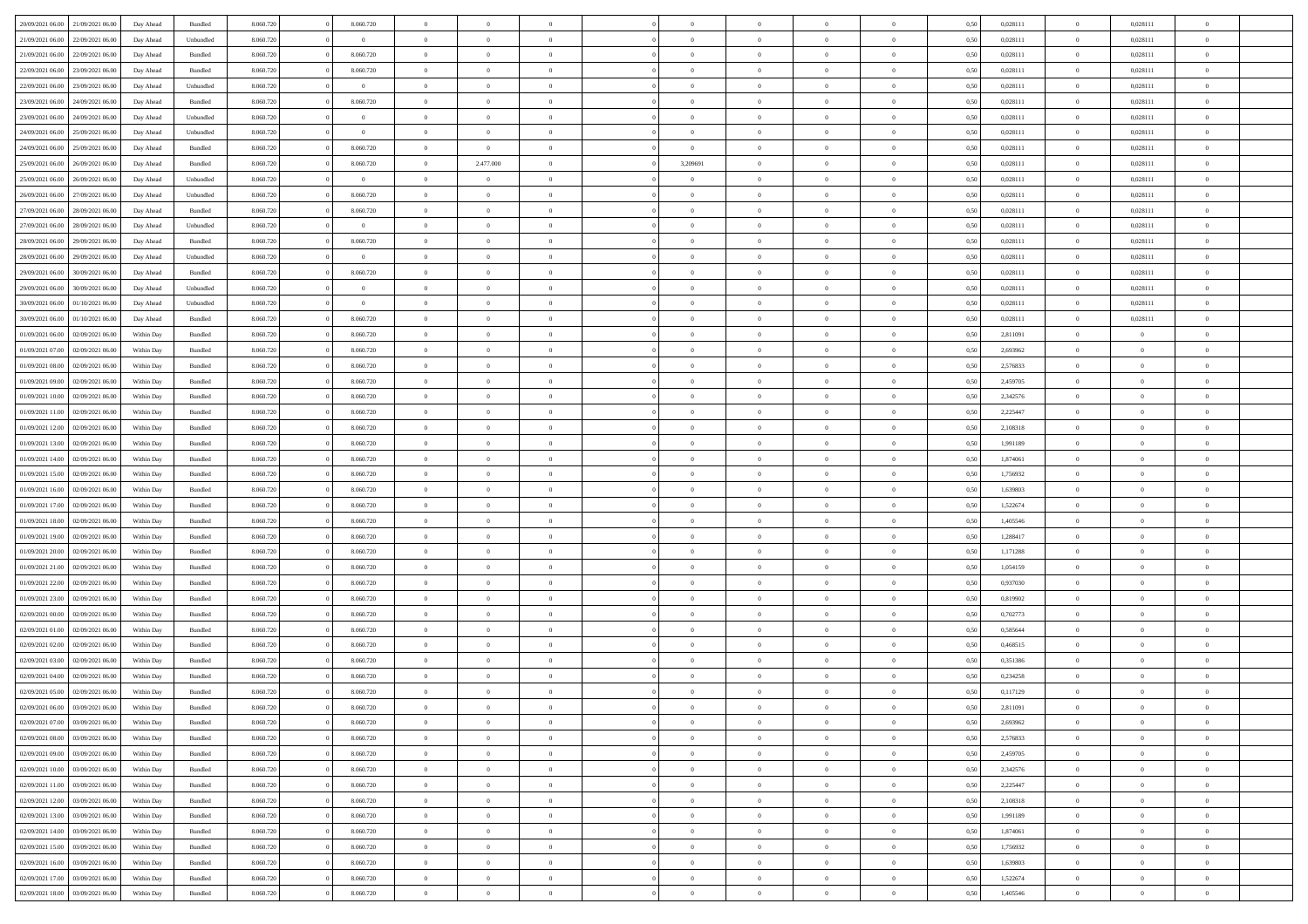| | | | | | | | | | | | | | | | | | | | | |
|---|---|---|---|---|---|---|---|---|---|---|---|---|---|---|---|---|---|---|---|---|
| 20/09/2021 06:00 | 21/09/2021 06:00 | Day Ahead | Bundled | 8.060.720 | 0 | 8.060.720 | 0 | 0 | 0 | | 0 | 0 | 0 | 0 | 0,50 | 0,028111 | 0 | 0,028111 | 0 | |
| 21/09/2021 06:00 | 22/09/2021 06:00 | Day Ahead | Unbundled | 8.060.720 | 0 | 0 | 0 | 0 | 0 | | 0 | 0 | 0 | 0 | 0,50 | 0,028111 | 0 | 0,028111 | 0 | |
| 21/09/2021 06:00 | 22/09/2021 06:00 | Day Ahead | Bundled | 8.060.720 | 0 | 8.060.720 | 0 | 0 | 0 | | 0 | 0 | 0 | 0 | 0,50 | 0,028111 | 0 | 0,028111 | 0 | |
| 22/09/2021 06:00 | 23/09/2021 06:00 | Day Ahead | Bundled | 8.060.720 | 0 | 8.060.720 | 0 | 0 | 0 | | 0 | 0 | 0 | 0 | 0,50 | 0,028111 | 0 | 0,028111 | 0 | |
| 22/09/2021 06:00 | 23/09/2021 06:00 | Day Ahead | Unbundled | 8.060.720 | 0 | 0 | 0 | 0 | 0 | | 0 | 0 | 0 | 0 | 0,50 | 0,028111 | 0 | 0,028111 | 0 | |
| 23/09/2021 06:00 | 24/09/2021 06:00 | Day Ahead | Bundled | 8.060.720 | 0 | 8.060.720 | 0 | 0 | 0 | | 0 | 0 | 0 | 0 | 0,50 | 0,028111 | 0 | 0,028111 | 0 | |
| 23/09/2021 06:00 | 24/09/2021 06:00 | Day Ahead | Unbundled | 8.060.720 | 0 | 0 | 0 | 0 | 0 | | 0 | 0 | 0 | 0 | 0,50 | 0,028111 | 0 | 0,028111 | 0 | |
| 24/09/2021 06:00 | 25/09/2021 06:00 | Day Ahead | Unbundled | 8.060.720 | 0 | 0 | 0 | 0 | 0 | | 0 | 0 | 0 | 0 | 0,50 | 0,028111 | 0 | 0,028111 | 0 | |
| 24/09/2021 06:00 | 25/09/2021 06:00 | Day Ahead | Bundled | 8.060.720 | 0 | 8.060.720 | 0 | 0 | 0 | | 0 | 0 | 0 | 0 | 0,50 | 0,028111 | 0 | 0,028111 | 0 | |
| 25/09/2021 06:00 | 26/09/2021 06:00 | Day Ahead | Bundled | 8.060.720 | 0 | 8.060.720 | 0 | 2.477.000 | 0 | | 3,209691 | 0 | 0 | 0 | 0,50 | 0,028111 | 0 | 0,028111 | 0 | |
| 25/09/2021 06:00 | 26/09/2021 06:00 | Day Ahead | Unbundled | 8.060.720 | 0 | 0 | 0 | 0 | 0 | | 0 | 0 | 0 | 0 | 0,50 | 0,028111 | 0 | 0,028111 | 0 | |
| 26/09/2021 06:00 | 27/09/2021 06:00 | Day Ahead | Unbundled | 8.060.720 | 0 | 8.060.720 | 0 | 0 | 0 | | 0 | 0 | 0 | 0 | 0,50 | 0,028111 | 0 | 0,028111 | 0 | |
| 27/09/2021 06:00 | 28/09/2021 06:00 | Day Ahead | Bundled | 8.060.720 | 0 | 8.060.720 | 0 | 0 | 0 | | 0 | 0 | 0 | 0 | 0,50 | 0,028111 | 0 | 0,028111 | 0 | |
| 27/09/2021 06:00 | 28/09/2021 06:00 | Day Ahead | Unbundled | 8.060.720 | 0 | 0 | 0 | 0 | 0 | | 0 | 0 | 0 | 0 | 0,50 | 0,028111 | 0 | 0,028111 | 0 | |
| 28/09/2021 06:00 | 29/09/2021 06:00 | Day Ahead | Bundled | 8.060.720 | 0 | 8.060.720 | 0 | 0 | 0 | | 0 | 0 | 0 | 0 | 0,50 | 0,028111 | 0 | 0,028111 | 0 | |
| 28/09/2021 06:00 | 29/09/2021 06:00 | Day Ahead | Unbundled | 8.060.720 | 0 | 0 | 0 | 0 | 0 | | 0 | 0 | 0 | 0 | 0,50 | 0,028111 | 0 | 0,028111 | 0 | |
| 29/09/2021 06:00 | 30/09/2021 06:00 | Day Ahead | Bundled | 8.060.720 | 0 | 8.060.720 | 0 | 0 | 0 | | 0 | 0 | 0 | 0 | 0,50 | 0,028111 | 0 | 0,028111 | 0 | |
| 29/09/2021 06:00 | 30/09/2021 06:00 | Day Ahead | Unbundled | 8.060.720 | 0 | 0 | 0 | 0 | 0 | | 0 | 0 | 0 | 0 | 0,50 | 0,028111 | 0 | 0,028111 | 0 | |
| 30/09/2021 06:00 | 01/10/2021 06:00 | Day Ahead | Unbundled | 8.060.720 | 0 | 0 | 0 | 0 | 0 | | 0 | 0 | 0 | 0 | 0,50 | 0,028111 | 0 | 0,028111 | 0 | |
| 30/09/2021 06:00 | 01/10/2021 06:00 | Day Ahead | Bundled | 8.060.720 | 0 | 8.060.720 | 0 | 0 | 0 | | 0 | 0 | 0 | 0 | 0,50 | 0,028111 | 0 | 0,028111 | 0 | |
| 01/09/2021 06:00 | 02/09/2021 06:00 | Within Day | Bundled | 8.060.720 | 0 | 8.060.720 | 0 | 0 | 0 | | 0 | 0 | 0 | 0 | 0,50 | 2,811091 | 0 | 0 | 0 | |
| 01/09/2021 07:00 | 02/09/2021 06:00 | Within Day | Bundled | 8.060.720 | 0 | 8.060.720 | 0 | 0 | 0 | | 0 | 0 | 0 | 0 | 0,50 | 2,693962 | 0 | 0 | 0 | |
| 01/09/2021 08:00 | 02/09/2021 06:00 | Within Day | Bundled | 8.060.720 | 0 | 8.060.720 | 0 | 0 | 0 | | 0 | 0 | 0 | 0 | 0,50 | 2,576833 | 0 | 0 | 0 | |
| 01/09/2021 09:00 | 02/09/2021 06:00 | Within Day | Bundled | 8.060.720 | 0 | 8.060.720 | 0 | 0 | 0 | | 0 | 0 | 0 | 0 | 0,50 | 2,459705 | 0 | 0 | 0 | |
| 01/09/2021 10:00 | 02/09/2021 06:00 | Within Day | Bundled | 8.060.720 | 0 | 8.060.720 | 0 | 0 | 0 | | 0 | 0 | 0 | 0 | 0,50 | 2,342576 | 0 | 0 | 0 | |
| 01/09/2021 11:00 | 02/09/2021 06:00 | Within Day | Bundled | 8.060.720 | 0 | 8.060.720 | 0 | 0 | 0 | | 0 | 0 | 0 | 0 | 0,50 | 2,225447 | 0 | 0 | 0 | |
| 01/09/2021 12:00 | 02/09/2021 06:00 | Within Day | Bundled | 8.060.720 | 0 | 8.060.720 | 0 | 0 | 0 | | 0 | 0 | 0 | 0 | 0,50 | 2,108318 | 0 | 0 | 0 | |
| 01/09/2021 13:00 | 02/09/2021 06:00 | Within Day | Bundled | 8.060.720 | 0 | 8.060.720 | 0 | 0 | 0 | | 0 | 0 | 0 | 0 | 0,50 | 1,991189 | 0 | 0 | 0 | |
| 01/09/2021 14:00 | 02/09/2021 06:00 | Within Day | Bundled | 8.060.720 | 0 | 8.060.720 | 0 | 0 | 0 | | 0 | 0 | 0 | 0 | 0,50 | 1,874061 | 0 | 0 | 0 | |
| 01/09/2021 15:00 | 02/09/2021 06:00 | Within Day | Bundled | 8.060.720 | 0 | 8.060.720 | 0 | 0 | 0 | | 0 | 0 | 0 | 0 | 0,50 | 1,756932 | 0 | 0 | 0 | |
| 01/09/2021 16:00 | 02/09/2021 06:00 | Within Day | Bundled | 8.060.720 | 0 | 8.060.720 | 0 | 0 | 0 | | 0 | 0 | 0 | 0 | 0,50 | 1,639803 | 0 | 0 | 0 | |
| 01/09/2021 17:00 | 02/09/2021 06:00 | Within Day | Bundled | 8.060.720 | 0 | 8.060.720 | 0 | 0 | 0 | | 0 | 0 | 0 | 0 | 0,50 | 1,522674 | 0 | 0 | 0 | |
| 01/09/2021 18:00 | 02/09/2021 06:00 | Within Day | Bundled | 8.060.720 | 0 | 8.060.720 | 0 | 0 | 0 | | 0 | 0 | 0 | 0 | 0,50 | 1,405546 | 0 | 0 | 0 | |
| 01/09/2021 19:00 | 02/09/2021 06:00 | Within Day | Bundled | 8.060.720 | 0 | 8.060.720 | 0 | 0 | 0 | | 0 | 0 | 0 | 0 | 0,50 | 1,288417 | 0 | 0 | 0 | |
| 01/09/2021 20:00 | 02/09/2021 06:00 | Within Day | Bundled | 8.060.720 | 0 | 8.060.720 | 0 | 0 | 0 | | 0 | 0 | 0 | 0 | 0,50 | 1,171288 | 0 | 0 | 0 | |
| 01/09/2021 21:00 | 02/09/2021 06:00 | Within Day | Bundled | 8.060.720 | 0 | 8.060.720 | 0 | 0 | 0 | | 0 | 0 | 0 | 0 | 0,50 | 1,054159 | 0 | 0 | 0 | |
| 01/09/2021 22:00 | 02/09/2021 06:00 | Within Day | Bundled | 8.060.720 | 0 | 8.060.720 | 0 | 0 | 0 | | 0 | 0 | 0 | 0 | 0,50 | 0,937030 | 0 | 0 | 0 | |
| 01/09/2021 23:00 | 02/09/2021 06:00 | Within Day | Bundled | 8.060.720 | 0 | 8.060.720 | 0 | 0 | 0 | | 0 | 0 | 0 | 0 | 0,50 | 0,819902 | 0 | 0 | 0 | |
| 02/09/2021 00:00 | 02/09/2021 06:00 | Within Day | Bundled | 8.060.720 | 0 | 8.060.720 | 0 | 0 | 0 | | 0 | 0 | 0 | 0 | 0,50 | 0,702773 | 0 | 0 | 0 | |
| 02/09/2021 01:00 | 02/09/2021 06:00 | Within Day | Bundled | 8.060.720 | 0 | 8.060.720 | 0 | 0 | 0 | | 0 | 0 | 0 | 0 | 0,50 | 0,585644 | 0 | 0 | 0 | |
| 02/09/2021 02:00 | 02/09/2021 06:00 | Within Day | Bundled | 8.060.720 | 0 | 8.060.720 | 0 | 0 | 0 | | 0 | 0 | 0 | 0 | 0,50 | 0,468515 | 0 | 0 | 0 | |
| 02/09/2021 03:00 | 02/09/2021 06:00 | Within Day | Bundled | 8.060.720 | 0 | 8.060.720 | 0 | 0 | 0 | | 0 | 0 | 0 | 0 | 0,50 | 0,351386 | 0 | 0 | 0 | |
| 02/09/2021 04:00 | 02/09/2021 06:00 | Within Day | Bundled | 8.060.720 | 0 | 8.060.720 | 0 | 0 | 0 | | 0 | 0 | 0 | 0 | 0,50 | 0,234258 | 0 | 0 | 0 | |
| 02/09/2021 05:00 | 02/09/2021 06:00 | Within Day | Bundled | 8.060.720 | 0 | 8.060.720 | 0 | 0 | 0 | | 0 | 0 | 0 | 0 | 0,50 | 0,117129 | 0 | 0 | 0 | |
| 02/09/2021 06:00 | 03/09/2021 06:00 | Within Day | Bundled | 8.060.720 | 0 | 8.060.720 | 0 | 0 | 0 | | 0 | 0 | 0 | 0 | 0,50 | 2,811091 | 0 | 0 | 0 | |
| 02/09/2021 07:00 | 03/09/2021 06:00 | Within Day | Bundled | 8.060.720 | 0 | 8.060.720 | 0 | 0 | 0 | | 0 | 0 | 0 | 0 | 0,50 | 2,693962 | 0 | 0 | 0 | |
| 02/09/2021 08:00 | 03/09/2021 06:00 | Within Day | Bundled | 8.060.720 | 0 | 8.060.720 | 0 | 0 | 0 | | 0 | 0 | 0 | 0 | 0,50 | 2,576833 | 0 | 0 | 0 | |
| 02/09/2021 09:00 | 03/09/2021 06:00 | Within Day | Bundled | 8.060.720 | 0 | 8.060.720 | 0 | 0 | 0 | | 0 | 0 | 0 | 0 | 0,50 | 2,459705 | 0 | 0 | 0 | |
| 02/09/2021 10:00 | 03/09/2021 06:00 | Within Day | Bundled | 8.060.720 | 0 | 8.060.720 | 0 | 0 | 0 | | 0 | 0 | 0 | 0 | 0,50 | 2,342576 | 0 | 0 | 0 | |
| 02/09/2021 11:00 | 03/09/2021 06:00 | Within Day | Bundled | 8.060.720 | 0 | 8.060.720 | 0 | 0 | 0 | | 0 | 0 | 0 | 0 | 0,50 | 2,225447 | 0 | 0 | 0 | |
| 02/09/2021 12:00 | 03/09/2021 06:00 | Within Day | Bundled | 8.060.720 | 0 | 8.060.720 | 0 | 0 | 0 | | 0 | 0 | 0 | 0 | 0,50 | 2,108318 | 0 | 0 | 0 | |
| 02/09/2021 13:00 | 03/09/2021 06:00 | Within Day | Bundled | 8.060.720 | 0 | 8.060.720 | 0 | 0 | 0 | | 0 | 0 | 0 | 0 | 0,50 | 1,991189 | 0 | 0 | 0 | |
| 02/09/2021 14:00 | 03/09/2021 06:00 | Within Day | Bundled | 8.060.720 | 0 | 8.060.720 | 0 | 0 | 0 | | 0 | 0 | 0 | 0 | 0,50 | 1,874061 | 0 | 0 | 0 | |
| 02/09/2021 15:00 | 03/09/2021 06:00 | Within Day | Bundled | 8.060.720 | 0 | 8.060.720 | 0 | 0 | 0 | | 0 | 0 | 0 | 0 | 0,50 | 1,756932 | 0 | 0 | 0 | |
| 02/09/2021 16:00 | 03/09/2021 06:00 | Within Day | Bundled | 8.060.720 | 0 | 8.060.720 | 0 | 0 | 0 | | 0 | 0 | 0 | 0 | 0,50 | 1,639803 | 0 | 0 | 0 | |
| 02/09/2021 17:00 | 03/09/2021 06:00 | Within Day | Bundled | 8.060.720 | 0 | 8.060.720 | 0 | 0 | 0 | | 0 | 0 | 0 | 0 | 0,50 | 1,522674 | 0 | 0 | 0 | |
| 02/09/2021 18:00 | 03/09/2021 06:00 | Within Day | Bundled | 8.060.720 | 0 | 8.060.720 | 0 | 0 | 0 | | 0 | 0 | 0 | 0 | 0,50 | 1,405546 | 0 | 0 | 0 | |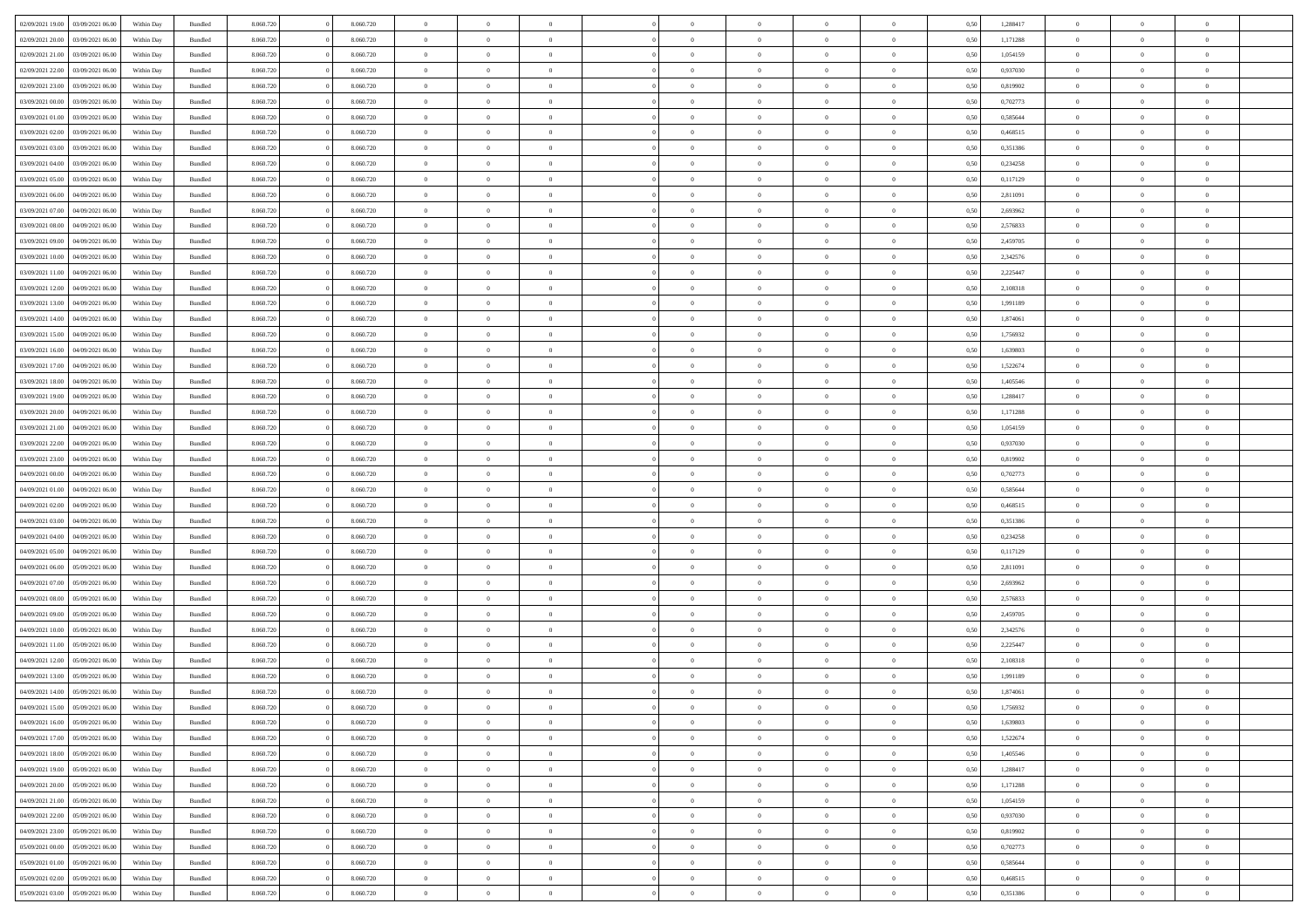| | | | | | | | | | | | | | | | | | | | | |
|---|---|---|---|---|---|---|---|---|---|---|---|---|---|---|---|---|---|---|---|---|
| 02/09/2021 19:00 | 03/09/2021 06:00 | Within Day | Bundled | 8.060.720 | 0 | 8.060.720 | 0 | 0 | 0 | | 0 | 0 | 0 | 0 | 0,50 | 1,288417 | 0 | 0 | 0 | |
| 02/09/2021 20:00 | 03/09/2021 06:00 | Within Day | Bundled | 8.060.720 | 0 | 8.060.720 | 0 | 0 | 0 | | 0 | 0 | 0 | 0 | 0,50 | 1,171288 | 0 | 0 | 0 | |
| 02/09/2021 21:00 | 03/09/2021 06:00 | Within Day | Bundled | 8.060.720 | 0 | 8.060.720 | 0 | 0 | 0 | | 0 | 0 | 0 | 0 | 0,50 | 1,054159 | 0 | 0 | 0 | |
| 02/09/2021 22:00 | 03/09/2021 06:00 | Within Day | Bundled | 8.060.720 | 0 | 8.060.720 | 0 | 0 | 0 | | 0 | 0 | 0 | 0 | 0,50 | 0,937030 | 0 | 0 | 0 | |
| 02/09/2021 23:00 | 03/09/2021 06:00 | Within Day | Bundled | 8.060.720 | 0 | 8.060.720 | 0 | 0 | 0 | | 0 | 0 | 0 | 0 | 0,50 | 0,819902 | 0 | 0 | 0 | |
| 03/09/2021 00:00 | 03/09/2021 06:00 | Within Day | Bundled | 8.060.720 | 0 | 8.060.720 | 0 | 0 | 0 | | 0 | 0 | 0 | 0 | 0,50 | 0,702773 | 0 | 0 | 0 | |
| 03/09/2021 01:00 | 03/09/2021 06:00 | Within Day | Bundled | 8.060.720 | 0 | 8.060.720 | 0 | 0 | 0 | | 0 | 0 | 0 | 0 | 0,50 | 0,585644 | 0 | 0 | 0 | |
| 03/09/2021 02:00 | 03/09/2021 06:00 | Within Day | Bundled | 8.060.720 | 0 | 8.060.720 | 0 | 0 | 0 | | 0 | 0 | 0 | 0 | 0,50 | 0,468515 | 0 | 0 | 0 | |
| 03/09/2021 03:00 | 03/09/2021 06:00 | Within Day | Bundled | 8.060.720 | 0 | 8.060.720 | 0 | 0 | 0 | | 0 | 0 | 0 | 0 | 0,50 | 0,351386 | 0 | 0 | 0 | |
| 03/09/2021 04:00 | 03/09/2021 06:00 | Within Day | Bundled | 8.060.720 | 0 | 8.060.720 | 0 | 0 | 0 | | 0 | 0 | 0 | 0 | 0,50 | 0,234258 | 0 | 0 | 0 | |
| 03/09/2021 05:00 | 03/09/2021 06:00 | Within Day | Bundled | 8.060.720 | 0 | 8.060.720 | 0 | 0 | 0 | | 0 | 0 | 0 | 0 | 0,50 | 0,117129 | 0 | 0 | 0 | |
| 03/09/2021 06:00 | 04/09/2021 06:00 | Within Day | Bundled | 8.060.720 | 0 | 8.060.720 | 0 | 0 | 0 | | 0 | 0 | 0 | 0 | 0,50 | 2,811091 | 0 | 0 | 0 | |
| 03/09/2021 07:00 | 04/09/2021 06:00 | Within Day | Bundled | 8.060.720 | 0 | 8.060.720 | 0 | 0 | 0 | | 0 | 0 | 0 | 0 | 0,50 | 2,693962 | 0 | 0 | 0 | |
| 03/09/2021 08:00 | 04/09/2021 06:00 | Within Day | Bundled | 8.060.720 | 0 | 8.060.720 | 0 | 0 | 0 | | 0 | 0 | 0 | 0 | 0,50 | 2,576833 | 0 | 0 | 0 | |
| 03/09/2021 09:00 | 04/09/2021 06:00 | Within Day | Bundled | 8.060.720 | 0 | 8.060.720 | 0 | 0 | 0 | | 0 | 0 | 0 | 0 | 0,50 | 2,459705 | 0 | 0 | 0 | |
| 03/09/2021 10:00 | 04/09/2021 06:00 | Within Day | Bundled | 8.060.720 | 0 | 8.060.720 | 0 | 0 | 0 | | 0 | 0 | 0 | 0 | 0,50 | 2,342576 | 0 | 0 | 0 | |
| 03/09/2021 11:00 | 04/09/2021 06:00 | Within Day | Bundled | 8.060.720 | 0 | 8.060.720 | 0 | 0 | 0 | | 0 | 0 | 0 | 0 | 0,50 | 2,225447 | 0 | 0 | 0 | |
| 03/09/2021 12:00 | 04/09/2021 06:00 | Within Day | Bundled | 8.060.720 | 0 | 8.060.720 | 0 | 0 | 0 | | 0 | 0 | 0 | 0 | 0,50 | 2,108318 | 0 | 0 | 0 | |
| 03/09/2021 13:00 | 04/09/2021 06:00 | Within Day | Bundled | 8.060.720 | 0 | 8.060.720 | 0 | 0 | 0 | | 0 | 0 | 0 | 0 | 0,50 | 1,991189 | 0 | 0 | 0 | |
| 03/09/2021 14:00 | 04/09/2021 06:00 | Within Day | Bundled | 8.060.720 | 0 | 8.060.720 | 0 | 0 | 0 | | 0 | 0 | 0 | 0 | 0,50 | 1,874061 | 0 | 0 | 0 | |
| 03/09/2021 15:00 | 04/09/2021 06:00 | Within Day | Bundled | 8.060.720 | 0 | 8.060.720 | 0 | 0 | 0 | | 0 | 0 | 0 | 0 | 0,50 | 1,756932 | 0 | 0 | 0 | |
| 03/09/2021 16:00 | 04/09/2021 06:00 | Within Day | Bundled | 8.060.720 | 0 | 8.060.720 | 0 | 0 | 0 | | 0 | 0 | 0 | 0 | 0,50 | 1,639803 | 0 | 0 | 0 | |
| 03/09/2021 17:00 | 04/09/2021 06:00 | Within Day | Bundled | 8.060.720 | 0 | 8.060.720 | 0 | 0 | 0 | | 0 | 0 | 0 | 0 | 0,50 | 1,522674 | 0 | 0 | 0 | |
| 03/09/2021 18:00 | 04/09/2021 06:00 | Within Day | Bundled | 8.060.720 | 0 | 8.060.720 | 0 | 0 | 0 | | 0 | 0 | 0 | 0 | 0,50 | 1,405546 | 0 | 0 | 0 | |
| 03/09/2021 19:00 | 04/09/2021 06:00 | Within Day | Bundled | 8.060.720 | 0 | 8.060.720 | 0 | 0 | 0 | | 0 | 0 | 0 | 0 | 0,50 | 1,288417 | 0 | 0 | 0 | |
| 03/09/2021 20:00 | 04/09/2021 06:00 | Within Day | Bundled | 8.060.720 | 0 | 8.060.720 | 0 | 0 | 0 | | 0 | 0 | 0 | 0 | 0,50 | 1,171288 | 0 | 0 | 0 | |
| 03/09/2021 21:00 | 04/09/2021 06:00 | Within Day | Bundled | 8.060.720 | 0 | 8.060.720 | 0 | 0 | 0 | | 0 | 0 | 0 | 0 | 0,50 | 1,054159 | 0 | 0 | 0 | |
| 03/09/2021 22:00 | 04/09/2021 06:00 | Within Day | Bundled | 8.060.720 | 0 | 8.060.720 | 0 | 0 | 0 | | 0 | 0 | 0 | 0 | 0,50 | 0,937030 | 0 | 0 | 0 | |
| 03/09/2021 23:00 | 04/09/2021 06:00 | Within Day | Bundled | 8.060.720 | 0 | 8.060.720 | 0 | 0 | 0 | | 0 | 0 | 0 | 0 | 0,50 | 0,819902 | 0 | 0 | 0 | |
| 04/09/2021 00:00 | 04/09/2021 06:00 | Within Day | Bundled | 8.060.720 | 0 | 8.060.720 | 0 | 0 | 0 | | 0 | 0 | 0 | 0 | 0,50 | 0,702773 | 0 | 0 | 0 | |
| 04/09/2021 01:00 | 04/09/2021 06:00 | Within Day | Bundled | 8.060.720 | 0 | 8.060.720 | 0 | 0 | 0 | | 0 | 0 | 0 | 0 | 0,50 | 0,585644 | 0 | 0 | 0 | |
| 04/09/2021 02:00 | 04/09/2021 06:00 | Within Day | Bundled | 8.060.720 | 0 | 8.060.720 | 0 | 0 | 0 | | 0 | 0 | 0 | 0 | 0,50 | 0,468515 | 0 | 0 | 0 | |
| 04/09/2021 03:00 | 04/09/2021 06:00 | Within Day | Bundled | 8.060.720 | 0 | 8.060.720 | 0 | 0 | 0 | | 0 | 0 | 0 | 0 | 0,50 | 0,351386 | 0 | 0 | 0 | |
| 04/09/2021 04:00 | 04/09/2021 06:00 | Within Day | Bundled | 8.060.720 | 0 | 8.060.720 | 0 | 0 | 0 | | 0 | 0 | 0 | 0 | 0,50 | 0,234258 | 0 | 0 | 0 | |
| 04/09/2021 05:00 | 04/09/2021 06:00 | Within Day | Bundled | 8.060.720 | 0 | 8.060.720 | 0 | 0 | 0 | | 0 | 0 | 0 | 0 | 0,50 | 0,117129 | 0 | 0 | 0 | |
| 04/09/2021 06:00 | 05/09/2021 06:00 | Within Day | Bundled | 8.060.720 | 0 | 8.060.720 | 0 | 0 | 0 | | 0 | 0 | 0 | 0 | 0,50 | 2,811091 | 0 | 0 | 0 | |
| 04/09/2021 07:00 | 05/09/2021 06:00 | Within Day | Bundled | 8.060.720 | 0 | 8.060.720 | 0 | 0 | 0 | | 0 | 0 | 0 | 0 | 0,50 | 2,693962 | 0 | 0 | 0 | |
| 04/09/2021 08:00 | 05/09/2021 06:00 | Within Day | Bundled | 8.060.720 | 0 | 8.060.720 | 0 | 0 | 0 | | 0 | 0 | 0 | 0 | 0,50 | 2,576833 | 0 | 0 | 0 | |
| 04/09/2021 09:00 | 05/09/2021 06:00 | Within Day | Bundled | 8.060.720 | 0 | 8.060.720 | 0 | 0 | 0 | | 0 | 0 | 0 | 0 | 0,50 | 2,459705 | 0 | 0 | 0 | |
| 04/09/2021 10:00 | 05/09/2021 06:00 | Within Day | Bundled | 8.060.720 | 0 | 8.060.720 | 0 | 0 | 0 | | 0 | 0 | 0 | 0 | 0,50 | 2,342576 | 0 | 0 | 0 | |
| 04/09/2021 11:00 | 05/09/2021 06:00 | Within Day | Bundled | 8.060.720 | 0 | 8.060.720 | 0 | 0 | 0 | | 0 | 0 | 0 | 0 | 0,50 | 2,225447 | 0 | 0 | 0 | |
| 04/09/2021 12:00 | 05/09/2021 06:00 | Within Day | Bundled | 8.060.720 | 0 | 8.060.720 | 0 | 0 | 0 | | 0 | 0 | 0 | 0 | 0,50 | 2,108318 | 0 | 0 | 0 | |
| 04/09/2021 13:00 | 05/09/2021 06:00 | Within Day | Bundled | 8.060.720 | 0 | 8.060.720 | 0 | 0 | 0 | | 0 | 0 | 0 | 0 | 0,50 | 1,991189 | 0 | 0 | 0 | |
| 04/09/2021 14:00 | 05/09/2021 06:00 | Within Day | Bundled | 8.060.720 | 0 | 8.060.720 | 0 | 0 | 0 | | 0 | 0 | 0 | 0 | 0,50 | 1,874061 | 0 | 0 | 0 | |
| 04/09/2021 15:00 | 05/09/2021 06:00 | Within Day | Bundled | 8.060.720 | 0 | 8.060.720 | 0 | 0 | 0 | | 0 | 0 | 0 | 0 | 0,50 | 1,756932 | 0 | 0 | 0 | |
| 04/09/2021 16:00 | 05/09/2021 06:00 | Within Day | Bundled | 8.060.720 | 0 | 8.060.720 | 0 | 0 | 0 | | 0 | 0 | 0 | 0 | 0,50 | 1,639803 | 0 | 0 | 0 | |
| 04/09/2021 17:00 | 05/09/2021 06:00 | Within Day | Bundled | 8.060.720 | 0 | 8.060.720 | 0 | 0 | 0 | | 0 | 0 | 0 | 0 | 0,50 | 1,522674 | 0 | 0 | 0 | |
| 04/09/2021 18:00 | 05/09/2021 06:00 | Within Day | Bundled | 8.060.720 | 0 | 8.060.720 | 0 | 0 | 0 | | 0 | 0 | 0 | 0 | 0,50 | 1,405546 | 0 | 0 | 0 | |
| 04/09/2021 19:00 | 05/09/2021 06:00 | Within Day | Bundled | 8.060.720 | 0 | 8.060.720 | 0 | 0 | 0 | | 0 | 0 | 0 | 0 | 0,50 | 1,288417 | 0 | 0 | 0 | |
| 04/09/2021 20:00 | 05/09/2021 06:00 | Within Day | Bundled | 8.060.720 | 0 | 8.060.720 | 0 | 0 | 0 | | 0 | 0 | 0 | 0 | 0,50 | 1,171288 | 0 | 0 | 0 | |
| 04/09/2021 21:00 | 05/09/2021 06:00 | Within Day | Bundled | 8.060.720 | 0 | 8.060.720 | 0 | 0 | 0 | | 0 | 0 | 0 | 0 | 0,50 | 1,054159 | 0 | 0 | 0 | |
| 04/09/2021 22:00 | 05/09/2021 06:00 | Within Day | Bundled | 8.060.720 | 0 | 8.060.720 | 0 | 0 | 0 | | 0 | 0 | 0 | 0 | 0,50 | 0,937030 | 0 | 0 | 0 | |
| 04/09/2021 23:00 | 05/09/2021 06:00 | Within Day | Bundled | 8.060.720 | 0 | 8.060.720 | 0 | 0 | 0 | | 0 | 0 | 0 | 0 | 0,50 | 0,819902 | 0 | 0 | 0 | |
| 05/09/2021 00:00 | 05/09/2021 06:00 | Within Day | Bundled | 8.060.720 | 0 | 8.060.720 | 0 | 0 | 0 | | 0 | 0 | 0 | 0 | 0,50 | 0,702773 | 0 | 0 | 0 | |
| 05/09/2021 01:00 | 05/09/2021 06:00 | Within Day | Bundled | 8.060.720 | 0 | 8.060.720 | 0 | 0 | 0 | | 0 | 0 | 0 | 0 | 0,50 | 0,585644 | 0 | 0 | 0 | |
| 05/09/2021 02:00 | 05/09/2021 06:00 | Within Day | Bundled | 8.060.720 | 0 | 8.060.720 | 0 | 0 | 0 | | 0 | 0 | 0 | 0 | 0,50 | 0,468515 | 0 | 0 | 0 | |
| 05/09/2021 03:00 | 05/09/2021 06:00 | Within Day | Bundled | 8.060.720 | 0 | 8.060.720 | 0 | 0 | 0 | | 0 | 0 | 0 | 0 | 0,50 | 0,351386 | 0 | 0 | 0 | |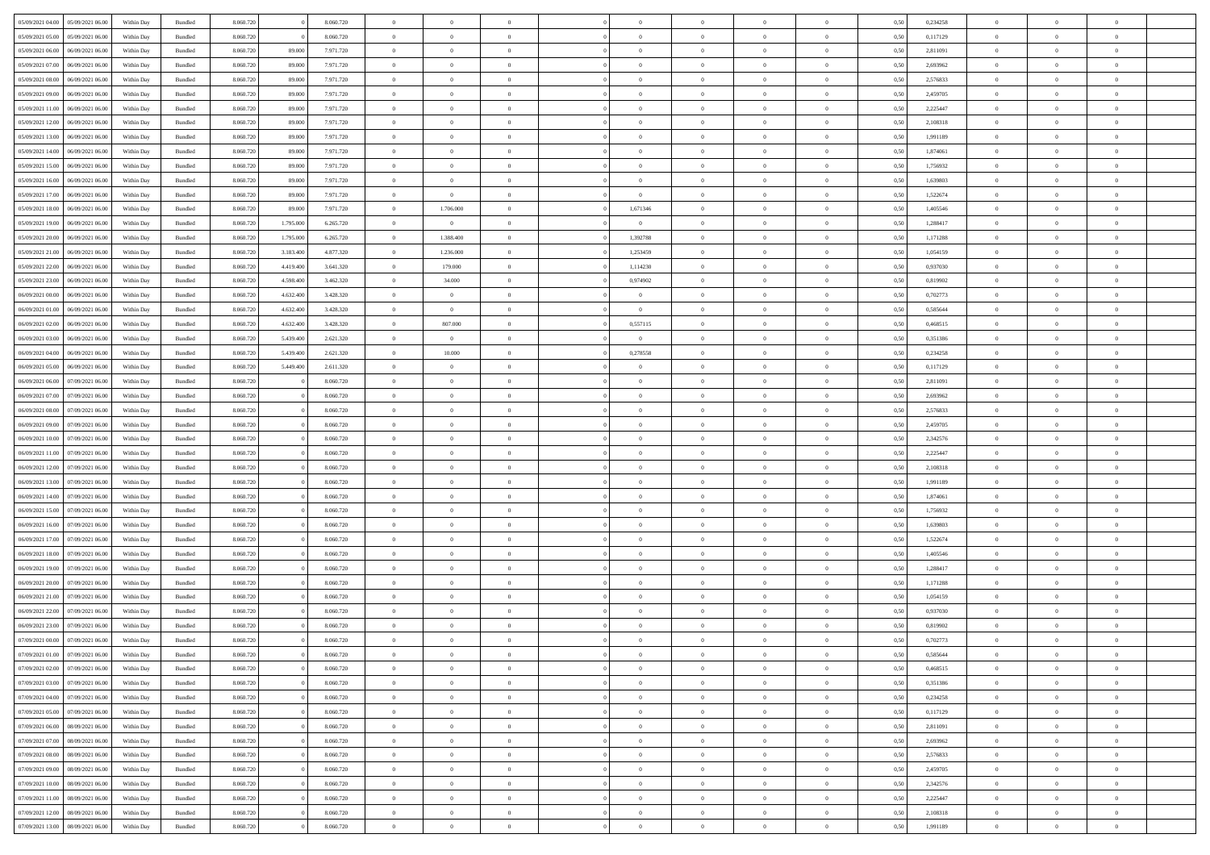| 05/09/2021 04:00 | 05/09/2021 06:00 | Within Day | Bundled | 8.060.720 | 0 | 8.060.720 | 0 | 0 | 0 | | 0 | 0 | 0 | 0 | 0,50 | 0,234258 | 0 | 0 | 0 | |
|---|---|---|---|---|---|---|---|---|---|---|---|---|---|---|---|---|---|---|---|---|---|
| 05/09/2021 05:00 | 05/09/2021 06:00 | Within Day | Bundled | 8.060.720 | 0 | 8.060.720 | 0 | 0 | 0 | | 0 | 0 | 0 | 0 | 0,50 | 0,117129 | 0 | 0 | 0 | |
| 05/09/2021 06:00 | 06/09/2021 06:00 | Within Day | Bundled | 8.060.720 | 89.000 | 7.971.720 | 0 | 0 | 0 | | 0 | 0 | 0 | 0 | 0,50 | 2,811091 | 0 | 0 | 0 | |
| 05/09/2021 07:00 | 06/09/2021 06:00 | Within Day | Bundled | 8.060.720 | 89.000 | 7.971.720 | 0 | 0 | 0 | | 0 | 0 | 0 | 0 | 0,50 | 2,693962 | 0 | 0 | 0 | |
| 05/09/2021 08:00 | 06/09/2021 06:00 | Within Day | Bundled | 8.060.720 | 89.000 | 7.971.720 | 0 | 0 | 0 | | 0 | 0 | 0 | 0 | 0,50 | 2,576833 | 0 | 0 | 0 | |
| 05/09/2021 09:00 | 06/09/2021 06:00 | Within Day | Bundled | 8.060.720 | 89.000 | 7.971.720 | 0 | 0 | 0 | | 0 | 0 | 0 | 0 | 0,50 | 2,459705 | 0 | 0 | 0 | |
| 05/09/2021 11:00 | 06/09/2021 06:00 | Within Day | Bundled | 8.060.720 | 89.000 | 7.971.720 | 0 | 0 | 0 | | 0 | 0 | 0 | 0 | 0,50 | 2,225447 | 0 | 0 | 0 | |
| 05/09/2021 12:00 | 06/09/2021 06:00 | Within Day | Bundled | 8.060.720 | 89.000 | 7.971.720 | 0 | 0 | 0 | | 0 | 0 | 0 | 0 | 0,50 | 2,108318 | 0 | 0 | 0 | |
| 05/09/2021 13:00 | 06/09/2021 06:00 | Within Day | Bundled | 8.060.720 | 89.000 | 7.971.720 | 0 | 0 | 0 | | 0 | 0 | 0 | 0 | 0,50 | 1,991189 | 0 | 0 | 0 | |
| 05/09/2021 14:00 | 06/09/2021 06:00 | Within Day | Bundled | 8.060.720 | 89.000 | 7.971.720 | 0 | 0 | 0 | | 0 | 0 | 0 | 0 | 0,50 | 1,874061 | 0 | 0 | 0 | |
| 05/09/2021 15:00 | 06/09/2021 06:00 | Within Day | Bundled | 8.060.720 | 89.000 | 7.971.720 | 0 | 0 | 0 | | 0 | 0 | 0 | 0 | 0,50 | 1,756932 | 0 | 0 | 0 | |
| 05/09/2021 16:00 | 06/09/2021 06:00 | Within Day | Bundled | 8.060.720 | 89.000 | 7.971.720 | 0 | 0 | 0 | | 0 | 0 | 0 | 0 | 0,50 | 1,639803 | 0 | 0 | 0 | |
| 05/09/2021 17:00 | 06/09/2021 06:00 | Within Day | Bundled | 8.060.720 | 89.000 | 7.971.720 | 0 | 0 | 0 | | 0 | 0 | 0 | 0 | 0,50 | 1,522674 | 0 | 0 | 0 | |
| 05/09/2021 18:00 | 06/09/2021 06:00 | Within Day | Bundled | 8.060.720 | 89.000 | 7.971.720 | 0 | 1.706.000 | 0 | | 1,671346 | 0 | 0 | 0 | 0,50 | 1,405546 | 0 | 0 | 0 | |
| 05/09/2021 19:00 | 06/09/2021 06:00 | Within Day | Bundled | 8.060.720 | 1.795.000 | 6.265.720 | 0 | 0 | 0 | | 0 | 0 | 0 | 0 | 0,50 | 1,288417 | 0 | 0 | 0 | |
| 05/09/2021 20:00 | 06/09/2021 06:00 | Within Day | Bundled | 8.060.720 | 1.795.000 | 6.265.720 | 0 | 1.388.400 | 0 | | 1,392788 | 0 | 0 | 0 | 0,50 | 1,171288 | 0 | 0 | 0 | |
| 05/09/2021 21:00 | 06/09/2021 06:00 | Within Day | Bundled | 8.060.720 | 3.183.400 | 4.877.320 | 0 | 1.236.000 | 0 | | 1,253459 | 0 | 0 | 0 | 0,50 | 1,054159 | 0 | 0 | 0 | |
| 05/09/2021 22:00 | 06/09/2021 06:00 | Within Day | Bundled | 8.060.720 | 4.419.400 | 3.641.320 | 0 | 179.000 | 0 | | 1,114230 | 0 | 0 | 0 | 0,50 | 0,937030 | 0 | 0 | 0 | |
| 05/09/2021 23:00 | 06/09/2021 06:00 | Within Day | Bundled | 8.060.720 | 4.598.400 | 3.462.320 | 0 | 34.000 | 0 | | 0,974902 | 0 | 0 | 0 | 0,50 | 0,819902 | 0 | 0 | 0 | |
| 06/09/2021 00:00 | 06/09/2021 06:00 | Within Day | Bundled | 8.060.720 | 4.632.400 | 3.428.320 | 0 | 0 | 0 | | 0 | 0 | 0 | 0 | 0,50 | 0,702773 | 0 | 0 | 0 | |
| 06/09/2021 01:00 | 06/09/2021 06:00 | Within Day | Bundled | 8.060.720 | 4.632.400 | 3.428.320 | 0 | 0 | 0 | | 0 | 0 | 0 | 0 | 0,50 | 0,585644 | 0 | 0 | 0 | |
| 06/09/2021 02:00 | 06/09/2021 06:00 | Within Day | Bundled | 8.060.720 | 4.632.400 | 3.428.320 | 0 | 807.000 | 0 | | 0,557115 | 0 | 0 | 0 | 0,50 | 0,468515 | 0 | 0 | 0 | |
| 06/09/2021 03:00 | 06/09/2021 06:00 | Within Day | Bundled | 8.060.720 | 5.439.400 | 2.621.320 | 0 | 0 | 0 | | 0 | 0 | 0 | 0 | 0,50 | 0,351386 | 0 | 0 | 0 | |
| 06/09/2021 04:00 | 06/09/2021 06:00 | Within Day | Bundled | 8.060.720 | 5.439.400 | 2.621.320 | 0 | 10.000 | 0 | | 0,278558 | 0 | 0 | 0 | 0,50 | 0,234258 | 0 | 0 | 0 | |
| 06/09/2021 05:00 | 06/09/2021 06:00 | Within Day | Bundled | 8.060.720 | 5.449.400 | 2.611.320 | 0 | 0 | 0 | | 0 | 0 | 0 | 0 | 0,50 | 0,117129 | 0 | 0 | 0 | |
| 06/09/2021 06:00 | 07/09/2021 06:00 | Within Day | Bundled | 8.060.720 | 0 | 8.060.720 | 0 | 0 | 0 | | 0 | 0 | 0 | 0 | 0,50 | 2,811091 | 0 | 0 | 0 | |
| 06/09/2021 07:00 | 07/09/2021 06:00 | Within Day | Bundled | 8.060.720 | 0 | 8.060.720 | 0 | 0 | 0 | | 0 | 0 | 0 | 0 | 0,50 | 2,693962 | 0 | 0 | 0 | |
| 06/09/2021 08:00 | 07/09/2021 06:00 | Within Day | Bundled | 8.060.720 | 0 | 8.060.720 | 0 | 0 | 0 | | 0 | 0 | 0 | 0 | 0,50 | 2,576833 | 0 | 0 | 0 | |
| 06/09/2021 09:00 | 07/09/2021 06:00 | Within Day | Bundled | 8.060.720 | 0 | 8.060.720 | 0 | 0 | 0 | | 0 | 0 | 0 | 0 | 0,50 | 2,459705 | 0 | 0 | 0 | |
| 06/09/2021 10:00 | 07/09/2021 06:00 | Within Day | Bundled | 8.060.720 | 0 | 8.060.720 | 0 | 0 | 0 | | 0 | 0 | 0 | 0 | 0,50 | 2,342576 | 0 | 0 | 0 | |
| 06/09/2021 11:00 | 07/09/2021 06:00 | Within Day | Bundled | 8.060.720 | 0 | 8.060.720 | 0 | 0 | 0 | | 0 | 0 | 0 | 0 | 0,50 | 2,225447 | 0 | 0 | 0 | |
| 06/09/2021 12:00 | 07/09/2021 06:00 | Within Day | Bundled | 8.060.720 | 0 | 8.060.720 | 0 | 0 | 0 | | 0 | 0 | 0 | 0 | 0,50 | 2,108318 | 0 | 0 | 0 | |
| 06/09/2021 13:00 | 07/09/2021 06:00 | Within Day | Bundled | 8.060.720 | 0 | 8.060.720 | 0 | 0 | 0 | | 0 | 0 | 0 | 0 | 0,50 | 1,991189 | 0 | 0 | 0 | |
| 06/09/2021 14:00 | 07/09/2021 06:00 | Within Day | Bundled | 8.060.720 | 0 | 8.060.720 | 0 | 0 | 0 | | 0 | 0 | 0 | 0 | 0,50 | 1,874061 | 0 | 0 | 0 | |
| 06/09/2021 15:00 | 07/09/2021 06:00 | Within Day | Bundled | 8.060.720 | 0 | 8.060.720 | 0 | 0 | 0 | | 0 | 0 | 0 | 0 | 0,50 | 1,756932 | 0 | 0 | 0 | |
| 06/09/2021 16:00 | 07/09/2021 06:00 | Within Day | Bundled | 8.060.720 | 0 | 8.060.720 | 0 | 0 | 0 | | 0 | 0 | 0 | 0 | 0,50 | 1,639803 | 0 | 0 | 0 | |
| 06/09/2021 17:00 | 07/09/2021 06:00 | Within Day | Bundled | 8.060.720 | 0 | 8.060.720 | 0 | 0 | 0 | | 0 | 0 | 0 | 0 | 0,50 | 1,522674 | 0 | 0 | 0 | |
| 06/09/2021 18:00 | 07/09/2021 06:00 | Within Day | Bundled | 8.060.720 | 0 | 8.060.720 | 0 | 0 | 0 | | 0 | 0 | 0 | 0 | 0,50 | 1,405546 | 0 | 0 | 0 | |
| 06/09/2021 19:00 | 07/09/2021 06:00 | Within Day | Bundled | 8.060.720 | 0 | 8.060.720 | 0 | 0 | 0 | | 0 | 0 | 0 | 0 | 0,50 | 1,288417 | 0 | 0 | 0 | |
| 06/09/2021 20:00 | 07/09/2021 06:00 | Within Day | Bundled | 8.060.720 | 0 | 8.060.720 | 0 | 0 | 0 | | 0 | 0 | 0 | 0 | 0,50 | 1,171288 | 0 | 0 | 0 | |
| 06/09/2021 21:00 | 07/09/2021 06:00 | Within Day | Bundled | 8.060.720 | 0 | 8.060.720 | 0 | 0 | 0 | | 0 | 0 | 0 | 0 | 0,50 | 1,054159 | 0 | 0 | 0 | |
| 06/09/2021 22:00 | 07/09/2021 06:00 | Within Day | Bundled | 8.060.720 | 0 | 8.060.720 | 0 | 0 | 0 | | 0 | 0 | 0 | 0 | 0,50 | 0,937030 | 0 | 0 | 0 | |
| 06/09/2021 23:00 | 07/09/2021 06:00 | Within Day | Bundled | 8.060.720 | 0 | 8.060.720 | 0 | 0 | 0 | | 0 | 0 | 0 | 0 | 0,50 | 0,819902 | 0 | 0 | 0 | |
| 07/09/2021 00:00 | 07/09/2021 06:00 | Within Day | Bundled | 8.060.720 | 0 | 8.060.720 | 0 | 0 | 0 | | 0 | 0 | 0 | 0 | 0,50 | 0,702773 | 0 | 0 | 0 | |
| 07/09/2021 01:00 | 07/09/2021 06:00 | Within Day | Bundled | 8.060.720 | 0 | 8.060.720 | 0 | 0 | 0 | | 0 | 0 | 0 | 0 | 0,50 | 0,585644 | 0 | 0 | 0 | |
| 07/09/2021 02:00 | 07/09/2021 06:00 | Within Day | Bundled | 8.060.720 | 0 | 8.060.720 | 0 | 0 | 0 | | 0 | 0 | 0 | 0 | 0,50 | 0,468515 | 0 | 0 | 0 | |
| 07/09/2021 03:00 | 07/09/2021 06:00 | Within Day | Bundled | 8.060.720 | 0 | 8.060.720 | 0 | 0 | 0 | | 0 | 0 | 0 | 0 | 0,50 | 0,351386 | 0 | 0 | 0 | |
| 07/09/2021 04:00 | 07/09/2021 06:00 | Within Day | Bundled | 8.060.720 | 0 | 8.060.720 | 0 | 0 | 0 | | 0 | 0 | 0 | 0 | 0,50 | 0,234258 | 0 | 0 | 0 | |
| 07/09/2021 05:00 | 07/09/2021 06:00 | Within Day | Bundled | 8.060.720 | 0 | 8.060.720 | 0 | 0 | 0 | | 0 | 0 | 0 | 0 | 0,50 | 0,117129 | 0 | 0 | 0 | |
| 07/09/2021 06:00 | 08/09/2021 06:00 | Within Day | Bundled | 8.060.720 | 0 | 8.060.720 | 0 | 0 | 0 | | 0 | 0 | 0 | 0 | 0,50 | 2,811091 | 0 | 0 | 0 | |
| 07/09/2021 07:00 | 08/09/2021 06:00 | Within Day | Bundled | 8.060.720 | 0 | 8.060.720 | 0 | 0 | 0 | | 0 | 0 | 0 | 0 | 0,50 | 2,693962 | 0 | 0 | 0 | |
| 07/09/2021 08:00 | 08/09/2021 06:00 | Within Day | Bundled | 8.060.720 | 0 | 8.060.720 | 0 | 0 | 0 | | 0 | 0 | 0 | 0 | 0,50 | 2,576833 | 0 | 0 | 0 | |
| 07/09/2021 09:00 | 08/09/2021 06:00 | Within Day | Bundled | 8.060.720 | 0 | 8.060.720 | 0 | 0 | 0 | | 0 | 0 | 0 | 0 | 0,50 | 2,459705 | 0 | 0 | 0 | |
| 07/09/2021 10:00 | 08/09/2021 06:00 | Within Day | Bundled | 8.060.720 | 0 | 8.060.720 | 0 | 0 | 0 | | 0 | 0 | 0 | 0 | 0,50 | 2,342576 | 0 | 0 | 0 | |
| 07/09/2021 11:00 | 08/09/2021 06:00 | Within Day | Bundled | 8.060.720 | 0 | 8.060.720 | 0 | 0 | 0 | | 0 | 0 | 0 | 0 | 0,50 | 2,225447 | 0 | 0 | 0 | |
| 07/09/2021 12:00 | 08/09/2021 06:00 | Within Day | Bundled | 8.060.720 | 0 | 8.060.720 | 0 | 0 | 0 | | 0 | 0 | 0 | 0 | 0,50 | 2,108318 | 0 | 0 | 0 | |
| 07/09/2021 13:00 | 08/09/2021 06:00 | Within Day | Bundled | 8.060.720 | 0 | 8.060.720 | 0 | 0 | 0 | | 0 | 0 | 0 | 0 | 0,50 | 1,991189 | 0 | 0 | 0 | |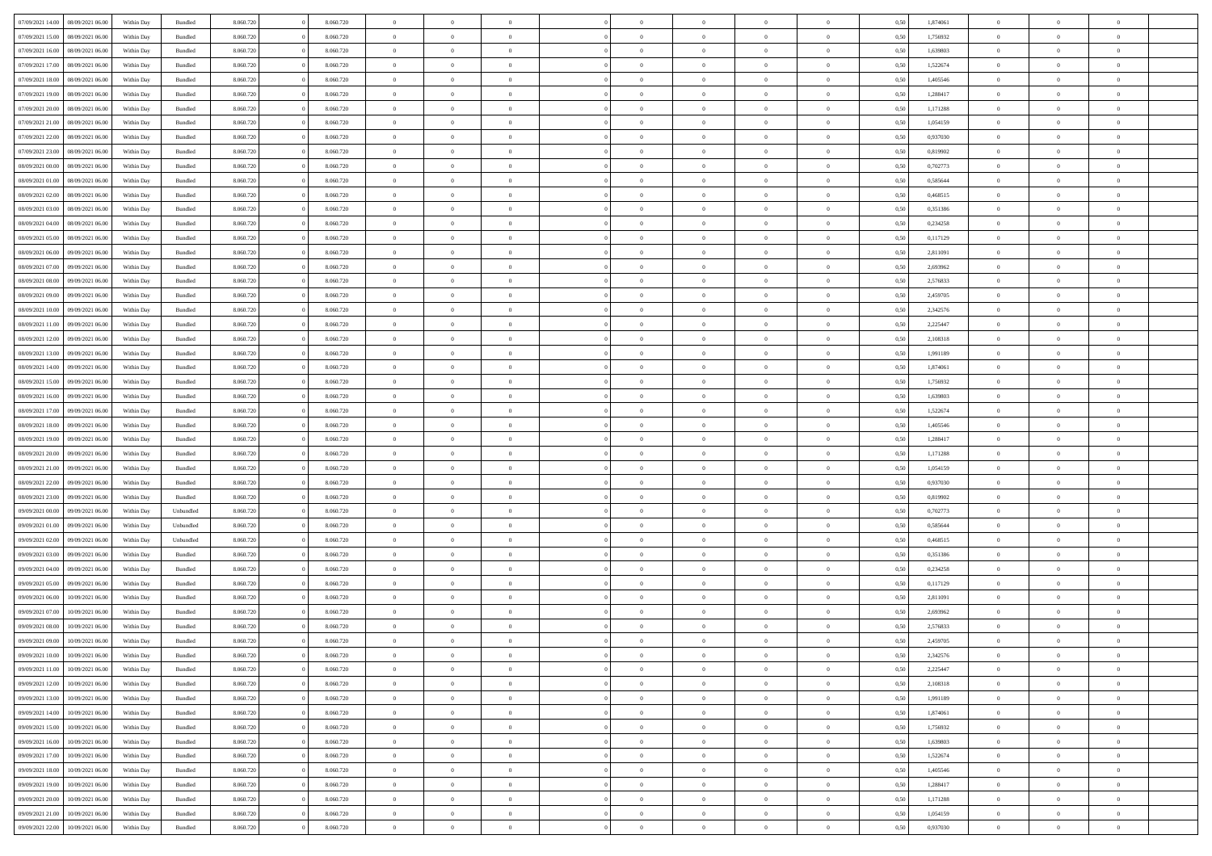| 07/09/2021 14:00 | 08/09/2021 06:00 | Within Day | Bundled | 8.060.720 | 0 | 8.060.720 | 0 | 0 | 0 | | 0 | 0 | 0 | 0 | 0,50 | 1,874061 | 0 | 0 | 0 | |
|---|---|---|---|---|---|---|---|---|---|---|---|---|---|---|---|---|---|---|---|---|
| 07/09/2021 15:00 | 08/09/2021 06:00 | Within Day | Bundled | 8.060.720 | 0 | 8.060.720 | 0 | 0 | 0 | | 0 | 0 | 0 | 0 | 0,50 | 1,756932 | 0 | 0 | 0 | |
| 07/09/2021 16:00 | 08/09/2021 06:00 | Within Day | Bundled | 8.060.720 | 0 | 8.060.720 | 0 | 0 | 0 | | 0 | 0 | 0 | 0 | 0,50 | 1,639803 | 0 | 0 | 0 | |
| 07/09/2021 17:00 | 08/09/2021 06:00 | Within Day | Bundled | 8.060.720 | 0 | 8.060.720 | 0 | 0 | 0 | | 0 | 0 | 0 | 0 | 0,50 | 1,522674 | 0 | 0 | 0 | |
| 07/09/2021 18:00 | 08/09/2021 06:00 | Within Day | Bundled | 8.060.720 | 0 | 8.060.720 | 0 | 0 | 0 | | 0 | 0 | 0 | 0 | 0,50 | 1,405546 | 0 | 0 | 0 | |
| 07/09/2021 19:00 | 08/09/2021 06:00 | Within Day | Bundled | 8.060.720 | 0 | 8.060.720 | 0 | 0 | 0 | | 0 | 0 | 0 | 0 | 0,50 | 1,288417 | 0 | 0 | 0 | |
| 07/09/2021 20:00 | 08/09/2021 06:00 | Within Day | Bundled | 8.060.720 | 0 | 8.060.720 | 0 | 0 | 0 | | 0 | 0 | 0 | 0 | 0,50 | 1,171288 | 0 | 0 | 0 | |
| 07/09/2021 21:00 | 08/09/2021 06:00 | Within Day | Bundled | 8.060.720 | 0 | 8.060.720 | 0 | 0 | 0 | | 0 | 0 | 0 | 0 | 0,50 | 1,054159 | 0 | 0 | 0 | |
| 07/09/2021 22:00 | 08/09/2021 06:00 | Within Day | Bundled | 8.060.720 | 0 | 8.060.720 | 0 | 0 | 0 | | 0 | 0 | 0 | 0 | 0,50 | 0,937030 | 0 | 0 | 0 | |
| 07/09/2021 23:00 | 08/09/2021 06:00 | Within Day | Bundled | 8.060.720 | 0 | 8.060.720 | 0 | 0 | 0 | | 0 | 0 | 0 | 0 | 0,50 | 0,819902 | 0 | 0 | 0 | |
| 08/09/2021 00:00 | 08/09/2021 06:00 | Within Day | Bundled | 8.060.720 | 0 | 8.060.720 | 0 | 0 | 0 | | 0 | 0 | 0 | 0 | 0,50 | 0,702773 | 0 | 0 | 0 | |
| 08/09/2021 01:00 | 08/09/2021 06:00 | Within Day | Bundled | 8.060.720 | 0 | 8.060.720 | 0 | 0 | 0 | | 0 | 0 | 0 | 0 | 0,50 | 0,585644 | 0 | 0 | 0 | |
| 08/09/2021 02:00 | 08/09/2021 06:00 | Within Day | Bundled | 8.060.720 | 0 | 8.060.720 | 0 | 0 | 0 | | 0 | 0 | 0 | 0 | 0,50 | 0,468515 | 0 | 0 | 0 | |
| 08/09/2021 03:00 | 08/09/2021 06:00 | Within Day | Bundled | 8.060.720 | 0 | 8.060.720 | 0 | 0 | 0 | | 0 | 0 | 0 | 0 | 0,50 | 0,351386 | 0 | 0 | 0 | |
| 08/09/2021 04:00 | 08/09/2021 06:00 | Within Day | Bundled | 8.060.720 | 0 | 8.060.720 | 0 | 0 | 0 | | 0 | 0 | 0 | 0 | 0,50 | 0,234258 | 0 | 0 | 0 | |
| 08/09/2021 05:00 | 08/09/2021 06:00 | Within Day | Bundled | 8.060.720 | 0 | 8.060.720 | 0 | 0 | 0 | | 0 | 0 | 0 | 0 | 0,50 | 0,117129 | 0 | 0 | 0 | |
| 08/09/2021 06:00 | 09/09/2021 06:00 | Within Day | Bundled | 8.060.720 | 0 | 8.060.720 | 0 | 0 | 0 | | 0 | 0 | 0 | 0 | 0,50 | 2,811091 | 0 | 0 | 0 | |
| 08/09/2021 07:00 | 09/09/2021 06:00 | Within Day | Bundled | 8.060.720 | 0 | 8.060.720 | 0 | 0 | 0 | | 0 | 0 | 0 | 0 | 0,50 | 2,693962 | 0 | 0 | 0 | |
| 08/09/2021 08:00 | 09/09/2021 06:00 | Within Day | Bundled | 8.060.720 | 0 | 8.060.720 | 0 | 0 | 0 | | 0 | 0 | 0 | 0 | 0,50 | 2,576833 | 0 | 0 | 0 | |
| 08/09/2021 09:00 | 09/09/2021 06:00 | Within Day | Bundled | 8.060.720 | 0 | 8.060.720 | 0 | 0 | 0 | | 0 | 0 | 0 | 0 | 0,50 | 2,459705 | 0 | 0 | 0 | |
| 08/09/2021 10:00 | 09/09/2021 06:00 | Within Day | Bundled | 8.060.720 | 0 | 8.060.720 | 0 | 0 | 0 | | 0 | 0 | 0 | 0 | 0,50 | 2,342576 | 0 | 0 | 0 | |
| 08/09/2021 11:00 | 09/09/2021 06:00 | Within Day | Bundled | 8.060.720 | 0 | 8.060.720 | 0 | 0 | 0 | | 0 | 0 | 0 | 0 | 0,50 | 2,225447 | 0 | 0 | 0 | |
| 08/09/2021 12:00 | 09/09/2021 06:00 | Within Day | Bundled | 8.060.720 | 0 | 8.060.720 | 0 | 0 | 0 | | 0 | 0 | 0 | 0 | 0,50 | 2,108318 | 0 | 0 | 0 | |
| 08/09/2021 13:00 | 09/09/2021 06:00 | Within Day | Bundled | 8.060.720 | 0 | 8.060.720 | 0 | 0 | 0 | | 0 | 0 | 0 | 0 | 0,50 | 1,991189 | 0 | 0 | 0 | |
| 08/09/2021 14:00 | 09/09/2021 06:00 | Within Day | Bundled | 8.060.720 | 0 | 8.060.720 | 0 | 0 | 0 | | 0 | 0 | 0 | 0 | 0,50 | 1,874061 | 0 | 0 | 0 | |
| 08/09/2021 15:00 | 09/09/2021 06:00 | Within Day | Bundled | 8.060.720 | 0 | 8.060.720 | 0 | 0 | 0 | | 0 | 0 | 0 | 0 | 0,50 | 1,756932 | 0 | 0 | 0 | |
| 08/09/2021 16:00 | 09/09/2021 06:00 | Within Day | Bundled | 8.060.720 | 0 | 8.060.720 | 0 | 0 | 0 | | 0 | 0 | 0 | 0 | 0,50 | 1,639803 | 0 | 0 | 0 | |
| 08/09/2021 17:00 | 09/09/2021 06:00 | Within Day | Bundled | 8.060.720 | 0 | 8.060.720 | 0 | 0 | 0 | | 0 | 0 | 0 | 0 | 0,50 | 1,522674 | 0 | 0 | 0 | |
| 08/09/2021 18:00 | 09/09/2021 06:00 | Within Day | Bundled | 8.060.720 | 0 | 8.060.720 | 0 | 0 | 0 | | 0 | 0 | 0 | 0 | 0,50 | 1,405546 | 0 | 0 | 0 | |
| 08/09/2021 19:00 | 09/09/2021 06:00 | Within Day | Bundled | 8.060.720 | 0 | 8.060.720 | 0 | 0 | 0 | | 0 | 0 | 0 | 0 | 0,50 | 1,288417 | 0 | 0 | 0 | |
| 08/09/2021 20:00 | 09/09/2021 06:00 | Within Day | Bundled | 8.060.720 | 0 | 8.060.720 | 0 | 0 | 0 | | 0 | 0 | 0 | 0 | 0,50 | 1,171288 | 0 | 0 | 0 | |
| 08/09/2021 21:00 | 09/09/2021 06:00 | Within Day | Bundled | 8.060.720 | 0 | 8.060.720 | 0 | 0 | 0 | | 0 | 0 | 0 | 0 | 0,50 | 1,054159 | 0 | 0 | 0 | |
| 08/09/2021 22:00 | 09/09/2021 06:00 | Within Day | Bundled | 8.060.720 | 0 | 8.060.720 | 0 | 0 | 0 | | 0 | 0 | 0 | 0 | 0,50 | 0,937030 | 0 | 0 | 0 | |
| 08/09/2021 23:00 | 09/09/2021 06:00 | Within Day | Bundled | 8.060.720 | 0 | 8.060.720 | 0 | 0 | 0 | | 0 | 0 | 0 | 0 | 0,50 | 0,819902 | 0 | 0 | 0 | |
| 09/09/2021 00:00 | 09/09/2021 06:00 | Within Day | Unbundled | 8.060.720 | 0 | 8.060.720 | 0 | 0 | 0 | | 0 | 0 | 0 | 0 | 0,50 | 0,702773 | 0 | 0 | 0 | |
| 09/09/2021 01:00 | 09/09/2021 06:00 | Within Day | Unbundled | 8.060.720 | 0 | 8.060.720 | 0 | 0 | 0 | | 0 | 0 | 0 | 0 | 0,50 | 0,585644 | 0 | 0 | 0 | |
| 09/09/2021 02:00 | 09/09/2021 06:00 | Within Day | Unbundled | 8.060.720 | 0 | 8.060.720 | 0 | 0 | 0 | | 0 | 0 | 0 | 0 | 0,50 | 0,468515 | 0 | 0 | 0 | |
| 09/09/2021 03:00 | 09/09/2021 06:00 | Within Day | Bundled | 8.060.720 | 0 | 8.060.720 | 0 | 0 | 0 | | 0 | 0 | 0 | 0 | 0,50 | 0,351386 | 0 | 0 | 0 | |
| 09/09/2021 04:00 | 09/09/2021 06:00 | Within Day | Bundled | 8.060.720 | 0 | 8.060.720 | 0 | 0 | 0 | | 0 | 0 | 0 | 0 | 0,50 | 0,234258 | 0 | 0 | 0 | |
| 09/09/2021 05:00 | 09/09/2021 06:00 | Within Day | Bundled | 8.060.720 | 0 | 8.060.720 | 0 | 0 | 0 | | 0 | 0 | 0 | 0 | 0,50 | 0,117129 | 0 | 0 | 0 | |
| 09/09/2021 06:00 | 10/09/2021 06:00 | Within Day | Bundled | 8.060.720 | 0 | 8.060.720 | 0 | 0 | 0 | | 0 | 0 | 0 | 0 | 0,50 | 2,811091 | 0 | 0 | 0 | |
| 09/09/2021 07:00 | 10/09/2021 06:00 | Within Day | Bundled | 8.060.720 | 0 | 8.060.720 | 0 | 0 | 0 | | 0 | 0 | 0 | 0 | 0,50 | 2,693962 | 0 | 0 | 0 | |
| 09/09/2021 08:00 | 10/09/2021 06:00 | Within Day | Bundled | 8.060.720 | 0 | 8.060.720 | 0 | 0 | 0 | | 0 | 0 | 0 | 0 | 0,50 | 2,576833 | 0 | 0 | 0 | |
| 09/09/2021 09:00 | 10/09/2021 06:00 | Within Day | Bundled | 8.060.720 | 0 | 8.060.720 | 0 | 0 | 0 | | 0 | 0 | 0 | 0 | 0,50 | 2,459705 | 0 | 0 | 0 | |
| 09/09/2021 10:00 | 10/09/2021 06:00 | Within Day | Bundled | 8.060.720 | 0 | 8.060.720 | 0 | 0 | 0 | | 0 | 0 | 0 | 0 | 0,50 | 2,342576 | 0 | 0 | 0 | |
| 09/09/2021 11:00 | 10/09/2021 06:00 | Within Day | Bundled | 8.060.720 | 0 | 8.060.720 | 0 | 0 | 0 | | 0 | 0 | 0 | 0 | 0,50 | 2,225447 | 0 | 0 | 0 | |
| 09/09/2021 12:00 | 10/09/2021 06:00 | Within Day | Bundled | 8.060.720 | 0 | 8.060.720 | 0 | 0 | 0 | | 0 | 0 | 0 | 0 | 0,50 | 2,108318 | 0 | 0 | 0 | |
| 09/09/2021 13:00 | 10/09/2021 06:00 | Within Day | Bundled | 8.060.720 | 0 | 8.060.720 | 0 | 0 | 0 | | 0 | 0 | 0 | 0 | 0,50 | 1,991189 | 0 | 0 | 0 | |
| 09/09/2021 14:00 | 10/09/2021 06:00 | Within Day | Bundled | 8.060.720 | 0 | 8.060.720 | 0 | 0 | 0 | | 0 | 0 | 0 | 0 | 0,50 | 1,874061 | 0 | 0 | 0 | |
| 09/09/2021 15:00 | 10/09/2021 06:00 | Within Day | Bundled | 8.060.720 | 0 | 8.060.720 | 0 | 0 | 0 | | 0 | 0 | 0 | 0 | 0,50 | 1,756932 | 0 | 0 | 0 | |
| 09/09/2021 16:00 | 10/09/2021 06:00 | Within Day | Bundled | 8.060.720 | 0 | 8.060.720 | 0 | 0 | 0 | | 0 | 0 | 0 | 0 | 0,50 | 1,639803 | 0 | 0 | 0 | |
| 09/09/2021 17:00 | 10/09/2021 06:00 | Within Day | Bundled | 8.060.720 | 0 | 8.060.720 | 0 | 0 | 0 | | 0 | 0 | 0 | 0 | 0,50 | 1,522674 | 0 | 0 | 0 | |
| 09/09/2021 18:00 | 10/09/2021 06:00 | Within Day | Bundled | 8.060.720 | 0 | 8.060.720 | 0 | 0 | 0 | | 0 | 0 | 0 | 0 | 0,50 | 1,405546 | 0 | 0 | 0 | |
| 09/09/2021 19:00 | 10/09/2021 06:00 | Within Day | Bundled | 8.060.720 | 0 | 8.060.720 | 0 | 0 | 0 | | 0 | 0 | 0 | 0 | 0,50 | 1,288417 | 0 | 0 | 0 | |
| 09/09/2021 20:00 | 10/09/2021 06:00 | Within Day | Bundled | 8.060.720 | 0 | 8.060.720 | 0 | 0 | 0 | | 0 | 0 | 0 | 0 | 0,50 | 1,171288 | 0 | 0 | 0 | |
| 09/09/2021 21:00 | 10/09/2021 06:00 | Within Day | Bundled | 8.060.720 | 0 | 8.060.720 | 0 | 0 | 0 | | 0 | 0 | 0 | 0 | 0,50 | 1,054159 | 0 | 0 | 0 | |
| 09/09/2021 22:00 | 10/09/2021 06:00 | Within Day | Bundled | 8.060.720 | 0 | 8.060.720 | 0 | 0 | 0 | | 0 | 0 | 0 | 0 | 0,50 | 0,937030 | 0 | 0 | 0 | |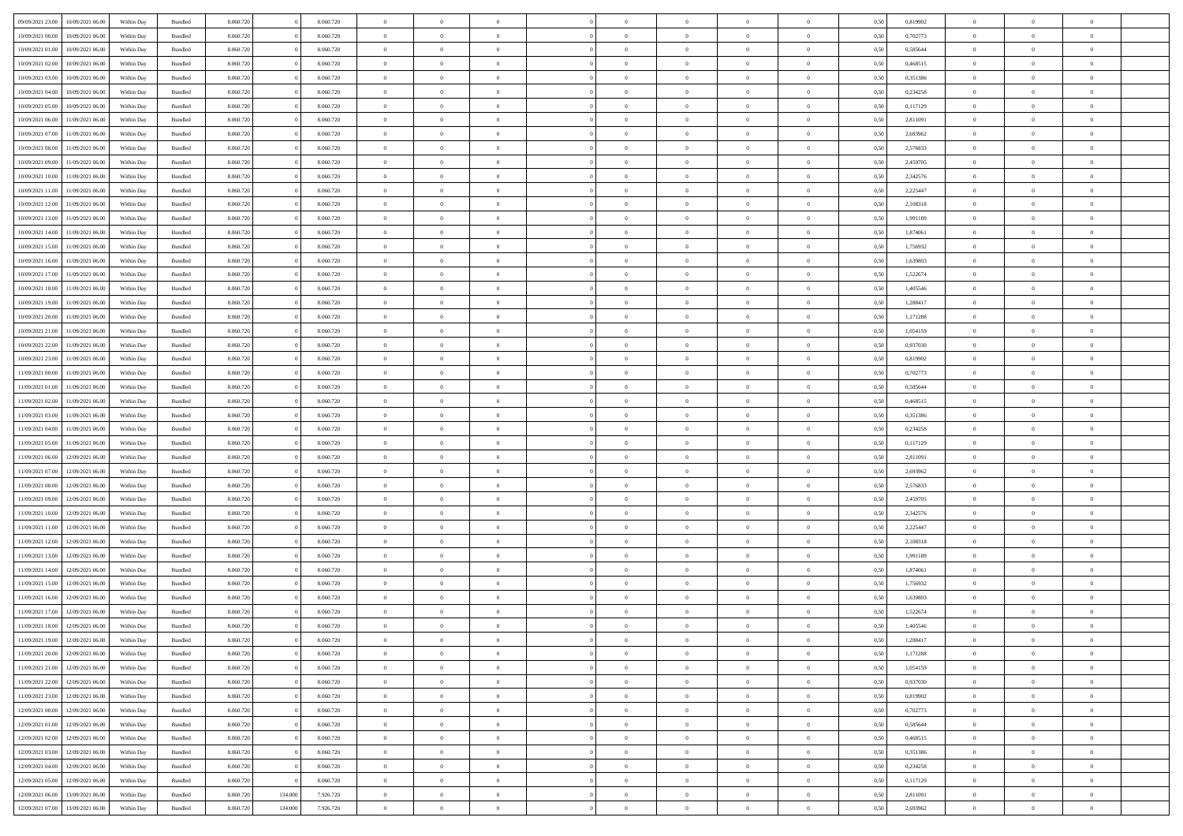| | | | | | | | | | | | | | | | | | | | | |
|---|---|---|---|---|---|---|---|---|---|---|---|---|---|---|---|---|---|---|---|---|
| 09/09/2021 23:00 | 10/09/2021 06:00 | Within Day | Bundled | 8.060.720 | 0 | 8.060.720 | 0 | 0 | 0 | | 0 | 0 | 0 | 0 | 0,50 | 0,819902 | 0 | 0 | 0 | |
| 10/09/2021 00:00 | 10/09/2021 06:00 | Within Day | Bundled | 8.060.720 | 0 | 8.060.720 | 0 | 0 | 0 | | 0 | 0 | 0 | 0 | 0,50 | 0,702773 | 0 | 0 | 0 | |
| 10/09/2021 01:00 | 10/09/2021 06:00 | Within Day | Bundled | 8.060.720 | 0 | 8.060.720 | 0 | 0 | 0 | | 0 | 0 | 0 | 0 | 0,50 | 0,585644 | 0 | 0 | 0 | |
| 10/09/2021 02:00 | 10/09/2021 06:00 | Within Day | Bundled | 8.060.720 | 0 | 8.060.720 | 0 | 0 | 0 | | 0 | 0 | 0 | 0 | 0,50 | 0,468515 | 0 | 0 | 0 | |
| 10/09/2021 03:00 | 10/09/2021 06:00 | Within Day | Bundled | 8.060.720 | 0 | 8.060.720 | 0 | 0 | 0 | | 0 | 0 | 0 | 0 | 0,50 | 0,351386 | 0 | 0 | 0 | |
| 10/09/2021 04:00 | 10/09/2021 06:00 | Within Day | Bundled | 8.060.720 | 0 | 8.060.720 | 0 | 0 | 0 | | 0 | 0 | 0 | 0 | 0,50 | 0,234258 | 0 | 0 | 0 | |
| 10/09/2021 05:00 | 10/09/2021 06:00 | Within Day | Bundled | 8.060.720 | 0 | 8.060.720 | 0 | 0 | 0 | | 0 | 0 | 0 | 0 | 0,50 | 0,117129 | 0 | 0 | 0 | |
| 10/09/2021 06:00 | 11/09/2021 06:00 | Within Day | Bundled | 8.060.720 | 0 | 8.060.720 | 0 | 0 | 0 | | 0 | 0 | 0 | 0 | 0,50 | 2,811091 | 0 | 0 | 0 | |
| 10/09/2021 07:00 | 11/09/2021 06:00 | Within Day | Bundled | 8.060.720 | 0 | 8.060.720 | 0 | 0 | 0 | | 0 | 0 | 0 | 0 | 0,50 | 2,693962 | 0 | 0 | 0 | |
| 10/09/2021 08:00 | 11/09/2021 06:00 | Within Day | Bundled | 8.060.720 | 0 | 8.060.720 | 0 | 0 | 0 | | 0 | 0 | 0 | 0 | 0,50 | 2,576833 | 0 | 0 | 0 | |
| 10/09/2021 09:00 | 11/09/2021 06:00 | Within Day | Bundled | 8.060.720 | 0 | 8.060.720 | 0 | 0 | 0 | | 0 | 0 | 0 | 0 | 0,50 | 2,459705 | 0 | 0 | 0 | |
| 10/09/2021 10:00 | 11/09/2021 06:00 | Within Day | Bundled | 8.060.720 | 0 | 8.060.720 | 0 | 0 | 0 | | 0 | 0 | 0 | 0 | 0,50 | 2,342576 | 0 | 0 | 0 | |
| 10/09/2021 11:00 | 11/09/2021 06:00 | Within Day | Bundled | 8.060.720 | 0 | 8.060.720 | 0 | 0 | 0 | | 0 | 0 | 0 | 0 | 0,50 | 2,225447 | 0 | 0 | 0 | |
| 10/09/2021 12:00 | 11/09/2021 06:00 | Within Day | Bundled | 8.060.720 | 0 | 8.060.720 | 0 | 0 | 0 | | 0 | 0 | 0 | 0 | 0,50 | 2,108318 | 0 | 0 | 0 | |
| 10/09/2021 13:00 | 11/09/2021 06:00 | Within Day | Bundled | 8.060.720 | 0 | 8.060.720 | 0 | 0 | 0 | | 0 | 0 | 0 | 0 | 0,50 | 1,991189 | 0 | 0 | 0 | |
| 10/09/2021 14:00 | 11/09/2021 06:00 | Within Day | Bundled | 8.060.720 | 0 | 8.060.720 | 0 | 0 | 0 | | 0 | 0 | 0 | 0 | 0,50 | 1,874061 | 0 | 0 | 0 | |
| 10/09/2021 15:00 | 11/09/2021 06:00 | Within Day | Bundled | 8.060.720 | 0 | 8.060.720 | 0 | 0 | 0 | | 0 | 0 | 0 | 0 | 0,50 | 1,756932 | 0 | 0 | 0 | |
| 10/09/2021 16:00 | 11/09/2021 06:00 | Within Day | Bundled | 8.060.720 | 0 | 8.060.720 | 0 | 0 | 0 | | 0 | 0 | 0 | 0 | 0,50 | 1,639803 | 0 | 0 | 0 | |
| 10/09/2021 17:00 | 11/09/2021 06:00 | Within Day | Bundled | 8.060.720 | 0 | 8.060.720 | 0 | 0 | 0 | | 0 | 0 | 0 | 0 | 0,50 | 1,522674 | 0 | 0 | 0 | |
| 10/09/2021 18:00 | 11/09/2021 06:00 | Within Day | Bundled | 8.060.720 | 0 | 8.060.720 | 0 | 0 | 0 | | 0 | 0 | 0 | 0 | 0,50 | 1,405546 | 0 | 0 | 0 | |
| 10/09/2021 19:00 | 11/09/2021 06:00 | Within Day | Bundled | 8.060.720 | 0 | 8.060.720 | 0 | 0 | 0 | | 0 | 0 | 0 | 0 | 0,50 | 1,288417 | 0 | 0 | 0 | |
| 10/09/2021 20:00 | 11/09/2021 06:00 | Within Day | Bundled | 8.060.720 | 0 | 8.060.720 | 0 | 0 | 0 | | 0 | 0 | 0 | 0 | 0,50 | 1,171288 | 0 | 0 | 0 | |
| 10/09/2021 21:00 | 11/09/2021 06:00 | Within Day | Bundled | 8.060.720 | 0 | 8.060.720 | 0 | 0 | 0 | | 0 | 0 | 0 | 0 | 0,50 | 1,054159 | 0 | 0 | 0 | |
| 10/09/2021 22:00 | 11/09/2021 06:00 | Within Day | Bundled | 8.060.720 | 0 | 8.060.720 | 0 | 0 | 0 | | 0 | 0 | 0 | 0 | 0,50 | 0,937030 | 0 | 0 | 0 | |
| 10/09/2021 23:00 | 11/09/2021 06:00 | Within Day | Bundled | 8.060.720 | 0 | 8.060.720 | 0 | 0 | 0 | | 0 | 0 | 0 | 0 | 0,50 | 0,819902 | 0 | 0 | 0 | |
| 11/09/2021 00:00 | 11/09/2021 06:00 | Within Day | Bundled | 8.060.720 | 0 | 8.060.720 | 0 | 0 | 0 | | 0 | 0 | 0 | 0 | 0,50 | 0,702773 | 0 | 0 | 0 | |
| 11/09/2021 01:00 | 11/09/2021 06:00 | Within Day | Bundled | 8.060.720 | 0 | 8.060.720 | 0 | 0 | 0 | | 0 | 0 | 0 | 0 | 0,50 | 0,585644 | 0 | 0 | 0 | |
| 11/09/2021 02:00 | 11/09/2021 06:00 | Within Day | Bundled | 8.060.720 | 0 | 8.060.720 | 0 | 0 | 0 | | 0 | 0 | 0 | 0 | 0,50 | 0,468515 | 0 | 0 | 0 | |
| 11/09/2021 03:00 | 11/09/2021 06:00 | Within Day | Bundled | 8.060.720 | 0 | 8.060.720 | 0 | 0 | 0 | | 0 | 0 | 0 | 0 | 0,50 | 0,351386 | 0 | 0 | 0 | |
| 11/09/2021 04:00 | 11/09/2021 06:00 | Within Day | Bundled | 8.060.720 | 0 | 8.060.720 | 0 | 0 | 0 | | 0 | 0 | 0 | 0 | 0,50 | 0,234258 | 0 | 0 | 0 | |
| 11/09/2021 05:00 | 11/09/2021 06:00 | Within Day | Bundled | 8.060.720 | 0 | 8.060.720 | 0 | 0 | 0 | | 0 | 0 | 0 | 0 | 0,50 | 0,117129 | 0 | 0 | 0 | |
| 11/09/2021 06:00 | 12/09/2021 06:00 | Within Day | Bundled | 8.060.720 | 0 | 8.060.720 | 0 | 0 | 0 | | 0 | 0 | 0 | 0 | 0,50 | 2,811091 | 0 | 0 | 0 | |
| 11/09/2021 07:00 | 12/09/2021 06:00 | Within Day | Bundled | 8.060.720 | 0 | 8.060.720 | 0 | 0 | 0 | | 0 | 0 | 0 | 0 | 0,50 | 2,693962 | 0 | 0 | 0 | |
| 11/09/2021 08:00 | 12/09/2021 06:00 | Within Day | Bundled | 8.060.720 | 0 | 8.060.720 | 0 | 0 | 0 | | 0 | 0 | 0 | 0 | 0,50 | 2,576833 | 0 | 0 | 0 | |
| 11/09/2021 09:00 | 12/09/2021 06:00 | Within Day | Bundled | 8.060.720 | 0 | 8.060.720 | 0 | 0 | 0 | | 0 | 0 | 0 | 0 | 0,50 | 2,459705 | 0 | 0 | 0 | |
| 11/09/2021 10:00 | 12/09/2021 06:00 | Within Day | Bundled | 8.060.720 | 0 | 8.060.720 | 0 | 0 | 0 | | 0 | 0 | 0 | 0 | 0,50 | 2,342576 | 0 | 0 | 0 | |
| 11/09/2021 11:00 | 12/09/2021 06:00 | Within Day | Bundled | 8.060.720 | 0 | 8.060.720 | 0 | 0 | 0 | | 0 | 0 | 0 | 0 | 0,50 | 2,225447 | 0 | 0 | 0 | |
| 11/09/2021 12:00 | 12/09/2021 06:00 | Within Day | Bundled | 8.060.720 | 0 | 8.060.720 | 0 | 0 | 0 | | 0 | 0 | 0 | 0 | 0,50 | 2,108318 | 0 | 0 | 0 | |
| 11/09/2021 13:00 | 12/09/2021 06:00 | Within Day | Bundled | 8.060.720 | 0 | 8.060.720 | 0 | 0 | 0 | | 0 | 0 | 0 | 0 | 0,50 | 1,991189 | 0 | 0 | 0 | |
| 11/09/2021 14:00 | 12/09/2021 06:00 | Within Day | Bundled | 8.060.720 | 0 | 8.060.720 | 0 | 0 | 0 | | 0 | 0 | 0 | 0 | 0,50 | 1,874061 | 0 | 0 | 0 | |
| 11/09/2021 15:00 | 12/09/2021 06:00 | Within Day | Bundled | 8.060.720 | 0 | 8.060.720 | 0 | 0 | 0 | | 0 | 0 | 0 | 0 | 0,50 | 1,756932 | 0 | 0 | 0 | |
| 11/09/2021 16:00 | 12/09/2021 06:00 | Within Day | Bundled | 8.060.720 | 0 | 8.060.720 | 0 | 0 | 0 | | 0 | 0 | 0 | 0 | 0,50 | 1,639803 | 0 | 0 | 0 | |
| 11/09/2021 17:00 | 12/09/2021 06:00 | Within Day | Bundled | 8.060.720 | 0 | 8.060.720 | 0 | 0 | 0 | | 0 | 0 | 0 | 0 | 0,50 | 1,522674 | 0 | 0 | 0 | |
| 11/09/2021 18:00 | 12/09/2021 06:00 | Within Day | Bundled | 8.060.720 | 0 | 8.060.720 | 0 | 0 | 0 | | 0 | 0 | 0 | 0 | 0,50 | 1,405546 | 0 | 0 | 0 | |
| 11/09/2021 19:00 | 12/09/2021 06:00 | Within Day | Bundled | 8.060.720 | 0 | 8.060.720 | 0 | 0 | 0 | | 0 | 0 | 0 | 0 | 0,50 | 1,288417 | 0 | 0 | 0 | |
| 11/09/2021 20:00 | 12/09/2021 06:00 | Within Day | Bundled | 8.060.720 | 0 | 8.060.720 | 0 | 0 | 0 | | 0 | 0 | 0 | 0 | 0,50 | 1,171288 | 0 | 0 | 0 | |
| 11/09/2021 21:00 | 12/09/2021 06:00 | Within Day | Bundled | 8.060.720 | 0 | 8.060.720 | 0 | 0 | 0 | | 0 | 0 | 0 | 0 | 0,50 | 1,054159 | 0 | 0 | 0 | |
| 11/09/2021 22:00 | 12/09/2021 06:00 | Within Day | Bundled | 8.060.720 | 0 | 8.060.720 | 0 | 0 | 0 | | 0 | 0 | 0 | 0 | 0,50 | 0,937030 | 0 | 0 | 0 | |
| 11/09/2021 23:00 | 12/09/2021 06:00 | Within Day | Bundled | 8.060.720 | 0 | 8.060.720 | 0 | 0 | 0 | | 0 | 0 | 0 | 0 | 0,50 | 0,819902 | 0 | 0 | 0 | |
| 12/09/2021 00:00 | 12/09/2021 06:00 | Within Day | Bundled | 8.060.720 | 0 | 8.060.720 | 0 | 0 | 0 | | 0 | 0 | 0 | 0 | 0,50 | 0,702773 | 0 | 0 | 0 | |
| 12/09/2021 01:00 | 12/09/2021 06:00 | Within Day | Bundled | 8.060.720 | 0 | 8.060.720 | 0 | 0 | 0 | | 0 | 0 | 0 | 0 | 0,50 | 0,585644 | 0 | 0 | 0 | |
| 12/09/2021 02:00 | 12/09/2021 06:00 | Within Day | Bundled | 8.060.720 | 0 | 8.060.720 | 0 | 0 | 0 | | 0 | 0 | 0 | 0 | 0,50 | 0,468515 | 0 | 0 | 0 | |
| 12/09/2021 03:00 | 12/09/2021 06:00 | Within Day | Bundled | 8.060.720 | 0 | 8.060.720 | 0 | 0 | 0 | | 0 | 0 | 0 | 0 | 0,50 | 0,351386 | 0 | 0 | 0 | |
| 12/09/2021 04:00 | 12/09/2021 06:00 | Within Day | Bundled | 8.060.720 | 0 | 8.060.720 | 0 | 0 | 0 | | 0 | 0 | 0 | 0 | 0,50 | 0,234258 | 0 | 0 | 0 | |
| 12/09/2021 05:00 | 12/09/2021 06:00 | Within Day | Bundled | 8.060.720 | 0 | 8.060.720 | 0 | 0 | 0 | | 0 | 0 | 0 | 0 | 0,50 | 0,117129 | 0 | 0 | 0 | |
| 12/09/2021 06:00 | 13/09/2021 06:00 | Within Day | Bundled | 8.060.720 | 134.000 | 7.926.720 | 0 | 0 | 0 | | 0 | 0 | 0 | 0 | 0,50 | 2,811091 | 0 | 0 | 0 | |
| 12/09/2021 07:00 | 13/09/2021 06:00 | Within Day | Bundled | 8.060.720 | 134.000 | 7.926.720 | 0 | 0 | 0 | | 0 | 0 | 0 | 0 | 0,50 | 2,693962 | 0 | 0 | 0 | |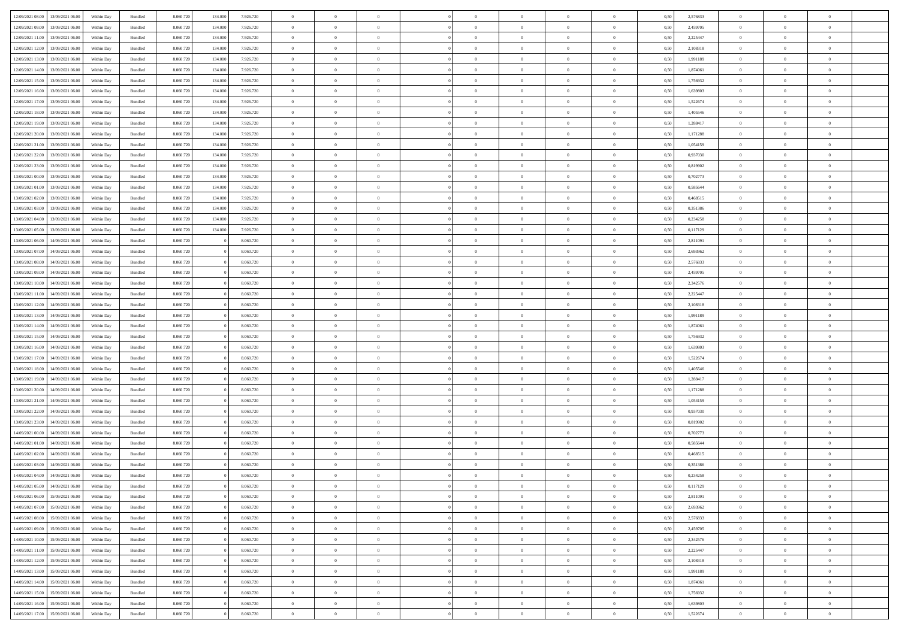| | | | | | | | | | | | | | | | | | | | | |
|---|---|---|---|---|---|---|---|---|---|---|---|---|---|---|---|---|---|---|---|---|
| 12/09/2021 08.00 | 13/09/2021 06.00 | Within Day | Bundled | 8.060.720 | 134.000 | 7.926.720 | 0 | 0 | 0 | | 0 | 0 | 0 | 0 | 0,50 | 2,576833 | 0 | 0 | 0 | |
| 12/09/2021 09.00 | 13/09/2021 06.00 | Within Day | Bundled | 8.060.720 | 134.000 | 7.926.720 | 0 | 0 | 0 | | 0 | 0 | 0 | 0 | 0,50 | 2,459705 | 0 | 0 | 0 | |
| 12/09/2021 11.00 | 13/09/2021 06.00 | Within Day | Bundled | 8.060.720 | 134.000 | 7.926.720 | 0 | 0 | 0 | | 0 | 0 | 0 | 0 | 0,50 | 2,225447 | 0 | 0 | 0 | |
| 12/09/2021 12.00 | 13/09/2021 06.00 | Within Day | Bundled | 8.060.720 | 134.000 | 7.926.720 | 0 | 0 | 0 | | 0 | 0 | 0 | 0 | 0,50 | 2,108318 | 0 | 0 | 0 | |
| 12/09/2021 13.00 | 13/09/2021 06.00 | Within Day | Bundled | 8.060.720 | 134.000 | 7.926.720 | 0 | 0 | 0 | | 0 | 0 | 0 | 0 | 0,50 | 1,991189 | 0 | 0 | 0 | |
| 12/09/2021 14.00 | 13/09/2021 06.00 | Within Day | Bundled | 8.060.720 | 134.000 | 7.926.720 | 0 | 0 | 0 | | 0 | 0 | 0 | 0 | 0,50 | 1,874061 | 0 | 0 | 0 | |
| 12/09/2021 15.00 | 13/09/2021 06.00 | Within Day | Bundled | 8.060.720 | 134.000 | 7.926.720 | 0 | 0 | 0 | | 0 | 0 | 0 | 0 | 0,50 | 1,756932 | 0 | 0 | 0 | |
| 12/09/2021 16.00 | 13/09/2021 06.00 | Within Day | Bundled | 8.060.720 | 134.000 | 7.926.720 | 0 | 0 | 0 | | 0 | 0 | 0 | 0 | 0,50 | 1,639803 | 0 | 0 | 0 | |
| 12/09/2021 17.00 | 13/09/2021 06.00 | Within Day | Bundled | 8.060.720 | 134.000 | 7.926.720 | 0 | 0 | 0 | | 0 | 0 | 0 | 0 | 0,50 | 1,522674 | 0 | 0 | 0 | |
| 12/09/2021 18.00 | 13/09/2021 06.00 | Within Day | Bundled | 8.060.720 | 134.000 | 7.926.720 | 0 | 0 | 0 | | 0 | 0 | 0 | 0 | 0,50 | 1,405546 | 0 | 0 | 0 | |
| 12/09/2021 19.00 | 13/09/2021 06.00 | Within Day | Bundled | 8.060.720 | 134.000 | 7.926.720 | 0 | 0 | 0 | | 0 | 0 | 0 | 0 | 0,50 | 1,288417 | 0 | 0 | 0 | |
| 12/09/2021 20.00 | 13/09/2021 06.00 | Within Day | Bundled | 8.060.720 | 134.000 | 7.926.720 | 0 | 0 | 0 | | 0 | 0 | 0 | 0 | 0,50 | 1,171288 | 0 | 0 | 0 | |
| 12/09/2021 21.00 | 13/09/2021 06.00 | Within Day | Bundled | 8.060.720 | 134.000 | 7.926.720 | 0 | 0 | 0 | | 0 | 0 | 0 | 0 | 0,50 | 1,054159 | 0 | 0 | 0 | |
| 12/09/2021 22.00 | 13/09/2021 06.00 | Within Day | Bundled | 8.060.720 | 134.000 | 7.926.720 | 0 | 0 | 0 | | 0 | 0 | 0 | 0 | 0,50 | 0,937030 | 0 | 0 | 0 | |
| 12/09/2021 23.00 | 13/09/2021 06.00 | Within Day | Bundled | 8.060.720 | 134.000 | 7.926.720 | 0 | 0 | 0 | | 0 | 0 | 0 | 0 | 0,50 | 0,819902 | 0 | 0 | 0 | |
| 13/09/2021 00.00 | 13/09/2021 06.00 | Within Day | Bundled | 8.060.720 | 134.000 | 7.926.720 | 0 | 0 | 0 | | 0 | 0 | 0 | 0 | 0,50 | 0,702773 | 0 | 0 | 0 | |
| 13/09/2021 01.00 | 13/09/2021 06.00 | Within Day | Bundled | 8.060.720 | 134.000 | 7.926.720 | 0 | 0 | 0 | | 0 | 0 | 0 | 0 | 0,50 | 0,585644 | 0 | 0 | 0 | |
| 13/09/2021 02.00 | 13/09/2021 06.00 | Within Day | Bundled | 8.060.720 | 134.000 | 7.926.720 | 0 | 0 | 0 | | 0 | 0 | 0 | 0 | 0,50 | 0,468515 | 0 | 0 | 0 | |
| 13/09/2021 03.00 | 13/09/2021 06.00 | Within Day | Bundled | 8.060.720 | 134.000 | 7.926.720 | 0 | 0 | 0 | | 0 | 0 | 0 | 0 | 0,50 | 0,351386 | 0 | 0 | 0 | |
| 13/09/2021 04.00 | 13/09/2021 06.00 | Within Day | Bundled | 8.060.720 | 134.000 | 7.926.720 | 0 | 0 | 0 | | 0 | 0 | 0 | 0 | 0,50 | 0,234258 | 0 | 0 | 0 | |
| 13/09/2021 05.00 | 13/09/2021 06.00 | Within Day | Bundled | 8.060.720 | 134.000 | 7.926.720 | 0 | 0 | 0 | | 0 | 0 | 0 | 0 | 0,50 | 0,117129 | 0 | 0 | 0 | |
| 13/09/2021 06.00 | 14/09/2021 06.00 | Within Day | Bundled | 8.060.720 | 0 | 8.060.720 | 0 | 0 | 0 | | 0 | 0 | 0 | 0 | 0,50 | 2,811091 | 0 | 0 | 0 | |
| 13/09/2021 07.00 | 14/09/2021 06.00 | Within Day | Bundled | 8.060.720 | 0 | 8.060.720 | 0 | 0 | 0 | | 0 | 0 | 0 | 0 | 0,50 | 2,693962 | 0 | 0 | 0 | |
| 13/09/2021 08.00 | 14/09/2021 06.00 | Within Day | Bundled | 8.060.720 | 0 | 8.060.720 | 0 | 0 | 0 | | 0 | 0 | 0 | 0 | 0,50 | 2,576833 | 0 | 0 | 0 | |
| 13/09/2021 09.00 | 14/09/2021 06.00 | Within Day | Bundled | 8.060.720 | 0 | 8.060.720 | 0 | 0 | 0 | | 0 | 0 | 0 | 0 | 0,50 | 2,459705 | 0 | 0 | 0 | |
| 13/09/2021 10.00 | 14/09/2021 06.00 | Within Day | Bundled | 8.060.720 | 0 | 8.060.720 | 0 | 0 | 0 | | 0 | 0 | 0 | 0 | 0,50 | 2,342576 | 0 | 0 | 0 | |
| 13/09/2021 11.00 | 14/09/2021 06.00 | Within Day | Bundled | 8.060.720 | 0 | 8.060.720 | 0 | 0 | 0 | | 0 | 0 | 0 | 0 | 0,50 | 2,225447 | 0 | 0 | 0 | |
| 13/09/2021 12.00 | 14/09/2021 06.00 | Within Day | Bundled | 8.060.720 | 0 | 8.060.720 | 0 | 0 | 0 | | 0 | 0 | 0 | 0 | 0,50 | 2,108318 | 0 | 0 | 0 | |
| 13/09/2021 13.00 | 14/09/2021 06.00 | Within Day | Bundled | 8.060.720 | 0 | 8.060.720 | 0 | 0 | 0 | | 0 | 0 | 0 | 0 | 0,50 | 1,991189 | 0 | 0 | 0 | |
| 13/09/2021 14.00 | 14/09/2021 06.00 | Within Day | Bundled | 8.060.720 | 0 | 8.060.720 | 0 | 0 | 0 | | 0 | 0 | 0 | 0 | 0,50 | 1,874061 | 0 | 0 | 0 | |
| 13/09/2021 15.00 | 14/09/2021 06.00 | Within Day | Bundled | 8.060.720 | 0 | 8.060.720 | 0 | 0 | 0 | | 0 | 0 | 0 | 0 | 0,50 | 1,756932 | 0 | 0 | 0 | |
| 13/09/2021 16.00 | 14/09/2021 06.00 | Within Day | Bundled | 8.060.720 | 0 | 8.060.720 | 0 | 0 | 0 | | 0 | 0 | 0 | 0 | 0,50 | 1,639803 | 0 | 0 | 0 | |
| 13/09/2021 17.00 | 14/09/2021 06.00 | Within Day | Bundled | 8.060.720 | 0 | 8.060.720 | 0 | 0 | 0 | | 0 | 0 | 0 | 0 | 0,50 | 1,522674 | 0 | 0 | 0 | |
| 13/09/2021 18.00 | 14/09/2021 06.00 | Within Day | Bundled | 8.060.720 | 0 | 8.060.720 | 0 | 0 | 0 | | 0 | 0 | 0 | 0 | 0,50 | 1,405546 | 0 | 0 | 0 | |
| 13/09/2021 19.00 | 14/09/2021 06.00 | Within Day | Bundled | 8.060.720 | 0 | 8.060.720 | 0 | 0 | 0 | | 0 | 0 | 0 | 0 | 0,50 | 1,288417 | 0 | 0 | 0 | |
| 13/09/2021 20.00 | 14/09/2021 06.00 | Within Day | Bundled | 8.060.720 | 0 | 8.060.720 | 0 | 0 | 0 | | 0 | 0 | 0 | 0 | 0,50 | 1,171288 | 0 | 0 | 0 | |
| 13/09/2021 21.00 | 14/09/2021 06.00 | Within Day | Bundled | 8.060.720 | 0 | 8.060.720 | 0 | 0 | 0 | | 0 | 0 | 0 | 0 | 0,50 | 1,054159 | 0 | 0 | 0 | |
| 13/09/2021 22.00 | 14/09/2021 06.00 | Within Day | Bundled | 8.060.720 | 0 | 8.060.720 | 0 | 0 | 0 | | 0 | 0 | 0 | 0 | 0,50 | 0,937030 | 0 | 0 | 0 | |
| 13/09/2021 23.00 | 14/09/2021 06.00 | Within Day | Bundled | 8.060.720 | 0 | 8.060.720 | 0 | 0 | 0 | | 0 | 0 | 0 | 0 | 0,50 | 0,819902 | 0 | 0 | 0 | |
| 14/09/2021 00.00 | 14/09/2021 06.00 | Within Day | Bundled | 8.060.720 | 0 | 8.060.720 | 0 | 0 | 0 | | 0 | 0 | 0 | 0 | 0,50 | 0,702773 | 0 | 0 | 0 | |
| 14/09/2021 01.00 | 14/09/2021 06.00 | Within Day | Bundled | 8.060.720 | 0 | 8.060.720 | 0 | 0 | 0 | | 0 | 0 | 0 | 0 | 0,50 | 0,585644 | 0 | 0 | 0 | |
| 14/09/2021 02.00 | 14/09/2021 06.00 | Within Day | Bundled | 8.060.720 | 0 | 8.060.720 | 0 | 0 | 0 | | 0 | 0 | 0 | 0 | 0,50 | 0,468515 | 0 | 0 | 0 | |
| 14/09/2021 03.00 | 14/09/2021 06.00 | Within Day | Bundled | 8.060.720 | 0 | 8.060.720 | 0 | 0 | 0 | | 0 | 0 | 0 | 0 | 0,50 | 0,351386 | 0 | 0 | 0 | |
| 14/09/2021 04.00 | 14/09/2021 06.00 | Within Day | Bundled | 8.060.720 | 0 | 8.060.720 | 0 | 0 | 0 | | 0 | 0 | 0 | 0 | 0,50 | 0,234258 | 0 | 0 | 0 | |
| 14/09/2021 05.00 | 14/09/2021 06.00 | Within Day | Bundled | 8.060.720 | 0 | 8.060.720 | 0 | 0 | 0 | | 0 | 0 | 0 | 0 | 0,50 | 0,117129 | 0 | 0 | 0 | |
| 14/09/2021 06.00 | 15/09/2021 06.00 | Within Day | Bundled | 8.060.720 | 0 | 8.060.720 | 0 | 0 | 0 | | 0 | 0 | 0 | 0 | 0,50 | 2,811091 | 0 | 0 | 0 | |
| 14/09/2021 07.00 | 15/09/2021 06.00 | Within Day | Bundled | 8.060.720 | 0 | 8.060.720 | 0 | 0 | 0 | | 0 | 0 | 0 | 0 | 0,50 | 2,693962 | 0 | 0 | 0 | |
| 14/09/2021 08.00 | 15/09/2021 06.00 | Within Day | Bundled | 8.060.720 | 0 | 8.060.720 | 0 | 0 | 0 | | 0 | 0 | 0 | 0 | 0,50 | 2,576833 | 0 | 0 | 0 | |
| 14/09/2021 09.00 | 15/09/2021 06.00 | Within Day | Bundled | 8.060.720 | 0 | 8.060.720 | 0 | 0 | 0 | | 0 | 0 | 0 | 0 | 0,50 | 2,459705 | 0 | 0 | 0 | |
| 14/09/2021 10.00 | 15/09/2021 06.00 | Within Day | Bundled | 8.060.720 | 0 | 8.060.720 | 0 | 0 | 0 | | 0 | 0 | 0 | 0 | 0,50 | 2,342576 | 0 | 0 | 0 | |
| 14/09/2021 11.00 | 15/09/2021 06.00 | Within Day | Bundled | 8.060.720 | 0 | 8.060.720 | 0 | 0 | 0 | | 0 | 0 | 0 | 0 | 0,50 | 2,225447 | 0 | 0 | 0 | |
| 14/09/2021 12.00 | 15/09/2021 06.00 | Within Day | Bundled | 8.060.720 | 0 | 8.060.720 | 0 | 0 | 0 | | 0 | 0 | 0 | 0 | 0,50 | 2,108318 | 0 | 0 | 0 | |
| 14/09/2021 13.00 | 15/09/2021 06.00 | Within Day | Bundled | 8.060.720 | 0 | 8.060.720 | 0 | 0 | 0 | | 0 | 0 | 0 | 0 | 0,50 | 1,991189 | 0 | 0 | 0 | |
| 14/09/2021 14.00 | 15/09/2021 06.00 | Within Day | Bundled | 8.060.720 | 0 | 8.060.720 | 0 | 0 | 0 | | 0 | 0 | 0 | 0 | 0,50 | 1,874061 | 0 | 0 | 0 | |
| 14/09/2021 15.00 | 15/09/2021 06.00 | Within Day | Bundled | 8.060.720 | 0 | 8.060.720 | 0 | 0 | 0 | | 0 | 0 | 0 | 0 | 0,50 | 1,756932 | 0 | 0 | 0 | |
| 14/09/2021 16.00 | 15/09/2021 06.00 | Within Day | Bundled | 8.060.720 | 0 | 8.060.720 | 0 | 0 | 0 | | 0 | 0 | 0 | 0 | 0,50 | 1,639803 | 0 | 0 | 0 | |
| 14/09/2021 17.00 | 15/09/2021 06.00 | Within Day | Bundled | 8.060.720 | 0 | 8.060.720 | 0 | 0 | 0 | | 0 | 0 | 0 | 0 | 0,50 | 1,522674 | 0 | 0 | 0 | |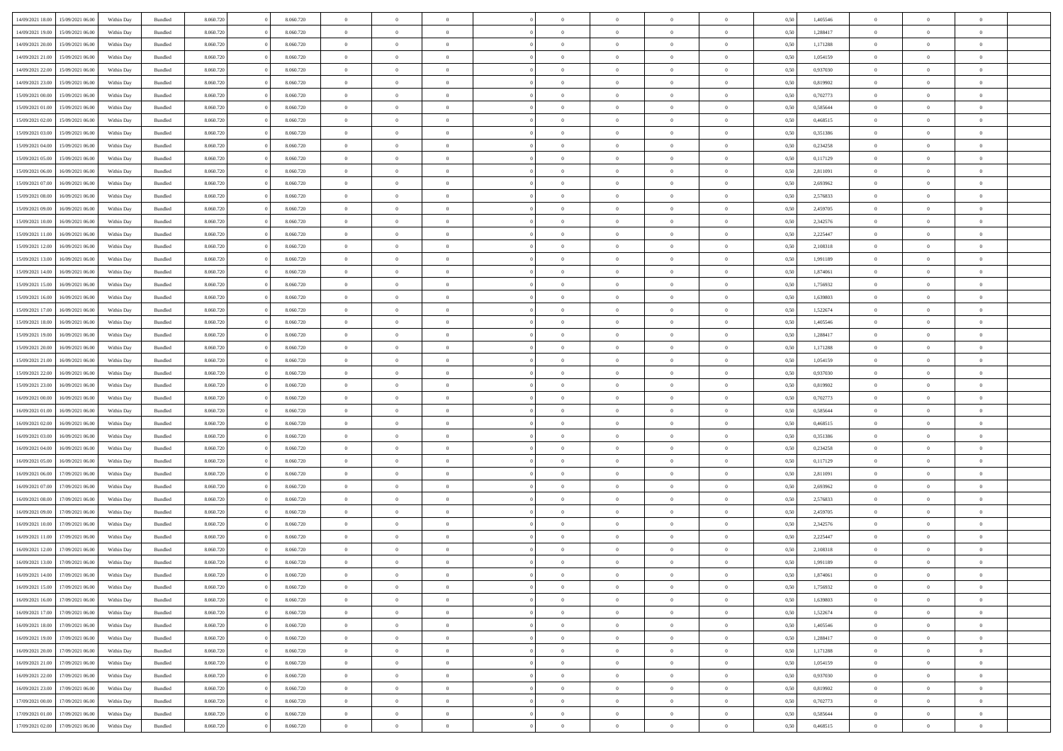| | | | | | | | | | | | | | | | | | | | | |
|---|---|---|---|---|---|---|---|---|---|---|---|---|---|---|---|---|---|---|---|---|
| 14/09/2021 18:00 | 15/09/2021 06:00 | Within Day | Bundled | 8.060.720 | 0 | 8.060.720 | 0 | 0 | 0 | | 0 | 0 | 0 | 0 | 0,50 | 1,405546 | 0 | 0 | 0 | |
| 14/09/2021 19:00 | 15/09/2021 06:00 | Within Day | Bundled | 8.060.720 | 0 | 8.060.720 | 0 | 0 | 0 | | 0 | 0 | 0 | 0 | 0,50 | 1,288417 | 0 | 0 | 0 | |
| 14/09/2021 20:00 | 15/09/2021 06:00 | Within Day | Bundled | 8.060.720 | 0 | 8.060.720 | 0 | 0 | 0 | | 0 | 0 | 0 | 0 | 0,50 | 1,171288 | 0 | 0 | 0 | |
| 14/09/2021 21:00 | 15/09/2021 06:00 | Within Day | Bundled | 8.060.720 | 0 | 8.060.720 | 0 | 0 | 0 | | 0 | 0 | 0 | 0 | 0,50 | 1,054159 | 0 | 0 | 0 | |
| 14/09/2021 22:00 | 15/09/2021 06:00 | Within Day | Bundled | 8.060.720 | 0 | 8.060.720 | 0 | 0 | 0 | | 0 | 0 | 0 | 0 | 0,50 | 0,937030 | 0 | 0 | 0 | |
| 14/09/2021 23:00 | 15/09/2021 06:00 | Within Day | Bundled | 8.060.720 | 0 | 8.060.720 | 0 | 0 | 0 | | 0 | 0 | 0 | 0 | 0,50 | 0,819902 | 0 | 0 | 0 | |
| 15/09/2021 00:00 | 15/09/2021 06:00 | Within Day | Bundled | 8.060.720 | 0 | 8.060.720 | 0 | 0 | 0 | | 0 | 0 | 0 | 0 | 0,50 | 0,702773 | 0 | 0 | 0 | |
| 15/09/2021 01:00 | 15/09/2021 06:00 | Within Day | Bundled | 8.060.720 | 0 | 8.060.720 | 0 | 0 | 0 | | 0 | 0 | 0 | 0 | 0,50 | 0,585644 | 0 | 0 | 0 | |
| 15/09/2021 02:00 | 15/09/2021 06:00 | Within Day | Bundled | 8.060.720 | 0 | 8.060.720 | 0 | 0 | 0 | | 0 | 0 | 0 | 0 | 0,50 | 0,468515 | 0 | 0 | 0 | |
| 15/09/2021 03:00 | 15/09/2021 06:00 | Within Day | Bundled | 8.060.720 | 0 | 8.060.720 | 0 | 0 | 0 | | 0 | 0 | 0 | 0 | 0,50 | 0,351386 | 0 | 0 | 0 | |
| 15/09/2021 04:00 | 15/09/2021 06:00 | Within Day | Bundled | 8.060.720 | 0 | 8.060.720 | 0 | 0 | 0 | | 0 | 0 | 0 | 0 | 0,50 | 0,234258 | 0 | 0 | 0 | |
| 15/09/2021 05:00 | 15/09/2021 06:00 | Within Day | Bundled | 8.060.720 | 0 | 8.060.720 | 0 | 0 | 0 | | 0 | 0 | 0 | 0 | 0,50 | 0,117129 | 0 | 0 | 0 | |
| 15/09/2021 06:00 | 16/09/2021 06:00 | Within Day | Bundled | 8.060.720 | 0 | 8.060.720 | 0 | 0 | 0 | | 0 | 0 | 0 | 0 | 0,50 | 2,811091 | 0 | 0 | 0 | |
| 15/09/2021 07:00 | 16/09/2021 06:00 | Within Day | Bundled | 8.060.720 | 0 | 8.060.720 | 0 | 0 | 0 | | 0 | 0 | 0 | 0 | 0,50 | 2,693962 | 0 | 0 | 0 | |
| 15/09/2021 08:00 | 16/09/2021 06:00 | Within Day | Bundled | 8.060.720 | 0 | 8.060.720 | 0 | 0 | 0 | | 0 | 0 | 0 | 0 | 0,50 | 2,576833 | 0 | 0 | 0 | |
| 15/09/2021 09:00 | 16/09/2021 06:00 | Within Day | Bundled | 8.060.720 | 0 | 8.060.720 | 0 | 0 | 0 | | 0 | 0 | 0 | 0 | 0,50 | 2,459705 | 0 | 0 | 0 | |
| 15/09/2021 10:00 | 16/09/2021 06:00 | Within Day | Bundled | 8.060.720 | 0 | 8.060.720 | 0 | 0 | 0 | | 0 | 0 | 0 | 0 | 0,50 | 2,342576 | 0 | 0 | 0 | |
| 15/09/2021 11:00 | 16/09/2021 06:00 | Within Day | Bundled | 8.060.720 | 0 | 8.060.720 | 0 | 0 | 0 | | 0 | 0 | 0 | 0 | 0,50 | 2,225447 | 0 | 0 | 0 | |
| 15/09/2021 12:00 | 16/09/2021 06:00 | Within Day | Bundled | 8.060.720 | 0 | 8.060.720 | 0 | 0 | 0 | | 0 | 0 | 0 | 0 | 0,50 | 2,108318 | 0 | 0 | 0 | |
| 15/09/2021 13:00 | 16/09/2021 06:00 | Within Day | Bundled | 8.060.720 | 0 | 8.060.720 | 0 | 0 | 0 | | 0 | 0 | 0 | 0 | 0,50 | 1,991189 | 0 | 0 | 0 | |
| 15/09/2021 14:00 | 16/09/2021 06:00 | Within Day | Bundled | 8.060.720 | 0 | 8.060.720 | 0 | 0 | 0 | | 0 | 0 | 0 | 0 | 0,50 | 1,874061 | 0 | 0 | 0 | |
| 15/09/2021 15:00 | 16/09/2021 06:00 | Within Day | Bundled | 8.060.720 | 0 | 8.060.720 | 0 | 0 | 0 | | 0 | 0 | 0 | 0 | 0,50 | 1,756932 | 0 | 0 | 0 | |
| 15/09/2021 16:00 | 16/09/2021 06:00 | Within Day | Bundled | 8.060.720 | 0 | 8.060.720 | 0 | 0 | 0 | | 0 | 0 | 0 | 0 | 0,50 | 1,639803 | 0 | 0 | 0 | |
| 15/09/2021 17:00 | 16/09/2021 06:00 | Within Day | Bundled | 8.060.720 | 0 | 8.060.720 | 0 | 0 | 0 | | 0 | 0 | 0 | 0 | 0,50 | 1,522674 | 0 | 0 | 0 | |
| 15/09/2021 18:00 | 16/09/2021 06:00 | Within Day | Bundled | 8.060.720 | 0 | 8.060.720 | 0 | 0 | 0 | | 0 | 0 | 0 | 0 | 0,50 | 1,405546 | 0 | 0 | 0 | |
| 15/09/2021 19:00 | 16/09/2021 06:00 | Within Day | Bundled | 8.060.720 | 0 | 8.060.720 | 0 | 0 | 0 | | 0 | 0 | 0 | 0 | 0,50 | 1,288417 | 0 | 0 | 0 | |
| 15/09/2021 20:00 | 16/09/2021 06:00 | Within Day | Bundled | 8.060.720 | 0 | 8.060.720 | 0 | 0 | 0 | | 0 | 0 | 0 | 0 | 0,50 | 1,171288 | 0 | 0 | 0 | |
| 15/09/2021 21:00 | 16/09/2021 06:00 | Within Day | Bundled | 8.060.720 | 0 | 8.060.720 | 0 | 0 | 0 | | 0 | 0 | 0 | 0 | 0,50 | 1,054159 | 0 | 0 | 0 | |
| 15/09/2021 22:00 | 16/09/2021 06:00 | Within Day | Bundled | 8.060.720 | 0 | 8.060.720 | 0 | 0 | 0 | | 0 | 0 | 0 | 0 | 0,50 | 0,937030 | 0 | 0 | 0 | |
| 15/09/2021 23:00 | 16/09/2021 06:00 | Within Day | Bundled | 8.060.720 | 0 | 8.060.720 | 0 | 0 | 0 | | 0 | 0 | 0 | 0 | 0,50 | 0,819902 | 0 | 0 | 0 | |
| 16/09/2021 00:00 | 16/09/2021 06:00 | Within Day | Bundled | 8.060.720 | 0 | 8.060.720 | 0 | 0 | 0 | | 0 | 0 | 0 | 0 | 0,50 | 0,702773 | 0 | 0 | 0 | |
| 16/09/2021 01:00 | 16/09/2021 06:00 | Within Day | Bundled | 8.060.720 | 0 | 8.060.720 | 0 | 0 | 0 | | 0 | 0 | 0 | 0 | 0,50 | 0,585644 | 0 | 0 | 0 | |
| 16/09/2021 02:00 | 16/09/2021 06:00 | Within Day | Bundled | 8.060.720 | 0 | 8.060.720 | 0 | 0 | 0 | | 0 | 0 | 0 | 0 | 0,50 | 0,468515 | 0 | 0 | 0 | |
| 16/09/2021 03:00 | 16/09/2021 06:00 | Within Day | Bundled | 8.060.720 | 0 | 8.060.720 | 0 | 0 | 0 | | 0 | 0 | 0 | 0 | 0,50 | 0,351386 | 0 | 0 | 0 | |
| 16/09/2021 04:00 | 16/09/2021 06:00 | Within Day | Bundled | 8.060.720 | 0 | 8.060.720 | 0 | 0 | 0 | | 0 | 0 | 0 | 0 | 0,50 | 0,234258 | 0 | 0 | 0 | |
| 16/09/2021 05:00 | 16/09/2021 06:00 | Within Day | Bundled | 8.060.720 | 0 | 8.060.720 | 0 | 0 | 0 | | 0 | 0 | 0 | 0 | 0,50 | 0,117129 | 0 | 0 | 0 | |
| 16/09/2021 06:00 | 17/09/2021 06:00 | Within Day | Bundled | 8.060.720 | 0 | 8.060.720 | 0 | 0 | 0 | | 0 | 0 | 0 | 0 | 0,50 | 2,811091 | 0 | 0 | 0 | |
| 16/09/2021 07:00 | 17/09/2021 06:00 | Within Day | Bundled | 8.060.720 | 0 | 8.060.720 | 0 | 0 | 0 | | 0 | 0 | 0 | 0 | 0,50 | 2,693962 | 0 | 0 | 0 | |
| 16/09/2021 08:00 | 17/09/2021 06:00 | Within Day | Bundled | 8.060.720 | 0 | 8.060.720 | 0 | 0 | 0 | | 0 | 0 | 0 | 0 | 0,50 | 2,576833 | 0 | 0 | 0 | |
| 16/09/2021 09:00 | 17/09/2021 06:00 | Within Day | Bundled | 8.060.720 | 0 | 8.060.720 | 0 | 0 | 0 | | 0 | 0 | 0 | 0 | 0,50 | 2,459705 | 0 | 0 | 0 | |
| 16/09/2021 10:00 | 17/09/2021 06:00 | Within Day | Bundled | 8.060.720 | 0 | 8.060.720 | 0 | 0 | 0 | | 0 | 0 | 0 | 0 | 0,50 | 2,342576 | 0 | 0 | 0 | |
| 16/09/2021 11:00 | 17/09/2021 06:00 | Within Day | Bundled | 8.060.720 | 0 | 8.060.720 | 0 | 0 | 0 | | 0 | 0 | 0 | 0 | 0,50 | 2,225447 | 0 | 0 | 0 | |
| 16/09/2021 12:00 | 17/09/2021 06:00 | Within Day | Bundled | 8.060.720 | 0 | 8.060.720 | 0 | 0 | 0 | | 0 | 0 | 0 | 0 | 0,50 | 2,108318 | 0 | 0 | 0 | |
| 16/09/2021 13:00 | 17/09/2021 06:00 | Within Day | Bundled | 8.060.720 | 0 | 8.060.720 | 0 | 0 | 0 | | 0 | 0 | 0 | 0 | 0,50 | 1,991189 | 0 | 0 | 0 | |
| 16/09/2021 14:00 | 17/09/2021 06:00 | Within Day | Bundled | 8.060.720 | 0 | 8.060.720 | 0 | 0 | 0 | | 0 | 0 | 0 | 0 | 0,50 | 1,874061 | 0 | 0 | 0 | |
| 16/09/2021 15:00 | 17/09/2021 06:00 | Within Day | Bundled | 8.060.720 | 0 | 8.060.720 | 0 | 0 | 0 | | 0 | 0 | 0 | 0 | 0,50 | 1,756932 | 0 | 0 | 0 | |
| 16/09/2021 16:00 | 17/09/2021 06:00 | Within Day | Bundled | 8.060.720 | 0 | 8.060.720 | 0 | 0 | 0 | | 0 | 0 | 0 | 0 | 0,50 | 1,639803 | 0 | 0 | 0 | |
| 16/09/2021 17:00 | 17/09/2021 06:00 | Within Day | Bundled | 8.060.720 | 0 | 8.060.720 | 0 | 0 | 0 | | 0 | 0 | 0 | 0 | 0,50 | 1,522674 | 0 | 0 | 0 | |
| 16/09/2021 18:00 | 17/09/2021 06:00 | Within Day | Bundled | 8.060.720 | 0 | 8.060.720 | 0 | 0 | 0 | | 0 | 0 | 0 | 0 | 0,50 | 1,405546 | 0 | 0 | 0 | |
| 16/09/2021 19:00 | 17/09/2021 06:00 | Within Day | Bundled | 8.060.720 | 0 | 8.060.720 | 0 | 0 | 0 | | 0 | 0 | 0 | 0 | 0,50 | 1,288417 | 0 | 0 | 0 | |
| 16/09/2021 20:00 | 17/09/2021 06:00 | Within Day | Bundled | 8.060.720 | 0 | 8.060.720 | 0 | 0 | 0 | | 0 | 0 | 0 | 0 | 0,50 | 1,171288 | 0 | 0 | 0 | |
| 16/09/2021 21:00 | 17/09/2021 06:00 | Within Day | Bundled | 8.060.720 | 0 | 8.060.720 | 0 | 0 | 0 | | 0 | 0 | 0 | 0 | 0,50 | 1,054159 | 0 | 0 | 0 | |
| 16/09/2021 22:00 | 17/09/2021 06:00 | Within Day | Bundled | 8.060.720 | 0 | 8.060.720 | 0 | 0 | 0 | | 0 | 0 | 0 | 0 | 0,50 | 0,937030 | 0 | 0 | 0 | |
| 16/09/2021 23:00 | 17/09/2021 06:00 | Within Day | Bundled | 8.060.720 | 0 | 8.060.720 | 0 | 0 | 0 | | 0 | 0 | 0 | 0 | 0,50 | 0,819902 | 0 | 0 | 0 | |
| 17/09/2021 00:00 | 17/09/2021 06:00 | Within Day | Bundled | 8.060.720 | 0 | 8.060.720 | 0 | 0 | 0 | | 0 | 0 | 0 | 0 | 0,50 | 0,702773 | 0 | 0 | 0 | |
| 17/09/2021 01:00 | 17/09/2021 06:00 | Within Day | Bundled | 8.060.720 | 0 | 8.060.720 | 0 | 0 | 0 | | 0 | 0 | 0 | 0 | 0,50 | 0,585644 | 0 | 0 | 0 | |
| 17/09/2021 02:00 | 17/09/2021 06:00 | Within Day | Bundled | 8.060.720 | 0 | 8.060.720 | 0 | 0 | 0 | | 0 | 0 | 0 | 0 | 0,50 | 0,468515 | 0 | 0 | 0 | |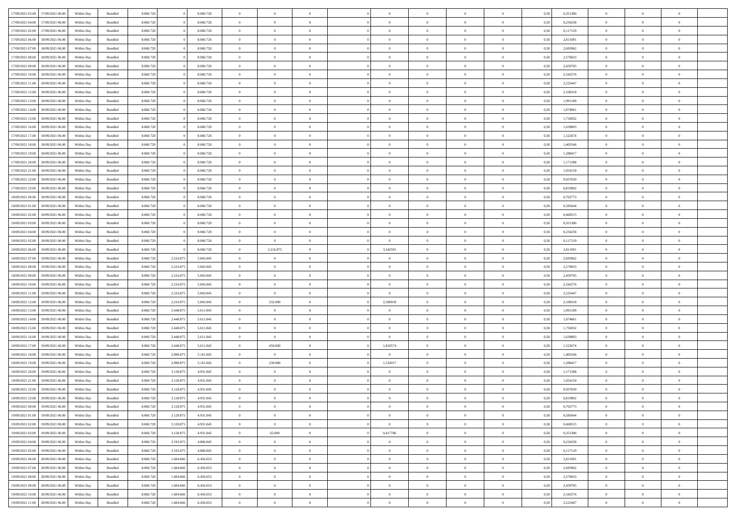| 17/09/2021 03:00 | 17/09/2021 06:00 | Within Day | Bundled | 8.060.720 | 0 | 8.060.720 | 0 | 0 | 0 | | 0 | 0 | 0 | 0 | 0,50 | 0,351386 | 0 | 0 | 0 | |
|---|---|---|---|---|---|---|---|---|---|---|---|---|---|---|---|---|---|---|---|---|
| 17/09/2021 04:00 | 17/09/2021 06:00 | Within Day | Bundled | 8.060.720 | 0 | 8.060.720 | 0 | 0 | 0 | | 0 | 0 | 0 | 0 | 0,50 | 0,234258 | 0 | 0 | 0 | |
| 17/09/2021 05:00 | 17/09/2021 06:00 | Within Day | Bundled | 8.060.720 | 0 | 8.060.720 | 0 | 0 | 0 | | 0 | 0 | 0 | 0 | 0,50 | 0,117129 | 0 | 0 | 0 | |
| 17/09/2021 06:00 | 18/09/2021 06:00 | Within Day | Bundled | 8.060.720 | 0 | 8.060.720 | 0 | 0 | 0 | | 0 | 0 | 0 | 0 | 0,50 | 2,811091 | 0 | 0 | 0 | |
| 17/09/2021 07:00 | 18/09/2021 06:00 | Within Day | Bundled | 8.060.720 | 0 | 8.060.720 | 0 | 0 | 0 | | 0 | 0 | 0 | 0 | 0,50 | 2,693962 | 0 | 0 | 0 | |
| 17/09/2021 08:00 | 18/09/2021 06:00 | Within Day | Bundled | 8.060.720 | 0 | 8.060.720 | 0 | 0 | 0 | | 0 | 0 | 0 | 0 | 0,50 | 2,576833 | 0 | 0 | 0 | |
| 17/09/2021 09:00 | 18/09/2021 06:00 | Within Day | Bundled | 8.060.720 | 0 | 8.060.720 | 0 | 0 | 0 | | 0 | 0 | 0 | 0 | 0,50 | 2,459705 | 0 | 0 | 0 | |
| 17/09/2021 10:00 | 18/09/2021 06:00 | Within Day | Bundled | 8.060.720 | 0 | 8.060.720 | 0 | 0 | 0 | | 0 | 0 | 0 | 0 | 0,50 | 2,342576 | 0 | 0 | 0 | |
| 17/09/2021 11:00 | 18/09/2021 06:00 | Within Day | Bundled | 8.060.720 | 0 | 8.060.720 | 0 | 0 | 0 | | 0 | 0 | 0 | 0 | 0,50 | 2,225447 | 0 | 0 | 0 | |
| 17/09/2021 12:00 | 18/09/2021 06:00 | Within Day | Bundled | 8.060.720 | 0 | 8.060.720 | 0 | 0 | 0 | | 0 | 0 | 0 | 0 | 0,50 | 2,108318 | 0 | 0 | 0 | |
| 17/09/2021 13:00 | 18/09/2021 06:00 | Within Day | Bundled | 8.060.720 | 0 | 8.060.720 | 0 | 0 | 0 | | 0 | 0 | 0 | 0 | 0,50 | 1,991189 | 0 | 0 | 0 | |
| 17/09/2021 14:00 | 18/09/2021 06:00 | Within Day | Bundled | 8.060.720 | 0 | 8.060.720 | 0 | 0 | 0 | | 0 | 0 | 0 | 0 | 0,50 | 1,874061 | 0 | 0 | 0 | |
| 17/09/2021 15:00 | 18/09/2021 06:00 | Within Day | Bundled | 8.060.720 | 0 | 8.060.720 | 0 | 0 | 0 | | 0 | 0 | 0 | 0 | 0,50 | 1,756932 | 0 | 0 | 0 | |
| 17/09/2021 16:00 | 18/09/2021 06:00 | Within Day | Bundled | 8.060.720 | 0 | 8.060.720 | 0 | 0 | 0 | | 0 | 0 | 0 | 0 | 0,50 | 1,639803 | 0 | 0 | 0 | |
| 17/09/2021 17:00 | 18/09/2021 06:00 | Within Day | Bundled | 8.060.720 | 0 | 8.060.720 | 0 | 0 | 0 | | 0 | 0 | 0 | 0 | 0,50 | 1,522674 | 0 | 0 | 0 | |
| 17/09/2021 18:00 | 18/09/2021 06:00 | Within Day | Bundled | 8.060.720 | 0 | 8.060.720 | 0 | 0 | 0 | | 0 | 0 | 0 | 0 | 0,50 | 1,405546 | 0 | 0 | 0 | |
| 17/09/2021 19:00 | 18/09/2021 06:00 | Within Day | Bundled | 8.060.720 | 0 | 8.060.720 | 0 | 0 | 0 | | 0 | 0 | 0 | 0 | 0,50 | 1,288417 | 0 | 0 | 0 | |
| 17/09/2021 20:00 | 18/09/2021 06:00 | Within Day | Bundled | 8.060.720 | 0 | 8.060.720 | 0 | 0 | 0 | | 0 | 0 | 0 | 0 | 0,50 | 1,171288 | 0 | 0 | 0 | |
| 17/09/2021 21:00 | 18/09/2021 06:00 | Within Day | Bundled | 8.060.720 | 0 | 8.060.720 | 0 | 0 | 0 | | 0 | 0 | 0 | 0 | 0,50 | 1,054159 | 0 | 0 | 0 | |
| 17/09/2021 22:00 | 18/09/2021 06:00 | Within Day | Bundled | 8.060.720 | 0 | 8.060.720 | 0 | 0 | 0 | | 0 | 0 | 0 | 0 | 0,50 | 0,937030 | 0 | 0 | 0 | |
| 17/09/2021 23:00 | 18/09/2021 06:00 | Within Day | Bundled | 8.060.720 | 0 | 8.060.720 | 0 | 0 | 0 | | 0 | 0 | 0 | 0 | 0,50 | 0,819902 | 0 | 0 | 0 | |
| 18/09/2021 00:00 | 18/09/2021 06:00 | Within Day | Bundled | 8.060.720 | 0 | 8.060.720 | 0 | 0 | 0 | | 0 | 0 | 0 | 0 | 0,50 | 0,702773 | 0 | 0 | 0 | |
| 18/09/2021 01:00 | 18/09/2021 06:00 | Within Day | Bundled | 8.060.720 | 0 | 8.060.720 | 0 | 0 | 0 | | 0 | 0 | 0 | 0 | 0,50 | 0,585644 | 0 | 0 | 0 | |
| 18/09/2021 02:00 | 18/09/2021 06:00 | Within Day | Bundled | 8.060.720 | 0 | 8.060.720 | 0 | 0 | 0 | | 0 | 0 | 0 | 0 | 0,50 | 0,468515 | 0 | 0 | 0 | |
| 18/09/2021 03:00 | 18/09/2021 06:00 | Within Day | Bundled | 8.060.720 | 0 | 8.060.720 | 0 | 0 | 0 | | 0 | 0 | 0 | 0 | 0,50 | 0,351386 | 0 | 0 | 0 | |
| 18/09/2021 04:00 | 18/09/2021 06:00 | Within Day | Bundled | 8.060.720 | 0 | 8.060.720 | 0 | 0 | 0 | | 0 | 0 | 0 | 0 | 0,50 | 0,234258 | 0 | 0 | 0 | |
| 18/09/2021 05:00 | 18/09/2021 06:00 | Within Day | Bundled | 8.060.720 | 0 | 8.060.720 | 0 | 0 | 0 | | 0 | 0 | 0 | 0 | 0,50 | 0,117129 | 0 | 0 | 0 | |
| 18/09/2021 06:00 | 19/09/2021 06:00 | Within Day | Bundled | 8.060.720 | 0 | 8.060.720 | 0 | 2.216.875 | 0 | | 3,342591 | 0 | 0 | 0 | 0,50 | 2,811091 | 0 | 0 | 0 | |
| 18/09/2021 07:00 | 19/09/2021 06:00 | Within Day | Bundled | 8.060.720 | 2.216.875 | 5.843.845 | 0 | 0 | 0 | | 0 | 0 | 0 | 0 | 0,50 | 2,693962 | 0 | 0 | 0 | |
| 18/09/2021 08:00 | 19/09/2021 06:00 | Within Day | Bundled | 8.060.720 | 2.216.875 | 5.843.845 | 0 | 0 | 0 | | 0 | 0 | 0 | 0 | 0,50 | 2,576833 | 0 | 0 | 0 | |
| 18/09/2021 09:00 | 19/09/2021 06:00 | Within Day | Bundled | 8.060.720 | 2.216.875 | 5.843.845 | 0 | 0 | 0 | | 0 | 0 | 0 | 0 | 0,50 | 2,459705 | 0 | 0 | 0 | |
| 18/09/2021 10:00 | 19/09/2021 06:00 | Within Day | Bundled | 8.060.720 | 2.216.875 | 5.843.845 | 0 | 0 | 0 | | 0 | 0 | 0 | 0 | 0,50 | 2,342576 | 0 | 0 | 0 | |
| 18/09/2021 11:00 | 19/09/2021 06:00 | Within Day | Bundled | 8.060.720 | 2.216.875 | 5.843.845 | 0 | 0 | 0 | | 0 | 0 | 0 | 0 | 0,50 | 2,225447 | 0 | 0 | 0 | |
| 18/09/2021 12:00 | 19/09/2021 06:00 | Within Day | Bundled | 8.060.720 | 2.216.875 | 5.843.845 | 0 | 232.000 | 0 | | 2,506918 | 0 | 0 | 0 | 0,50 | 2,108318 | 0 | 0 | 0 | |
| 18/09/2021 13:00 | 19/09/2021 06:00 | Within Day | Bundled | 8.060.720 | 2.448.875 | 5.611.845 | 0 | 0 | 0 | | 0 | 0 | 0 | 0 | 0,50 | 1,991189 | 0 | 0 | 0 | |
| 18/09/2021 14:00 | 19/09/2021 06:00 | Within Day | Bundled | 8.060.720 | 2.448.875 | 5.611.845 | 0 | 0 | 0 | | 0 | 0 | 0 | 0 | 0,50 | 1,874061 | 0 | 0 | 0 | |
| 18/09/2021 15:00 | 19/09/2021 06:00 | Within Day | Bundled | 8.060.720 | 2.448.875 | 5.611.845 | 0 | 0 | 0 | | 0 | 0 | 0 | 0 | 0,50 | 1,756932 | 0 | 0 | 0 | |
| 18/09/2021 16:00 | 19/09/2021 06:00 | Within Day | Bundled | 8.060.720 | 2.448.875 | 5.611.845 | 0 | 0 | 0 | | 0 | 0 | 0 | 0 | 0,50 | 1,639803 | 0 | 0 | 0 | |
| 18/09/2021 17:00 | 19/09/2021 06:00 | Within Day | Bundled | 8.060.720 | 2.448.875 | 5.611.845 | 0 | 450.000 | 0 | | 1,810574 | 0 | 0 | 0 | 0,50 | 1,522674 | 0 | 0 | 0 | |
| 18/09/2021 18:00 | 19/09/2021 06:00 | Within Day | Bundled | 8.060.720 | 2.898.875 | 5.161.845 | 0 | 0 | 0 | | 0 | 0 | 0 | 0 | 0,50 | 1,405546 | 0 | 0 | 0 | |
| 18/09/2021 19:00 | 19/09/2021 06:00 | Within Day | Bundled | 8.060.720 | 2.898.875 | 5.161.845 | 0 | 230.000 | 0 | | 1,532017 | 0 | 0 | 0 | 0,50 | 1,288417 | 0 | 0 | 0 | |
| 18/09/2021 20:00 | 19/09/2021 06:00 | Within Day | Bundled | 8.060.720 | 3.128.875 | 4.931.845 | 0 | 0 | 0 | | 0 | 0 | 0 | 0 | 0,50 | 1,171288 | 0 | 0 | 0 | |
| 18/09/2021 21:00 | 19/09/2021 06:00 | Within Day | Bundled | 8.060.720 | 3.128.875 | 4.931.845 | 0 | 0 | 0 | | 0 | 0 | 0 | 0 | 0,50 | 1,054159 | 0 | 0 | 0 | |
| 18/09/2021 22:00 | 19/09/2021 06:00 | Within Day | Bundled | 8.060.720 | 3.128.875 | 4.931.845 | 0 | 0 | 0 | | 0 | 0 | 0 | 0 | 0,50 | 0,937030 | 0 | 0 | 0 | |
| 18/09/2021 23:00 | 19/09/2021 06:00 | Within Day | Bundled | 8.060.720 | 3.128.875 | 4.931.845 | 0 | 0 | 0 | | 0 | 0 | 0 | 0 | 0,50 | 0,819902 | 0 | 0 | 0 | |
| 19/09/2021 00:00 | 19/09/2021 06:00 | Within Day | Bundled | 8.060.720 | 3.128.875 | 4.931.845 | 0 | 0 | 0 | | 0 | 0 | 0 | 0 | 0,50 | 0,702773 | 0 | 0 | 0 | |
| 19/09/2021 01:00 | 19/09/2021 06:00 | Within Day | Bundled | 8.060.720 | 3.128.875 | 4.931.845 | 0 | 0 | 0 | | 0 | 0 | 0 | 0 | 0,50 | 0,585644 | 0 | 0 | 0 | |
| 19/09/2021 02:00 | 19/09/2021 06:00 | Within Day | Bundled | 8.060.720 | 3.128.875 | 4.931.845 | 0 | 0 | 0 | | 0 | 0 | 0 | 0 | 0,50 | 0,468515 | 0 | 0 | 0 | |
| 19/09/2021 03:00 | 19/09/2021 06:00 | Within Day | Bundled | 8.060.720 | 3.128.875 | 4.931.845 | 0 | 65.000 | 0 | | 0,417786 | 0 | 0 | 0 | 0,50 | 0,351386 | 0 | 0 | 0 | |
| 19/09/2021 04:00 | 19/09/2021 06:00 | Within Day | Bundled | 8.060.720 | 3.193.875 | 4.866.845 | 0 | 0 | 0 | | 0 | 0 | 0 | 0 | 0,50 | 0,234258 | 0 | 0 | 0 | |
| 19/09/2021 05:00 | 19/09/2021 06:00 | Within Day | Bundled | 8.060.720 | 3.193.875 | 4.866.845 | 0 | 0 | 0 | | 0 | 0 | 0 | 0 | 0,50 | 0,117129 | 0 | 0 | 0 | |
| 19/09/2021 06:00 | 20/09/2021 06:00 | Within Day | Bundled | 8.060.720 | 1.604.666 | 6.456.053 | 0 | 0 | 0 | | 0 | 0 | 0 | 0 | 0,50 | 2,811091 | 0 | 0 | 0 | |
| 19/09/2021 07:00 | 20/09/2021 06:00 | Within Day | Bundled | 8.060.720 | 1.604.666 | 6.456.053 | 0 | 0 | 0 | | 0 | 0 | 0 | 0 | 0,50 | 2,693962 | 0 | 0 | 0 | |
| 19/09/2021 08:00 | 20/09/2021 06:00 | Within Day | Bundled | 8.060.720 | 1.604.666 | 6.456.053 | 0 | 0 | 0 | | 0 | 0 | 0 | 0 | 0,50 | 2,576833 | 0 | 0 | 0 | |
| 19/09/2021 09:00 | 20/09/2021 06:00 | Within Day | Bundled | 8.060.720 | 1.604.666 | 6.456.053 | 0 | 0 | 0 | | 0 | 0 | 0 | 0 | 0,50 | 2,459705 | 0 | 0 | 0 | |
| 19/09/2021 10:00 | 20/09/2021 06:00 | Within Day | Bundled | 8.060.720 | 1.604.666 | 6.456.053 | 0 | 0 | 0 | | 0 | 0 | 0 | 0 | 0,50 | 2,342576 | 0 | 0 | 0 | |
| 19/09/2021 11:00 | 20/09/2021 06:00 | Within Day | Bundled | 8.060.720 | 1.604.666 | 6.456.053 | 0 | 0 | 0 | | 0 | 0 | 0 | 0 | 0,50 | 2,225447 | 0 | 0 | 0 | |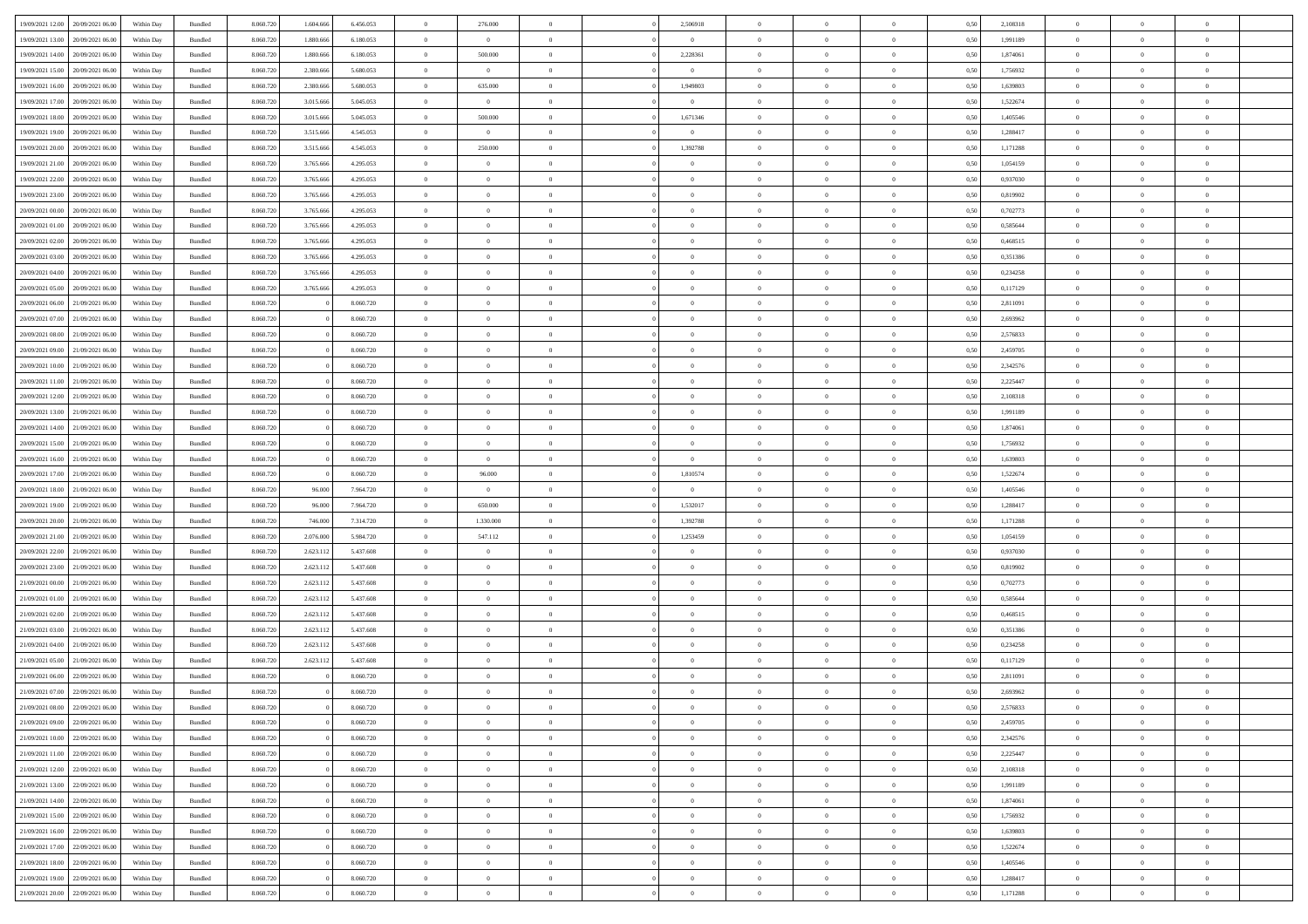| | | | | | | | | | | | | | | | | | | | | |
|---|---|---|---|---|---|---|---|---|---|---|---|---|---|---|---|---|---|---|---|---|
| 19/09/2021 12:00 | 20/09/2021 06:00 | Within Day | Bundled | 8.060.720 | 1.604.666 | 6.456.053 | 0 | 276.000 | 0 | | 2,506918 | 0 | 0 | 0 | 0,50 | 2,108318 | 0 | 0 | 0 | |
| 19/09/2021 13:00 | 20/09/2021 06:00 | Within Day | Bundled | 8.060.720 | 1.880.666 | 6.180.053 | 0 | 0 | 0 | | 0 | 0 | 0 | 0 | 0,50 | 1,991189 | 0 | 0 | 0 | |
| 19/09/2021 14:00 | 20/09/2021 06:00 | Within Day | Bundled | 8.060.720 | 1.880.666 | 6.180.053 | 0 | 500.000 | 0 | | 2,228361 | 0 | 0 | 0 | 0,50 | 1,874061 | 0 | 0 | 0 | |
| 19/09/2021 15:00 | 20/09/2021 06:00 | Within Day | Bundled | 8.060.720 | 2.380.666 | 5.680.053 | 0 | 0 | 0 | | 0 | 0 | 0 | 0 | 0,50 | 1,756932 | 0 | 0 | 0 | |
| 19/09/2021 16:00 | 20/09/2021 06:00 | Within Day | Bundled | 8.060.720 | 2.380.666 | 5.680.053 | 0 | 635.000 | 0 | | 1,949803 | 0 | 0 | 0 | 0,50 | 1,639803 | 0 | 0 | 0 | |
| 19/09/2021 17:00 | 20/09/2021 06:00 | Within Day | Bundled | 8.060.720 | 3.015.666 | 5.045.053 | 0 | 0 | 0 | | 0 | 0 | 0 | 0 | 0,50 | 1,522674 | 0 | 0 | 0 | |
| 19/09/2021 18:00 | 20/09/2021 06:00 | Within Day | Bundled | 8.060.720 | 3.015.666 | 5.045.053 | 0 | 500.000 | 0 | | 1,671346 | 0 | 0 | 0 | 0,50 | 1,405546 | 0 | 0 | 0 | |
| 19/09/2021 19:00 | 20/09/2021 06:00 | Within Day | Bundled | 8.060.720 | 3.515.666 | 4.545.053 | 0 | 0 | 0 | | 0 | 0 | 0 | 0 | 0,50 | 1,288417 | 0 | 0 | 0 | |
| 19/09/2021 20:00 | 20/09/2021 06:00 | Within Day | Bundled | 8.060.720 | 3.515.666 | 4.545.053 | 0 | 250.000 | 0 | | 1,392788 | 0 | 0 | 0 | 0,50 | 1,171288 | 0 | 0 | 0 | |
| 19/09/2021 21:00 | 20/09/2021 06:00 | Within Day | Bundled | 8.060.720 | 3.765.666 | 4.295.053 | 0 | 0 | 0 | | 0 | 0 | 0 | 0 | 0,50 | 1,054159 | 0 | 0 | 0 | |
| 19/09/2021 22:00 | 20/09/2021 06:00 | Within Day | Bundled | 8.060.720 | 3.765.666 | 4.295.053 | 0 | 0 | 0 | | 0 | 0 | 0 | 0 | 0,50 | 0,937030 | 0 | 0 | 0 | |
| 19/09/2021 23:00 | 20/09/2021 06:00 | Within Day | Bundled | 8.060.720 | 3.765.666 | 4.295.053 | 0 | 0 | 0 | | 0 | 0 | 0 | 0 | 0,50 | 0,819902 | 0 | 0 | 0 | |
| 20/09/2021 00:00 | 20/09/2021 06:00 | Within Day | Bundled | 8.060.720 | 3.765.666 | 4.295.053 | 0 | 0 | 0 | | 0 | 0 | 0 | 0 | 0,50 | 0,702773 | 0 | 0 | 0 | |
| 20/09/2021 01:00 | 20/09/2021 06:00 | Within Day | Bundled | 8.060.720 | 3.765.666 | 4.295.053 | 0 | 0 | 0 | | 0 | 0 | 0 | 0 | 0,50 | 0,585644 | 0 | 0 | 0 | |
| 20/09/2021 02:00 | 20/09/2021 06:00 | Within Day | Bundled | 8.060.720 | 3.765.666 | 4.295.053 | 0 | 0 | 0 | | 0 | 0 | 0 | 0 | 0,50 | 0,468515 | 0 | 0 | 0 | |
| 20/09/2021 03:00 | 20/09/2021 06:00 | Within Day | Bundled | 8.060.720 | 3.765.666 | 4.295.053 | 0 | 0 | 0 | | 0 | 0 | 0 | 0 | 0,50 | 0,351386 | 0 | 0 | 0 | |
| 20/09/2021 04:00 | 20/09/2021 06:00 | Within Day | Bundled | 8.060.720 | 3.765.666 | 4.295.053 | 0 | 0 | 0 | | 0 | 0 | 0 | 0 | 0,50 | 0,234258 | 0 | 0 | 0 | |
| 20/09/2021 05:00 | 20/09/2021 06:00 | Within Day | Bundled | 8.060.720 | 3.765.666 | 4.295.053 | 0 | 0 | 0 | | 0 | 0 | 0 | 0 | 0,50 | 0,117129 | 0 | 0 | 0 | |
| 20/09/2021 06:00 | 21/09/2021 06:00 | Within Day | Bundled | 8.060.720 | 0 | 8.060.720 | 0 | 0 | 0 | | 0 | 0 | 0 | 0 | 0,50 | 2,811091 | 0 | 0 | 0 | |
| 20/09/2021 07:00 | 21/09/2021 06:00 | Within Day | Bundled | 8.060.720 | 0 | 8.060.720 | 0 | 0 | 0 | | 0 | 0 | 0 | 0 | 0,50 | 2,693962 | 0 | 0 | 0 | |
| 20/09/2021 08:00 | 21/09/2021 06:00 | Within Day | Bundled | 8.060.720 | 0 | 8.060.720 | 0 | 0 | 0 | | 0 | 0 | 0 | 0 | 0,50 | 2,576833 | 0 | 0 | 0 | |
| 20/09/2021 09:00 | 21/09/2021 06:00 | Within Day | Bundled | 8.060.720 | 0 | 8.060.720 | 0 | 0 | 0 | | 0 | 0 | 0 | 0 | 0,50 | 2,459705 | 0 | 0 | 0 | |
| 20/09/2021 10:00 | 21/09/2021 06:00 | Within Day | Bundled | 8.060.720 | 0 | 8.060.720 | 0 | 0 | 0 | | 0 | 0 | 0 | 0 | 0,50 | 2,342576 | 0 | 0 | 0 | |
| 20/09/2021 11:00 | 21/09/2021 06:00 | Within Day | Bundled | 8.060.720 | 0 | 8.060.720 | 0 | 0 | 0 | | 0 | 0 | 0 | 0 | 0,50 | 2,225447 | 0 | 0 | 0 | |
| 20/09/2021 12:00 | 21/09/2021 06:00 | Within Day | Bundled | 8.060.720 | 0 | 8.060.720 | 0 | 0 | 0 | | 0 | 0 | 0 | 0 | 0,50 | 2,108318 | 0 | 0 | 0 | |
| 20/09/2021 13:00 | 21/09/2021 06:00 | Within Day | Bundled | 8.060.720 | 0 | 8.060.720 | 0 | 0 | 0 | | 0 | 0 | 0 | 0 | 0,50 | 1,991189 | 0 | 0 | 0 | |
| 20/09/2021 14:00 | 21/09/2021 06:00 | Within Day | Bundled | 8.060.720 | 0 | 8.060.720 | 0 | 0 | 0 | | 0 | 0 | 0 | 0 | 0,50 | 1,874061 | 0 | 0 | 0 | |
| 20/09/2021 15:00 | 21/09/2021 06:00 | Within Day | Bundled | 8.060.720 | 0 | 8.060.720 | 0 | 0 | 0 | | 0 | 0 | 0 | 0 | 0,50 | 1,756932 | 0 | 0 | 0 | |
| 20/09/2021 16:00 | 21/09/2021 06:00 | Within Day | Bundled | 8.060.720 | 0 | 8.060.720 | 0 | 0 | 0 | | 0 | 0 | 0 | 0 | 0,50 | 1,639803 | 0 | 0 | 0 | |
| 20/09/2021 17:00 | 21/09/2021 06:00 | Within Day | Bundled | 8.060.720 | 0 | 8.060.720 | 0 | 96.000 | 0 | | 1,810574 | 0 | 0 | 0 | 0,50 | 1,522674 | 0 | 0 | 0 | |
| 20/09/2021 18:00 | 21/09/2021 06:00 | Within Day | Bundled | 8.060.720 | 96.000 | 7.964.720 | 0 | 0 | 0 | | 0 | 0 | 0 | 0 | 0,50 | 1,405546 | 0 | 0 | 0 | |
| 20/09/2021 19:00 | 21/09/2021 06:00 | Within Day | Bundled | 8.060.720 | 96.000 | 7.964.720 | 0 | 650.000 | 0 | | 1,532017 | 0 | 0 | 0 | 0,50 | 1,288417 | 0 | 0 | 0 | |
| 20/09/2021 20:00 | 21/09/2021 06:00 | Within Day | Bundled | 8.060.720 | 746.000 | 7.314.720 | 0 | 1.330.000 | 0 | | 1,392788 | 0 | 0 | 0 | 0,50 | 1,171288 | 0 | 0 | 0 | |
| 20/09/2021 21:00 | 21/09/2021 06:00 | Within Day | Bundled | 8.060.720 | 2.076.000 | 5.984.720 | 0 | 547.112 | 0 | | 1,253459 | 0 | 0 | 0 | 0,50 | 1,054159 | 0 | 0 | 0 | |
| 20/09/2021 22:00 | 21/09/2021 06:00 | Within Day | Bundled | 8.060.720 | 2.623.112 | 5.437.608 | 0 | 0 | 0 | | 0 | 0 | 0 | 0 | 0,50 | 0,937030 | 0 | 0 | 0 | |
| 20/09/2021 23:00 | 21/09/2021 06:00 | Within Day | Bundled | 8.060.720 | 2.623.112 | 5.437.608 | 0 | 0 | 0 | | 0 | 0 | 0 | 0 | 0,50 | 0,819902 | 0 | 0 | 0 | |
| 21/09/2021 00:00 | 21/09/2021 06:00 | Within Day | Bundled | 8.060.720 | 2.623.112 | 5.437.608 | 0 | 0 | 0 | | 0 | 0 | 0 | 0 | 0,50 | 0,702773 | 0 | 0 | 0 | |
| 21/09/2021 01:00 | 21/09/2021 06:00 | Within Day | Bundled | 8.060.720 | 2.623.112 | 5.437.608 | 0 | 0 | 0 | | 0 | 0 | 0 | 0 | 0,50 | 0,585644 | 0 | 0 | 0 | |
| 21/09/2021 02:00 | 21/09/2021 06:00 | Within Day | Bundled | 8.060.720 | 2.623.112 | 5.437.608 | 0 | 0 | 0 | | 0 | 0 | 0 | 0 | 0,50 | 0,468515 | 0 | 0 | 0 | |
| 21/09/2021 03:00 | 21/09/2021 06:00 | Within Day | Bundled | 8.060.720 | 2.623.112 | 5.437.608 | 0 | 0 | 0 | | 0 | 0 | 0 | 0 | 0,50 | 0,351386 | 0 | 0 | 0 | |
| 21/09/2021 04:00 | 21/09/2021 06:00 | Within Day | Bundled | 8.060.720 | 2.623.112 | 5.437.608 | 0 | 0 | 0 | | 0 | 0 | 0 | 0 | 0,50 | 0,234258 | 0 | 0 | 0 | |
| 21/09/2021 05:00 | 21/09/2021 06:00 | Within Day | Bundled | 8.060.720 | 2.623.112 | 5.437.608 | 0 | 0 | 0 | | 0 | 0 | 0 | 0 | 0,50 | 0,117129 | 0 | 0 | 0 | |
| 21/09/2021 06:00 | 22/09/2021 06:00 | Within Day | Bundled | 8.060.720 | 0 | 8.060.720 | 0 | 0 | 0 | | 0 | 0 | 0 | 0 | 0,50 | 2,811091 | 0 | 0 | 0 | |
| 21/09/2021 07:00 | 22/09/2021 06:00 | Within Day | Bundled | 8.060.720 | 0 | 8.060.720 | 0 | 0 | 0 | | 0 | 0 | 0 | 0 | 0,50 | 2,693962 | 0 | 0 | 0 | |
| 21/09/2021 08:00 | 22/09/2021 06:00 | Within Day | Bundled | 8.060.720 | 0 | 8.060.720 | 0 | 0 | 0 | | 0 | 0 | 0 | 0 | 0,50 | 2,576833 | 0 | 0 | 0 | |
| 21/09/2021 09:00 | 22/09/2021 06:00 | Within Day | Bundled | 8.060.720 | 0 | 8.060.720 | 0 | 0 | 0 | | 0 | 0 | 0 | 0 | 0,50 | 2,459705 | 0 | 0 | 0 | |
| 21/09/2021 10:00 | 22/09/2021 06:00 | Within Day | Bundled | 8.060.720 | 0 | 8.060.720 | 0 | 0 | 0 | | 0 | 0 | 0 | 0 | 0,50 | 2,342576 | 0 | 0 | 0 | |
| 21/09/2021 11:00 | 22/09/2021 06:00 | Within Day | Bundled | 8.060.720 | 0 | 8.060.720 | 0 | 0 | 0 | | 0 | 0 | 0 | 0 | 0,50 | 2,225447 | 0 | 0 | 0 | |
| 21/09/2021 12:00 | 22/09/2021 06:00 | Within Day | Bundled | 8.060.720 | 0 | 8.060.720 | 0 | 0 | 0 | | 0 | 0 | 0 | 0 | 0,50 | 2,108318 | 0 | 0 | 0 | |
| 21/09/2021 13:00 | 22/09/2021 06:00 | Within Day | Bundled | 8.060.720 | 0 | 8.060.720 | 0 | 0 | 0 | | 0 | 0 | 0 | 0 | 0,50 | 1,991189 | 0 | 0 | 0 | |
| 21/09/2021 14:00 | 22/09/2021 06:00 | Within Day | Bundled | 8.060.720 | 0 | 8.060.720 | 0 | 0 | 0 | | 0 | 0 | 0 | 0 | 0,50 | 1,874061 | 0 | 0 | 0 | |
| 21/09/2021 15:00 | 22/09/2021 06:00 | Within Day | Bundled | 8.060.720 | 0 | 8.060.720 | 0 | 0 | 0 | | 0 | 0 | 0 | 0 | 0,50 | 1,756932 | 0 | 0 | 0 | |
| 21/09/2021 16:00 | 22/09/2021 06:00 | Within Day | Bundled | 8.060.720 | 0 | 8.060.720 | 0 | 0 | 0 | | 0 | 0 | 0 | 0 | 0,50 | 1,639803 | 0 | 0 | 0 | |
| 21/09/2021 17:00 | 22/09/2021 06:00 | Within Day | Bundled | 8.060.720 | 0 | 8.060.720 | 0 | 0 | 0 | | 0 | 0 | 0 | 0 | 0,50 | 1,522674 | 0 | 0 | 0 | |
| 21/09/2021 18:00 | 22/09/2021 06:00 | Within Day | Bundled | 8.060.720 | 0 | 8.060.720 | 0 | 0 | 0 | | 0 | 0 | 0 | 0 | 0,50 | 1,405546 | 0 | 0 | 0 | |
| 21/09/2021 19:00 | 22/09/2021 06:00 | Within Day | Bundled | 8.060.720 | 0 | 8.060.720 | 0 | 0 | 0 | | 0 | 0 | 0 | 0 | 0,50 | 1,288417 | 0 | 0 | 0 | |
| 21/09/2021 20:00 | 22/09/2021 06:00 | Within Day | Bundled | 8.060.720 | 0 | 8.060.720 | 0 | 0 | 0 | | 0 | 0 | 0 | 0 | 0,50 | 1,171288 | 0 | 0 | 0 | |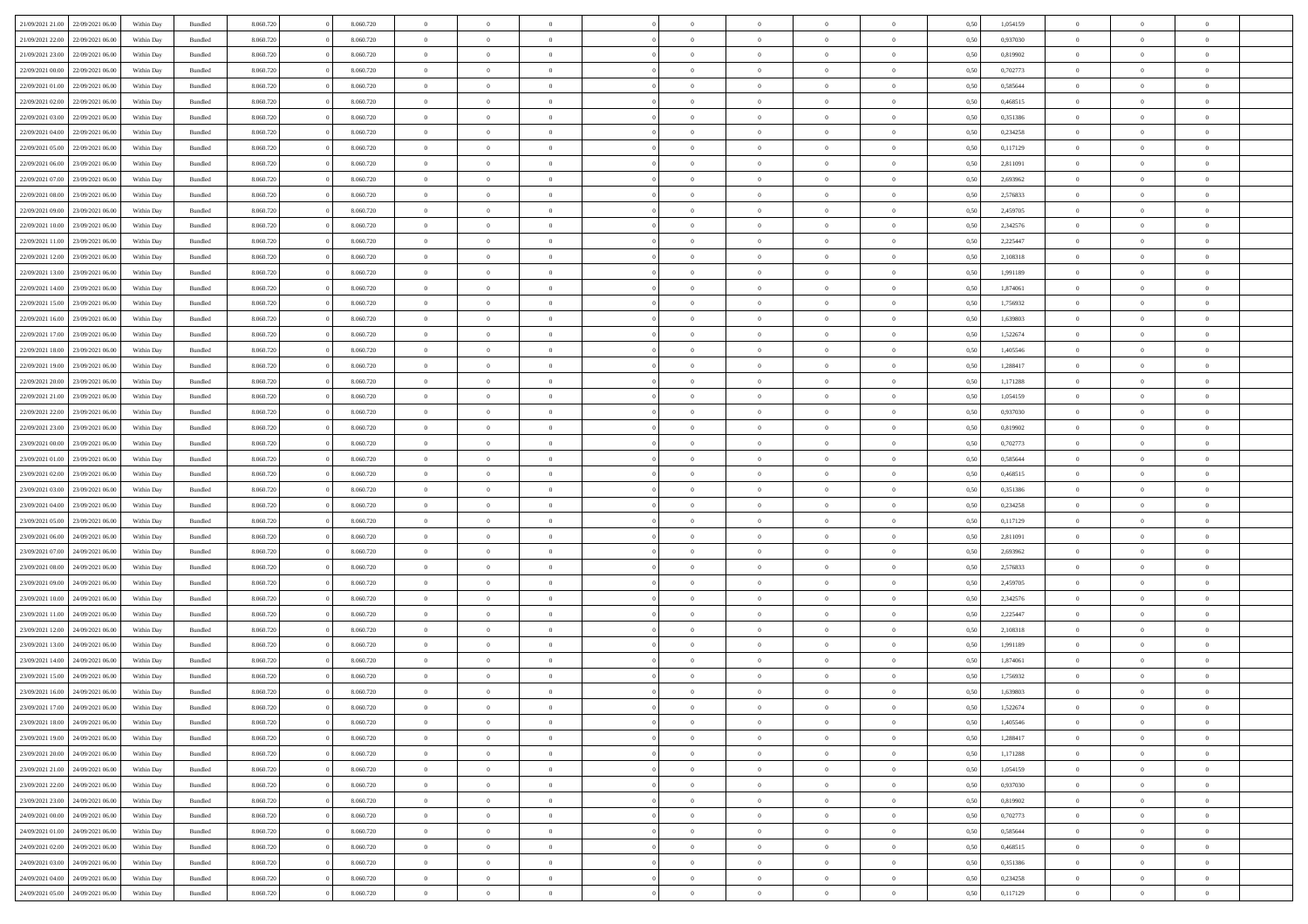| 21/09/2021 21:00 | 22/09/2021 06:00 | Within Day | Bundled | 8.060.720 | 0 | 8.060.720 | 0 | 0 | 0 | | 0 | 0 | 0 | 0 | 0,50 | 1,054159 | 0 | 0 | 0 | |
|---|---|---|---|---|---|---|---|---|---|---|---|---|---|---|---|---|---|---|---|---|
| 21/09/2021 22:00 | 22/09/2021 06:00 | Within Day | Bundled | 8.060.720 | 0 | 8.060.720 | 0 | 0 | 0 | | 0 | 0 | 0 | 0 | 0,50 | 0,937030 | 0 | 0 | 0 | |
| 21/09/2021 23:00 | 22/09/2021 06:00 | Within Day | Bundled | 8.060.720 | 0 | 8.060.720 | 0 | 0 | 0 | | 0 | 0 | 0 | 0 | 0,50 | 0,819902 | 0 | 0 | 0 | |
| 22/09/2021 00:00 | 22/09/2021 06:00 | Within Day | Bundled | 8.060.720 | 0 | 8.060.720 | 0 | 0 | 0 | | 0 | 0 | 0 | 0 | 0,50 | 0,702773 | 0 | 0 | 0 | |
| 22/09/2021 01:00 | 22/09/2021 06:00 | Within Day | Bundled | 8.060.720 | 0 | 8.060.720 | 0 | 0 | 0 | | 0 | 0 | 0 | 0 | 0,50 | 0,585644 | 0 | 0 | 0 | |
| 22/09/2021 02:00 | 22/09/2021 06:00 | Within Day | Bundled | 8.060.720 | 0 | 8.060.720 | 0 | 0 | 0 | | 0 | 0 | 0 | 0 | 0,50 | 0,468515 | 0 | 0 | 0 | |
| 22/09/2021 03:00 | 22/09/2021 06:00 | Within Day | Bundled | 8.060.720 | 0 | 8.060.720 | 0 | 0 | 0 | | 0 | 0 | 0 | 0 | 0,50 | 0,351386 | 0 | 0 | 0 | |
| 22/09/2021 04:00 | 22/09/2021 06:00 | Within Day | Bundled | 8.060.720 | 0 | 8.060.720 | 0 | 0 | 0 | | 0 | 0 | 0 | 0 | 0,50 | 0,234258 | 0 | 0 | 0 | |
| 22/09/2021 05:00 | 22/09/2021 06:00 | Within Day | Bundled | 8.060.720 | 0 | 8.060.720 | 0 | 0 | 0 | | 0 | 0 | 0 | 0 | 0,50 | 0,117129 | 0 | 0 | 0 | |
| 22/09/2021 06:00 | 23/09/2021 06:00 | Within Day | Bundled | 8.060.720 | 0 | 8.060.720 | 0 | 0 | 0 | | 0 | 0 | 0 | 0 | 0,50 | 2,811091 | 0 | 0 | 0 | |
| 22/09/2021 07:00 | 23/09/2021 06:00 | Within Day | Bundled | 8.060.720 | 0 | 8.060.720 | 0 | 0 | 0 | | 0 | 0 | 0 | 0 | 0,50 | 2,693962 | 0 | 0 | 0 | |
| 22/09/2021 08:00 | 23/09/2021 06:00 | Within Day | Bundled | 8.060.720 | 0 | 8.060.720 | 0 | 0 | 0 | | 0 | 0 | 0 | 0 | 0,50 | 2,576833 | 0 | 0 | 0 | |
| 22/09/2021 09:00 | 23/09/2021 06:00 | Within Day | Bundled | 8.060.720 | 0 | 8.060.720 | 0 | 0 | 0 | | 0 | 0 | 0 | 0 | 0,50 | 2,459705 | 0 | 0 | 0 | |
| 22/09/2021 10:00 | 23/09/2021 06:00 | Within Day | Bundled | 8.060.720 | 0 | 8.060.720 | 0 | 0 | 0 | | 0 | 0 | 0 | 0 | 0,50 | 2,342576 | 0 | 0 | 0 | |
| 22/09/2021 11:00 | 23/09/2021 06:00 | Within Day | Bundled | 8.060.720 | 0 | 8.060.720 | 0 | 0 | 0 | | 0 | 0 | 0 | 0 | 0,50 | 2,225447 | 0 | 0 | 0 | |
| 22/09/2021 12:00 | 23/09/2021 06:00 | Within Day | Bundled | 8.060.720 | 0 | 8.060.720 | 0 | 0 | 0 | | 0 | 0 | 0 | 0 | 0,50 | 2,108318 | 0 | 0 | 0 | |
| 22/09/2021 13:00 | 23/09/2021 06:00 | Within Day | Bundled | 8.060.720 | 0 | 8.060.720 | 0 | 0 | 0 | | 0 | 0 | 0 | 0 | 0,50 | 1,991189 | 0 | 0 | 0 | |
| 22/09/2021 14:00 | 23/09/2021 06:00 | Within Day | Bundled | 8.060.720 | 0 | 8.060.720 | 0 | 0 | 0 | | 0 | 0 | 0 | 0 | 0,50 | 1,874061 | 0 | 0 | 0 | |
| 22/09/2021 15:00 | 23/09/2021 06:00 | Within Day | Bundled | 8.060.720 | 0 | 8.060.720 | 0 | 0 | 0 | | 0 | 0 | 0 | 0 | 0,50 | 1,756932 | 0 | 0 | 0 | |
| 22/09/2021 16:00 | 23/09/2021 06:00 | Within Day | Bundled | 8.060.720 | 0 | 8.060.720 | 0 | 0 | 0 | | 0 | 0 | 0 | 0 | 0,50 | 1,639803 | 0 | 0 | 0 | |
| 22/09/2021 17:00 | 23/09/2021 06:00 | Within Day | Bundled | 8.060.720 | 0 | 8.060.720 | 0 | 0 | 0 | | 0 | 0 | 0 | 0 | 0,50 | 1,522674 | 0 | 0 | 0 | |
| 22/09/2021 18:00 | 23/09/2021 06:00 | Within Day | Bundled | 8.060.720 | 0 | 8.060.720 | 0 | 0 | 0 | | 0 | 0 | 0 | 0 | 0,50 | 1,405546 | 0 | 0 | 0 | |
| 22/09/2021 19:00 | 23/09/2021 06:00 | Within Day | Bundled | 8.060.720 | 0 | 8.060.720 | 0 | 0 | 0 | | 0 | 0 | 0 | 0 | 0,50 | 1,288417 | 0 | 0 | 0 | |
| 22/09/2021 20:00 | 23/09/2021 06:00 | Within Day | Bundled | 8.060.720 | 0 | 8.060.720 | 0 | 0 | 0 | | 0 | 0 | 0 | 0 | 0,50 | 1,171288 | 0 | 0 | 0 | |
| 22/09/2021 21:00 | 23/09/2021 06:00 | Within Day | Bundled | 8.060.720 | 0 | 8.060.720 | 0 | 0 | 0 | | 0 | 0 | 0 | 0 | 0,50 | 1,054159 | 0 | 0 | 0 | |
| 22/09/2021 22:00 | 23/09/2021 06:00 | Within Day | Bundled | 8.060.720 | 0 | 8.060.720 | 0 | 0 | 0 | | 0 | 0 | 0 | 0 | 0,50 | 0,937030 | 0 | 0 | 0 | |
| 22/09/2021 23:00 | 23/09/2021 06:00 | Within Day | Bundled | 8.060.720 | 0 | 8.060.720 | 0 | 0 | 0 | | 0 | 0 | 0 | 0 | 0,50 | 0,819902 | 0 | 0 | 0 | |
| 23/09/2021 00:00 | 23/09/2021 06:00 | Within Day | Bundled | 8.060.720 | 0 | 8.060.720 | 0 | 0 | 0 | | 0 | 0 | 0 | 0 | 0,50 | 0,702773 | 0 | 0 | 0 | |
| 23/09/2021 01:00 | 23/09/2021 06:00 | Within Day | Bundled | 8.060.720 | 0 | 8.060.720 | 0 | 0 | 0 | | 0 | 0 | 0 | 0 | 0,50 | 0,585644 | 0 | 0 | 0 | |
| 23/09/2021 02:00 | 23/09/2021 06:00 | Within Day | Bundled | 8.060.720 | 0 | 8.060.720 | 0 | 0 | 0 | | 0 | 0 | 0 | 0 | 0,50 | 0,468515 | 0 | 0 | 0 | |
| 23/09/2021 03:00 | 23/09/2021 06:00 | Within Day | Bundled | 8.060.720 | 0 | 8.060.720 | 0 | 0 | 0 | | 0 | 0 | 0 | 0 | 0,50 | 0,351386 | 0 | 0 | 0 | |
| 23/09/2021 04:00 | 23/09/2021 06:00 | Within Day | Bundled | 8.060.720 | 0 | 8.060.720 | 0 | 0 | 0 | | 0 | 0 | 0 | 0 | 0,50 | 0,234258 | 0 | 0 | 0 | |
| 23/09/2021 05:00 | 23/09/2021 06:00 | Within Day | Bundled | 8.060.720 | 0 | 8.060.720 | 0 | 0 | 0 | | 0 | 0 | 0 | 0 | 0,50 | 0,117129 | 0 | 0 | 0 | |
| 23/09/2021 06:00 | 24/09/2021 06:00 | Within Day | Bundled | 8.060.720 | 0 | 8.060.720 | 0 | 0 | 0 | | 0 | 0 | 0 | 0 | 0,50 | 2,811091 | 0 | 0 | 0 | |
| 23/09/2021 07:00 | 24/09/2021 06:00 | Within Day | Bundled | 8.060.720 | 0 | 8.060.720 | 0 | 0 | 0 | | 0 | 0 | 0 | 0 | 0,50 | 2,693962 | 0 | 0 | 0 | |
| 23/09/2021 08:00 | 24/09/2021 06:00 | Within Day | Bundled | 8.060.720 | 0 | 8.060.720 | 0 | 0 | 0 | | 0 | 0 | 0 | 0 | 0,50 | 2,576833 | 0 | 0 | 0 | |
| 23/09/2021 09:00 | 24/09/2021 06:00 | Within Day | Bundled | 8.060.720 | 0 | 8.060.720 | 0 | 0 | 0 | | 0 | 0 | 0 | 0 | 0,50 | 2,459705 | 0 | 0 | 0 | |
| 23/09/2021 10:00 | 24/09/2021 06:00 | Within Day | Bundled | 8.060.720 | 0 | 8.060.720 | 0 | 0 | 0 | | 0 | 0 | 0 | 0 | 0,50 | 2,342576 | 0 | 0 | 0 | |
| 23/09/2021 11:00 | 24/09/2021 06:00 | Within Day | Bundled | 8.060.720 | 0 | 8.060.720 | 0 | 0 | 0 | | 0 | 0 | 0 | 0 | 0,50 | 2,225447 | 0 | 0 | 0 | |
| 23/09/2021 12:00 | 24/09/2021 06:00 | Within Day | Bundled | 8.060.720 | 0 | 8.060.720 | 0 | 0 | 0 | | 0 | 0 | 0 | 0 | 0,50 | 2,108318 | 0 | 0 | 0 | |
| 23/09/2021 13:00 | 24/09/2021 06:00 | Within Day | Bundled | 8.060.720 | 0 | 8.060.720 | 0 | 0 | 0 | | 0 | 0 | 0 | 0 | 0,50 | 1,991189 | 0 | 0 | 0 | |
| 23/09/2021 14:00 | 24/09/2021 06:00 | Within Day | Bundled | 8.060.720 | 0 | 8.060.720 | 0 | 0 | 0 | | 0 | 0 | 0 | 0 | 0,50 | 1,874061 | 0 | 0 | 0 | |
| 23/09/2021 15:00 | 24/09/2021 06:00 | Within Day | Bundled | 8.060.720 | 0 | 8.060.720 | 0 | 0 | 0 | | 0 | 0 | 0 | 0 | 0,50 | 1,756932 | 0 | 0 | 0 | |
| 23/09/2021 16:00 | 24/09/2021 06:00 | Within Day | Bundled | 8.060.720 | 0 | 8.060.720 | 0 | 0 | 0 | | 0 | 0 | 0 | 0 | 0,50 | 1,639803 | 0 | 0 | 0 | |
| 23/09/2021 17:00 | 24/09/2021 06:00 | Within Day | Bundled | 8.060.720 | 0 | 8.060.720 | 0 | 0 | 0 | | 0 | 0 | 0 | 0 | 0,50 | 1,522674 | 0 | 0 | 0 | |
| 23/09/2021 18:00 | 24/09/2021 06:00 | Within Day | Bundled | 8.060.720 | 0 | 8.060.720 | 0 | 0 | 0 | | 0 | 0 | 0 | 0 | 0,50 | 1,405546 | 0 | 0 | 0 | |
| 23/09/2021 19:00 | 24/09/2021 06:00 | Within Day | Bundled | 8.060.720 | 0 | 8.060.720 | 0 | 0 | 0 | | 0 | 0 | 0 | 0 | 0,50 | 1,288417 | 0 | 0 | 0 | |
| 23/09/2021 20:00 | 24/09/2021 06:00 | Within Day | Bundled | 8.060.720 | 0 | 8.060.720 | 0 | 0 | 0 | | 0 | 0 | 0 | 0 | 0,50 | 1,171288 | 0 | 0 | 0 | |
| 23/09/2021 21:00 | 24/09/2021 06:00 | Within Day | Bundled | 8.060.720 | 0 | 8.060.720 | 0 | 0 | 0 | | 0 | 0 | 0 | 0 | 0,50 | 1,054159 | 0 | 0 | 0 | |
| 23/09/2021 22:00 | 24/09/2021 06:00 | Within Day | Bundled | 8.060.720 | 0 | 8.060.720 | 0 | 0 | 0 | | 0 | 0 | 0 | 0 | 0,50 | 0,937030 | 0 | 0 | 0 | |
| 23/09/2021 23:00 | 24/09/2021 06:00 | Within Day | Bundled | 8.060.720 | 0 | 8.060.720 | 0 | 0 | 0 | | 0 | 0 | 0 | 0 | 0,50 | 0,819902 | 0 | 0 | 0 | |
| 24/09/2021 00:00 | 24/09/2021 06:00 | Within Day | Bundled | 8.060.720 | 0 | 8.060.720 | 0 | 0 | 0 | | 0 | 0 | 0 | 0 | 0,50 | 0,702773 | 0 | 0 | 0 | |
| 24/09/2021 01:00 | 24/09/2021 06:00 | Within Day | Bundled | 8.060.720 | 0 | 8.060.720 | 0 | 0 | 0 | | 0 | 0 | 0 | 0 | 0,50 | 0,585644 | 0 | 0 | 0 | |
| 24/09/2021 02:00 | 24/09/2021 06:00 | Within Day | Bundled | 8.060.720 | 0 | 8.060.720 | 0 | 0 | 0 | | 0 | 0 | 0 | 0 | 0,50 | 0,468515 | 0 | 0 | 0 | |
| 24/09/2021 03:00 | 24/09/2021 06:00 | Within Day | Bundled | 8.060.720 | 0 | 8.060.720 | 0 | 0 | 0 | | 0 | 0 | 0 | 0 | 0,50 | 0,351386 | 0 | 0 | 0 | |
| 24/09/2021 04:00 | 24/09/2021 06:00 | Within Day | Bundled | 8.060.720 | 0 | 8.060.720 | 0 | 0 | 0 | | 0 | 0 | 0 | 0 | 0,50 | 0,234258 | 0 | 0 | 0 | |
| 24/09/2021 05:00 | 24/09/2021 06:00 | Within Day | Bundled | 8.060.720 | 0 | 8.060.720 | 0 | 0 | 0 | | 0 | 0 | 0 | 0 | 0,50 | 0,117129 | 0 | 0 | 0 | |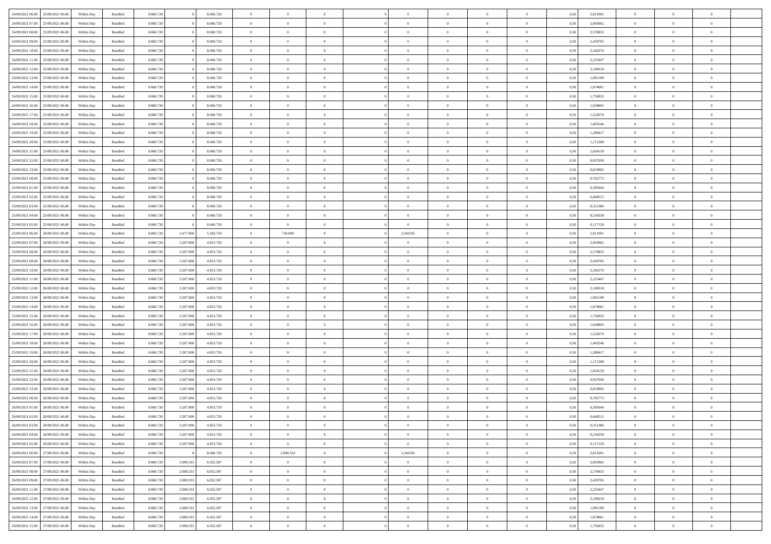| | | | | | | | | | | | | | | | | | | | | |
|---|---|---|---|---|---|---|---|---|---|---|---|---|---|---|---|---|---|---|---|---|
| 24/09/2021 06:00 | 25/09/2021 06:00 | Within Day | Bundled | 8.060.720 | 0 | 8.060.720 | 0 | 0 | 0 | 0 | 0 | 0 | 0 | 0 | 0,50 | 2,811091 | 0 | 0 | 0 | |
| 24/09/2021 07:00 | 25/09/2021 06:00 | Within Day | Bundled | 8.060.720 | 0 | 8.060.720 | 0 | 0 | 0 | 0 | 0 | 0 | 0 | 0 | 0,50 | 2,693962 | 0 | 0 | 0 | |
| 24/09/2021 08:00 | 25/09/2021 06:00 | Within Day | Bundled | 8.060.720 | 0 | 8.060.720 | 0 | 0 | 0 | 0 | 0 | 0 | 0 | 0 | 0,50 | 2,576833 | 0 | 0 | 0 | |
| 24/09/2021 09:00 | 25/09/2021 06:00 | Within Day | Bundled | 8.060.720 | 0 | 8.060.720 | 0 | 0 | 0 | 0 | 0 | 0 | 0 | 0 | 0,50 | 2,459705 | 0 | 0 | 0 | |
| 24/09/2021 10:00 | 25/09/2021 06:00 | Within Day | Bundled | 8.060.720 | 0 | 8.060.720 | 0 | 0 | 0 | 0 | 0 | 0 | 0 | 0 | 0,50 | 2,342576 | 0 | 0 | 0 | |
| 24/09/2021 11:00 | 25/09/2021 06:00 | Within Day | Bundled | 8.060.720 | 0 | 8.060.720 | 0 | 0 | 0 | 0 | 0 | 0 | 0 | 0 | 0,50 | 2,225447 | 0 | 0 | 0 | |
| 24/09/2021 12:00 | 25/09/2021 06:00 | Within Day | Bundled | 8.060.720 | 0 | 8.060.720 | 0 | 0 | 0 | 0 | 0 | 0 | 0 | 0 | 0,50 | 2,108318 | 0 | 0 | 0 | |
| 24/09/2021 13:00 | 25/09/2021 06:00 | Within Day | Bundled | 8.060.720 | 0 | 8.060.720 | 0 | 0 | 0 | 0 | 0 | 0 | 0 | 0 | 0,50 | 1,991189 | 0 | 0 | 0 | |
| 24/09/2021 14:00 | 25/09/2021 06:00 | Within Day | Bundled | 8.060.720 | 0 | 8.060.720 | 0 | 0 | 0 | 0 | 0 | 0 | 0 | 0 | 0,50 | 1,874061 | 0 | 0 | 0 | |
| 24/09/2021 15:00 | 25/09/2021 06:00 | Within Day | Bundled | 8.060.720 | 0 | 8.060.720 | 0 | 0 | 0 | 0 | 0 | 0 | 0 | 0 | 0,50 | 1,756932 | 0 | 0 | 0 | |
| 24/09/2021 16:00 | 25/09/2021 06:00 | Within Day | Bundled | 8.060.720 | 0 | 8.060.720 | 0 | 0 | 0 | 0 | 0 | 0 | 0 | 0 | 0,50 | 1,639803 | 0 | 0 | 0 | |
| 24/09/2021 17:00 | 25/09/2021 06:00 | Within Day | Bundled | 8.060.720 | 0 | 8.060.720 | 0 | 0 | 0 | 0 | 0 | 0 | 0 | 0 | 0,50 | 1,522674 | 0 | 0 | 0 | |
| 24/09/2021 18:00 | 25/09/2021 06:00 | Within Day | Bundled | 8.060.720 | 0 | 8.060.720 | 0 | 0 | 0 | 0 | 0 | 0 | 0 | 0 | 0,50 | 1,405546 | 0 | 0 | 0 | |
| 24/09/2021 19:00 | 25/09/2021 06:00 | Within Day | Bundled | 8.060.720 | 0 | 8.060.720 | 0 | 0 | 0 | 0 | 0 | 0 | 0 | 0 | 0,50 | 1,288417 | 0 | 0 | 0 | |
| 24/09/2021 20:00 | 25/09/2021 06:00 | Within Day | Bundled | 8.060.720 | 0 | 8.060.720 | 0 | 0 | 0 | 0 | 0 | 0 | 0 | 0 | 0,50 | 1,171288 | 0 | 0 | 0 | |
| 24/09/2021 21:00 | 25/09/2021 06:00 | Within Day | Bundled | 8.060.720 | 0 | 8.060.720 | 0 | 0 | 0 | 0 | 0 | 0 | 0 | 0 | 0,50 | 1,054159 | 0 | 0 | 0 | |
| 24/09/2021 22:00 | 25/09/2021 06:00 | Within Day | Bundled | 8.060.720 | 0 | 8.060.720 | 0 | 0 | 0 | 0 | 0 | 0 | 0 | 0 | 0,50 | 0,937030 | 0 | 0 | 0 | |
| 24/09/2021 23:00 | 25/09/2021 06:00 | Within Day | Bundled | 8.060.720 | 0 | 8.060.720 | 0 | 0 | 0 | 0 | 0 | 0 | 0 | 0 | 0,50 | 0,819902 | 0 | 0 | 0 | |
| 25/09/2021 00:00 | 25/09/2021 06:00 | Within Day | Bundled | 8.060.720 | 0 | 8.060.720 | 0 | 0 | 0 | 0 | 0 | 0 | 0 | 0 | 0,50 | 0,702773 | 0 | 0 | 0 | |
| 25/09/2021 01:00 | 25/09/2021 06:00 | Within Day | Bundled | 8.060.720 | 0 | 8.060.720 | 0 | 0 | 0 | 0 | 0 | 0 | 0 | 0 | 0,50 | 0,585644 | 0 | 0 | 0 | |
| 25/09/2021 02:00 | 25/09/2021 06:00 | Within Day | Bundled | 8.060.720 | 0 | 8.060.720 | 0 | 0 | 0 | 0 | 0 | 0 | 0 | 0 | 0,50 | 0,468515 | 0 | 0 | 0 | |
| 25/09/2021 03:00 | 25/09/2021 06:00 | Within Day | Bundled | 8.060.720 | 0 | 8.060.720 | 0 | 0 | 0 | 0 | 0 | 0 | 0 | 0 | 0,50 | 0,351386 | 0 | 0 | 0 | |
| 25/09/2021 04:00 | 25/09/2021 06:00 | Within Day | Bundled | 8.060.720 | 0 | 8.060.720 | 0 | 0 | 0 | 0 | 0 | 0 | 0 | 0 | 0,50 | 0,234258 | 0 | 0 | 0 | |
| 25/09/2021 05:00 | 25/09/2021 06:00 | Within Day | Bundled | 8.060.720 | 0 | 8.060.720 | 0 | 0 | 0 | 0 | 0 | 0 | 0 | 0 | 0,50 | 0,117129 | 0 | 0 | 0 | |
| 25/09/2021 06:00 | 26/09/2021 06:00 | Within Day | Bundled | 8.060.720 | 2.477.000 | 5.583.720 | 0 | 730.000 | 0 | 0 | 3,342591 | 0 | 0 | 0 | 0,50 | 2,811091 | 0 | 0 | 0 | |
| 25/09/2021 07:00 | 26/09/2021 06:00 | Within Day | Bundled | 8.060.720 | 3.207.000 | 4.853.720 | 0 | 0 | 0 | 0 | 0 | 0 | 0 | 0 | 0,50 | 2,693962 | 0 | 0 | 0 | |
| 25/09/2021 08:00 | 26/09/2021 06:00 | Within Day | Bundled | 8.060.720 | 3.207.000 | 4.853.720 | 0 | 0 | 0 | 0 | 0 | 0 | 0 | 0 | 0,50 | 2,576833 | 0 | 0 | 0 | |
| 25/09/2021 09:00 | 26/09/2021 06:00 | Within Day | Bundled | 8.060.720 | 3.207.000 | 4.853.720 | 0 | 0 | 0 | 0 | 0 | 0 | 0 | 0 | 0,50 | 2,459705 | 0 | 0 | 0 | |
| 25/09/2021 10:00 | 26/09/2021 06:00 | Within Day | Bundled | 8.060.720 | 3.207.000 | 4.853.720 | 0 | 0 | 0 | 0 | 0 | 0 | 0 | 0 | 0,50 | 2,342576 | 0 | 0 | 0 | |
| 25/09/2021 11:00 | 26/09/2021 06:00 | Within Day | Bundled | 8.060.720 | 3.207.000 | 4.853.720 | 0 | 0 | 0 | 0 | 0 | 0 | 0 | 0 | 0,50 | 2,225447 | 0 | 0 | 0 | |
| 25/09/2021 12:00 | 26/09/2021 06:00 | Within Day | Bundled | 8.060.720 | 3.207.000 | 4.853.720 | 0 | 0 | 0 | 0 | 0 | 0 | 0 | 0 | 0,50 | 2,108318 | 0 | 0 | 0 | |
| 25/09/2021 13:00 | 26/09/2021 06:00 | Within Day | Bundled | 8.060.720 | 3.207.000 | 4.853.720 | 0 | 0 | 0 | 0 | 0 | 0 | 0 | 0 | 0,50 | 1,991189 | 0 | 0 | 0 | |
| 25/09/2021 14:00 | 26/09/2021 06:00 | Within Day | Bundled | 8.060.720 | 3.207.000 | 4.853.720 | 0 | 0 | 0 | 0 | 0 | 0 | 0 | 0 | 0,50 | 1,874061 | 0 | 0 | 0 | |
| 25/09/2021 15:00 | 26/09/2021 06:00 | Within Day | Bundled | 8.060.720 | 3.207.000 | 4.853.720 | 0 | 0 | 0 | 0 | 0 | 0 | 0 | 0 | 0,50 | 1,756932 | 0 | 0 | 0 | |
| 25/09/2021 16:00 | 26/09/2021 06:00 | Within Day | Bundled | 8.060.720 | 3.207.000 | 4.853.720 | 0 | 0 | 0 | 0 | 0 | 0 | 0 | 0 | 0,50 | 1,639803 | 0 | 0 | 0 | |
| 25/09/2021 17:00 | 26/09/2021 06:00 | Within Day | Bundled | 8.060.720 | 3.207.000 | 4.853.720 | 0 | 0 | 0 | 0 | 0 | 0 | 0 | 0 | 0,50 | 1,522674 | 0 | 0 | 0 | |
| 25/09/2021 18:00 | 26/09/2021 06:00 | Within Day | Bundled | 8.060.720 | 3.207.000 | 4.853.720 | 0 | 0 | 0 | 0 | 0 | 0 | 0 | 0 | 0,50 | 1,405546 | 0 | 0 | 0 | |
| 25/09/2021 19:00 | 26/09/2021 06:00 | Within Day | Bundled | 8.060.720 | 3.207.000 | 4.853.720 | 0 | 0 | 0 | 0 | 0 | 0 | 0 | 0 | 0,50 | 1,288417 | 0 | 0 | 0 | |
| 25/09/2021 20:00 | 26/09/2021 06:00 | Within Day | Bundled | 8.060.720 | 3.207.000 | 4.853.720 | 0 | 0 | 0 | 0 | 0 | 0 | 0 | 0 | 0,50 | 1,171288 | 0 | 0 | 0 | |
| 25/09/2021 21:00 | 26/09/2021 06:00 | Within Day | Bundled | 8.060.720 | 3.207.000 | 4.853.720 | 0 | 0 | 0 | 0 | 0 | 0 | 0 | 0 | 0,50 | 1,054159 | 0 | 0 | 0 | |
| 25/09/2021 22:00 | 26/09/2021 06:00 | Within Day | Bundled | 8.060.720 | 3.207.000 | 4.853.720 | 0 | 0 | 0 | 0 | 0 | 0 | 0 | 0 | 0,50 | 0,937030 | 0 | 0 | 0 | |
| 25/09/2021 23:00 | 26/09/2021 06:00 | Within Day | Bundled | 8.060.720 | 3.207.000 | 4.853.720 | 0 | 0 | 0 | 0 | 0 | 0 | 0 | 0 | 0,50 | 0,819902 | 0 | 0 | 0 | |
| 26/09/2021 00:00 | 26/09/2021 06:00 | Within Day | Bundled | 8.060.720 | 3.207.000 | 4.853.720 | 0 | 0 | 0 | 0 | 0 | 0 | 0 | 0 | 0,50 | 0,702773 | 0 | 0 | 0 | |
| 26/09/2021 01:00 | 26/09/2021 06:00 | Within Day | Bundled | 8.060.720 | 3.207.000 | 4.853.720 | 0 | 0 | 0 | 0 | 0 | 0 | 0 | 0 | 0,50 | 0,585644 | 0 | 0 | 0 | |
| 26/09/2021 02:00 | 26/09/2021 06:00 | Within Day | Bundled | 8.060.720 | 3.207.000 | 4.853.720 | 0 | 0 | 0 | 0 | 0 | 0 | 0 | 0 | 0,50 | 0,468515 | 0 | 0 | 0 | |
| 26/09/2021 03:00 | 26/09/2021 06:00 | Within Day | Bundled | 8.060.720 | 3.207.000 | 4.853.720 | 0 | 0 | 0 | 0 | 0 | 0 | 0 | 0 | 0,50 | 0,351386 | 0 | 0 | 0 | |
| 26/09/2021 04:00 | 26/09/2021 06:00 | Within Day | Bundled | 8.060.720 | 3.207.000 | 4.853.720 | 0 | 0 | 0 | 0 | 0 | 0 | 0 | 0 | 0,50 | 0,234258 | 0 | 0 | 0 | |
| 26/09/2021 05:00 | 26/09/2021 06:00 | Within Day | Bundled | 8.060.720 | 3.207.000 | 4.853.720 | 0 | 0 | 0 | 0 | 0 | 0 | 0 | 0 | 0,50 | 0,117129 | 0 | 0 | 0 | |
| 26/09/2021 06:00 | 27/09/2021 06:00 | Within Day | Bundled | 8.060.720 | 0 | 8.060.720 | 0 | 2.008.333 | 0 | 0 | 3,342591 | 0 | 0 | 0 | 0,50 | 2,811091 | 0 | 0 | 0 | |
| 26/09/2021 07:00 | 27/09/2021 06:00 | Within Day | Bundled | 8.060.720 | 2.008.333 | 6.052.387 | 0 | 0 | 0 | 0 | 0 | 0 | 0 | 0 | 0,50 | 2,693962 | 0 | 0 | 0 | |
| 26/09/2021 08:00 | 27/09/2021 06:00 | Within Day | Bundled | 8.060.720 | 2.008.333 | 6.052.387 | 0 | 0 | 0 | 0 | 0 | 0 | 0 | 0 | 0,50 | 2,576833 | 0 | 0 | 0 | |
| 26/09/2021 09:00 | 27/09/2021 06:00 | Within Day | Bundled | 8.060.720 | 2.008.333 | 6.052.387 | 0 | 0 | 0 | 0 | 0 | 0 | 0 | 0 | 0,50 | 2,459705 | 0 | 0 | 0 | |
| 26/09/2021 11:00 | 27/09/2021 06:00 | Within Day | Bundled | 8.060.720 | 2.008.333 | 6.052.387 | 0 | 0 | 0 | 0 | 0 | 0 | 0 | 0 | 0,50 | 2,225447 | 0 | 0 | 0 | |
| 26/09/2021 12:00 | 27/09/2021 06:00 | Within Day | Bundled | 8.060.720 | 2.008.333 | 6.052.387 | 0 | 0 | 0 | 0 | 0 | 0 | 0 | 0 | 0,50 | 2,108318 | 0 | 0 | 0 | |
| 26/09/2021 13:00 | 27/09/2021 06:00 | Within Day | Bundled | 8.060.720 | 2.008.333 | 6.052.387 | 0 | 0 | 0 | 0 | 0 | 0 | 0 | 0 | 0,50 | 1,991189 | 0 | 0 | 0 | |
| 26/09/2021 14:00 | 27/09/2021 06:00 | Within Day | Bundled | 8.060.720 | 2.008.333 | 6.052.387 | 0 | 0 | 0 | 0 | 0 | 0 | 0 | 0 | 0,50 | 1,874061 | 0 | 0 | 0 | |
| 26/09/2021 15:00 | 27/09/2021 06:00 | Within Day | Bundled | 8.060.720 | 2.008.333 | 6.052.387 | 0 | 0 | 0 | 0 | 0 | 0 | 0 | 0 | 0,50 | 1,756932 | 0 | 0 | 0 | |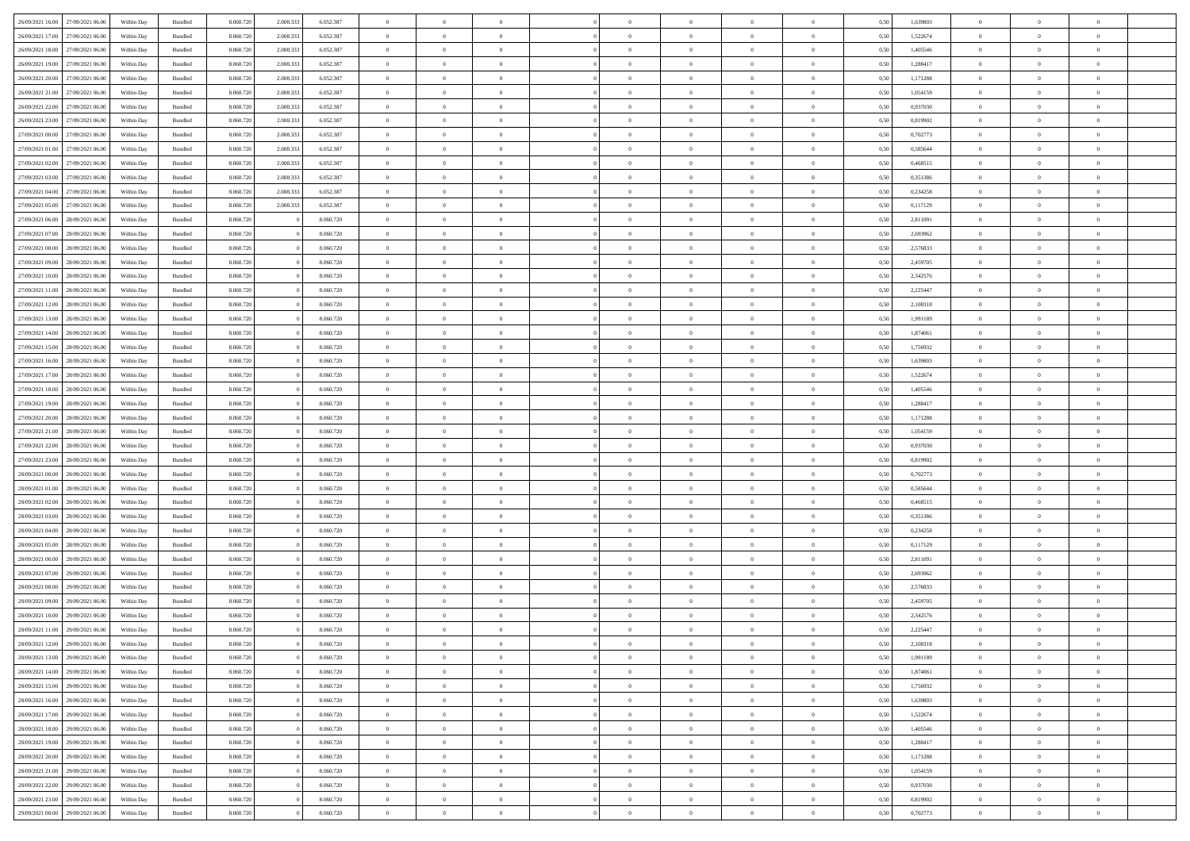| | | | | | | | | | | | | | | | | | | | | | |
|---|---|---|---|---|---|---|---|---|---|---|---|---|---|---|---|---|---|---|---|---|---|
| 26/09/2021 16:00 | 27/09/2021 06:00 | Within Day | Bundled | 8.060.720 | 2.008.333 | 6.052.387 | 0 | 0 | 0 | | 0 | 0 | 0 | 0 | 0,50 | 1,639803 | 0 | 0 | 0 | |
| 26/09/2021 17:00 | 27/09/2021 06:00 | Within Day | Bundled | 8.060.720 | 2.008.333 | 6.052.387 | 0 | 0 | 0 | | 0 | 0 | 0 | 0 | 0,50 | 1,522674 | 0 | 0 | 0 | |
| 26/09/2021 18:00 | 27/09/2021 06:00 | Within Day | Bundled | 8.060.720 | 2.008.333 | 6.052.387 | 0 | 0 | 0 | | 0 | 0 | 0 | 0 | 0,50 | 1,405546 | 0 | 0 | 0 | |
| 26/09/2021 19:00 | 27/09/2021 06:00 | Within Day | Bundled | 8.060.720 | 2.008.333 | 6.052.387 | 0 | 0 | 0 | | 0 | 0 | 0 | 0 | 0,50 | 1,288417 | 0 | 0 | 0 | |
| 26/09/2021 20:00 | 27/09/2021 06:00 | Within Day | Bundled | 8.060.720 | 2.008.333 | 6.052.387 | 0 | 0 | 0 | | 0 | 0 | 0 | 0 | 0,50 | 1,171288 | 0 | 0 | 0 | |
| 26/09/2021 21:00 | 27/09/2021 06:00 | Within Day | Bundled | 8.060.720 | 2.008.333 | 6.052.387 | 0 | 0 | 0 | | 0 | 0 | 0 | 0 | 0,50 | 1,054159 | 0 | 0 | 0 | |
| 26/09/2021 22:00 | 27/09/2021 06:00 | Within Day | Bundled | 8.060.720 | 2.008.333 | 6.052.387 | 0 | 0 | 0 | | 0 | 0 | 0 | 0 | 0,50 | 0,937030 | 0 | 0 | 0 | |
| 26/09/2021 23:00 | 27/09/2021 06:00 | Within Day | Bundled | 8.060.720 | 2.008.333 | 6.052.387 | 0 | 0 | 0 | | 0 | 0 | 0 | 0 | 0,50 | 0,819902 | 0 | 0 | 0 | |
| 27/09/2021 00:00 | 27/09/2021 06:00 | Within Day | Bundled | 8.060.720 | 2.008.333 | 6.052.387 | 0 | 0 | 0 | | 0 | 0 | 0 | 0 | 0,50 | 0,702773 | 0 | 0 | 0 | |
| 27/09/2021 01:00 | 27/09/2021 06:00 | Within Day | Bundled | 8.060.720 | 2.008.333 | 6.052.387 | 0 | 0 | 0 | | 0 | 0 | 0 | 0 | 0,50 | 0,585644 | 0 | 0 | 0 | |
| 27/09/2021 02:00 | 27/09/2021 06:00 | Within Day | Bundled | 8.060.720 | 2.008.333 | 6.052.387 | 0 | 0 | 0 | | 0 | 0 | 0 | 0 | 0,50 | 0,468515 | 0 | 0 | 0 | |
| 27/09/2021 03:00 | 27/09/2021 06:00 | Within Day | Bundled | 8.060.720 | 2.008.333 | 6.052.387 | 0 | 0 | 0 | | 0 | 0 | 0 | 0 | 0,50 | 0,351386 | 0 | 0 | 0 | |
| 27/09/2021 04:00 | 27/09/2021 06:00 | Within Day | Bundled | 8.060.720 | 2.008.333 | 6.052.387 | 0 | 0 | 0 | | 0 | 0 | 0 | 0 | 0,50 | 0,234258 | 0 | 0 | 0 | |
| 27/09/2021 05:00 | 27/09/2021 06:00 | Within Day | Bundled | 8.060.720 | 2.008.333 | 6.052.387 | 0 | 0 | 0 | | 0 | 0 | 0 | 0 | 0,50 | 0,117129 | 0 | 0 | 0 | |
| 27/09/2021 06:00 | 28/09/2021 06:00 | Within Day | Bundled | 8.060.720 | 0 | 8.060.720 | 0 | 0 | 0 | | 0 | 0 | 0 | 0 | 0,50 | 2,811091 | 0 | 0 | 0 | |
| 27/09/2021 07:00 | 28/09/2021 06:00 | Within Day | Bundled | 8.060.720 | 0 | 8.060.720 | 0 | 0 | 0 | | 0 | 0 | 0 | 0 | 0,50 | 2,693962 | 0 | 0 | 0 | |
| 27/09/2021 08:00 | 28/09/2021 06:00 | Within Day | Bundled | 8.060.720 | 0 | 8.060.720 | 0 | 0 | 0 | | 0 | 0 | 0 | 0 | 0,50 | 2,576833 | 0 | 0 | 0 | |
| 27/09/2021 09:00 | 28/09/2021 06:00 | Within Day | Bundled | 8.060.720 | 0 | 8.060.720 | 0 | 0 | 0 | | 0 | 0 | 0 | 0 | 0,50 | 2,459705 | 0 | 0 | 0 | |
| 27/09/2021 10:00 | 28/09/2021 06:00 | Within Day | Bundled | 8.060.720 | 0 | 8.060.720 | 0 | 0 | 0 | | 0 | 0 | 0 | 0 | 0,50 | 2,342576 | 0 | 0 | 0 | |
| 27/09/2021 11:00 | 28/09/2021 06:00 | Within Day | Bundled | 8.060.720 | 0 | 8.060.720 | 0 | 0 | 0 | | 0 | 0 | 0 | 0 | 0,50 | 2,225447 | 0 | 0 | 0 | |
| 27/09/2021 12:00 | 28/09/2021 06:00 | Within Day | Bundled | 8.060.720 | 0 | 8.060.720 | 0 | 0 | 0 | | 0 | 0 | 0 | 0 | 0,50 | 2,108318 | 0 | 0 | 0 | |
| 27/09/2021 13:00 | 28/09/2021 06:00 | Within Day | Bundled | 8.060.720 | 0 | 8.060.720 | 0 | 0 | 0 | | 0 | 0 | 0 | 0 | 0,50 | 1,991189 | 0 | 0 | 0 | |
| 27/09/2021 14:00 | 28/09/2021 06:00 | Within Day | Bundled | 8.060.720 | 0 | 8.060.720 | 0 | 0 | 0 | | 0 | 0 | 0 | 0 | 0,50 | 1,874061 | 0 | 0 | 0 | |
| 27/09/2021 15:00 | 28/09/2021 06:00 | Within Day | Bundled | 8.060.720 | 0 | 8.060.720 | 0 | 0 | 0 | | 0 | 0 | 0 | 0 | 0,50 | 1,756932 | 0 | 0 | 0 | |
| 27/09/2021 16:00 | 28/09/2021 06:00 | Within Day | Bundled | 8.060.720 | 0 | 8.060.720 | 0 | 0 | 0 | | 0 | 0 | 0 | 0 | 0,50 | 1,639803 | 0 | 0 | 0 | |
| 27/09/2021 17:00 | 28/09/2021 06:00 | Within Day | Bundled | 8.060.720 | 0 | 8.060.720 | 0 | 0 | 0 | | 0 | 0 | 0 | 0 | 0,50 | 1,522674 | 0 | 0 | 0 | |
| 27/09/2021 18:00 | 28/09/2021 06:00 | Within Day | Bundled | 8.060.720 | 0 | 8.060.720 | 0 | 0 | 0 | | 0 | 0 | 0 | 0 | 0,50 | 1,405546 | 0 | 0 | 0 | |
| 27/09/2021 19:00 | 28/09/2021 06:00 | Within Day | Bundled | 8.060.720 | 0 | 8.060.720 | 0 | 0 | 0 | | 0 | 0 | 0 | 0 | 0,50 | 1,288417 | 0 | 0 | 0 | |
| 27/09/2021 20:00 | 28/09/2021 06:00 | Within Day | Bundled | 8.060.720 | 0 | 8.060.720 | 0 | 0 | 0 | | 0 | 0 | 0 | 0 | 0,50 | 1,171288 | 0 | 0 | 0 | |
| 27/09/2021 21:00 | 28/09/2021 06:00 | Within Day | Bundled | 8.060.720 | 0 | 8.060.720 | 0 | 0 | 0 | | 0 | 0 | 0 | 0 | 0,50 | 1,054159 | 0 | 0 | 0 | |
| 27/09/2021 22:00 | 28/09/2021 06:00 | Within Day | Bundled | 8.060.720 | 0 | 8.060.720 | 0 | 0 | 0 | | 0 | 0 | 0 | 0 | 0,50 | 0,937030 | 0 | 0 | 0 | |
| 27/09/2021 23:00 | 28/09/2021 06:00 | Within Day | Bundled | 8.060.720 | 0 | 8.060.720 | 0 | 0 | 0 | | 0 | 0 | 0 | 0 | 0,50 | 0,819902 | 0 | 0 | 0 | |
| 28/09/2021 00:00 | 28/09/2021 06:00 | Within Day | Bundled | 8.060.720 | 0 | 8.060.720 | 0 | 0 | 0 | | 0 | 0 | 0 | 0 | 0,50 | 0,702773 | 0 | 0 | 0 | |
| 28/09/2021 01:00 | 28/09/2021 06:00 | Within Day | Bundled | 8.060.720 | 0 | 8.060.720 | 0 | 0 | 0 | | 0 | 0 | 0 | 0 | 0,50 | 0,585644 | 0 | 0 | 0 | |
| 28/09/2021 02:00 | 28/09/2021 06:00 | Within Day | Bundled | 8.060.720 | 0 | 8.060.720 | 0 | 0 | 0 | | 0 | 0 | 0 | 0 | 0,50 | 0,468515 | 0 | 0 | 0 | |
| 28/09/2021 03:00 | 28/09/2021 06:00 | Within Day | Bundled | 8.060.720 | 0 | 8.060.720 | 0 | 0 | 0 | | 0 | 0 | 0 | 0 | 0,50 | 0,351386 | 0 | 0 | 0 | |
| 28/09/2021 04:00 | 28/09/2021 06:00 | Within Day | Bundled | 8.060.720 | 0 | 8.060.720 | 0 | 0 | 0 | | 0 | 0 | 0 | 0 | 0,50 | 0,234258 | 0 | 0 | 0 | |
| 28/09/2021 05:00 | 28/09/2021 06:00 | Within Day | Bundled | 8.060.720 | 0 | 8.060.720 | 0 | 0 | 0 | | 0 | 0 | 0 | 0 | 0,50 | 0,117129 | 0 | 0 | 0 | |
| 28/09/2021 06:00 | 29/09/2021 06:00 | Within Day | Bundled | 8.060.720 | 0 | 8.060.720 | 0 | 0 | 0 | | 0 | 0 | 0 | 0 | 0,50 | 2,811091 | 0 | 0 | 0 | |
| 28/09/2021 07:00 | 29/09/2021 06:00 | Within Day | Bundled | 8.060.720 | 0 | 8.060.720 | 0 | 0 | 0 | | 0 | 0 | 0 | 0 | 0,50 | 2,693962 | 0 | 0 | 0 | |
| 28/09/2021 08:00 | 29/09/2021 06:00 | Within Day | Bundled | 8.060.720 | 0 | 8.060.720 | 0 | 0 | 0 | | 0 | 0 | 0 | 0 | 0,50 | 2,576833 | 0 | 0 | 0 | |
| 28/09/2021 09:00 | 29/09/2021 06:00 | Within Day | Bundled | 8.060.720 | 0 | 8.060.720 | 0 | 0 | 0 | | 0 | 0 | 0 | 0 | 0,50 | 2,459705 | 0 | 0 | 0 | |
| 28/09/2021 10:00 | 29/09/2021 06:00 | Within Day | Bundled | 8.060.720 | 0 | 8.060.720 | 0 | 0 | 0 | | 0 | 0 | 0 | 0 | 0,50 | 2,342576 | 0 | 0 | 0 | |
| 28/09/2021 11:00 | 29/09/2021 06:00 | Within Day | Bundled | 8.060.720 | 0 | 8.060.720 | 0 | 0 | 0 | | 0 | 0 | 0 | 0 | 0,50 | 2,225447 | 0 | 0 | 0 | |
| 28/09/2021 12:00 | 29/09/2021 06:00 | Within Day | Bundled | 8.060.720 | 0 | 8.060.720 | 0 | 0 | 0 | | 0 | 0 | 0 | 0 | 0,50 | 2,108318 | 0 | 0 | 0 | |
| 28/09/2021 13:00 | 29/09/2021 06:00 | Within Day | Bundled | 8.060.720 | 0 | 8.060.720 | 0 | 0 | 0 | | 0 | 0 | 0 | 0 | 0,50 | 1,991189 | 0 | 0 | 0 | |
| 28/09/2021 14:00 | 29/09/2021 06:00 | Within Day | Bundled | 8.060.720 | 0 | 8.060.720 | 0 | 0 | 0 | | 0 | 0 | 0 | 0 | 0,50 | 1,874061 | 0 | 0 | 0 | |
| 28/09/2021 15:00 | 29/09/2021 06:00 | Within Day | Bundled | 8.060.720 | 0 | 8.060.720 | 0 | 0 | 0 | | 0 | 0 | 0 | 0 | 0,50 | 1,756932 | 0 | 0 | 0 | |
| 28/09/2021 16:00 | 29/09/2021 06:00 | Within Day | Bundled | 8.060.720 | 0 | 8.060.720 | 0 | 0 | 0 | | 0 | 0 | 0 | 0 | 0,50 | 1,639803 | 0 | 0 | 0 | |
| 28/09/2021 17:00 | 29/09/2021 06:00 | Within Day | Bundled | 8.060.720 | 0 | 8.060.720 | 0 | 0 | 0 | | 0 | 0 | 0 | 0 | 0,50 | 1,522674 | 0 | 0 | 0 | |
| 28/09/2021 18:00 | 29/09/2021 06:00 | Within Day | Bundled | 8.060.720 | 0 | 8.060.720 | 0 | 0 | 0 | | 0 | 0 | 0 | 0 | 0,50 | 1,405546 | 0 | 0 | 0 | |
| 28/09/2021 19:00 | 29/09/2021 06:00 | Within Day | Bundled | 8.060.720 | 0 | 8.060.720 | 0 | 0 | 0 | | 0 | 0 | 0 | 0 | 0,50 | 1,288417 | 0 | 0 | 0 | |
| 28/09/2021 20:00 | 29/09/2021 06:00 | Within Day | Bundled | 8.060.720 | 0 | 8.060.720 | 0 | 0 | 0 | | 0 | 0 | 0 | 0 | 0,50 | 1,171288 | 0 | 0 | 0 | |
| 28/09/2021 21:00 | 29/09/2021 06:00 | Within Day | Bundled | 8.060.720 | 0 | 8.060.720 | 0 | 0 | 0 | | 0 | 0 | 0 | 0 | 0,50 | 1,054159 | 0 | 0 | 0 | |
| 28/09/2021 22:00 | 29/09/2021 06:00 | Within Day | Bundled | 8.060.720 | 0 | 8.060.720 | 0 | 0 | 0 | | 0 | 0 | 0 | 0 | 0,50 | 0,937030 | 0 | 0 | 0 | |
| 28/09/2021 23:00 | 29/09/2021 06:00 | Within Day | Bundled | 8.060.720 | 0 | 8.060.720 | 0 | 0 | 0 | | 0 | 0 | 0 | 0 | 0,50 | 0,819902 | 0 | 0 | 0 | |
| 29/09/2021 00:00 | 29/09/2021 06:00 | Within Day | Bundled | 8.060.720 | 0 | 8.060.720 | 0 | 0 | 0 | | 0 | 0 | 0 | 0 | 0,50 | 0,702773 | 0 | 0 | 0 | |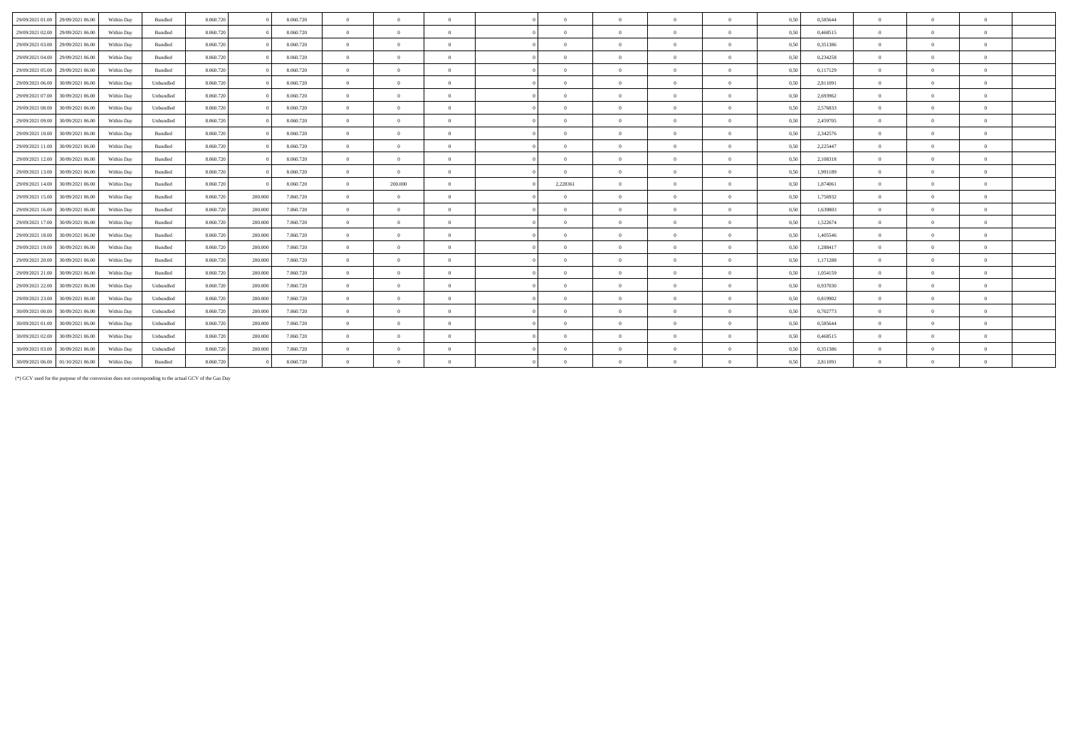| | | | | | | | | | | | | | | | | | | | | | |
|---|---|---|---|---|---|---|---|---|---|---|---|---|---|---|---|---|---|---|---|---|---|
| 29/09/2021 01.00 | 29/09/2021 06.00 | Within Day | Bundled | 8.060.720 | 0 | 8.060.720 | 0 | 0 | 0 | | 0 | 0 | 0 | 0 | 0 | 0,50 | 0,585644 | 0 | 0 | 0 | |
| 29/09/2021 02.00 | 29/09/2021 06.00 | Within Day | Bundled | 8.060.720 | 0 | 8.060.720 | 0 | 0 | 0 | | 0 | 0 | 0 | 0 | 0 | 0,50 | 0,468515 | 0 | 0 | 0 | |
| 29/09/2021 03.00 | 29/09/2021 06.00 | Within Day | Bundled | 8.060.720 | 0 | 8.060.720 | 0 | 0 | 0 | | 0 | 0 | 0 | 0 | 0 | 0,50 | 0,351386 | 0 | 0 | 0 | |
| 29/09/2021 04.00 | 29/09/2021 06.00 | Within Day | Bundled | 8.060.720 | 0 | 8.060.720 | 0 | 0 | 0 | | 0 | 0 | 0 | 0 | 0 | 0,50 | 0,234258 | 0 | 0 | 0 | |
| 29/09/2021 05.00 | 29/09/2021 06.00 | Within Day | Bundled | 8.060.720 | 0 | 8.060.720 | 0 | 0 | 0 | | 0 | 0 | 0 | 0 | 0 | 0,50 | 0,117129 | 0 | 0 | 0 | |
| 29/09/2021 06.00 | 30/09/2021 06.00 | Within Day | Unbundled | 8.060.720 | 0 | 8.060.720 | 0 | 0 | 0 | | 0 | 0 | 0 | 0 | 0 | 0,50 | 2,811091 | 0 | 0 | 0 | |
| 29/09/2021 07.00 | 30/09/2021 06.00 | Within Day | Unbundled | 8.060.720 | 0 | 8.060.720 | 0 | 0 | 0 | | 0 | 0 | 0 | 0 | 0 | 0,50 | 2,693962 | 0 | 0 | 0 | |
| 29/09/2021 08.00 | 30/09/2021 06.00 | Within Day | Unbundled | 8.060.720 | 0 | 8.060.720 | 0 | 0 | 0 | | 0 | 0 | 0 | 0 | 0 | 0,50 | 2,576833 | 0 | 0 | 0 | |
| 29/09/2021 09.00 | 30/09/2021 06.00 | Within Day | Unbundled | 8.060.720 | 0 | 8.060.720 | 0 | 0 | 0 | | 0 | 0 | 0 | 0 | 0 | 0,50 | 2,459705 | 0 | 0 | 0 | |
| 29/09/2021 10.00 | 30/09/2021 06.00 | Within Day | Bundled | 8.060.720 | 0 | 8.060.720 | 0 | 0 | 0 | | 0 | 0 | 0 | 0 | 0 | 0,50 | 2,342576 | 0 | 0 | 0 | |
| 29/09/2021 11.00 | 30/09/2021 06.00 | Within Day | Bundled | 8.060.720 | 0 | 8.060.720 | 0 | 0 | 0 | | 0 | 0 | 0 | 0 | 0 | 0,50 | 2,225447 | 0 | 0 | 0 | |
| 29/09/2021 12.00 | 30/09/2021 06.00 | Within Day | Bundled | 8.060.720 | 0 | 8.060.720 | 0 | 0 | 0 | | 0 | 0 | 0 | 0 | 0 | 0,50 | 2,108318 | 0 | 0 | 0 | |
| 29/09/2021 13.00 | 30/09/2021 06.00 | Within Day | Bundled | 8.060.720 | 0 | 8.060.720 | 0 | 0 | 0 | | 0 | 0 | 0 | 0 | 0 | 0,50 | 1,991189 | 0 | 0 | 0 | |
| 29/09/2021 14.00 | 30/09/2021 06.00 | Within Day | Bundled | 8.060.720 | 0 | 8.060.720 | 0 | 200.000 | 0 | | 0 | 2,228361 | 0 | 0 | 0 | 0,50 | 1,874061 | 0 | 0 | 0 | |
| 29/09/2021 15.00 | 30/09/2021 06.00 | Within Day | Bundled | 8.060.720 | 200.000 | 7.860.720 | 0 | 0 | 0 | | 0 | 0 | 0 | 0 | 0 | 0,50 | 1,756932 | 0 | 0 | 0 | |
| 29/09/2021 16.00 | 30/09/2021 06.00 | Within Day | Bundled | 8.060.720 | 200.000 | 7.860.720 | 0 | 0 | 0 | | 0 | 0 | 0 | 0 | 0 | 0,50 | 1,639803 | 0 | 0 | 0 | |
| 29/09/2021 17.00 | 30/09/2021 06.00 | Within Day | Bundled | 8.060.720 | 200.000 | 7.860.720 | 0 | 0 | 0 | | 0 | 0 | 0 | 0 | 0 | 0,50 | 1,522674 | 0 | 0 | 0 | |
| 29/09/2021 18.00 | 30/09/2021 06.00 | Within Day | Bundled | 8.060.720 | 200.000 | 7.860.720 | 0 | 0 | 0 | | 0 | 0 | 0 | 0 | 0 | 0,50 | 1,405546 | 0 | 0 | 0 | |
| 29/09/2021 19.00 | 30/09/2021 06.00 | Within Day | Bundled | 8.060.720 | 200.000 | 7.860.720 | 0 | 0 | 0 | | 0 | 0 | 0 | 0 | 0 | 0,50 | 1,288417 | 0 | 0 | 0 | |
| 29/09/2021 20.00 | 30/09/2021 06.00 | Within Day | Bundled | 8.060.720 | 200.000 | 7.860.720 | 0 | 0 | 0 | | 0 | 0 | 0 | 0 | 0 | 0,50 | 1,171288 | 0 | 0 | 0 | |
| 29/09/2021 21.00 | 30/09/2021 06.00 | Within Day | Bundled | 8.060.720 | 200.000 | 7.860.720 | 0 | 0 | 0 | | 0 | 0 | 0 | 0 | 0 | 0,50 | 1,054159 | 0 | 0 | 0 | |
| 29/09/2021 22.00 | 30/09/2021 06.00 | Within Day | Unbundled | 8.060.720 | 200.000 | 7.860.720 | 0 | 0 | 0 | | 0 | 0 | 0 | 0 | 0 | 0,50 | 0,937030 | 0 | 0 | 0 | |
| 29/09/2021 23.00 | 30/09/2021 06.00 | Within Day | Unbundled | 8.060.720 | 200.000 | 7.860.720 | 0 | 0 | 0 | | 0 | 0 | 0 | 0 | 0 | 0,50 | 0,819902 | 0 | 0 | 0 | |
| 30/09/2021 00.00 | 30/09/2021 06.00 | Within Day | Unbundled | 8.060.720 | 200.000 | 7.860.720 | 0 | 0 | 0 | | 0 | 0 | 0 | 0 | 0 | 0,50 | 0,702773 | 0 | 0 | 0 | |
| 30/09/2021 01.00 | 30/09/2021 06.00 | Within Day | Unbundled | 8.060.720 | 200.000 | 7.860.720 | 0 | 0 | 0 | | 0 | 0 | 0 | 0 | 0 | 0,50 | 0,585644 | 0 | 0 | 0 | |
| 30/09/2021 02.00 | 30/09/2021 06.00 | Within Day | Unbundled | 8.060.720 | 200.000 | 7.860.720 | 0 | 0 | 0 | | 0 | 0 | 0 | 0 | 0 | 0,50 | 0,468515 | 0 | 0 | 0 | |
| 30/09/2021 03.00 | 30/09/2021 06.00 | Within Day | Unbundled | 8.060.720 | 200.000 | 7.860.720 | 0 | 0 | 0 | | 0 | 0 | 0 | 0 | 0 | 0,50 | 0,351386 | 0 | 0 | 0 | |
| 30/09/2021 06.00 | 01/10/2021 06.00 | Within Day | Bundled | 8.060.720 | 0 | 8.060.720 | 0 | 0 | 0 | | 0 | 0 | 0 | 0 | 0 | 0,50 | 2,811091 | 0 | 0 | 0 | |

(*) GCV used for the purpose of the conversion does not corresponding to the actual GCV of the Gas Day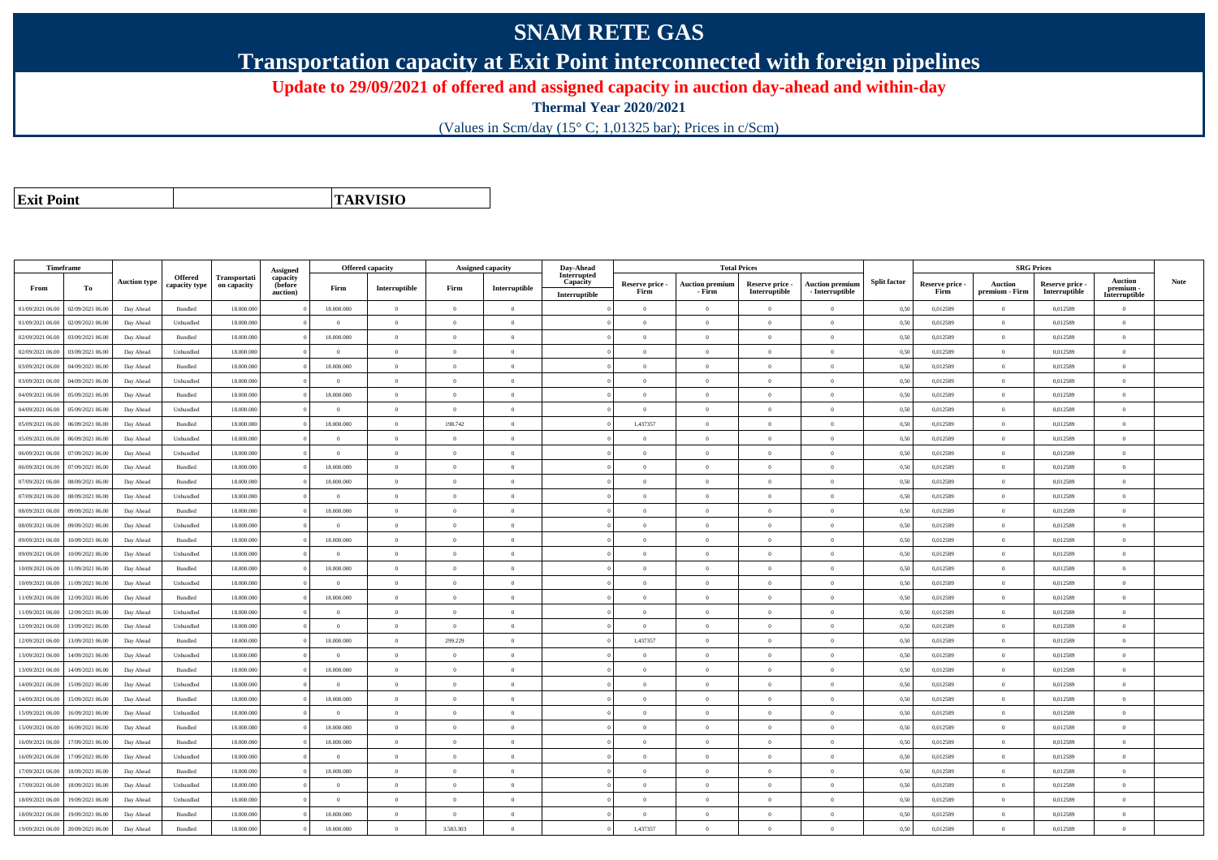# SNAM RETE GAS

## Transportation capacity at Exit Point interconnected with foreign pipelines

**Update to 29/09/2021 of offered and assigned capacity in auction day-ahead and within-day**

**Thermal Year 2020/2021**

(Values in Scm/day (15° C; 1,01325 bar); Prices in c/Scm)

| **Exit Point** | | **TARVISIO** |
|---|---|---|

| Timeframe | | Auction type | Offered capacity type | Transportation capacity | Assigned capacity (before auction) | Offered capacity | | Assigned capacity | | Day-Ahead Interrupted Capacity | Total Prices | | | | Split factor | SRG Prices | | | | Note |
|---|---|---|---|---|---|---|---|---|---|---|---|---|---|---|---|---|---|---|---|---|
| From | To | | | | | Firm | Interruptible | Firm | Interruptible | Interruptible | Reserve price - Firm | Auction premium - Firm | Reserve price - Interruptible | Auction premium - Interruptible | | Reserve price - Firm | Auction premium - Firm | Reserve price - Interruptible | Auction premium - Interruptible | |
| 01/09/2021 06.00 | 02/09/2021 06.00 | Day Ahead | Bundled | 18.000.000 | 0 | 18.000.000 | 0 | 0 | 0 | 0 | 0 | 0 | 0 | 0 | 0,50 | 0,012589 | 0 | 0,012589 | 0 | |
| 01/09/2021 06.00 | 02/09/2021 06.00 | Day Ahead | Unbundled | 18.000.000 | 0 | 0 | 0 | 0 | 0 | 0 | 0 | 0 | 0 | 0 | 0,50 | 0,012589 | 0 | 0,012589 | 0 | |
| 02/09/2021 06.00 | 03/09/2021 06.00 | Day Ahead | Bundled | 18.000.000 | 0 | 18.000.000 | 0 | 0 | 0 | 0 | 0 | 0 | 0 | 0 | 0,50 | 0,012589 | 0 | 0,012589 | 0 | |
| 02/09/2021 06.00 | 03/09/2021 06.00 | Day Ahead | Unbundled | 18.000.000 | 0 | 0 | 0 | 0 | 0 | 0 | 0 | 0 | 0 | 0 | 0,50 | 0,012589 | 0 | 0,012589 | 0 | |
| 03/09/2021 06.00 | 04/09/2021 06.00 | Day Ahead | Bundled | 18.000.000 | 0 | 18.000.000 | 0 | 0 | 0 | 0 | 0 | 0 | 0 | 0 | 0,50 | 0,012589 | 0 | 0,012589 | 0 | |
| 03/09/2021 06.00 | 04/09/2021 06.00 | Day Ahead | Unbundled | 18.000.000 | 0 | 0 | 0 | 0 | 0 | 0 | 0 | 0 | 0 | 0 | 0,50 | 0,012589 | 0 | 0,012589 | 0 | |
| 04/09/2021 06.00 | 05/09/2021 06.00 | Day Ahead | Bundled | 18.000.000 | 0 | 18.000.000 | 0 | 0 | 0 | 0 | 0 | 0 | 0 | 0 | 0,50 | 0,012589 | 0 | 0,012589 | 0 | |
| 04/09/2021 06.00 | 05/09/2021 06.00 | Day Ahead | Unbundled | 18.000.000 | 0 | 0 | 0 | 0 | 0 | 0 | 0 | 0 | 0 | 0 | 0,50 | 0,012589 | 0 | 0,012589 | 0 | |
| 05/09/2021 06.00 | 06/09/2021 06.00 | Day Ahead | Bundled | 18.000.000 | 0 | 18.000.000 | 0 | 198.742 | 0 | 0 | 1,437357 | 0 | 0 | 0 | 0,50 | 0,012589 | 0 | 0,012589 | 0 | |
| 05/09/2021 06.00 | 06/09/2021 06.00 | Day Ahead | Unbundled | 18.000.000 | 0 | 0 | 0 | 0 | 0 | 0 | 0 | 0 | 0 | 0 | 0,50 | 0,012589 | 0 | 0,012589 | 0 | |
| 06/09/2021 06.00 | 07/09/2021 06.00 | Day Ahead | Unbundled | 18.000.000 | 0 | 0 | 0 | 0 | 0 | 0 | 0 | 0 | 0 | 0 | 0,50 | 0,012589 | 0 | 0,012589 | 0 | |
| 06/09/2021 06.00 | 07/09/2021 06.00 | Day Ahead | Bundled | 18.000.000 | 0 | 18.000.000 | 0 | 0 | 0 | 0 | 0 | 0 | 0 | 0 | 0,50 | 0,012589 | 0 | 0,012589 | 0 | |
| 07/09/2021 06.00 | 08/09/2021 06.00 | Day Ahead | Bundled | 18.000.000 | 0 | 18.000.000 | 0 | 0 | 0 | 0 | 0 | 0 | 0 | 0 | 0,50 | 0,012589 | 0 | 0,012589 | 0 | |
| 07/09/2021 06.00 | 08/09/2021 06.00 | Day Ahead | Unbundled | 18.000.000 | 0 | 0 | 0 | 0 | 0 | 0 | 0 | 0 | 0 | 0 | 0,50 | 0,012589 | 0 | 0,012589 | 0 | |
| 08/09/2021 06.00 | 09/09/2021 06.00 | Day Ahead | Bundled | 18.000.000 | 0 | 18.000.000 | 0 | 0 | 0 | 0 | 0 | 0 | 0 | 0 | 0,50 | 0,012589 | 0 | 0,012589 | 0 | |
| 08/09/2021 06.00 | 09/09/2021 06.00 | Day Ahead | Unbundled | 18.000.000 | 0 | 0 | 0 | 0 | 0 | 0 | 0 | 0 | 0 | 0 | 0,50 | 0,012589 | 0 | 0,012589 | 0 | |
| 09/09/2021 06.00 | 10/09/2021 06.00 | Day Ahead | Bundled | 18.000.000 | 0 | 18.000.000 | 0 | 0 | 0 | 0 | 0 | 0 | 0 | 0 | 0,50 | 0,012589 | 0 | 0,012589 | 0 | |
| 09/09/2021 06.00 | 10/09/2021 06.00 | Day Ahead | Unbundled | 18.000.000 | 0 | 0 | 0 | 0 | 0 | 0 | 0 | 0 | 0 | 0 | 0,50 | 0,012589 | 0 | 0,012589 | 0 | |
| 10/09/2021 06.00 | 11/09/2021 06.00 | Day Ahead | Bundled | 18.000.000 | 0 | 18.000.000 | 0 | 0 | 0 | 0 | 0 | 0 | 0 | 0 | 0,50 | 0,012589 | 0 | 0,012589 | 0 | |
| 10/09/2021 06.00 | 11/09/2021 06.00 | Day Ahead | Unbundled | 18.000.000 | 0 | 0 | 0 | 0 | 0 | 0 | 0 | 0 | 0 | 0 | 0,50 | 0,012589 | 0 | 0,012589 | 0 | |
| 11/09/2021 06.00 | 12/09/2021 06.00 | Day Ahead | Bundled | 18.000.000 | 0 | 18.000.000 | 0 | 0 | 0 | 0 | 0 | 0 | 0 | 0 | 0,50 | 0,012589 | 0 | 0,012589 | 0 | |
| 11/09/2021 06.00 | 12/09/2021 06.00 | Day Ahead | Unbundled | 18.000.000 | 0 | 0 | 0 | 0 | 0 | 0 | 0 | 0 | 0 | 0 | 0,50 | 0,012589 | 0 | 0,012589 | 0 | |
| 12/09/2021 06.00 | 13/09/2021 06.00 | Day Ahead | Unbundled | 18.000.000 | 0 | 0 | 0 | 0 | 0 | 0 | 0 | 0 | 0 | 0 | 0,50 | 0,012589 | 0 | 0,012589 | 0 | |
| 12/09/2021 06.00 | 13/09/2021 06.00 | Day Ahead | Bundled | 18.000.000 | 0 | 18.000.000 | 0 | 299.229 | 0 | 0 | 1,437357 | 0 | 0 | 0 | 0,50 | 0,012589 | 0 | 0,012589 | 0 | |
| 13/09/2021 06.00 | 14/09/2021 06.00 | Day Ahead | Unbundled | 18.000.000 | 0 | 0 | 0 | 0 | 0 | 0 | 0 | 0 | 0 | 0 | 0,50 | 0,012589 | 0 | 0,012589 | 0 | |
| 13/09/2021 06.00 | 14/09/2021 06.00 | Day Ahead | Bundled | 18.000.000 | 0 | 18.000.000 | 0 | 0 | 0 | 0 | 0 | 0 | 0 | 0 | 0,50 | 0,012589 | 0 | 0,012589 | 0 | |
| 14/09/2021 06.00 | 15/09/2021 06.00 | Day Ahead | Unbundled | 18.000.000 | 0 | 0 | 0 | 0 | 0 | 0 | 0 | 0 | 0 | 0 | 0,50 | 0,012589 | 0 | 0,012589 | 0 | |
| 14/09/2021 06.00 | 15/09/2021 06.00 | Day Ahead | Bundled | 18.000.000 | 0 | 18.000.000 | 0 | 0 | 0 | 0 | 0 | 0 | 0 | 0 | 0,50 | 0,012589 | 0 | 0,012589 | 0 | |
| 15/09/2021 06.00 | 16/09/2021 06.00 | Day Ahead | Unbundled | 18.000.000 | 0 | 0 | 0 | 0 | 0 | 0 | 0 | 0 | 0 | 0 | 0,50 | 0,012589 | 0 | 0,012589 | 0 | |
| 15/09/2021 06.00 | 16/09/2021 06.00 | Day Ahead | Bundled | 18.000.000 | 0 | 18.000.000 | 0 | 0 | 0 | 0 | 0 | 0 | 0 | 0 | 0,50 | 0,012589 | 0 | 0,012589 | 0 | |
| 16/09/2021 06.00 | 17/09/2021 06.00 | Day Ahead | Bundled | 18.000.000 | 0 | 18.000.000 | 0 | 0 | 0 | 0 | 0 | 0 | 0 | 0 | 0,50 | 0,012589 | 0 | 0,012589 | 0 | |
| 16/09/2021 06.00 | 17/09/2021 06.00 | Day Ahead | Unbundled | 18.000.000 | 0 | 0 | 0 | 0 | 0 | 0 | 0 | 0 | 0 | 0 | 0,50 | 0,012589 | 0 | 0,012589 | 0 | |
| 17/09/2021 06.00 | 18/09/2021 06.00 | Day Ahead | Bundled | 18.000.000 | 0 | 18.000.000 | 0 | 0 | 0 | 0 | 0 | 0 | 0 | 0 | 0,50 | 0,012589 | 0 | 0,012589 | 0 | |
| 17/09/2021 06.00 | 18/09/2021 06.00 | Day Ahead | Unbundled | 18.000.000 | 0 | 0 | 0 | 0 | 0 | 0 | 0 | 0 | 0 | 0 | 0,50 | 0,012589 | 0 | 0,012589 | 0 | |
| 18/09/2021 06.00 | 19/09/2021 06.00 | Day Ahead | Unbundled | 18.000.000 | 0 | 0 | 0 | 0 | 0 | 0 | 0 | 0 | 0 | 0 | 0,50 | 0,012589 | 0 | 0,012589 | 0 | |
| 18/09/2021 06.00 | 19/09/2021 06.00 | Day Ahead | Bundled | 18.000.000 | 0 | 18.000.000 | 0 | 0 | 0 | 0 | 0 | 0 | 0 | 0 | 0,50 | 0,012589 | 0 | 0,012589 | 0 | |
| 19/09/2021 06.00 | 20/09/2021 06.00 | Day Ahead | Bundled | 18.000.000 | 0 | 18.000.000 | 0 | 3.583.303 | 0 | 0 | 1,437357 | 0 | 0 | 0 | 0,50 | 0,012589 | 0 | 0,012589 | 0 | |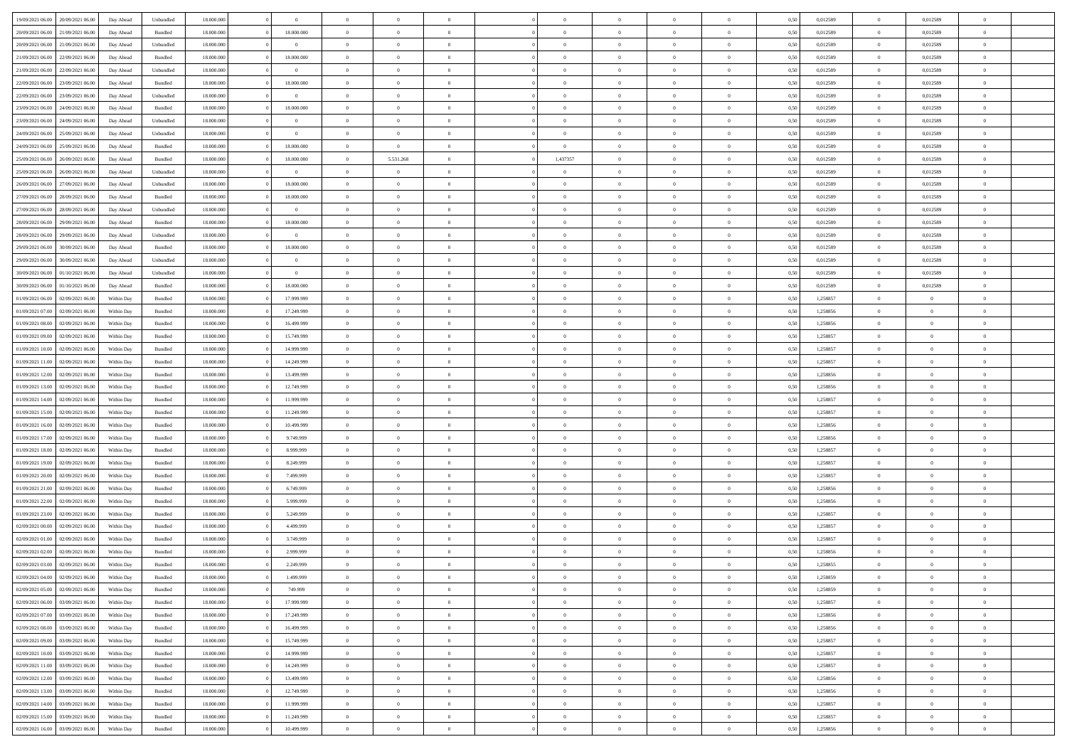| | | | | | | | | | | | | | | | | | | | | |
|---|---|---|---|---|---|---|---|---|---|---|---|---|---|---|---|---|---|---|---|---|
| 19/09/2021 06.00 | 20/09/2021 06.00 | Day Ahead | Unbundled | 18.000.000 | 0 | 0 | 0 | 0 | 0 | | 0 | 0 | 0 | 0 | 0,50 | 0,012589 | 0 | 0,012589 | 0 | |
| 20/09/2021 06.00 | 21/09/2021 06.00 | Day Ahead | Bundled | 18.000.000 | 0 | 18.000.000 | 0 | 0 | 0 | | 0 | 0 | 0 | 0 | 0,50 | 0,012589 | 0 | 0,012589 | 0 | |
| 20/09/2021 06.00 | 21/09/2021 06.00 | Day Ahead | Unbundled | 18.000.000 | 0 | 0 | 0 | 0 | 0 | | 0 | 0 | 0 | 0 | 0,50 | 0,012589 | 0 | 0,012589 | 0 | |
| 21/09/2021 06.00 | 22/09/2021 06.00 | Day Ahead | Bundled | 18.000.000 | 0 | 18.000.000 | 0 | 0 | 0 | | 0 | 0 | 0 | 0 | 0,50 | 0,012589 | 0 | 0,012589 | 0 | |
| 21/09/2021 06.00 | 22/09/2021 06.00 | Day Ahead | Unbundled | 18.000.000 | 0 | 0 | 0 | 0 | 0 | | 0 | 0 | 0 | 0 | 0,50 | 0,012589 | 0 | 0,012589 | 0 | |
| 22/09/2021 06.00 | 23/09/2021 06.00 | Day Ahead | Bundled | 18.000.000 | 0 | 18.000.000 | 0 | 0 | 0 | | 0 | 0 | 0 | 0 | 0,50 | 0,012589 | 0 | 0,012589 | 0 | |
| 22/09/2021 06.00 | 23/09/2021 06.00 | Day Ahead | Unbundled | 18.000.000 | 0 | 0 | 0 | 0 | 0 | | 0 | 0 | 0 | 0 | 0,50 | 0,012589 | 0 | 0,012589 | 0 | |
| 23/09/2021 06.00 | 24/09/2021 06.00 | Day Ahead | Bundled | 18.000.000 | 0 | 18.000.000 | 0 | 0 | 0 | | 0 | 0 | 0 | 0 | 0,50 | 0,012589 | 0 | 0,012589 | 0 | |
| 23/09/2021 06.00 | 24/09/2021 06.00 | Day Ahead | Unbundled | 18.000.000 | 0 | 0 | 0 | 0 | 0 | | 0 | 0 | 0 | 0 | 0,50 | 0,012589 | 0 | 0,012589 | 0 | |
| 24/09/2021 06.00 | 25/09/2021 06.00 | Day Ahead | Unbundled | 18.000.000 | 0 | 0 | 0 | 0 | 0 | | 0 | 0 | 0 | 0 | 0,50 | 0,012589 | 0 | 0,012589 | 0 | |
| 24/09/2021 06.00 | 25/09/2021 06.00 | Day Ahead | Bundled | 18.000.000 | 0 | 18.000.000 | 0 | 0 | 0 | | 0 | 0 | 0 | 0 | 0,50 | 0,012589 | 0 | 0,012589 | 0 | |
| 25/09/2021 06.00 | 26/09/2021 06.00 | Day Ahead | Bundled | 18.000.000 | 0 | 18.000.000 | 0 | 5.531.268 | 0 | | 1,437357 | 0 | 0 | 0 | 0,50 | 0,012589 | 0 | 0,012589 | 0 | |
| 25/09/2021 06.00 | 26/09/2021 06.00 | Day Ahead | Unbundled | 18.000.000 | 0 | 0 | 0 | 0 | 0 | | 0 | 0 | 0 | 0 | 0,50 | 0,012589 | 0 | 0,012589 | 0 | |
| 26/09/2021 06.00 | 27/09/2021 06.00 | Day Ahead | Unbundled | 18.000.000 | 0 | 18.000.000 | 0 | 0 | 0 | | 0 | 0 | 0 | 0 | 0,50 | 0,012589 | 0 | 0,012589 | 0 | |
| 27/09/2021 06.00 | 28/09/2021 06.00 | Day Ahead | Bundled | 18.000.000 | 0 | 18.000.000 | 0 | 0 | 0 | | 0 | 0 | 0 | 0 | 0,50 | 0,012589 | 0 | 0,012589 | 0 | |
| 27/09/2021 06.00 | 28/09/2021 06.00 | Day Ahead | Unbundled | 18.000.000 | 0 | 0 | 0 | 0 | 0 | | 0 | 0 | 0 | 0 | 0,50 | 0,012589 | 0 | 0,012589 | 0 | |
| 28/09/2021 06.00 | 29/09/2021 06.00 | Day Ahead | Bundled | 18.000.000 | 0 | 18.000.000 | 0 | 0 | 0 | | 0 | 0 | 0 | 0 | 0,50 | 0,012589 | 0 | 0,012589 | 0 | |
| 28/09/2021 06.00 | 29/09/2021 06.00 | Day Ahead | Unbundled | 18.000.000 | 0 | 0 | 0 | 0 | 0 | | 0 | 0 | 0 | 0 | 0,50 | 0,012589 | 0 | 0,012589 | 0 | |
| 29/09/2021 06.00 | 30/09/2021 06.00 | Day Ahead | Bundled | 18.000.000 | 0 | 18.000.000 | 0 | 0 | 0 | | 0 | 0 | 0 | 0 | 0,50 | 0,012589 | 0 | 0,012589 | 0 | |
| 29/09/2021 06.00 | 30/09/2021 06.00 | Day Ahead | Unbundled | 18.000.000 | 0 | 0 | 0 | 0 | 0 | | 0 | 0 | 0 | 0 | 0,50 | 0,012589 | 0 | 0,012589 | 0 | |
| 30/09/2021 06.00 | 01/10/2021 06.00 | Day Ahead | Unbundled | 18.000.000 | 0 | 0 | 0 | 0 | 0 | | 0 | 0 | 0 | 0 | 0,50 | 0,012589 | 0 | 0,012589 | 0 | |
| 30/09/2021 06.00 | 01/10/2021 06.00 | Day Ahead | Bundled | 18.000.000 | 0 | 18.000.000 | 0 | 0 | 0 | | 0 | 0 | 0 | 0 | 0,50 | 0,012589 | 0 | 0,012589 | 0 | |
| 01/09/2021 06.00 | 02/09/2021 06.00 | Within Day | Bundled | 18.000.000 | 0 | 17.999.999 | 0 | 0 | 0 | | 0 | 0 | 0 | 0 | 0,50 | 1,258857 | 0 | 0 | 0 | |
| 01/09/2021 07.00 | 02/09/2021 06.00 | Within Day | Bundled | 18.000.000 | 0 | 17.249.999 | 0 | 0 | 0 | | 0 | 0 | 0 | 0 | 0,50 | 1,258856 | 0 | 0 | 0 | |
| 01/09/2021 08.00 | 02/09/2021 06.00 | Within Day | Bundled | 18.000.000 | 0 | 16.499.999 | 0 | 0 | 0 | | 0 | 0 | 0 | 0 | 0,50 | 1,258856 | 0 | 0 | 0 | |
| 01/09/2021 09.00 | 02/09/2021 06.00 | Within Day | Bundled | 18.000.000 | 0 | 15.749.999 | 0 | 0 | 0 | | 0 | 0 | 0 | 0 | 0,50 | 1,258857 | 0 | 0 | 0 | |
| 01/09/2021 10.00 | 02/09/2021 06.00 | Within Day | Bundled | 18.000.000 | 0 | 14.999.999 | 0 | 0 | 0 | | 0 | 0 | 0 | 0 | 0,50 | 1,258857 | 0 | 0 | 0 | |
| 01/09/2021 11.00 | 02/09/2021 06.00 | Within Day | Bundled | 18.000.000 | 0 | 14.249.999 | 0 | 0 | 0 | | 0 | 0 | 0 | 0 | 0,50 | 1,258857 | 0 | 0 | 0 | |
| 01/09/2021 12.00 | 02/09/2021 06.00 | Within Day | Bundled | 18.000.000 | 0 | 13.499.999 | 0 | 0 | 0 | | 0 | 0 | 0 | 0 | 0,50 | 1,258856 | 0 | 0 | 0 | |
| 01/09/2021 13.00 | 02/09/2021 06.00 | Within Day | Bundled | 18.000.000 | 0 | 12.749.999 | 0 | 0 | 0 | | 0 | 0 | 0 | 0 | 0,50 | 1,258856 | 0 | 0 | 0 | |
| 01/09/2021 14.00 | 02/09/2021 06.00 | Within Day | Bundled | 18.000.000 | 0 | 11.999.999 | 0 | 0 | 0 | | 0 | 0 | 0 | 0 | 0,50 | 1,258857 | 0 | 0 | 0 | |
| 01/09/2021 15.00 | 02/09/2021 06.00 | Within Day | Bundled | 18.000.000 | 0 | 11.249.999 | 0 | 0 | 0 | | 0 | 0 | 0 | 0 | 0,50 | 1,258857 | 0 | 0 | 0 | |
| 01/09/2021 16.00 | 02/09/2021 06.00 | Within Day | Bundled | 18.000.000 | 0 | 10.499.999 | 0 | 0 | 0 | | 0 | 0 | 0 | 0 | 0,50 | 1,258856 | 0 | 0 | 0 | |
| 01/09/2021 17.00 | 02/09/2021 06.00 | Within Day | Bundled | 18.000.000 | 0 | 9.749.999 | 0 | 0 | 0 | | 0 | 0 | 0 | 0 | 0,50 | 1,258856 | 0 | 0 | 0 | |
| 01/09/2021 18.00 | 02/09/2021 06.00 | Within Day | Bundled | 18.000.000 | 0 | 8.999.999 | 0 | 0 | 0 | | 0 | 0 | 0 | 0 | 0,50 | 1,258857 | 0 | 0 | 0 | |
| 01/09/2021 19.00 | 02/09/2021 06.00 | Within Day | Bundled | 18.000.000 | 0 | 8.249.999 | 0 | 0 | 0 | | 0 | 0 | 0 | 0 | 0,50 | 1,258857 | 0 | 0 | 0 | |
| 01/09/2021 20.00 | 02/09/2021 06.00 | Within Day | Bundled | 18.000.000 | 0 | 7.499.999 | 0 | 0 | 0 | | 0 | 0 | 0 | 0 | 0,50 | 1,258857 | 0 | 0 | 0 | |
| 01/09/2021 21.00 | 02/09/2021 06.00 | Within Day | Bundled | 18.000.000 | 0 | 6.749.999 | 0 | 0 | 0 | | 0 | 0 | 0 | 0 | 0,50 | 1,258856 | 0 | 0 | 0 | |
| 01/09/2021 22.00 | 02/09/2021 06.00 | Within Day | Bundled | 18.000.000 | 0 | 5.999.999 | 0 | 0 | 0 | | 0 | 0 | 0 | 0 | 0,50 | 1,258856 | 0 | 0 | 0 | |
| 01/09/2021 23.00 | 02/09/2021 06.00 | Within Day | Bundled | 18.000.000 | 0 | 5.249.999 | 0 | 0 | 0 | | 0 | 0 | 0 | 0 | 0,50 | 1,258857 | 0 | 0 | 0 | |
| 02/09/2021 00.00 | 02/09/2021 06.00 | Within Day | Bundled | 18.000.000 | 0 | 4.499.999 | 0 | 0 | 0 | | 0 | 0 | 0 | 0 | 0,50 | 1,258857 | 0 | 0 | 0 | |
| 02/09/2021 01.00 | 02/09/2021 06.00 | Within Day | Bundled | 18.000.000 | 0 | 3.749.999 | 0 | 0 | 0 | | 0 | 0 | 0 | 0 | 0,50 | 1,258857 | 0 | 0 | 0 | |
| 02/09/2021 02.00 | 02/09/2021 06.00 | Within Day | Bundled | 18.000.000 | 0 | 2.999.999 | 0 | 0 | 0 | | 0 | 0 | 0 | 0 | 0,50 | 1,258856 | 0 | 0 | 0 | |
| 02/09/2021 03.00 | 02/09/2021 06.00 | Within Day | Bundled | 18.000.000 | 0 | 2.249.999 | 0 | 0 | 0 | | 0 | 0 | 0 | 0 | 0,50 | 1,258855 | 0 | 0 | 0 | |
| 02/09/2021 04.00 | 02/09/2021 06.00 | Within Day | Bundled | 18.000.000 | 0 | 1.499.999 | 0 | 0 | 0 | | 0 | 0 | 0 | 0 | 0,50 | 1,258859 | 0 | 0 | 0 | |
| 02/09/2021 05.00 | 02/09/2021 06.00 | Within Day | Bundled | 18.000.000 | 0 | 749.999 | 0 | 0 | 0 | | 0 | 0 | 0 | 0 | 0,50 | 1,258859 | 0 | 0 | 0 | |
| 02/09/2021 06.00 | 03/09/2021 06.00 | Within Day | Bundled | 18.000.000 | 0 | 17.999.999 | 0 | 0 | 0 | | 0 | 0 | 0 | 0 | 0,50 | 1,258857 | 0 | 0 | 0 | |
| 02/09/2021 07.00 | 03/09/2021 06.00 | Within Day | Bundled | 18.000.000 | 0 | 17.249.999 | 0 | 0 | 0 | | 0 | 0 | 0 | 0 | 0,50 | 1,258856 | 0 | 0 | 0 | |
| 02/09/2021 08.00 | 03/09/2021 06.00 | Within Day | Bundled | 18.000.000 | 0 | 16.499.999 | 0 | 0 | 0 | | 0 | 0 | 0 | 0 | 0,50 | 1,258856 | 0 | 0 | 0 | |
| 02/09/2021 09.00 | 03/09/2021 06.00 | Within Day | Bundled | 18.000.000 | 0 | 15.749.999 | 0 | 0 | 0 | | 0 | 0 | 0 | 0 | 0,50 | 1,258857 | 0 | 0 | 0 | |
| 02/09/2021 10.00 | 03/09/2021 06.00 | Within Day | Bundled | 18.000.000 | 0 | 14.999.999 | 0 | 0 | 0 | | 0 | 0 | 0 | 0 | 0,50 | 1,258857 | 0 | 0 | 0 | |
| 02/09/2021 11.00 | 03/09/2021 06.00 | Within Day | Bundled | 18.000.000 | 0 | 14.249.999 | 0 | 0 | 0 | | 0 | 0 | 0 | 0 | 0,50 | 1,258857 | 0 | 0 | 0 | |
| 02/09/2021 12.00 | 03/09/2021 06.00 | Within Day | Bundled | 18.000.000 | 0 | 13.499.999 | 0 | 0 | 0 | | 0 | 0 | 0 | 0 | 0,50 | 1,258856 | 0 | 0 | 0 | |
| 02/09/2021 13.00 | 03/09/2021 06.00 | Within Day | Bundled | 18.000.000 | 0 | 12.749.999 | 0 | 0 | 0 | | 0 | 0 | 0 | 0 | 0,50 | 1,258856 | 0 | 0 | 0 | |
| 02/09/2021 14.00 | 03/09/2021 06.00 | Within Day | Bundled | 18.000.000 | 0 | 11.999.999 | 0 | 0 | 0 | | 0 | 0 | 0 | 0 | 0,50 | 1,258857 | 0 | 0 | 0 | |
| 02/09/2021 15.00 | 03/09/2021 06.00 | Within Day | Bundled | 18.000.000 | 0 | 11.249.999 | 0 | 0 | 0 | | 0 | 0 | 0 | 0 | 0,50 | 1,258857 | 0 | 0 | 0 | |
| 02/09/2021 16.00 | 03/09/2021 06.00 | Within Day | Bundled | 18.000.000 | 0 | 10.499.999 | 0 | 0 | 0 | | 0 | 0 | 0 | 0 | 0,50 | 1,258856 | 0 | 0 | 0 | |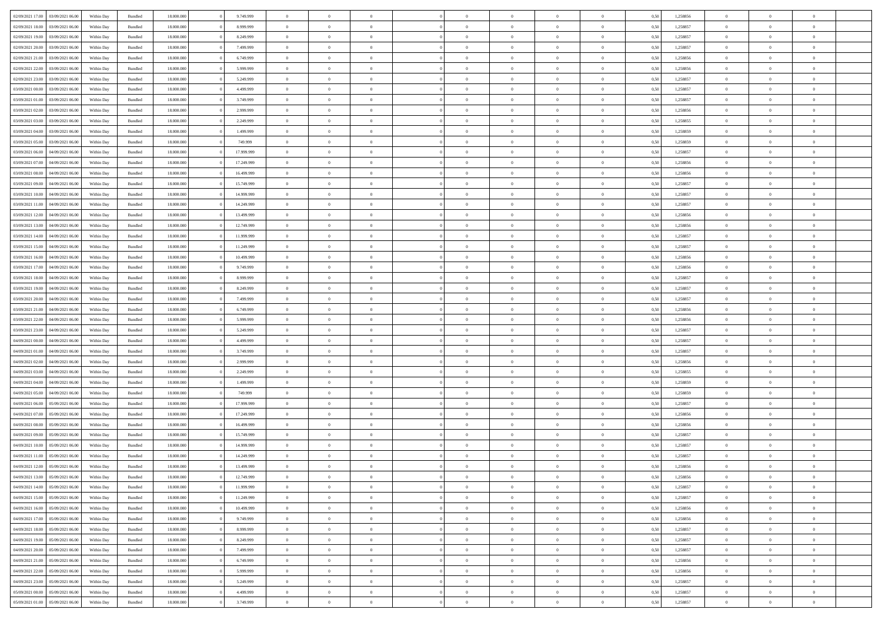| | | | | | | | | | | | | | | | | | | | | |
|---|---|---|---|---|---|---|---|---|---|---|---|---|---|---|---|---|---|---|---|---|
| 02/09/2021 17:00 | 03/09/2021 06:00 | Within Day | Bundled | 18.000.000 | 0 | 9.749.999 | 0 | 0 | 0 | 0 | 0 | 0 | 0 | 0 | 0,50 | 1,258856 | 0 | 0 | 0 | |
| 02/09/2021 18:00 | 03/09/2021 06:00 | Within Day | Bundled | 18.000.000 | 0 | 8.999.999 | 0 | 0 | 0 | 0 | 0 | 0 | 0 | 0 | 0,50 | 1,258857 | 0 | 0 | 0 | |
| 02/09/2021 19:00 | 03/09/2021 06:00 | Within Day | Bundled | 18.000.000 | 0 | 8.249.999 | 0 | 0 | 0 | 0 | 0 | 0 | 0 | 0 | 0,50 | 1,258857 | 0 | 0 | 0 | |
| 02/09/2021 20:00 | 03/09/2021 06:00 | Within Day | Bundled | 18.000.000 | 0 | 7.499.999 | 0 | 0 | 0 | 0 | 0 | 0 | 0 | 0 | 0,50 | 1,258857 | 0 | 0 | 0 | |
| 02/09/2021 21:00 | 03/09/2021 06:00 | Within Day | Bundled | 18.000.000 | 0 | 6.749.999 | 0 | 0 | 0 | 0 | 0 | 0 | 0 | 0 | 0,50 | 1,258856 | 0 | 0 | 0 | |
| 02/09/2021 22:00 | 03/09/2021 06:00 | Within Day | Bundled | 18.000.000 | 0 | 5.999.999 | 0 | 0 | 0 | 0 | 0 | 0 | 0 | 0 | 0,50 | 1,258856 | 0 | 0 | 0 | |
| 02/09/2021 23:00 | 03/09/2021 06:00 | Within Day | Bundled | 18.000.000 | 0 | 5.249.999 | 0 | 0 | 0 | 0 | 0 | 0 | 0 | 0 | 0,50 | 1,258857 | 0 | 0 | 0 | |
| 03/09/2021 00:00 | 03/09/2021 06:00 | Within Day | Bundled | 18.000.000 | 0 | 4.499.999 | 0 | 0 | 0 | 0 | 0 | 0 | 0 | 0 | 0,50 | 1,258857 | 0 | 0 | 0 | |
| 03/09/2021 01:00 | 03/09/2021 06:00 | Within Day | Bundled | 18.000.000 | 0 | 3.749.999 | 0 | 0 | 0 | 0 | 0 | 0 | 0 | 0 | 0,50 | 1,258857 | 0 | 0 | 0 | |
| 03/09/2021 02:00 | 03/09/2021 06:00 | Within Day | Bundled | 18.000.000 | 0 | 2.999.999 | 0 | 0 | 0 | 0 | 0 | 0 | 0 | 0 | 0,50 | 1,258856 | 0 | 0 | 0 | |
| 03/09/2021 03:00 | 03/09/2021 06:00 | Within Day | Bundled | 18.000.000 | 0 | 2.249.999 | 0 | 0 | 0 | 0 | 0 | 0 | 0 | 0 | 0,50 | 1,258855 | 0 | 0 | 0 | |
| 03/09/2021 04:00 | 03/09/2021 06:00 | Within Day | Bundled | 18.000.000 | 0 | 1.499.999 | 0 | 0 | 0 | 0 | 0 | 0 | 0 | 0 | 0,50 | 1,258859 | 0 | 0 | 0 | |
| 03/09/2021 05:00 | 03/09/2021 06:00 | Within Day | Bundled | 18.000.000 | 0 | 749.999 | 0 | 0 | 0 | 0 | 0 | 0 | 0 | 0 | 0,50 | 1,258859 | 0 | 0 | 0 | |
| 03/09/2021 06:00 | 04/09/2021 06:00 | Within Day | Bundled | 18.000.000 | 0 | 17.999.999 | 0 | 0 | 0 | 0 | 0 | 0 | 0 | 0 | 0,50 | 1,258857 | 0 | 0 | 0 | |
| 03/09/2021 07:00 | 04/09/2021 06:00 | Within Day | Bundled | 18.000.000 | 0 | 17.249.999 | 0 | 0 | 0 | 0 | 0 | 0 | 0 | 0 | 0,50 | 1,258856 | 0 | 0 | 0 | |
| 03/09/2021 08:00 | 04/09/2021 06:00 | Within Day | Bundled | 18.000.000 | 0 | 16.499.999 | 0 | 0 | 0 | 0 | 0 | 0 | 0 | 0 | 0,50 | 1,258856 | 0 | 0 | 0 | |
| 03/09/2021 09:00 | 04/09/2021 06:00 | Within Day | Bundled | 18.000.000 | 0 | 15.749.999 | 0 | 0 | 0 | 0 | 0 | 0 | 0 | 0 | 0,50 | 1,258857 | 0 | 0 | 0 | |
| 03/09/2021 10:00 | 04/09/2021 06:00 | Within Day | Bundled | 18.000.000 | 0 | 14.999.999 | 0 | 0 | 0 | 0 | 0 | 0 | 0 | 0 | 0,50 | 1,258857 | 0 | 0 | 0 | |
| 03/09/2021 11:00 | 04/09/2021 06:00 | Within Day | Bundled | 18.000.000 | 0 | 14.249.999 | 0 | 0 | 0 | 0 | 0 | 0 | 0 | 0 | 0,50 | 1,258857 | 0 | 0 | 0 | |
| 03/09/2021 12:00 | 04/09/2021 06:00 | Within Day | Bundled | 18.000.000 | 0 | 13.499.999 | 0 | 0 | 0 | 0 | 0 | 0 | 0 | 0 | 0,50 | 1,258856 | 0 | 0 | 0 | |
| 03/09/2021 13:00 | 04/09/2021 06:00 | Within Day | Bundled | 18.000.000 | 0 | 12.749.999 | 0 | 0 | 0 | 0 | 0 | 0 | 0 | 0 | 0,50 | 1,258856 | 0 | 0 | 0 | |
| 03/09/2021 14:00 | 04/09/2021 06:00 | Within Day | Bundled | 18.000.000 | 0 | 11.999.999 | 0 | 0 | 0 | 0 | 0 | 0 | 0 | 0 | 0,50 | 1,258857 | 0 | 0 | 0 | |
| 03/09/2021 15:00 | 04/09/2021 06:00 | Within Day | Bundled | 18.000.000 | 0 | 11.249.999 | 0 | 0 | 0 | 0 | 0 | 0 | 0 | 0 | 0,50 | 1,258857 | 0 | 0 | 0 | |
| 03/09/2021 16:00 | 04/09/2021 06:00 | Within Day | Bundled | 18.000.000 | 0 | 10.499.999 | 0 | 0 | 0 | 0 | 0 | 0 | 0 | 0 | 0,50 | 1,258856 | 0 | 0 | 0 | |
| 03/09/2021 17:00 | 04/09/2021 06:00 | Within Day | Bundled | 18.000.000 | 0 | 9.749.999 | 0 | 0 | 0 | 0 | 0 | 0 | 0 | 0 | 0,50 | 1,258856 | 0 | 0 | 0 | |
| 03/09/2021 18:00 | 04/09/2021 06:00 | Within Day | Bundled | 18.000.000 | 0 | 8.999.999 | 0 | 0 | 0 | 0 | 0 | 0 | 0 | 0 | 0,50 | 1,258857 | 0 | 0 | 0 | |
| 03/09/2021 19:00 | 04/09/2021 06:00 | Within Day | Bundled | 18.000.000 | 0 | 8.249.999 | 0 | 0 | 0 | 0 | 0 | 0 | 0 | 0 | 0,50 | 1,258857 | 0 | 0 | 0 | |
| 03/09/2021 20:00 | 04/09/2021 06:00 | Within Day | Bundled | 18.000.000 | 0 | 7.499.999 | 0 | 0 | 0 | 0 | 0 | 0 | 0 | 0 | 0,50 | 1,258857 | 0 | 0 | 0 | |
| 03/09/2021 21:00 | 04/09/2021 06:00 | Within Day | Bundled | 18.000.000 | 0 | 6.749.999 | 0 | 0 | 0 | 0 | 0 | 0 | 0 | 0 | 0,50 | 1,258856 | 0 | 0 | 0 | |
| 03/09/2021 22:00 | 04/09/2021 06:00 | Within Day | Bundled | 18.000.000 | 0 | 5.999.999 | 0 | 0 | 0 | 0 | 0 | 0 | 0 | 0 | 0,50 | 1,258856 | 0 | 0 | 0 | |
| 03/09/2021 23:00 | 04/09/2021 06:00 | Within Day | Bundled | 18.000.000 | 0 | 5.249.999 | 0 | 0 | 0 | 0 | 0 | 0 | 0 | 0 | 0,50 | 1,258857 | 0 | 0 | 0 | |
| 04/09/2021 00:00 | 04/09/2021 06:00 | Within Day | Bundled | 18.000.000 | 0 | 4.499.999 | 0 | 0 | 0 | 0 | 0 | 0 | 0 | 0 | 0,50 | 1,258857 | 0 | 0 | 0 | |
| 04/09/2021 01:00 | 04/09/2021 06:00 | Within Day | Bundled | 18.000.000 | 0 | 3.749.999 | 0 | 0 | 0 | 0 | 0 | 0 | 0 | 0 | 0,50 | 1,258857 | 0 | 0 | 0 | |
| 04/09/2021 02:00 | 04/09/2021 06:00 | Within Day | Bundled | 18.000.000 | 0 | 2.999.999 | 0 | 0 | 0 | 0 | 0 | 0 | 0 | 0 | 0,50 | 1,258856 | 0 | 0 | 0 | |
| 04/09/2021 03:00 | 04/09/2021 06:00 | Within Day | Bundled | 18.000.000 | 0 | 2.249.999 | 0 | 0 | 0 | 0 | 0 | 0 | 0 | 0 | 0,50 | 1,258855 | 0 | 0 | 0 | |
| 04/09/2021 04:00 | 04/09/2021 06:00 | Within Day | Bundled | 18.000.000 | 0 | 1.499.999 | 0 | 0 | 0 | 0 | 0 | 0 | 0 | 0 | 0,50 | 1,258859 | 0 | 0 | 0 | |
| 04/09/2021 05:00 | 04/09/2021 06:00 | Within Day | Bundled | 18.000.000 | 0 | 749.999 | 0 | 0 | 0 | 0 | 0 | 0 | 0 | 0 | 0,50 | 1,258859 | 0 | 0 | 0 | |
| 04/09/2021 06:00 | 05/09/2021 06:00 | Within Day | Bundled | 18.000.000 | 0 | 17.999.999 | 0 | 0 | 0 | 0 | 0 | 0 | 0 | 0 | 0,50 | 1,258857 | 0 | 0 | 0 | |
| 04/09/2021 07:00 | 05/09/2021 06:00 | Within Day | Bundled | 18.000.000 | 0 | 17.249.999 | 0 | 0 | 0 | 0 | 0 | 0 | 0 | 0 | 0,50 | 1,258856 | 0 | 0 | 0 | |
| 04/09/2021 08:00 | 05/09/2021 06:00 | Within Day | Bundled | 18.000.000 | 0 | 16.499.999 | 0 | 0 | 0 | 0 | 0 | 0 | 0 | 0 | 0,50 | 1,258856 | 0 | 0 | 0 | |
| 04/09/2021 09:00 | 05/09/2021 06:00 | Within Day | Bundled | 18.000.000 | 0 | 15.749.999 | 0 | 0 | 0 | 0 | 0 | 0 | 0 | 0 | 0,50 | 1,258857 | 0 | 0 | 0 | |
| 04/09/2021 10:00 | 05/09/2021 06:00 | Within Day | Bundled | 18.000.000 | 0 | 14.999.999 | 0 | 0 | 0 | 0 | 0 | 0 | 0 | 0 | 0,50 | 1,258857 | 0 | 0 | 0 | |
| 04/09/2021 11:00 | 05/09/2021 06:00 | Within Day | Bundled | 18.000.000 | 0 | 14.249.999 | 0 | 0 | 0 | 0 | 0 | 0 | 0 | 0 | 0,50 | 1,258857 | 0 | 0 | 0 | |
| 04/09/2021 12:00 | 05/09/2021 06:00 | Within Day | Bundled | 18.000.000 | 0 | 13.499.999 | 0 | 0 | 0 | 0 | 0 | 0 | 0 | 0 | 0,50 | 1,258856 | 0 | 0 | 0 | |
| 04/09/2021 13:00 | 05/09/2021 06:00 | Within Day | Bundled | 18.000.000 | 0 | 12.749.999 | 0 | 0 | 0 | 0 | 0 | 0 | 0 | 0 | 0,50 | 1,258856 | 0 | 0 | 0 | |
| 04/09/2021 14:00 | 05/09/2021 06:00 | Within Day | Bundled | 18.000.000 | 0 | 11.999.999 | 0 | 0 | 0 | 0 | 0 | 0 | 0 | 0 | 0,50 | 1,258857 | 0 | 0 | 0 | |
| 04/09/2021 15:00 | 05/09/2021 06:00 | Within Day | Bundled | 18.000.000 | 0 | 11.249.999 | 0 | 0 | 0 | 0 | 0 | 0 | 0 | 0 | 0,50 | 1,258857 | 0 | 0 | 0 | |
| 04/09/2021 16:00 | 05/09/2021 06:00 | Within Day | Bundled | 18.000.000 | 0 | 10.499.999 | 0 | 0 | 0 | 0 | 0 | 0 | 0 | 0 | 0,50 | 1,258856 | 0 | 0 | 0 | |
| 04/09/2021 17:00 | 05/09/2021 06:00 | Within Day | Bundled | 18.000.000 | 0 | 9.749.999 | 0 | 0 | 0 | 0 | 0 | 0 | 0 | 0 | 0,50 | 1,258856 | 0 | 0 | 0 | |
| 04/09/2021 18:00 | 05/09/2021 06:00 | Within Day | Bundled | 18.000.000 | 0 | 8.999.999 | 0 | 0 | 0 | 0 | 0 | 0 | 0 | 0 | 0,50 | 1,258857 | 0 | 0 | 0 | |
| 04/09/2021 19:00 | 05/09/2021 06:00 | Within Day | Bundled | 18.000.000 | 0 | 8.249.999 | 0 | 0 | 0 | 0 | 0 | 0 | 0 | 0 | 0,50 | 1,258857 | 0 | 0 | 0 | |
| 04/09/2021 20:00 | 05/09/2021 06:00 | Within Day | Bundled | 18.000.000 | 0 | 7.499.999 | 0 | 0 | 0 | 0 | 0 | 0 | 0 | 0 | 0,50 | 1,258857 | 0 | 0 | 0 | |
| 04/09/2021 21:00 | 05/09/2021 06:00 | Within Day | Bundled | 18.000.000 | 0 | 6.749.999 | 0 | 0 | 0 | 0 | 0 | 0 | 0 | 0 | 0,50 | 1,258856 | 0 | 0 | 0 | |
| 04/09/2021 22:00 | 05/09/2021 06:00 | Within Day | Bundled | 18.000.000 | 0 | 5.999.999 | 0 | 0 | 0 | 0 | 0 | 0 | 0 | 0 | 0,50 | 1,258856 | 0 | 0 | 0 | |
| 04/09/2021 23:00 | 05/09/2021 06:00 | Within Day | Bundled | 18.000.000 | 0 | 5.249.999 | 0 | 0 | 0 | 0 | 0 | 0 | 0 | 0 | 0,50 | 1,258857 | 0 | 0 | 0 | |
| 05/09/2021 00:00 | 05/09/2021 06:00 | Within Day | Bundled | 18.000.000 | 0 | 4.499.999 | 0 | 0 | 0 | 0 | 0 | 0 | 0 | 0 | 0,50 | 1,258857 | 0 | 0 | 0 | |
| 05/09/2021 01:00 | 05/09/2021 06:00 | Within Day | Bundled | 18.000.000 | 0 | 3.749.999 | 0 | 0 | 0 | 0 | 0 | 0 | 0 | 0 | 0,50 | 1,258857 | 0 | 0 | 0 | |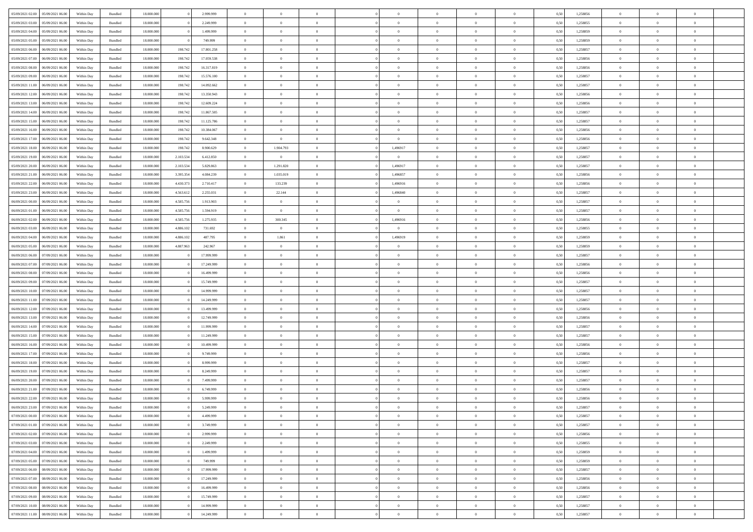| | | | | | | | | | | | | | | | | | | | | | |
|---|---|---|---|---|---|---|---|---|---|---|---|---|---|---|---|---|---|---|---|---|---|
| 05/09/2021 02:00 | 05/09/2021 06:00 | Within Day | Bundled | 18.000.000 | 0 | 2.999.999 | 0 | 0 | 0 | | 0 | 0 | 0 | 0 | 0 | 0,50 | 1,258856 | 0 | 0 | 0 | |
| 05/09/2021 03:00 | 05/09/2021 06:00 | Within Day | Bundled | 18.000.000 | 0 | 2.249.999 | 0 | 0 | 0 | | 0 | 0 | 0 | 0 | 0 | 0,50 | 1,258855 | 0 | 0 | 0 | |
| 05/09/2021 04:00 | 05/09/2021 06:00 | Within Day | Bundled | 18.000.000 | 0 | 1.499.999 | 0 | 0 | 0 | | 0 | 0 | 0 | 0 | 0 | 0,50 | 1,258859 | 0 | 0 | 0 | |
| 05/09/2021 05:00 | 05/09/2021 06:00 | Within Day | Bundled | 18.000.000 | 0 | 749.999 | 0 | 0 | 0 | | 0 | 0 | 0 | 0 | 0 | 0,50 | 1,258859 | 0 | 0 | 0 | |
| 05/09/2021 06:00 | 06/09/2021 06:00 | Within Day | Bundled | 18.000.000 | 198.742 | 17.801.258 | 0 | 0 | 0 | | 0 | 0 | 0 | 0 | 0 | 0,50 | 1,258857 | 0 | 0 | 0 | |
| 05/09/2021 07:00 | 06/09/2021 06:00 | Within Day | Bundled | 18.000.000 | 198.742 | 17.059.538 | 0 | 0 | 0 | | 0 | 0 | 0 | 0 | 0 | 0,50 | 1,258856 | 0 | 0 | 0 | |
| 05/09/2021 08:00 | 06/09/2021 06:00 | Within Day | Bundled | 18.000.000 | 198.742 | 16.317.819 | 0 | 0 | 0 | | 0 | 0 | 0 | 0 | 0 | 0,50 | 1,258856 | 0 | 0 | 0 | |
| 05/09/2021 09:00 | 06/09/2021 06:00 | Within Day | Bundled | 18.000.000 | 198.742 | 15.576.100 | 0 | 0 | 0 | | 0 | 0 | 0 | 0 | 0 | 0,50 | 1,258857 | 0 | 0 | 0 | |
| 05/09/2021 11:00 | 06/09/2021 06:00 | Within Day | Bundled | 18.000.000 | 198.742 | 14.092.662 | 0 | 0 | 0 | | 0 | 0 | 0 | 0 | 0 | 0,50 | 1,258857 | 0 | 0 | 0 | |
| 05/09/2021 12:00 | 06/09/2021 06:00 | Within Day | Bundled | 18.000.000 | 198.742 | 13.350.943 | 0 | 0 | 0 | | 0 | 0 | 0 | 0 | 0 | 0,50 | 1,258856 | 0 | 0 | 0 | |
| 05/09/2021 13:00 | 06/09/2021 06:00 | Within Day | Bundled | 18.000.000 | 198.742 | 12.609.224 | 0 | 0 | 0 | | 0 | 0 | 0 | 0 | 0 | 0,50 | 1,258856 | 0 | 0 | 0 | |
| 05/09/2021 14:00 | 06/09/2021 06:00 | Within Day | Bundled | 18.000.000 | 198.742 | 11.867.505 | 0 | 0 | 0 | | 0 | 0 | 0 | 0 | 0 | 0,50 | 1,258857 | 0 | 0 | 0 | |
| 05/09/2021 15:00 | 06/09/2021 06:00 | Within Day | Bundled | 18.000.000 | 198.742 | 11.125.786 | 0 | 0 | 0 | | 0 | 0 | 0 | 0 | 0 | 0,50 | 1,258857 | 0 | 0 | 0 | |
| 05/09/2021 16:00 | 06/09/2021 06:00 | Within Day | Bundled | 18.000.000 | 198.742 | 10.384.067 | 0 | 0 | 0 | | 0 | 0 | 0 | 0 | 0 | 0,50 | 1,258856 | 0 | 0 | 0 | |
| 05/09/2021 17:00 | 06/09/2021 06:00 | Within Day | Bundled | 18.000.000 | 198.742 | 9.642.348 | 0 | 0 | 0 | | 0 | 0 | 0 | 0 | 0 | 0,50 | 1,258856 | 0 | 0 | 0 | |
| 05/09/2021 18:00 | 06/09/2021 06:00 | Within Day | Bundled | 18.000.000 | 198.742 | 8.900.629 | 0 | 1.904.793 | 0 | | 1,496917 | 0 | 0 | 0 | 0 | 0,50 | 1,258857 | 0 | 0 | 0 | |
| 05/09/2021 19:00 | 06/09/2021 06:00 | Within Day | Bundled | 18.000.000 | 2.103.534 | 6.412.850 | 0 | 0 | 0 | | 0 | 0 | 0 | 0 | 0 | 0,50 | 1,258857 | 0 | 0 | 0 | |
| 05/09/2021 20:00 | 06/09/2021 06:00 | Within Day | Bundled | 18.000.000 | 2.103.534 | 5.829.863 | 0 | 1.291.820 | 0 | | 1,496917 | 0 | 0 | 0 | 0 | 0,50 | 1,258857 | 0 | 0 | 0 | |
| 05/09/2021 21:00 | 06/09/2021 06:00 | Within Day | Bundled | 18.000.000 | 3.395.354 | 4.084.239 | 0 | 1.035.019 | 0 | | 1,496857 | 0 | 0 | 0 | 0 | 0,50 | 1,258856 | 0 | 0 | 0 | |
| 05/09/2021 22:00 | 06/09/2021 06:00 | Within Day | Bundled | 18.000.000 | 4.430.373 | 2.710.417 | 0 | 133.239 | 0 | | 1,496916 | 0 | 0 | 0 | 0 | 0,50 | 1,258856 | 0 | 0 | 0 | |
| 05/09/2021 23:00 | 06/09/2021 06:00 | Within Day | Bundled | 18.000.000 | 4.563.612 | 2.255.031 | 0 | 22.144 | 0 | | 1,496840 | 0 | 0 | 0 | 0 | 0,50 | 1,258857 | 0 | 0 | 0 | |
| 06/09/2021 00:00 | 06/09/2021 06:00 | Within Day | Bundled | 18.000.000 | 4.585.756 | 1.913.903 | 0 | 0 | 0 | | 0 | 0 | 0 | 0 | 0 | 0,50 | 1,258857 | 0 | 0 | 0 | |
| 06/09/2021 01:00 | 06/09/2021 06:00 | Within Day | Bundled | 18.000.000 | 4.585.756 | 1.594.919 | 0 | 0 | 0 | | 0 | 0 | 0 | 0 | 0 | 0,50 | 1,258857 | 0 | 0 | 0 | |
| 06/09/2021 02:00 | 06/09/2021 06:00 | Within Day | Bundled | 18.000.000 | 4.585.756 | 1.275.935 | 0 | 300.345 | 0 | | 1,496916 | 0 | 0 | 0 | 0 | 0,50 | 1,258856 | 0 | 0 | 0 | |
| 06/09/2021 03:00 | 06/09/2021 06:00 | Within Day | Bundled | 18.000.000 | 4.886.102 | 731.692 | 0 | 0 | 0 | | 0 | 0 | 0 | 0 | 0 | 0,50 | 1,258855 | 0 | 0 | 0 | |
| 06/09/2021 04:00 | 06/09/2021 06:00 | Within Day | Bundled | 18.000.000 | 4.886.102 | 487.795 | 0 | 1.861 | 0 | | 1,496919 | 0 | 0 | 0 | 0 | 0,50 | 1,258859 | 0 | 0 | 0 | |
| 06/09/2021 05:00 | 06/09/2021 06:00 | Within Day | Bundled | 18.000.000 | 4.887.963 | 242.967 | 0 | 0 | 0 | | 0 | 0 | 0 | 0 | 0 | 0,50 | 1,258859 | 0 | 0 | 0 | |
| 06/09/2021 06:00 | 07/09/2021 06:00 | Within Day | Bundled | 18.000.000 | 0 | 17.999.999 | 0 | 0 | 0 | | 0 | 0 | 0 | 0 | 0 | 0,50 | 1,258857 | 0 | 0 | 0 | |
| 06/09/2021 07:00 | 07/09/2021 06:00 | Within Day | Bundled | 18.000.000 | 0 | 17.249.999 | 0 | 0 | 0 | | 0 | 0 | 0 | 0 | 0 | 0,50 | 1,258856 | 0 | 0 | 0 | |
| 06/09/2021 08:00 | 07/09/2021 06:00 | Within Day | Bundled | 18.000.000 | 0 | 16.499.999 | 0 | 0 | 0 | | 0 | 0 | 0 | 0 | 0 | 0,50 | 1,258856 | 0 | 0 | 0 | |
| 06/09/2021 09:00 | 07/09/2021 06:00 | Within Day | Bundled | 18.000.000 | 0 | 15.749.999 | 0 | 0 | 0 | | 0 | 0 | 0 | 0 | 0 | 0,50 | 1,258857 | 0 | 0 | 0 | |
| 06/09/2021 10:00 | 07/09/2021 06:00 | Within Day | Bundled | 18.000.000 | 0 | 14.999.999 | 0 | 0 | 0 | | 0 | 0 | 0 | 0 | 0 | 0,50 | 1,258857 | 0 | 0 | 0 | |
| 06/09/2021 11:00 | 07/09/2021 06:00 | Within Day | Bundled | 18.000.000 | 0 | 14.249.999 | 0 | 0 | 0 | | 0 | 0 | 0 | 0 | 0 | 0,50 | 1,258857 | 0 | 0 | 0 | |
| 06/09/2021 12:00 | 07/09/2021 06:00 | Within Day | Bundled | 18.000.000 | 0 | 13.499.999 | 0 | 0 | 0 | | 0 | 0 | 0 | 0 | 0 | 0,50 | 1,258856 | 0 | 0 | 0 | |
| 06/09/2021 13:00 | 07/09/2021 06:00 | Within Day | Bundled | 18.000.000 | 0 | 12.749.999 | 0 | 0 | 0 | | 0 | 0 | 0 | 0 | 0 | 0,50 | 1,258856 | 0 | 0 | 0 | |
| 06/09/2021 14:00 | 07/09/2021 06:00 | Within Day | Bundled | 18.000.000 | 0 | 11.999.999 | 0 | 0 | 0 | | 0 | 0 | 0 | 0 | 0 | 0,50 | 1,258857 | 0 | 0 | 0 | |
| 06/09/2021 15:00 | 07/09/2021 06:00 | Within Day | Bundled | 18.000.000 | 0 | 11.249.999 | 0 | 0 | 0 | | 0 | 0 | 0 | 0 | 0 | 0,50 | 1,258857 | 0 | 0 | 0 | |
| 06/09/2021 16:00 | 07/09/2021 06:00 | Within Day | Bundled | 18.000.000 | 0 | 10.499.999 | 0 | 0 | 0 | | 0 | 0 | 0 | 0 | 0 | 0,50 | 1,258856 | 0 | 0 | 0 | |
| 06/09/2021 17:00 | 07/09/2021 06:00 | Within Day | Bundled | 18.000.000 | 0 | 9.749.999 | 0 | 0 | 0 | | 0 | 0 | 0 | 0 | 0 | 0,50 | 1,258856 | 0 | 0 | 0 | |
| 06/09/2021 18:00 | 07/09/2021 06:00 | Within Day | Bundled | 18.000.000 | 0 | 8.999.999 | 0 | 0 | 0 | | 0 | 0 | 0 | 0 | 0 | 0,50 | 1,258857 | 0 | 0 | 0 | |
| 06/09/2021 19:00 | 07/09/2021 06:00 | Within Day | Bundled | 18.000.000 | 0 | 8.249.999 | 0 | 0 | 0 | | 0 | 0 | 0 | 0 | 0 | 0,50 | 1,258857 | 0 | 0 | 0 | |
| 06/09/2021 20:00 | 07/09/2021 06:00 | Within Day | Bundled | 18.000.000 | 0 | 7.499.999 | 0 | 0 | 0 | | 0 | 0 | 0 | 0 | 0 | 0,50 | 1,258857 | 0 | 0 | 0 | |
| 06/09/2021 21:00 | 07/09/2021 06:00 | Within Day | Bundled | 18.000.000 | 0 | 6.749.999 | 0 | 0 | 0 | | 0 | 0 | 0 | 0 | 0 | 0,50 | 1,258856 | 0 | 0 | 0 | |
| 06/09/2021 22:00 | 07/09/2021 06:00 | Within Day | Bundled | 18.000.000 | 0 | 5.999.999 | 0 | 0 | 0 | | 0 | 0 | 0 | 0 | 0 | 0,50 | 1,258856 | 0 | 0 | 0 | |
| 06/09/2021 23:00 | 07/09/2021 06:00 | Within Day | Bundled | 18.000.000 | 0 | 5.249.999 | 0 | 0 | 0 | | 0 | 0 | 0 | 0 | 0 | 0,50 | 1,258857 | 0 | 0 | 0 | |
| 07/09/2021 00:00 | 07/09/2021 06:00 | Within Day | Bundled | 18.000.000 | 0 | 4.499.999 | 0 | 0 | 0 | | 0 | 0 | 0 | 0 | 0 | 0,50 | 1,258857 | 0 | 0 | 0 | |
| 07/09/2021 01:00 | 07/09/2021 06:00 | Within Day | Bundled | 18.000.000 | 0 | 3.749.999 | 0 | 0 | 0 | | 0 | 0 | 0 | 0 | 0 | 0,50 | 1,258857 | 0 | 0 | 0 | |
| 07/09/2021 02:00 | 07/09/2021 06:00 | Within Day | Bundled | 18.000.000 | 0 | 2.999.999 | 0 | 0 | 0 | | 0 | 0 | 0 | 0 | 0 | 0,50 | 1,258856 | 0 | 0 | 0 | |
| 07/09/2021 03:00 | 07/09/2021 06:00 | Within Day | Bundled | 18.000.000 | 0 | 2.249.999 | 0 | 0 | 0 | | 0 | 0 | 0 | 0 | 0 | 0,50 | 1,258855 | 0 | 0 | 0 | |
| 07/09/2021 04:00 | 07/09/2021 06:00 | Within Day | Bundled | 18.000.000 | 0 | 1.499.999 | 0 | 0 | 0 | | 0 | 0 | 0 | 0 | 0 | 0,50 | 1,258859 | 0 | 0 | 0 | |
| 07/09/2021 05:00 | 07/09/2021 06:00 | Within Day | Bundled | 18.000.000 | 0 | 749.999 | 0 | 0 | 0 | | 0 | 0 | 0 | 0 | 0 | 0,50 | 1,258859 | 0 | 0 | 0 | |
| 07/09/2021 06:00 | 08/09/2021 06:00 | Within Day | Bundled | 18.000.000 | 0 | 17.999.999 | 0 | 0 | 0 | | 0 | 0 | 0 | 0 | 0 | 0,50 | 1,258857 | 0 | 0 | 0 | |
| 07/09/2021 07:00 | 08/09/2021 06:00 | Within Day | Bundled | 18.000.000 | 0 | 17.249.999 | 0 | 0 | 0 | | 0 | 0 | 0 | 0 | 0 | 0,50 | 1,258856 | 0 | 0 | 0 | |
| 07/09/2021 08:00 | 08/09/2021 06:00 | Within Day | Bundled | 18.000.000 | 0 | 16.499.999 | 0 | 0 | 0 | | 0 | 0 | 0 | 0 | 0 | 0,50 | 1,258856 | 0 | 0 | 0 | |
| 07/09/2021 09:00 | 08/09/2021 06:00 | Within Day | Bundled | 18.000.000 | 0 | 15.749.999 | 0 | 0 | 0 | | 0 | 0 | 0 | 0 | 0 | 0,50 | 1,258857 | 0 | 0 | 0 | |
| 07/09/2021 10:00 | 08/09/2021 06:00 | Within Day | Bundled | 18.000.000 | 0 | 14.999.999 | 0 | 0 | 0 | | 0 | 0 | 0 | 0 | 0 | 0,50 | 1,258857 | 0 | 0 | 0 | |
| 07/09/2021 11:00 | 08/09/2021 06:00 | Within Day | Bundled | 18.000.000 | 0 | 14.249.999 | 0 | 0 | 0 | | 0 | 0 | 0 | 0 | 0 | 0,50 | 1,258857 | 0 | 0 | 0 | |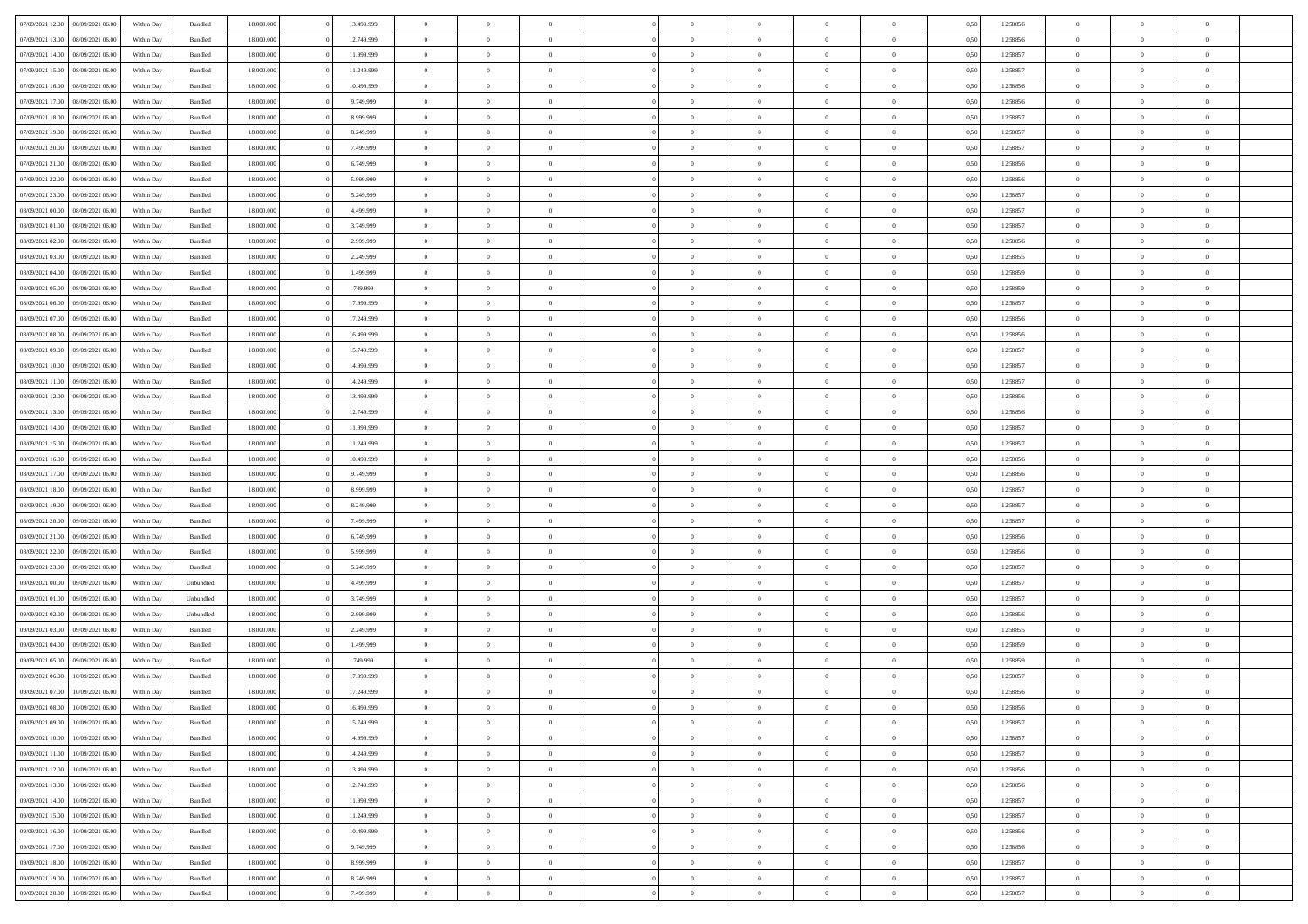| | | | | | | | | | | | | | | | | | | | | |
|---|---|---|---|---|---|---|---|---|---|---|---|---|---|---|---|---|---|---|---|---|
| 07/09/2021 12:00 | 08/09/2021 06:00 | Within Day | Bundled | 18.000.000 | 0 | 13.499.999 | 0 | 0 | 0 | | 0 | 0 | 0 | 0 | 0,50 | 1,258856 | 0 | 0 | 0 | |
| 07/09/2021 13:00 | 08/09/2021 06:00 | Within Day | Bundled | 18.000.000 | 0 | 12.749.999 | 0 | 0 | 0 | | 0 | 0 | 0 | 0 | 0,50 | 1,258856 | 0 | 0 | 0 | |
| 07/09/2021 14:00 | 08/09/2021 06:00 | Within Day | Bundled | 18.000.000 | 0 | 11.999.999 | 0 | 0 | 0 | | 0 | 0 | 0 | 0 | 0,50 | 1,258857 | 0 | 0 | 0 | |
| 07/09/2021 15:00 | 08/09/2021 06:00 | Within Day | Bundled | 18.000.000 | 0 | 11.249.999 | 0 | 0 | 0 | | 0 | 0 | 0 | 0 | 0,50 | 1,258857 | 0 | 0 | 0 | |
| 07/09/2021 16:00 | 08/09/2021 06:00 | Within Day | Bundled | 18.000.000 | 0 | 10.499.999 | 0 | 0 | 0 | | 0 | 0 | 0 | 0 | 0,50 | 1,258856 | 0 | 0 | 0 | |
| 07/09/2021 17:00 | 08/09/2021 06:00 | Within Day | Bundled | 18.000.000 | 0 | 9.749.999 | 0 | 0 | 0 | | 0 | 0 | 0 | 0 | 0,50 | 1,258856 | 0 | 0 | 0 | |
| 07/09/2021 18:00 | 08/09/2021 06:00 | Within Day | Bundled | 18.000.000 | 0 | 8.999.999 | 0 | 0 | 0 | | 0 | 0 | 0 | 0 | 0,50 | 1,258857 | 0 | 0 | 0 | |
| 07/09/2021 19:00 | 08/09/2021 06:00 | Within Day | Bundled | 18.000.000 | 0 | 8.249.999 | 0 | 0 | 0 | | 0 | 0 | 0 | 0 | 0,50 | 1,258857 | 0 | 0 | 0 | |
| 07/09/2021 20:00 | 08/09/2021 06:00 | Within Day | Bundled | 18.000.000 | 0 | 7.499.999 | 0 | 0 | 0 | | 0 | 0 | 0 | 0 | 0,50 | 1,258857 | 0 | 0 | 0 | |
| 07/09/2021 21:00 | 08/09/2021 06:00 | Within Day | Bundled | 18.000.000 | 0 | 6.749.999 | 0 | 0 | 0 | | 0 | 0 | 0 | 0 | 0,50 | 1,258856 | 0 | 0 | 0 | |
| 07/09/2021 22:00 | 08/09/2021 06:00 | Within Day | Bundled | 18.000.000 | 0 | 5.999.999 | 0 | 0 | 0 | | 0 | 0 | 0 | 0 | 0,50 | 1,258856 | 0 | 0 | 0 | |
| 07/09/2021 23:00 | 08/09/2021 06:00 | Within Day | Bundled | 18.000.000 | 0 | 5.249.999 | 0 | 0 | 0 | | 0 | 0 | 0 | 0 | 0,50 | 1,258857 | 0 | 0 | 0 | |
| 08/09/2021 00:00 | 08/09/2021 06:00 | Within Day | Bundled | 18.000.000 | 0 | 4.499.999 | 0 | 0 | 0 | | 0 | 0 | 0 | 0 | 0,50 | 1,258857 | 0 | 0 | 0 | |
| 08/09/2021 01:00 | 08/09/2021 06:00 | Within Day | Bundled | 18.000.000 | 0 | 3.749.999 | 0 | 0 | 0 | | 0 | 0 | 0 | 0 | 0,50 | 1,258857 | 0 | 0 | 0 | |
| 08/09/2021 02:00 | 08/09/2021 06:00 | Within Day | Bundled | 18.000.000 | 0 | 2.999.999 | 0 | 0 | 0 | | 0 | 0 | 0 | 0 | 0,50 | 1,258856 | 0 | 0 | 0 | |
| 08/09/2021 03:00 | 08/09/2021 06:00 | Within Day | Bundled | 18.000.000 | 0 | 2.249.999 | 0 | 0 | 0 | | 0 | 0 | 0 | 0 | 0,50 | 1,258855 | 0 | 0 | 0 | |
| 08/09/2021 04:00 | 08/09/2021 06:00 | Within Day | Bundled | 18.000.000 | 0 | 1.499.999 | 0 | 0 | 0 | | 0 | 0 | 0 | 0 | 0,50 | 1,258859 | 0 | 0 | 0 | |
| 08/09/2021 05:00 | 08/09/2021 06:00 | Within Day | Bundled | 18.000.000 | 0 | 749.999 | 0 | 0 | 0 | | 0 | 0 | 0 | 0 | 0,50 | 1,258859 | 0 | 0 | 0 | |
| 08/09/2021 06:00 | 09/09/2021 06:00 | Within Day | Bundled | 18.000.000 | 0 | 17.999.999 | 0 | 0 | 0 | | 0 | 0 | 0 | 0 | 0,50 | 1,258857 | 0 | 0 | 0 | |
| 08/09/2021 07:00 | 09/09/2021 06:00 | Within Day | Bundled | 18.000.000 | 0 | 17.249.999 | 0 | 0 | 0 | | 0 | 0 | 0 | 0 | 0,50 | 1,258856 | 0 | 0 | 0 | |
| 08/09/2021 08:00 | 09/09/2021 06:00 | Within Day | Bundled | 18.000.000 | 0 | 16.499.999 | 0 | 0 | 0 | | 0 | 0 | 0 | 0 | 0,50 | 1,258856 | 0 | 0 | 0 | |
| 08/09/2021 09:00 | 09/09/2021 06:00 | Within Day | Bundled | 18.000.000 | 0 | 15.749.999 | 0 | 0 | 0 | | 0 | 0 | 0 | 0 | 0,50 | 1,258857 | 0 | 0 | 0 | |
| 08/09/2021 10:00 | 09/09/2021 06:00 | Within Day | Bundled | 18.000.000 | 0 | 14.999.999 | 0 | 0 | 0 | | 0 | 0 | 0 | 0 | 0,50 | 1,258857 | 0 | 0 | 0 | |
| 08/09/2021 11:00 | 09/09/2021 06:00 | Within Day | Bundled | 18.000.000 | 0 | 14.249.999 | 0 | 0 | 0 | | 0 | 0 | 0 | 0 | 0,50 | 1,258857 | 0 | 0 | 0 | |
| 08/09/2021 12:00 | 09/09/2021 06:00 | Within Day | Bundled | 18.000.000 | 0 | 13.499.999 | 0 | 0 | 0 | | 0 | 0 | 0 | 0 | 0,50 | 1,258856 | 0 | 0 | 0 | |
| 08/09/2021 13:00 | 09/09/2021 06:00 | Within Day | Bundled | 18.000.000 | 0 | 12.749.999 | 0 | 0 | 0 | | 0 | 0 | 0 | 0 | 0,50 | 1,258856 | 0 | 0 | 0 | |
| 08/09/2021 14:00 | 09/09/2021 06:00 | Within Day | Bundled | 18.000.000 | 0 | 11.999.999 | 0 | 0 | 0 | | 0 | 0 | 0 | 0 | 0,50 | 1,258857 | 0 | 0 | 0 | |
| 08/09/2021 15:00 | 09/09/2021 06:00 | Within Day | Bundled | 18.000.000 | 0 | 11.249.999 | 0 | 0 | 0 | | 0 | 0 | 0 | 0 | 0,50 | 1,258857 | 0 | 0 | 0 | |
| 08/09/2021 16:00 | 09/09/2021 06:00 | Within Day | Bundled | 18.000.000 | 0 | 10.499.999 | 0 | 0 | 0 | | 0 | 0 | 0 | 0 | 0,50 | 1,258856 | 0 | 0 | 0 | |
| 08/09/2021 17:00 | 09/09/2021 06:00 | Within Day | Bundled | 18.000.000 | 0 | 9.749.999 | 0 | 0 | 0 | | 0 | 0 | 0 | 0 | 0,50 | 1,258856 | 0 | 0 | 0 | |
| 08/09/2021 18:00 | 09/09/2021 06:00 | Within Day | Bundled | 18.000.000 | 0 | 8.999.999 | 0 | 0 | 0 | | 0 | 0 | 0 | 0 | 0,50 | 1,258857 | 0 | 0 | 0 | |
| 08/09/2021 19:00 | 09/09/2021 06:00 | Within Day | Bundled | 18.000.000 | 0 | 8.249.999 | 0 | 0 | 0 | | 0 | 0 | 0 | 0 | 0,50 | 1,258857 | 0 | 0 | 0 | |
| 08/09/2021 20:00 | 09/09/2021 06:00 | Within Day | Bundled | 18.000.000 | 0 | 7.499.999 | 0 | 0 | 0 | | 0 | 0 | 0 | 0 | 0,50 | 1,258857 | 0 | 0 | 0 | |
| 08/09/2021 21:00 | 09/09/2021 06:00 | Within Day | Bundled | 18.000.000 | 0 | 6.749.999 | 0 | 0 | 0 | | 0 | 0 | 0 | 0 | 0,50 | 1,258856 | 0 | 0 | 0 | |
| 08/09/2021 22:00 | 09/09/2021 06:00 | Within Day | Bundled | 18.000.000 | 0 | 5.999.999 | 0 | 0 | 0 | | 0 | 0 | 0 | 0 | 0,50 | 1,258856 | 0 | 0 | 0 | |
| 08/09/2021 23:00 | 09/09/2021 06:00 | Within Day | Bundled | 18.000.000 | 0 | 5.249.999 | 0 | 0 | 0 | | 0 | 0 | 0 | 0 | 0,50 | 1,258857 | 0 | 0 | 0 | |
| 09/09/2021 00:00 | 09/09/2021 06:00 | Within Day | Unbundled | 18.000.000 | 0 | 4.499.999 | 0 | 0 | 0 | | 0 | 0 | 0 | 0 | 0,50 | 1,258857 | 0 | 0 | 0 | |
| 09/09/2021 01:00 | 09/09/2021 06:00 | Within Day | Unbundled | 18.000.000 | 0 | 3.749.999 | 0 | 0 | 0 | | 0 | 0 | 0 | 0 | 0,50 | 1,258857 | 0 | 0 | 0 | |
| 09/09/2021 02:00 | 09/09/2021 06:00 | Within Day | Unbundled | 18.000.000 | 0 | 2.999.999 | 0 | 0 | 0 | | 0 | 0 | 0 | 0 | 0,50 | 1,258856 | 0 | 0 | 0 | |
| 09/09/2021 03:00 | 09/09/2021 06:00 | Within Day | Bundled | 18.000.000 | 0 | 2.249.999 | 0 | 0 | 0 | | 0 | 0 | 0 | 0 | 0,50 | 1,258855 | 0 | 0 | 0 | |
| 09/09/2021 04:00 | 09/09/2021 06:00 | Within Day | Bundled | 18.000.000 | 0 | 1.499.999 | 0 | 0 | 0 | | 0 | 0 | 0 | 0 | 0,50 | 1,258859 | 0 | 0 | 0 | |
| 09/09/2021 05:00 | 09/09/2021 06:00 | Within Day | Bundled | 18.000.000 | 0 | 749.999 | 0 | 0 | 0 | | 0 | 0 | 0 | 0 | 0,50 | 1,258859 | 0 | 0 | 0 | |
| 09/09/2021 06:00 | 10/09/2021 06:00 | Within Day | Bundled | 18.000.000 | 0 | 17.999.999 | 0 | 0 | 0 | | 0 | 0 | 0 | 0 | 0,50 | 1,258857 | 0 | 0 | 0 | |
| 09/09/2021 07:00 | 10/09/2021 06:00 | Within Day | Bundled | 18.000.000 | 0 | 17.249.999 | 0 | 0 | 0 | | 0 | 0 | 0 | 0 | 0,50 | 1,258856 | 0 | 0 | 0 | |
| 09/09/2021 08:00 | 10/09/2021 06:00 | Within Day | Bundled | 18.000.000 | 0 | 16.499.999 | 0 | 0 | 0 | | 0 | 0 | 0 | 0 | 0,50 | 1,258856 | 0 | 0 | 0 | |
| 09/09/2021 09:00 | 10/09/2021 06:00 | Within Day | Bundled | 18.000.000 | 0 | 15.749.999 | 0 | 0 | 0 | | 0 | 0 | 0 | 0 | 0,50 | 1,258857 | 0 | 0 | 0 | |
| 09/09/2021 10:00 | 10/09/2021 06:00 | Within Day | Bundled | 18.000.000 | 0 | 14.999.999 | 0 | 0 | 0 | | 0 | 0 | 0 | 0 | 0,50 | 1,258857 | 0 | 0 | 0 | |
| 09/09/2021 11:00 | 10/09/2021 06:00 | Within Day | Bundled | 18.000.000 | 0 | 14.249.999 | 0 | 0 | 0 | | 0 | 0 | 0 | 0 | 0,50 | 1,258857 | 0 | 0 | 0 | |
| 09/09/2021 12:00 | 10/09/2021 06:00 | Within Day | Bundled | 18.000.000 | 0 | 13.499.999 | 0 | 0 | 0 | | 0 | 0 | 0 | 0 | 0,50 | 1,258856 | 0 | 0 | 0 | |
| 09/09/2021 13:00 | 10/09/2021 06:00 | Within Day | Bundled | 18.000.000 | 0 | 12.749.999 | 0 | 0 | 0 | | 0 | 0 | 0 | 0 | 0,50 | 1,258856 | 0 | 0 | 0 | |
| 09/09/2021 14:00 | 10/09/2021 06:00 | Within Day | Bundled | 18.000.000 | 0 | 11.999.999 | 0 | 0 | 0 | | 0 | 0 | 0 | 0 | 0,50 | 1,258857 | 0 | 0 | 0 | |
| 09/09/2021 15:00 | 10/09/2021 06:00 | Within Day | Bundled | 18.000.000 | 0 | 11.249.999 | 0 | 0 | 0 | | 0 | 0 | 0 | 0 | 0,50 | 1,258857 | 0 | 0 | 0 | |
| 09/09/2021 16:00 | 10/09/2021 06:00 | Within Day | Bundled | 18.000.000 | 0 | 10.499.999 | 0 | 0 | 0 | | 0 | 0 | 0 | 0 | 0,50 | 1,258856 | 0 | 0 | 0 | |
| 09/09/2021 17:00 | 10/09/2021 06:00 | Within Day | Bundled | 18.000.000 | 0 | 9.749.999 | 0 | 0 | 0 | | 0 | 0 | 0 | 0 | 0,50 | 1,258856 | 0 | 0 | 0 | |
| 09/09/2021 18:00 | 10/09/2021 06:00 | Within Day | Bundled | 18.000.000 | 0 | 8.999.999 | 0 | 0 | 0 | | 0 | 0 | 0 | 0 | 0,50 | 1,258857 | 0 | 0 | 0 | |
| 09/09/2021 19:00 | 10/09/2021 06:00 | Within Day | Bundled | 18.000.000 | 0 | 8.249.999 | 0 | 0 | 0 | | 0 | 0 | 0 | 0 | 0,50 | 1,258857 | 0 | 0 | 0 | |
| 09/09/2021 20:00 | 10/09/2021 06:00 | Within Day | Bundled | 18.000.000 | 0 | 7.499.999 | 0 | 0 | 0 | | 0 | 0 | 0 | 0 | 0,50 | 1,258857 | 0 | 0 | 0 | |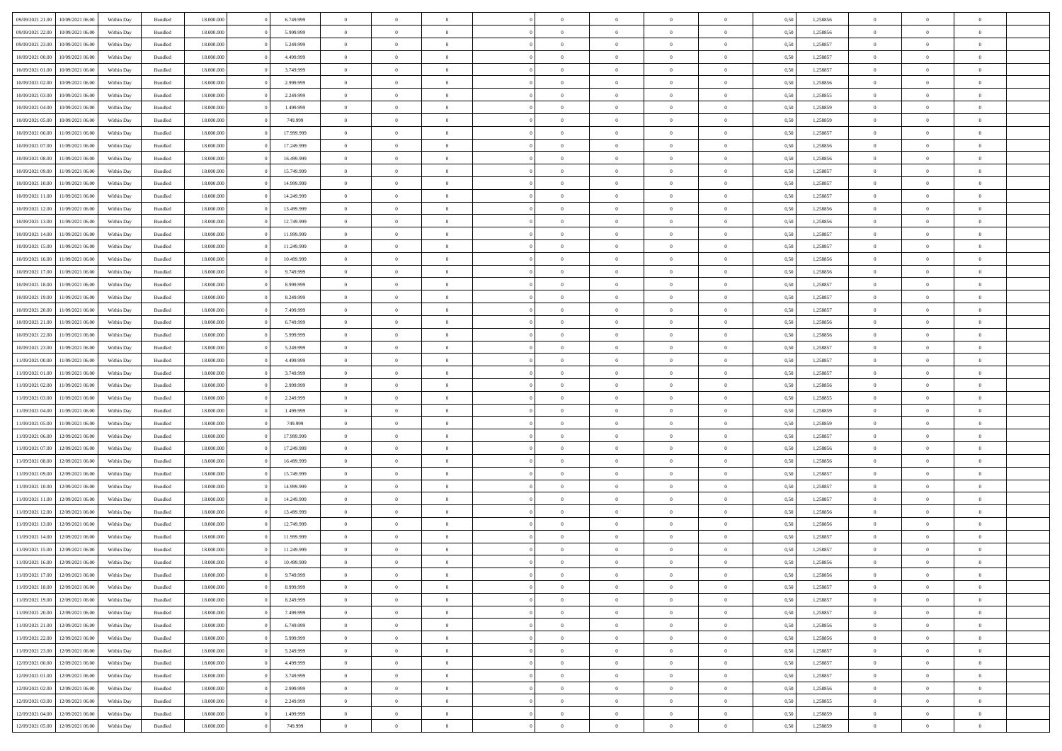| | | | | | | | | | | | | | | | | | | | | |
|---|---|---|---|---|---|---|---|---|---|---|---|---|---|---|---|---|---|---|---|---|
| 09/09/2021 21:00 | 10/09/2021 06:00 | Within Day | Bundled | 18.000.000 | 0 | 6.749.999 | 0 | 0 | 0 | | 0 | 0 | 0 | 0 | 0,50 | 1,258856 | 0 | 0 | 0 | |
| 09/09/2021 22:00 | 10/09/2021 06:00 | Within Day | Bundled | 18.000.000 | 0 | 5.999.999 | 0 | 0 | 0 | | 0 | 0 | 0 | 0 | 0,50 | 1,258856 | 0 | 0 | 0 | |
| 09/09/2021 23:00 | 10/09/2021 06:00 | Within Day | Bundled | 18.000.000 | 0 | 5.249.999 | 0 | 0 | 0 | | 0 | 0 | 0 | 0 | 0,50 | 1,258857 | 0 | 0 | 0 | |
| 10/09/2021 00:00 | 10/09/2021 06:00 | Within Day | Bundled | 18.000.000 | 0 | 4.499.999 | 0 | 0 | 0 | | 0 | 0 | 0 | 0 | 0,50 | 1,258857 | 0 | 0 | 0 | |
| 10/09/2021 01:00 | 10/09/2021 06:00 | Within Day | Bundled | 18.000.000 | 0 | 3.749.999 | 0 | 0 | 0 | | 0 | 0 | 0 | 0 | 0,50 | 1,258857 | 0 | 0 | 0 | |
| 10/09/2021 02:00 | 10/09/2021 06:00 | Within Day | Bundled | 18.000.000 | 0 | 2.999.999 | 0 | 0 | 0 | | 0 | 0 | 0 | 0 | 0,50 | 1,258856 | 0 | 0 | 0 | |
| 10/09/2021 03:00 | 10/09/2021 06:00 | Within Day | Bundled | 18.000.000 | 0 | 2.249.999 | 0 | 0 | 0 | | 0 | 0 | 0 | 0 | 0,50 | 1,258855 | 0 | 0 | 0 | |
| 10/09/2021 04:00 | 10/09/2021 06:00 | Within Day | Bundled | 18.000.000 | 0 | 1.499.999 | 0 | 0 | 0 | | 0 | 0 | 0 | 0 | 0,50 | 1,258859 | 0 | 0 | 0 | |
| 10/09/2021 05:00 | 10/09/2021 06:00 | Within Day | Bundled | 18.000.000 | 0 | 749.999 | 0 | 0 | 0 | | 0 | 0 | 0 | 0 | 0,50 | 1,258859 | 0 | 0 | 0 | |
| 10/09/2021 06:00 | 11/09/2021 06:00 | Within Day | Bundled | 18.000.000 | 0 | 17.999.999 | 0 | 0 | 0 | | 0 | 0 | 0 | 0 | 0,50 | 1,258857 | 0 | 0 | 0 | |
| 10/09/2021 07:00 | 11/09/2021 06:00 | Within Day | Bundled | 18.000.000 | 0 | 17.249.999 | 0 | 0 | 0 | | 0 | 0 | 0 | 0 | 0,50 | 1,258856 | 0 | 0 | 0 | |
| 10/09/2021 08:00 | 11/09/2021 06:00 | Within Day | Bundled | 18.000.000 | 0 | 16.499.999 | 0 | 0 | 0 | | 0 | 0 | 0 | 0 | 0,50 | 1,258856 | 0 | 0 | 0 | |
| 10/09/2021 09:00 | 11/09/2021 06:00 | Within Day | Bundled | 18.000.000 | 0 | 15.749.999 | 0 | 0 | 0 | | 0 | 0 | 0 | 0 | 0,50 | 1,258857 | 0 | 0 | 0 | |
| 10/09/2021 10:00 | 11/09/2021 06:00 | Within Day | Bundled | 18.000.000 | 0 | 14.999.999 | 0 | 0 | 0 | | 0 | 0 | 0 | 0 | 0,50 | 1,258857 | 0 | 0 | 0 | |
| 10/09/2021 11:00 | 11/09/2021 06:00 | Within Day | Bundled | 18.000.000 | 0 | 14.249.999 | 0 | 0 | 0 | | 0 | 0 | 0 | 0 | 0,50 | 1,258857 | 0 | 0 | 0 | |
| 10/09/2021 12:00 | 11/09/2021 06:00 | Within Day | Bundled | 18.000.000 | 0 | 13.499.999 | 0 | 0 | 0 | | 0 | 0 | 0 | 0 | 0,50 | 1,258856 | 0 | 0 | 0 | |
| 10/09/2021 13:00 | 11/09/2021 06:00 | Within Day | Bundled | 18.000.000 | 0 | 12.749.999 | 0 | 0 | 0 | | 0 | 0 | 0 | 0 | 0,50 | 1,258856 | 0 | 0 | 0 | |
| 10/09/2021 14:00 | 11/09/2021 06:00 | Within Day | Bundled | 18.000.000 | 0 | 11.999.999 | 0 | 0 | 0 | | 0 | 0 | 0 | 0 | 0,50 | 1,258857 | 0 | 0 | 0 | |
| 10/09/2021 15:00 | 11/09/2021 06:00 | Within Day | Bundled | 18.000.000 | 0 | 11.249.999 | 0 | 0 | 0 | | 0 | 0 | 0 | 0 | 0,50 | 1,258857 | 0 | 0 | 0 | |
| 10/09/2021 16:00 | 11/09/2021 06:00 | Within Day | Bundled | 18.000.000 | 0 | 10.499.999 | 0 | 0 | 0 | | 0 | 0 | 0 | 0 | 0,50 | 1,258856 | 0 | 0 | 0 | |
| 10/09/2021 17:00 | 11/09/2021 06:00 | Within Day | Bundled | 18.000.000 | 0 | 9.749.999 | 0 | 0 | 0 | | 0 | 0 | 0 | 0 | 0,50 | 1,258856 | 0 | 0 | 0 | |
| 10/09/2021 18:00 | 11/09/2021 06:00 | Within Day | Bundled | 18.000.000 | 0 | 8.999.999 | 0 | 0 | 0 | | 0 | 0 | 0 | 0 | 0,50 | 1,258857 | 0 | 0 | 0 | |
| 10/09/2021 19:00 | 11/09/2021 06:00 | Within Day | Bundled | 18.000.000 | 0 | 8.249.999 | 0 | 0 | 0 | | 0 | 0 | 0 | 0 | 0,50 | 1,258857 | 0 | 0 | 0 | |
| 10/09/2021 20:00 | 11/09/2021 06:00 | Within Day | Bundled | 18.000.000 | 0 | 7.499.999 | 0 | 0 | 0 | | 0 | 0 | 0 | 0 | 0,50 | 1,258857 | 0 | 0 | 0 | |
| 10/09/2021 21:00 | 11/09/2021 06:00 | Within Day | Bundled | 18.000.000 | 0 | 6.749.999 | 0 | 0 | 0 | | 0 | 0 | 0 | 0 | 0,50 | 1,258856 | 0 | 0 | 0 | |
| 10/09/2021 22:00 | 11/09/2021 06:00 | Within Day | Bundled | 18.000.000 | 0 | 5.999.999 | 0 | 0 | 0 | | 0 | 0 | 0 | 0 | 0,50 | 1,258856 | 0 | 0 | 0 | |
| 10/09/2021 23:00 | 11/09/2021 06:00 | Within Day | Bundled | 18.000.000 | 0 | 5.249.999 | 0 | 0 | 0 | | 0 | 0 | 0 | 0 | 0,50 | 1,258857 | 0 | 0 | 0 | |
| 11/09/2021 00:00 | 11/09/2021 06:00 | Within Day | Bundled | 18.000.000 | 0 | 4.499.999 | 0 | 0 | 0 | | 0 | 0 | 0 | 0 | 0,50 | 1,258857 | 0 | 0 | 0 | |
| 11/09/2021 01:00 | 11/09/2021 06:00 | Within Day | Bundled | 18.000.000 | 0 | 3.749.999 | 0 | 0 | 0 | | 0 | 0 | 0 | 0 | 0,50 | 1,258857 | 0 | 0 | 0 | |
| 11/09/2021 02:00 | 11/09/2021 06:00 | Within Day | Bundled | 18.000.000 | 0 | 2.999.999 | 0 | 0 | 0 | | 0 | 0 | 0 | 0 | 0,50 | 1,258856 | 0 | 0 | 0 | |
| 11/09/2021 03:00 | 11/09/2021 06:00 | Within Day | Bundled | 18.000.000 | 0 | 2.249.999 | 0 | 0 | 0 | | 0 | 0 | 0 | 0 | 0,50 | 1,258855 | 0 | 0 | 0 | |
| 11/09/2021 04:00 | 11/09/2021 06:00 | Within Day | Bundled | 18.000.000 | 0 | 1.499.999 | 0 | 0 | 0 | | 0 | 0 | 0 | 0 | 0,50 | 1,258859 | 0 | 0 | 0 | |
| 11/09/2021 05:00 | 11/09/2021 06:00 | Within Day | Bundled | 18.000.000 | 0 | 749.999 | 0 | 0 | 0 | | 0 | 0 | 0 | 0 | 0,50 | 1,258859 | 0 | 0 | 0 | |
| 11/09/2021 06:00 | 12/09/2021 06:00 | Within Day | Bundled | 18.000.000 | 0 | 17.999.999 | 0 | 0 | 0 | | 0 | 0 | 0 | 0 | 0,50 | 1,258857 | 0 | 0 | 0 | |
| 11/09/2021 07:00 | 12/09/2021 06:00 | Within Day | Bundled | 18.000.000 | 0 | 17.249.999 | 0 | 0 | 0 | | 0 | 0 | 0 | 0 | 0,50 | 1,258856 | 0 | 0 | 0 | |
| 11/09/2021 08:00 | 12/09/2021 06:00 | Within Day | Bundled | 18.000.000 | 0 | 16.499.999 | 0 | 0 | 0 | | 0 | 0 | 0 | 0 | 0,50 | 1,258856 | 0 | 0 | 0 | |
| 11/09/2021 09:00 | 12/09/2021 06:00 | Within Day | Bundled | 18.000.000 | 0 | 15.749.999 | 0 | 0 | 0 | | 0 | 0 | 0 | 0 | 0,50 | 1,258857 | 0 | 0 | 0 | |
| 11/09/2021 10:00 | 12/09/2021 06:00 | Within Day | Bundled | 18.000.000 | 0 | 14.999.999 | 0 | 0 | 0 | | 0 | 0 | 0 | 0 | 0,50 | 1,258857 | 0 | 0 | 0 | |
| 11/09/2021 11:00 | 12/09/2021 06:00 | Within Day | Bundled | 18.000.000 | 0 | 14.249.999 | 0 | 0 | 0 | | 0 | 0 | 0 | 0 | 0,50 | 1,258857 | 0 | 0 | 0 | |
| 11/09/2021 12:00 | 12/09/2021 06:00 | Within Day | Bundled | 18.000.000 | 0 | 13.499.999 | 0 | 0 | 0 | | 0 | 0 | 0 | 0 | 0,50 | 1,258856 | 0 | 0 | 0 | |
| 11/09/2021 13:00 | 12/09/2021 06:00 | Within Day | Bundled | 18.000.000 | 0 | 12.749.999 | 0 | 0 | 0 | | 0 | 0 | 0 | 0 | 0,50 | 1,258856 | 0 | 0 | 0 | |
| 11/09/2021 14:00 | 12/09/2021 06:00 | Within Day | Bundled | 18.000.000 | 0 | 11.999.999 | 0 | 0 | 0 | | 0 | 0 | 0 | 0 | 0,50 | 1,258857 | 0 | 0 | 0 | |
| 11/09/2021 15:00 | 12/09/2021 06:00 | Within Day | Bundled | 18.000.000 | 0 | 11.249.999 | 0 | 0 | 0 | | 0 | 0 | 0 | 0 | 0,50 | 1,258857 | 0 | 0 | 0 | |
| 11/09/2021 16:00 | 12/09/2021 06:00 | Within Day | Bundled | 18.000.000 | 0 | 10.499.999 | 0 | 0 | 0 | | 0 | 0 | 0 | 0 | 0,50 | 1,258856 | 0 | 0 | 0 | |
| 11/09/2021 17:00 | 12/09/2021 06:00 | Within Day | Bundled | 18.000.000 | 0 | 9.749.999 | 0 | 0 | 0 | | 0 | 0 | 0 | 0 | 0,50 | 1,258856 | 0 | 0 | 0 | |
| 11/09/2021 18:00 | 12/09/2021 06:00 | Within Day | Bundled | 18.000.000 | 0 | 8.999.999 | 0 | 0 | 0 | | 0 | 0 | 0 | 0 | 0,50 | 1,258857 | 0 | 0 | 0 | |
| 11/09/2021 19:00 | 12/09/2021 06:00 | Within Day | Bundled | 18.000.000 | 0 | 8.249.999 | 0 | 0 | 0 | | 0 | 0 | 0 | 0 | 0,50 | 1,258857 | 0 | 0 | 0 | |
| 11/09/2021 20:00 | 12/09/2021 06:00 | Within Day | Bundled | 18.000.000 | 0 | 7.499.999 | 0 | 0 | 0 | | 0 | 0 | 0 | 0 | 0,50 | 1,258857 | 0 | 0 | 0 | |
| 11/09/2021 21:00 | 12/09/2021 06:00 | Within Day | Bundled | 18.000.000 | 0 | 6.749.999 | 0 | 0 | 0 | | 0 | 0 | 0 | 0 | 0,50 | 1,258856 | 0 | 0 | 0 | |
| 11/09/2021 22:00 | 12/09/2021 06:00 | Within Day | Bundled | 18.000.000 | 0 | 5.999.999 | 0 | 0 | 0 | | 0 | 0 | 0 | 0 | 0,50 | 1,258856 | 0 | 0 | 0 | |
| 11/09/2021 23:00 | 12/09/2021 06:00 | Within Day | Bundled | 18.000.000 | 0 | 5.249.999 | 0 | 0 | 0 | | 0 | 0 | 0 | 0 | 0,50 | 1,258857 | 0 | 0 | 0 | |
| 12/09/2021 00:00 | 12/09/2021 06:00 | Within Day | Bundled | 18.000.000 | 0 | 4.499.999 | 0 | 0 | 0 | | 0 | 0 | 0 | 0 | 0,50 | 1,258857 | 0 | 0 | 0 | |
| 12/09/2021 01:00 | 12/09/2021 06:00 | Within Day | Bundled | 18.000.000 | 0 | 3.749.999 | 0 | 0 | 0 | | 0 | 0 | 0 | 0 | 0,50 | 1,258857 | 0 | 0 | 0 | |
| 12/09/2021 02:00 | 12/09/2021 06:00 | Within Day | Bundled | 18.000.000 | 0 | 2.999.999 | 0 | 0 | 0 | | 0 | 0 | 0 | 0 | 0,50 | 1,258856 | 0 | 0 | 0 | |
| 12/09/2021 03:00 | 12/09/2021 06:00 | Within Day | Bundled | 18.000.000 | 0 | 2.249.999 | 0 | 0 | 0 | | 0 | 0 | 0 | 0 | 0,50 | 1,258855 | 0 | 0 | 0 | |
| 12/09/2021 04:00 | 12/09/2021 06:00 | Within Day | Bundled | 18.000.000 | 0 | 1.499.999 | 0 | 0 | 0 | | 0 | 0 | 0 | 0 | 0,50 | 1,258859 | 0 | 0 | 0 | |
| 12/09/2021 05:00 | 12/09/2021 06:00 | Within Day | Bundled | 18.000.000 | 0 | 749.999 | 0 | 0 | 0 | | 0 | 0 | 0 | 0 | 0,50 | 1,258859 | 0 | 0 | 0 | |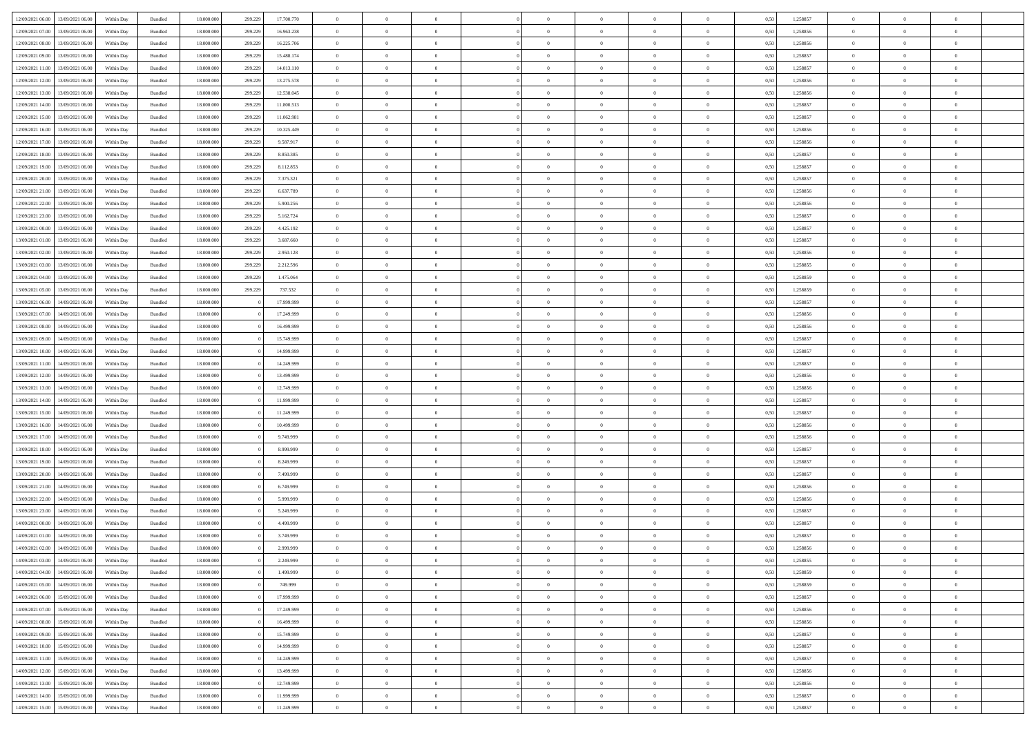| 12/09/2021 06:00 | 13/09/2021 06:00 | Within Day | Bundled | 18.000.000 | 299.229 | 17.700.770 | 0 | 0 | 0 | | 0 | 0 | 0 | 0 | 0,50 | 1,258857 | 0 | 0 | 0 | |
|---|---|---|---|---|---|---|---|---|---|---|---|---|---|---|---|---|---|---|---|---|
| 12/09/2021 07:00 | 13/09/2021 06:00 | Within Day | Bundled | 18.000.000 | 299.229 | 16.963.238 | 0 | 0 | 0 | | 0 | 0 | 0 | 0 | 0,50 | 1,258856 | 0 | 0 | 0 | |
| 12/09/2021 08:00 | 13/09/2021 06:00 | Within Day | Bundled | 18.000.000 | 299.229 | 16.225.706 | 0 | 0 | 0 | | 0 | 0 | 0 | 0 | 0,50 | 1,258856 | 0 | 0 | 0 | |
| 12/09/2021 09:00 | 13/09/2021 06:00 | Within Day | Bundled | 18.000.000 | 299.229 | 15.488.174 | 0 | 0 | 0 | | 0 | 0 | 0 | 0 | 0,50 | 1,258857 | 0 | 0 | 0 | |
| 12/09/2021 11:00 | 13/09/2021 06:00 | Within Day | Bundled | 18.000.000 | 299.229 | 14.013.110 | 0 | 0 | 0 | | 0 | 0 | 0 | 0 | 0,50 | 1,258857 | 0 | 0 | 0 | |
| 12/09/2021 12:00 | 13/09/2021 06:00 | Within Day | Bundled | 18.000.000 | 299.229 | 13.275.578 | 0 | 0 | 0 | | 0 | 0 | 0 | 0 | 0,50 | 1,258856 | 0 | 0 | 0 | |
| 12/09/2021 13:00 | 13/09/2021 06:00 | Within Day | Bundled | 18.000.000 | 299.229 | 12.538.045 | 0 | 0 | 0 | | 0 | 0 | 0 | 0 | 0,50 | 1,258856 | 0 | 0 | 0 | |
| 12/09/2021 14:00 | 13/09/2021 06:00 | Within Day | Bundled | 18.000.000 | 299.229 | 11.800.513 | 0 | 0 | 0 | | 0 | 0 | 0 | 0 | 0,50 | 1,258857 | 0 | 0 | 0 | |
| 12/09/2021 15:00 | 13/09/2021 06:00 | Within Day | Bundled | 18.000.000 | 299.229 | 11.062.981 | 0 | 0 | 0 | | 0 | 0 | 0 | 0 | 0,50 | 1,258857 | 0 | 0 | 0 | |
| 12/09/2021 16:00 | 13/09/2021 06:00 | Within Day | Bundled | 18.000.000 | 299.229 | 10.325.449 | 0 | 0 | 0 | | 0 | 0 | 0 | 0 | 0,50 | 1,258856 | 0 | 0 | 0 | |
| 12/09/2021 17:00 | 13/09/2021 06:00 | Within Day | Bundled | 18.000.000 | 299.229 | 9.587.917 | 0 | 0 | 0 | | 0 | 0 | 0 | 0 | 0,50 | 1,258856 | 0 | 0 | 0 | |
| 12/09/2021 18:00 | 13/09/2021 06:00 | Within Day | Bundled | 18.000.000 | 299.229 | 8.850.385 | 0 | 0 | 0 | | 0 | 0 | 0 | 0 | 0,50 | 1,258857 | 0 | 0 | 0 | |
| 12/09/2021 19:00 | 13/09/2021 06:00 | Within Day | Bundled | 18.000.000 | 299.229 | 8.112.853 | 0 | 0 | 0 | | 0 | 0 | 0 | 0 | 0,50 | 1,258857 | 0 | 0 | 0 | |
| 12/09/2021 20:00 | 13/09/2021 06:00 | Within Day | Bundled | 18.000.000 | 299.229 | 7.375.321 | 0 | 0 | 0 | | 0 | 0 | 0 | 0 | 0,50 | 1,258857 | 0 | 0 | 0 | |
| 12/09/2021 21:00 | 13/09/2021 06:00 | Within Day | Bundled | 18.000.000 | 299.229 | 6.637.789 | 0 | 0 | 0 | | 0 | 0 | 0 | 0 | 0,50 | 1,258856 | 0 | 0 | 0 | |
| 12/09/2021 22:00 | 13/09/2021 06:00 | Within Day | Bundled | 18.000.000 | 299.229 | 5.900.256 | 0 | 0 | 0 | | 0 | 0 | 0 | 0 | 0,50 | 1,258856 | 0 | 0 | 0 | |
| 12/09/2021 23:00 | 13/09/2021 06:00 | Within Day | Bundled | 18.000.000 | 299.229 | 5.162.724 | 0 | 0 | 0 | | 0 | 0 | 0 | 0 | 0,50 | 1,258857 | 0 | 0 | 0 | |
| 13/09/2021 00:00 | 13/09/2021 06:00 | Within Day | Bundled | 18.000.000 | 299.229 | 4.425.192 | 0 | 0 | 0 | | 0 | 0 | 0 | 0 | 0,50 | 1,258857 | 0 | 0 | 0 | |
| 13/09/2021 01:00 | 13/09/2021 06:00 | Within Day | Bundled | 18.000.000 | 299.229 | 3.687.660 | 0 | 0 | 0 | | 0 | 0 | 0 | 0 | 0,50 | 1,258857 | 0 | 0 | 0 | |
| 13/09/2021 02:00 | 13/09/2021 06:00 | Within Day | Bundled | 18.000.000 | 299.229 | 2.950.128 | 0 | 0 | 0 | | 0 | 0 | 0 | 0 | 0,50 | 1,258856 | 0 | 0 | 0 | |
| 13/09/2021 03:00 | 13/09/2021 06:00 | Within Day | Bundled | 18.000.000 | 299.229 | 2.212.596 | 0 | 0 | 0 | | 0 | 0 | 0 | 0 | 0,50 | 1,258855 | 0 | 0 | 0 | |
| 13/09/2021 04:00 | 13/09/2021 06:00 | Within Day | Bundled | 18.000.000 | 299.229 | 1.475.064 | 0 | 0 | 0 | | 0 | 0 | 0 | 0 | 0,50 | 1,258859 | 0 | 0 | 0 | |
| 13/09/2021 05:00 | 13/09/2021 06:00 | Within Day | Bundled | 18.000.000 | 299.229 | 737.532 | 0 | 0 | 0 | | 0 | 0 | 0 | 0 | 0,50 | 1,258859 | 0 | 0 | 0 | |
| 13/09/2021 06:00 | 14/09/2021 06:00 | Within Day | Bundled | 18.000.000 | 0 | 17.999.999 | 0 | 0 | 0 | | 0 | 0 | 0 | 0 | 0,50 | 1,258857 | 0 | 0 | 0 | |
| 13/09/2021 07:00 | 14/09/2021 06:00 | Within Day | Bundled | 18.000.000 | 0 | 17.249.999 | 0 | 0 | 0 | | 0 | 0 | 0 | 0 | 0,50 | 1,258856 | 0 | 0 | 0 | |
| 13/09/2021 08:00 | 14/09/2021 06:00 | Within Day | Bundled | 18.000.000 | 0 | 16.499.999 | 0 | 0 | 0 | | 0 | 0 | 0 | 0 | 0,50 | 1,258856 | 0 | 0 | 0 | |
| 13/09/2021 09:00 | 14/09/2021 06:00 | Within Day | Bundled | 18.000.000 | 0 | 15.749.999 | 0 | 0 | 0 | | 0 | 0 | 0 | 0 | 0,50 | 1,258857 | 0 | 0 | 0 | |
| 13/09/2021 10:00 | 14/09/2021 06:00 | Within Day | Bundled | 18.000.000 | 0 | 14.999.999 | 0 | 0 | 0 | | 0 | 0 | 0 | 0 | 0,50 | 1,258857 | 0 | 0 | 0 | |
| 13/09/2021 11:00 | 14/09/2021 06:00 | Within Day | Bundled | 18.000.000 | 0 | 14.249.999 | 0 | 0 | 0 | | 0 | 0 | 0 | 0 | 0,50 | 1,258857 | 0 | 0 | 0 | |
| 13/09/2021 12:00 | 14/09/2021 06:00 | Within Day | Bundled | 18.000.000 | 0 | 13.499.999 | 0 | 0 | 0 | | 0 | 0 | 0 | 0 | 0,50 | 1,258856 | 0 | 0 | 0 | |
| 13/09/2021 13:00 | 14/09/2021 06:00 | Within Day | Bundled | 18.000.000 | 0 | 12.749.999 | 0 | 0 | 0 | | 0 | 0 | 0 | 0 | 0,50 | 1,258856 | 0 | 0 | 0 | |
| 13/09/2021 14:00 | 14/09/2021 06:00 | Within Day | Bundled | 18.000.000 | 0 | 11.999.999 | 0 | 0 | 0 | | 0 | 0 | 0 | 0 | 0,50 | 1,258857 | 0 | 0 | 0 | |
| 13/09/2021 15:00 | 14/09/2021 06:00 | Within Day | Bundled | 18.000.000 | 0 | 11.249.999 | 0 | 0 | 0 | | 0 | 0 | 0 | 0 | 0,50 | 1,258857 | 0 | 0 | 0 | |
| 13/09/2021 16:00 | 14/09/2021 06:00 | Within Day | Bundled | 18.000.000 | 0 | 10.499.999 | 0 | 0 | 0 | | 0 | 0 | 0 | 0 | 0,50 | 1,258856 | 0 | 0 | 0 | |
| 13/09/2021 17:00 | 14/09/2021 06:00 | Within Day | Bundled | 18.000.000 | 0 | 9.749.999 | 0 | 0 | 0 | | 0 | 0 | 0 | 0 | 0,50 | 1,258856 | 0 | 0 | 0 | |
| 13/09/2021 18:00 | 14/09/2021 06:00 | Within Day | Bundled | 18.000.000 | 0 | 8.999.999 | 0 | 0 | 0 | | 0 | 0 | 0 | 0 | 0,50 | 1,258857 | 0 | 0 | 0 | |
| 13/09/2021 19:00 | 14/09/2021 06:00 | Within Day | Bundled | 18.000.000 | 0 | 8.249.999 | 0 | 0 | 0 | | 0 | 0 | 0 | 0 | 0,50 | 1,258857 | 0 | 0 | 0 | |
| 13/09/2021 20:00 | 14/09/2021 06:00 | Within Day | Bundled | 18.000.000 | 0 | 7.499.999 | 0 | 0 | 0 | | 0 | 0 | 0 | 0 | 0,50 | 1,258857 | 0 | 0 | 0 | |
| 13/09/2021 21:00 | 14/09/2021 06:00 | Within Day | Bundled | 18.000.000 | 0 | 6.749.999 | 0 | 0 | 0 | | 0 | 0 | 0 | 0 | 0,50 | 1,258856 | 0 | 0 | 0 | |
| 13/09/2021 22:00 | 14/09/2021 06:00 | Within Day | Bundled | 18.000.000 | 0 | 5.999.999 | 0 | 0 | 0 | | 0 | 0 | 0 | 0 | 0,50 | 1,258856 | 0 | 0 | 0 | |
| 13/09/2021 23:00 | 14/09/2021 06:00 | Within Day | Bundled | 18.000.000 | 0 | 5.249.999 | 0 | 0 | 0 | | 0 | 0 | 0 | 0 | 0,50 | 1,258857 | 0 | 0 | 0 | |
| 14/09/2021 00:00 | 14/09/2021 06:00 | Within Day | Bundled | 18.000.000 | 0 | 4.499.999 | 0 | 0 | 0 | | 0 | 0 | 0 | 0 | 0,50 | 1,258857 | 0 | 0 | 0 | |
| 14/09/2021 01:00 | 14/09/2021 06:00 | Within Day | Bundled | 18.000.000 | 0 | 3.749.999 | 0 | 0 | 0 | | 0 | 0 | 0 | 0 | 0,50 | 1,258857 | 0 | 0 | 0 | |
| 14/09/2021 02:00 | 14/09/2021 06:00 | Within Day | Bundled | 18.000.000 | 0 | 2.999.999 | 0 | 0 | 0 | | 0 | 0 | 0 | 0 | 0,50 | 1,258856 | 0 | 0 | 0 | |
| 14/09/2021 03:00 | 14/09/2021 06:00 | Within Day | Bundled | 18.000.000 | 0 | 2.249.999 | 0 | 0 | 0 | | 0 | 0 | 0 | 0 | 0,50 | 1,258855 | 0 | 0 | 0 | |
| 14/09/2021 04:00 | 14/09/2021 06:00 | Within Day | Bundled | 18.000.000 | 0 | 1.499.999 | 0 | 0 | 0 | | 0 | 0 | 0 | 0 | 0,50 | 1,258859 | 0 | 0 | 0 | |
| 14/09/2021 05:00 | 14/09/2021 06:00 | Within Day | Bundled | 18.000.000 | 0 | 749.999 | 0 | 0 | 0 | | 0 | 0 | 0 | 0 | 0,50 | 1,258859 | 0 | 0 | 0 | |
| 14/09/2021 06:00 | 15/09/2021 06:00 | Within Day | Bundled | 18.000.000 | 0 | 17.999.999 | 0 | 0 | 0 | | 0 | 0 | 0 | 0 | 0,50 | 1,258857 | 0 | 0 | 0 | |
| 14/09/2021 07:00 | 15/09/2021 06:00 | Within Day | Bundled | 18.000.000 | 0 | 17.249.999 | 0 | 0 | 0 | | 0 | 0 | 0 | 0 | 0,50 | 1,258856 | 0 | 0 | 0 | |
| 14/09/2021 08:00 | 15/09/2021 06:00 | Within Day | Bundled | 18.000.000 | 0 | 16.499.999 | 0 | 0 | 0 | | 0 | 0 | 0 | 0 | 0,50 | 1,258856 | 0 | 0 | 0 | |
| 14/09/2021 09:00 | 15/09/2021 06:00 | Within Day | Bundled | 18.000.000 | 0 | 15.749.999 | 0 | 0 | 0 | | 0 | 0 | 0 | 0 | 0,50 | 1,258857 | 0 | 0 | 0 | |
| 14/09/2021 10:00 | 15/09/2021 06:00 | Within Day | Bundled | 18.000.000 | 0 | 14.999.999 | 0 | 0 | 0 | | 0 | 0 | 0 | 0 | 0,50 | 1,258857 | 0 | 0 | 0 | |
| 14/09/2021 11:00 | 15/09/2021 06:00 | Within Day | Bundled | 18.000.000 | 0 | 14.249.999 | 0 | 0 | 0 | | 0 | 0 | 0 | 0 | 0,50 | 1,258857 | 0 | 0 | 0 | |
| 14/09/2021 12:00 | 15/09/2021 06:00 | Within Day | Bundled | 18.000.000 | 0 | 13.499.999 | 0 | 0 | 0 | | 0 | 0 | 0 | 0 | 0,50 | 1,258856 | 0 | 0 | 0 | |
| 14/09/2021 13:00 | 15/09/2021 06:00 | Within Day | Bundled | 18.000.000 | 0 | 12.749.999 | 0 | 0 | 0 | | 0 | 0 | 0 | 0 | 0,50 | 1,258856 | 0 | 0 | 0 | |
| 14/09/2021 14:00 | 15/09/2021 06:00 | Within Day | Bundled | 18.000.000 | 0 | 11.999.999 | 0 | 0 | 0 | | 0 | 0 | 0 | 0 | 0,50 | 1,258857 | 0 | 0 | 0 | |
| 14/09/2021 15:00 | 15/09/2021 06:00 | Within Day | Bundled | 18.000.000 | 0 | 11.249.999 | 0 | 0 | 0 | | 0 | 0 | 0 | 0 | 0,50 | 1,258857 | 0 | 0 | 0 | |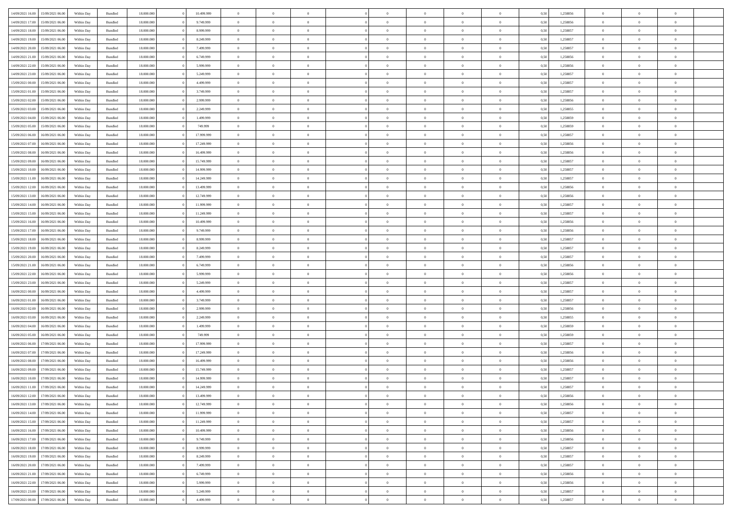| | | | | | | | | | | | | | | | | | | | | |
|---|---|---|---|---|---|---|---|---|---|---|---|---|---|---|---|---|---|---|---|---|
| 14/09/2021 16:00 | 15/09/2021 06:00 | Within Day | Bundled | 18.000.000 | 0 | 10.499.999 | 0 | 0 | 0 | 0 | 0 | 0 | 0 | 0 | 0,50 | 1,258856 | 0 | 0 | 0 | |
| 14/09/2021 17:00 | 15/09/2021 06:00 | Within Day | Bundled | 18.000.000 | 0 | 9.749.999 | 0 | 0 | 0 | 0 | 0 | 0 | 0 | 0 | 0,50 | 1,258856 | 0 | 0 | 0 | |
| 14/09/2021 18:00 | 15/09/2021 06:00 | Within Day | Bundled | 18.000.000 | 0 | 8.999.999 | 0 | 0 | 0 | 0 | 0 | 0 | 0 | 0 | 0,50 | 1,258857 | 0 | 0 | 0 | |
| 14/09/2021 19:00 | 15/09/2021 06:00 | Within Day | Bundled | 18.000.000 | 0 | 8.249.999 | 0 | 0 | 0 | 0 | 0 | 0 | 0 | 0 | 0,50 | 1,258857 | 0 | 0 | 0 | |
| 14/09/2021 20:00 | 15/09/2021 06:00 | Within Day | Bundled | 18.000.000 | 0 | 7.499.999 | 0 | 0 | 0 | 0 | 0 | 0 | 0 | 0 | 0,50 | 1,258857 | 0 | 0 | 0 | |
| 14/09/2021 21:00 | 15/09/2021 06:00 | Within Day | Bundled | 18.000.000 | 0 | 6.749.999 | 0 | 0 | 0 | 0 | 0 | 0 | 0 | 0 | 0,50 | 1,258856 | 0 | 0 | 0 | |
| 14/09/2021 22:00 | 15/09/2021 06:00 | Within Day | Bundled | 18.000.000 | 0 | 5.999.999 | 0 | 0 | 0 | 0 | 0 | 0 | 0 | 0 | 0,50 | 1,258856 | 0 | 0 | 0 | |
| 14/09/2021 23:00 | 15/09/2021 06:00 | Within Day | Bundled | 18.000.000 | 0 | 5.249.999 | 0 | 0 | 0 | 0 | 0 | 0 | 0 | 0 | 0,50 | 1,258857 | 0 | 0 | 0 | |
| 15/09/2021 00:00 | 15/09/2021 06:00 | Within Day | Bundled | 18.000.000 | 0 | 4.499.999 | 0 | 0 | 0 | 0 | 0 | 0 | 0 | 0 | 0,50 | 1,258857 | 0 | 0 | 0 | |
| 15/09/2021 01:00 | 15/09/2021 06:00 | Within Day | Bundled | 18.000.000 | 0 | 3.749.999 | 0 | 0 | 0 | 0 | 0 | 0 | 0 | 0 | 0,50 | 1,258857 | 0 | 0 | 0 | |
| 15/09/2021 02:00 | 15/09/2021 06:00 | Within Day | Bundled | 18.000.000 | 0 | 2.999.999 | 0 | 0 | 0 | 0 | 0 | 0 | 0 | 0 | 0,50 | 1,258856 | 0 | 0 | 0 | |
| 15/09/2021 03:00 | 15/09/2021 06:00 | Within Day | Bundled | 18.000.000 | 0 | 2.249.999 | 0 | 0 | 0 | 0 | 0 | 0 | 0 | 0 | 0,50 | 1,258855 | 0 | 0 | 0 | |
| 15/09/2021 04:00 | 15/09/2021 06:00 | Within Day | Bundled | 18.000.000 | 0 | 1.499.999 | 0 | 0 | 0 | 0 | 0 | 0 | 0 | 0 | 0,50 | 1,258859 | 0 | 0 | 0 | |
| 15/09/2021 05:00 | 15/09/2021 06:00 | Within Day | Bundled | 18.000.000 | 0 | 749.999 | 0 | 0 | 0 | 0 | 0 | 0 | 0 | 0 | 0,50 | 1,258859 | 0 | 0 | 0 | |
| 15/09/2021 06:00 | 16/09/2021 06:00 | Within Day | Bundled | 18.000.000 | 0 | 17.999.999 | 0 | 0 | 0 | 0 | 0 | 0 | 0 | 0 | 0,50 | 1,258857 | 0 | 0 | 0 | |
| 15/09/2021 07:00 | 16/09/2021 06:00 | Within Day | Bundled | 18.000.000 | 0 | 17.249.999 | 0 | 0 | 0 | 0 | 0 | 0 | 0 | 0 | 0,50 | 1,258856 | 0 | 0 | 0 | |
| 15/09/2021 08:00 | 16/09/2021 06:00 | Within Day | Bundled | 18.000.000 | 0 | 16.499.999 | 0 | 0 | 0 | 0 | 0 | 0 | 0 | 0 | 0,50 | 1,258856 | 0 | 0 | 0 | |
| 15/09/2021 09:00 | 16/09/2021 06:00 | Within Day | Bundled | 18.000.000 | 0 | 15.749.999 | 0 | 0 | 0 | 0 | 0 | 0 | 0 | 0 | 0,50 | 1,258857 | 0 | 0 | 0 | |
| 15/09/2021 10:00 | 16/09/2021 06:00 | Within Day | Bundled | 18.000.000 | 0 | 14.999.999 | 0 | 0 | 0 | 0 | 0 | 0 | 0 | 0 | 0,50 | 1,258857 | 0 | 0 | 0 | |
| 15/09/2021 11:00 | 16/09/2021 06:00 | Within Day | Bundled | 18.000.000 | 0 | 14.249.999 | 0 | 0 | 0 | 0 | 0 | 0 | 0 | 0 | 0,50 | 1,258857 | 0 | 0 | 0 | |
| 15/09/2021 12:00 | 16/09/2021 06:00 | Within Day | Bundled | 18.000.000 | 0 | 13.499.999 | 0 | 0 | 0 | 0 | 0 | 0 | 0 | 0 | 0,50 | 1,258856 | 0 | 0 | 0 | |
| 15/09/2021 13:00 | 16/09/2021 06:00 | Within Day | Bundled | 18.000.000 | 0 | 12.749.999 | 0 | 0 | 0 | 0 | 0 | 0 | 0 | 0 | 0,50 | 1,258856 | 0 | 0 | 0 | |
| 15/09/2021 14:00 | 16/09/2021 06:00 | Within Day | Bundled | 18.000.000 | 0 | 11.999.999 | 0 | 0 | 0 | 0 | 0 | 0 | 0 | 0 | 0,50 | 1,258857 | 0 | 0 | 0 | |
| 15/09/2021 15:00 | 16/09/2021 06:00 | Within Day | Bundled | 18.000.000 | 0 | 11.249.999 | 0 | 0 | 0 | 0 | 0 | 0 | 0 | 0 | 0,50 | 1,258857 | 0 | 0 | 0 | |
| 15/09/2021 16:00 | 16/09/2021 06:00 | Within Day | Bundled | 18.000.000 | 0 | 10.499.999 | 0 | 0 | 0 | 0 | 0 | 0 | 0 | 0 | 0,50 | 1,258856 | 0 | 0 | 0 | |
| 15/09/2021 17:00 | 16/09/2021 06:00 | Within Day | Bundled | 18.000.000 | 0 | 9.749.999 | 0 | 0 | 0 | 0 | 0 | 0 | 0 | 0 | 0,50 | 1,258856 | 0 | 0 | 0 | |
| 15/09/2021 18:00 | 16/09/2021 06:00 | Within Day | Bundled | 18.000.000 | 0 | 8.999.999 | 0 | 0 | 0 | 0 | 0 | 0 | 0 | 0 | 0,50 | 1,258857 | 0 | 0 | 0 | |
| 15/09/2021 19:00 | 16/09/2021 06:00 | Within Day | Bundled | 18.000.000 | 0 | 8.249.999 | 0 | 0 | 0 | 0 | 0 | 0 | 0 | 0 | 0,50 | 1,258857 | 0 | 0 | 0 | |
| 15/09/2021 20:00 | 16/09/2021 06:00 | Within Day | Bundled | 18.000.000 | 0 | 7.499.999 | 0 | 0 | 0 | 0 | 0 | 0 | 0 | 0 | 0,50 | 1,258857 | 0 | 0 | 0 | |
| 15/09/2021 21:00 | 16/09/2021 06:00 | Within Day | Bundled | 18.000.000 | 0 | 6.749.999 | 0 | 0 | 0 | 0 | 0 | 0 | 0 | 0 | 0,50 | 1,258856 | 0 | 0 | 0 | |
| 15/09/2021 22:00 | 16/09/2021 06:00 | Within Day | Bundled | 18.000.000 | 0 | 5.999.999 | 0 | 0 | 0 | 0 | 0 | 0 | 0 | 0 | 0,50 | 1,258856 | 0 | 0 | 0 | |
| 15/09/2021 23:00 | 16/09/2021 06:00 | Within Day | Bundled | 18.000.000 | 0 | 5.249.999 | 0 | 0 | 0 | 0 | 0 | 0 | 0 | 0 | 0,50 | 1,258857 | 0 | 0 | 0 | |
| 16/09/2021 00:00 | 16/09/2021 06:00 | Within Day | Bundled | 18.000.000 | 0 | 4.499.999 | 0 | 0 | 0 | 0 | 0 | 0 | 0 | 0 | 0,50 | 1,258857 | 0 | 0 | 0 | |
| 16/09/2021 01:00 | 16/09/2021 06:00 | Within Day | Bundled | 18.000.000 | 0 | 3.749.999 | 0 | 0 | 0 | 0 | 0 | 0 | 0 | 0 | 0,50 | 1,258857 | 0 | 0 | 0 | |
| 16/09/2021 02:00 | 16/09/2021 06:00 | Within Day | Bundled | 18.000.000 | 0 | 2.999.999 | 0 | 0 | 0 | 0 | 0 | 0 | 0 | 0 | 0,50 | 1,258856 | 0 | 0 | 0 | |
| 16/09/2021 03:00 | 16/09/2021 06:00 | Within Day | Bundled | 18.000.000 | 0 | 2.249.999 | 0 | 0 | 0 | 0 | 0 | 0 | 0 | 0 | 0,50 | 1,258855 | 0 | 0 | 0 | |
| 16/09/2021 04:00 | 16/09/2021 06:00 | Within Day | Bundled | 18.000.000 | 0 | 1.499.999 | 0 | 0 | 0 | 0 | 0 | 0 | 0 | 0 | 0,50 | 1,258859 | 0 | 0 | 0 | |
| 16/09/2021 05:00 | 16/09/2021 06:00 | Within Day | Bundled | 18.000.000 | 0 | 749.999 | 0 | 0 | 0 | 0 | 0 | 0 | 0 | 0 | 0,50 | 1,258859 | 0 | 0 | 0 | |
| 16/09/2021 06:00 | 17/09/2021 06:00 | Within Day | Bundled | 18.000.000 | 0 | 17.999.999 | 0 | 0 | 0 | 0 | 0 | 0 | 0 | 0 | 0,50 | 1,258857 | 0 | 0 | 0 | |
| 16/09/2021 07:00 | 17/09/2021 06:00 | Within Day | Bundled | 18.000.000 | 0 | 17.249.999 | 0 | 0 | 0 | 0 | 0 | 0 | 0 | 0 | 0,50 | 1,258856 | 0 | 0 | 0 | |
| 16/09/2021 08:00 | 17/09/2021 06:00 | Within Day | Bundled | 18.000.000 | 0 | 16.499.999 | 0 | 0 | 0 | 0 | 0 | 0 | 0 | 0 | 0,50 | 1,258856 | 0 | 0 | 0 | |
| 16/09/2021 09:00 | 17/09/2021 06:00 | Within Day | Bundled | 18.000.000 | 0 | 15.749.999 | 0 | 0 | 0 | 0 | 0 | 0 | 0 | 0 | 0,50 | 1,258857 | 0 | 0 | 0 | |
| 16/09/2021 10:00 | 17/09/2021 06:00 | Within Day | Bundled | 18.000.000 | 0 | 14.999.999 | 0 | 0 | 0 | 0 | 0 | 0 | 0 | 0 | 0,50 | 1,258857 | 0 | 0 | 0 | |
| 16/09/2021 11:00 | 17/09/2021 06:00 | Within Day | Bundled | 18.000.000 | 0 | 14.249.999 | 0 | 0 | 0 | 0 | 0 | 0 | 0 | 0 | 0,50 | 1,258857 | 0 | 0 | 0 | |
| 16/09/2021 12:00 | 17/09/2021 06:00 | Within Day | Bundled | 18.000.000 | 0 | 13.499.999 | 0 | 0 | 0 | 0 | 0 | 0 | 0 | 0 | 0,50 | 1,258856 | 0 | 0 | 0 | |
| 16/09/2021 13:00 | 17/09/2021 06:00 | Within Day | Bundled | 18.000.000 | 0 | 12.749.999 | 0 | 0 | 0 | 0 | 0 | 0 | 0 | 0 | 0,50 | 1,258856 | 0 | 0 | 0 | |
| 16/09/2021 14:00 | 17/09/2021 06:00 | Within Day | Bundled | 18.000.000 | 0 | 11.999.999 | 0 | 0 | 0 | 0 | 0 | 0 | 0 | 0 | 0,50 | 1,258857 | 0 | 0 | 0 | |
| 16/09/2021 15:00 | 17/09/2021 06:00 | Within Day | Bundled | 18.000.000 | 0 | 11.249.999 | 0 | 0 | 0 | 0 | 0 | 0 | 0 | 0 | 0,50 | 1,258857 | 0 | 0 | 0 | |
| 16/09/2021 16:00 | 17/09/2021 06:00 | Within Day | Bundled | 18.000.000 | 0 | 10.499.999 | 0 | 0 | 0 | 0 | 0 | 0 | 0 | 0 | 0,50 | 1,258856 | 0 | 0 | 0 | |
| 16/09/2021 17:00 | 17/09/2021 06:00 | Within Day | Bundled | 18.000.000 | 0 | 9.749.999 | 0 | 0 | 0 | 0 | 0 | 0 | 0 | 0 | 0,50 | 1,258856 | 0 | 0 | 0 | |
| 16/09/2021 18:00 | 17/09/2021 06:00 | Within Day | Bundled | 18.000.000 | 0 | 8.999.999 | 0 | 0 | 0 | 0 | 0 | 0 | 0 | 0 | 0,50 | 1,258857 | 0 | 0 | 0 | |
| 16/09/2021 19:00 | 17/09/2021 06:00 | Within Day | Bundled | 18.000.000 | 0 | 8.249.999 | 0 | 0 | 0 | 0 | 0 | 0 | 0 | 0 | 0,50 | 1,258857 | 0 | 0 | 0 | |
| 16/09/2021 20:00 | 17/09/2021 06:00 | Within Day | Bundled | 18.000.000 | 0 | 7.499.999 | 0 | 0 | 0 | 0 | 0 | 0 | 0 | 0 | 0,50 | 1,258857 | 0 | 0 | 0 | |
| 16/09/2021 21:00 | 17/09/2021 06:00 | Within Day | Bundled | 18.000.000 | 0 | 6.749.999 | 0 | 0 | 0 | 0 | 0 | 0 | 0 | 0 | 0,50 | 1,258856 | 0 | 0 | 0 | |
| 16/09/2021 22:00 | 17/09/2021 06:00 | Within Day | Bundled | 18.000.000 | 0 | 5.999.999 | 0 | 0 | 0 | 0 | 0 | 0 | 0 | 0 | 0,50 | 1,258856 | 0 | 0 | 0 | |
| 16/09/2021 23:00 | 17/09/2021 06:00 | Within Day | Bundled | 18.000.000 | 0 | 5.249.999 | 0 | 0 | 0 | 0 | 0 | 0 | 0 | 0 | 0,50 | 1,258857 | 0 | 0 | 0 | |
| 17/09/2021 00:00 | 17/09/2021 06:00 | Within Day | Bundled | 18.000.000 | 0 | 4.499.999 | 0 | 0 | 0 | 0 | 0 | 0 | 0 | 0 | 0,50 | 1,258857 | 0 | 0 | 0 | |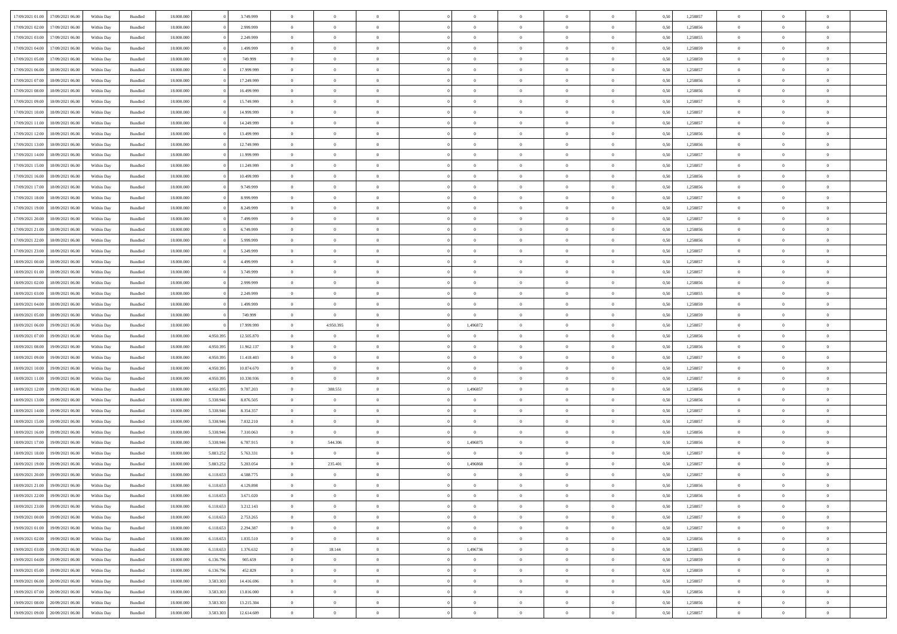| | | | | | | | | | | | | | | | | | | | | |
|---|---|---|---|---|---|---|---|---|---|---|---|---|---|---|---|---|---|---|---|---|
| 17/09/2021 01:00 | 17/09/2021 06:00 | Within Day | Bundled | 18.000.000 | 0 | 3.749.999 | 0 | 0 | 0 | | 0 | 0 | 0 | 0 | 0 | 0,50 | 1,258857 | 0 | 0 | 0 |
| 17/09/2021 02:00 | 17/09/2021 06:00 | Within Day | Bundled | 18.000.000 | 0 | 2.999.999 | 0 | 0 | 0 | | 0 | 0 | 0 | 0 | 0 | 0,50 | 1,258856 | 0 | 0 | 0 |
| 17/09/2021 03:00 | 17/09/2021 06:00 | Within Day | Bundled | 18.000.000 | 0 | 2.249.999 | 0 | 0 | 0 | | 0 | 0 | 0 | 0 | 0 | 0,50 | 1,258855 | 0 | 0 | 0 |
| 17/09/2021 04:00 | 17/09/2021 06:00 | Within Day | Bundled | 18.000.000 | 0 | 1.499.999 | 0 | 0 | 0 | | 0 | 0 | 0 | 0 | 0 | 0,50 | 1,258859 | 0 | 0 | 0 |
| 17/09/2021 05:00 | 17/09/2021 06:00 | Within Day | Bundled | 18.000.000 | 0 | 749.999 | 0 | 0 | 0 | | 0 | 0 | 0 | 0 | 0 | 0,50 | 1,258859 | 0 | 0 | 0 |
| 17/09/2021 06:00 | 18/09/2021 06:00 | Within Day | Bundled | 18.000.000 | 0 | 17.999.999 | 0 | 0 | 0 | | 0 | 0 | 0 | 0 | 0 | 0,50 | 1,258857 | 0 | 0 | 0 |
| 17/09/2021 07:00 | 18/09/2021 06:00 | Within Day | Bundled | 18.000.000 | 0 | 17.249.999 | 0 | 0 | 0 | | 0 | 0 | 0 | 0 | 0 | 0,50 | 1,258856 | 0 | 0 | 0 |
| 17/09/2021 08:00 | 18/09/2021 06:00 | Within Day | Bundled | 18.000.000 | 0 | 16.499.999 | 0 | 0 | 0 | | 0 | 0 | 0 | 0 | 0 | 0,50 | 1,258856 | 0 | 0 | 0 |
| 17/09/2021 09:00 | 18/09/2021 06:00 | Within Day | Bundled | 18.000.000 | 0 | 15.749.999 | 0 | 0 | 0 | | 0 | 0 | 0 | 0 | 0 | 0,50 | 1,258857 | 0 | 0 | 0 |
| 17/09/2021 10:00 | 18/09/2021 06:00 | Within Day | Bundled | 18.000.000 | 0 | 14.999.999 | 0 | 0 | 0 | | 0 | 0 | 0 | 0 | 0 | 0,50 | 1,258857 | 0 | 0 | 0 |
| 17/09/2021 11:00 | 18/09/2021 06:00 | Within Day | Bundled | 18.000.000 | 0 | 14.249.999 | 0 | 0 | 0 | | 0 | 0 | 0 | 0 | 0 | 0,50 | 1,258857 | 0 | 0 | 0 |
| 17/09/2021 12:00 | 18/09/2021 06:00 | Within Day | Bundled | 18.000.000 | 0 | 13.499.999 | 0 | 0 | 0 | | 0 | 0 | 0 | 0 | 0 | 0,50 | 1,258856 | 0 | 0 | 0 |
| 17/09/2021 13:00 | 18/09/2021 06:00 | Within Day | Bundled | 18.000.000 | 0 | 12.749.999 | 0 | 0 | 0 | | 0 | 0 | 0 | 0 | 0 | 0,50 | 1,258856 | 0 | 0 | 0 |
| 17/09/2021 14:00 | 18/09/2021 06:00 | Within Day | Bundled | 18.000.000 | 0 | 11.999.999 | 0 | 0 | 0 | | 0 | 0 | 0 | 0 | 0 | 0,50 | 1,258857 | 0 | 0 | 0 |
| 17/09/2021 15:00 | 18/09/2021 06:00 | Within Day | Bundled | 18.000.000 | 0 | 11.249.999 | 0 | 0 | 0 | | 0 | 0 | 0 | 0 | 0 | 0,50 | 1,258857 | 0 | 0 | 0 |
| 17/09/2021 16:00 | 18/09/2021 06:00 | Within Day | Bundled | 18.000.000 | 0 | 10.499.999 | 0 | 0 | 0 | | 0 | 0 | 0 | 0 | 0 | 0,50 | 1,258856 | 0 | 0 | 0 |
| 17/09/2021 17:00 | 18/09/2021 06:00 | Within Day | Bundled | 18.000.000 | 0 | 9.749.999 | 0 | 0 | 0 | | 0 | 0 | 0 | 0 | 0 | 0,50 | 1,258856 | 0 | 0 | 0 |
| 17/09/2021 18:00 | 18/09/2021 06:00 | Within Day | Bundled | 18.000.000 | 0 | 8.999.999 | 0 | 0 | 0 | | 0 | 0 | 0 | 0 | 0 | 0,50 | 1,258857 | 0 | 0 | 0 |
| 17/09/2021 19:00 | 18/09/2021 06:00 | Within Day | Bundled | 18.000.000 | 0 | 8.249.999 | 0 | 0 | 0 | | 0 | 0 | 0 | 0 | 0 | 0,50 | 1,258857 | 0 | 0 | 0 |
| 17/09/2021 20:00 | 18/09/2021 06:00 | Within Day | Bundled | 18.000.000 | 0 | 7.499.999 | 0 | 0 | 0 | | 0 | 0 | 0 | 0 | 0 | 0,50 | 1,258857 | 0 | 0 | 0 |
| 17/09/2021 21:00 | 18/09/2021 06:00 | Within Day | Bundled | 18.000.000 | 0 | 6.749.999 | 0 | 0 | 0 | | 0 | 0 | 0 | 0 | 0 | 0,50 | 1,258856 | 0 | 0 | 0 |
| 17/09/2021 22:00 | 18/09/2021 06:00 | Within Day | Bundled | 18.000.000 | 0 | 5.999.999 | 0 | 0 | 0 | | 0 | 0 | 0 | 0 | 0 | 0,50 | 1,258856 | 0 | 0 | 0 |
| 17/09/2021 23:00 | 18/09/2021 06:00 | Within Day | Bundled | 18.000.000 | 0 | 5.249.999 | 0 | 0 | 0 | | 0 | 0 | 0 | 0 | 0 | 0,50 | 1,258857 | 0 | 0 | 0 |
| 18/09/2021 00:00 | 18/09/2021 06:00 | Within Day | Bundled | 18.000.000 | 0 | 4.499.999 | 0 | 0 | 0 | | 0 | 0 | 0 | 0 | 0 | 0,50 | 1,258857 | 0 | 0 | 0 |
| 18/09/2021 01:00 | 18/09/2021 06:00 | Within Day | Bundled | 18.000.000 | 0 | 3.749.999 | 0 | 0 | 0 | | 0 | 0 | 0 | 0 | 0 | 0,50 | 1,258857 | 0 | 0 | 0 |
| 18/09/2021 02:00 | 18/09/2021 06:00 | Within Day | Bundled | 18.000.000 | 0 | 2.999.999 | 0 | 0 | 0 | | 0 | 0 | 0 | 0 | 0 | 0,50 | 1,258856 | 0 | 0 | 0 |
| 18/09/2021 03:00 | 18/09/2021 06:00 | Within Day | Bundled | 18.000.000 | 0 | 2.249.999 | 0 | 0 | 0 | | 0 | 0 | 0 | 0 | 0 | 0,50 | 1,258855 | 0 | 0 | 0 |
| 18/09/2021 04:00 | 18/09/2021 06:00 | Within Day | Bundled | 18.000.000 | 0 | 1.499.999 | 0 | 0 | 0 | | 0 | 0 | 0 | 0 | 0 | 0,50 | 1,258859 | 0 | 0 | 0 |
| 18/09/2021 05:00 | 18/09/2021 06:00 | Within Day | Bundled | 18.000.000 | 0 | 749.999 | 0 | 0 | 0 | | 0 | 0 | 0 | 0 | 0 | 0,50 | 1,258859 | 0 | 0 | 0 |
| 18/09/2021 06:00 | 19/09/2021 06:00 | Within Day | Bundled | 18.000.000 | 0 | 17.999.999 | 0 | 4.950.395 | 0 | | 1,496872 | 0 | 0 | 0 | 0 | 0,50 | 1,258857 | 0 | 0 | 0 |
| 18/09/2021 07:00 | 19/09/2021 06:00 | Within Day | Bundled | 18.000.000 | 4.950.395 | 12.505.870 | 0 | 0 | 0 | | 0 | 0 | 0 | 0 | 0 | 0,50 | 1,258856 | 0 | 0 | 0 |
| 18/09/2021 08:00 | 19/09/2021 06:00 | Within Day | Bundled | 18.000.000 | 4.950.395 | 11.962.137 | 0 | 0 | 0 | | 0 | 0 | 0 | 0 | 0 | 0,50 | 1,258856 | 0 | 0 | 0 |
| 18/09/2021 09:00 | 19/09/2021 06:00 | Within Day | Bundled | 18.000.000 | 4.950.395 | 11.418.403 | 0 | 0 | 0 | | 0 | 0 | 0 | 0 | 0 | 0,50 | 1,258857 | 0 | 0 | 0 |
| 18/09/2021 10:00 | 19/09/2021 06:00 | Within Day | Bundled | 18.000.000 | 4.950.395 | 10.874.670 | 0 | 0 | 0 | | 0 | 0 | 0 | 0 | 0 | 0,50 | 1,258857 | 0 | 0 | 0 |
| 18/09/2021 11:00 | 19/09/2021 06:00 | Within Day | Bundled | 18.000.000 | 4.950.395 | 10.330.936 | 0 | 0 | 0 | | 0 | 0 | 0 | 0 | 0 | 0,50 | 1,258857 | 0 | 0 | 0 |
| 18/09/2021 12:00 | 19/09/2021 06:00 | Within Day | Bundled | 18.000.000 | 4.950.395 | 9.787.203 | 0 | 388.551 | 0 | | 1,496857 | 0 | 0 | 0 | 0 | 0,50 | 1,258856 | 0 | 0 | 0 |
| 18/09/2021 13:00 | 19/09/2021 06:00 | Within Day | Bundled | 18.000.000 | 5.338.946 | 8.876.505 | 0 | 0 | 0 | | 0 | 0 | 0 | 0 | 0 | 0,50 | 1,258856 | 0 | 0 | 0 |
| 18/09/2021 14:00 | 19/09/2021 06:00 | Within Day | Bundled | 18.000.000 | 5.338.946 | 8.354.357 | 0 | 0 | 0 | | 0 | 0 | 0 | 0 | 0 | 0,50 | 1,258857 | 0 | 0 | 0 |
| 18/09/2021 15:00 | 19/09/2021 06:00 | Within Day | Bundled | 18.000.000 | 5.338.946 | 7.832.210 | 0 | 0 | 0 | | 0 | 0 | 0 | 0 | 0 | 0,50 | 1,258857 | 0 | 0 | 0 |
| 18/09/2021 16:00 | 19/09/2021 06:00 | Within Day | Bundled | 18.000.000 | 5.338.946 | 7.310.063 | 0 | 0 | 0 | | 0 | 0 | 0 | 0 | 0 | 0,50 | 1,258856 | 0 | 0 | 0 |
| 18/09/2021 17:00 | 19/09/2021 06:00 | Within Day | Bundled | 18.000.000 | 5.338.946 | 6.787.915 | 0 | 544.306 | 0 | | 1,496875 | 0 | 0 | 0 | 0 | 0,50 | 1,258856 | 0 | 0 | 0 |
| 18/09/2021 18:00 | 19/09/2021 06:00 | Within Day | Bundled | 18.000.000 | 5.883.252 | 5.763.331 | 0 | 0 | 0 | | 0 | 0 | 0 | 0 | 0 | 0,50 | 1,258857 | 0 | 0 | 0 |
| 18/09/2021 19:00 | 19/09/2021 06:00 | Within Day | Bundled | 18.000.000 | 5.883.252 | 5.283.054 | 0 | 235.401 | 0 | | 1,496868 | 0 | 0 | 0 | 0 | 0,50 | 1,258857 | 0 | 0 | 0 |
| 18/09/2021 20:00 | 19/09/2021 06:00 | Within Day | Bundled | 18.000.000 | 6.118.653 | 4.588.775 | 0 | 0 | 0 | | 0 | 0 | 0 | 0 | 0 | 0,50 | 1,258857 | 0 | 0 | 0 |
| 18/09/2021 21:00 | 19/09/2021 06:00 | Within Day | Bundled | 18.000.000 | 6.118.653 | 4.129.898 | 0 | 0 | 0 | | 0 | 0 | 0 | 0 | 0 | 0,50 | 1,258856 | 0 | 0 | 0 |
| 18/09/2021 22:00 | 19/09/2021 06:00 | Within Day | Bundled | 18.000.000 | 6.118.653 | 3.671.020 | 0 | 0 | 0 | | 0 | 0 | 0 | 0 | 0 | 0,50 | 1,258856 | 0 | 0 | 0 |
| 18/09/2021 23:00 | 19/09/2021 06:00 | Within Day | Bundled | 18.000.000 | 6.118.653 | 3.212.143 | 0 | 0 | 0 | | 0 | 0 | 0 | 0 | 0 | 0,50 | 1,258857 | 0 | 0 | 0 |
| 19/09/2021 00:00 | 19/09/2021 06:00 | Within Day | Bundled | 18.000.000 | 6.118.653 | 2.753.265 | 0 | 0 | 0 | | 0 | 0 | 0 | 0 | 0 | 0,50 | 1,258857 | 0 | 0 | 0 |
| 19/09/2021 01:00 | 19/09/2021 06:00 | Within Day | Bundled | 18.000.000 | 6.118.653 | 2.294.387 | 0 | 0 | 0 | | 0 | 0 | 0 | 0 | 0 | 0,50 | 1,258857 | 0 | 0 | 0 |
| 19/09/2021 02:00 | 19/09/2021 06:00 | Within Day | Bundled | 18.000.000 | 6.118.653 | 1.835.510 | 0 | 0 | 0 | | 0 | 0 | 0 | 0 | 0 | 0,50 | 1,258856 | 0 | 0 | 0 |
| 19/09/2021 03:00 | 19/09/2021 06:00 | Within Day | Bundled | 18.000.000 | 6.118.653 | 1.376.632 | 0 | 18.144 | 0 | | 1,496736 | 0 | 0 | 0 | 0 | 0,50 | 1,258855 | 0 | 0 | 0 |
| 19/09/2021 04:00 | 19/09/2021 06:00 | Within Day | Bundled | 18.000.000 | 6.136.796 | 905.659 | 0 | 0 | 0 | | 0 | 0 | 0 | 0 | 0 | 0,50 | 1,258859 | 0 | 0 | 0 |
| 19/09/2021 05:00 | 19/09/2021 06:00 | Within Day | Bundled | 18.000.000 | 6.136.796 | 452.829 | 0 | 0 | 0 | | 0 | 0 | 0 | 0 | 0 | 0,50 | 1,258859 | 0 | 0 | 0 |
| 19/09/2021 06:00 | 20/09/2021 06:00 | Within Day | Bundled | 18.000.000 | 3.583.303 | 14.416.696 | 0 | 0 | 0 | | 0 | 0 | 0 | 0 | 0 | 0,50 | 1,258857 | 0 | 0 | 0 |
| 19/09/2021 07:00 | 20/09/2021 06:00 | Within Day | Bundled | 18.000.000 | 3.583.303 | 13.816.000 | 0 | 0 | 0 | | 0 | 0 | 0 | 0 | 0 | 0,50 | 1,258856 | 0 | 0 | 0 |
| 19/09/2021 08:00 | 20/09/2021 06:00 | Within Day | Bundled | 18.000.000 | 3.583.303 | 13.215.304 | 0 | 0 | 0 | | 0 | 0 | 0 | 0 | 0 | 0,50 | 1,258856 | 0 | 0 | 0 |
| 19/09/2021 09:00 | 20/09/2021 06:00 | Within Day | Bundled | 18.000.000 | 3.583.303 | 12.614.609 | 0 | 0 | 0 | | 0 | 0 | 0 | 0 | 0 | 0,50 | 1,258857 | 0 | 0 | 0 |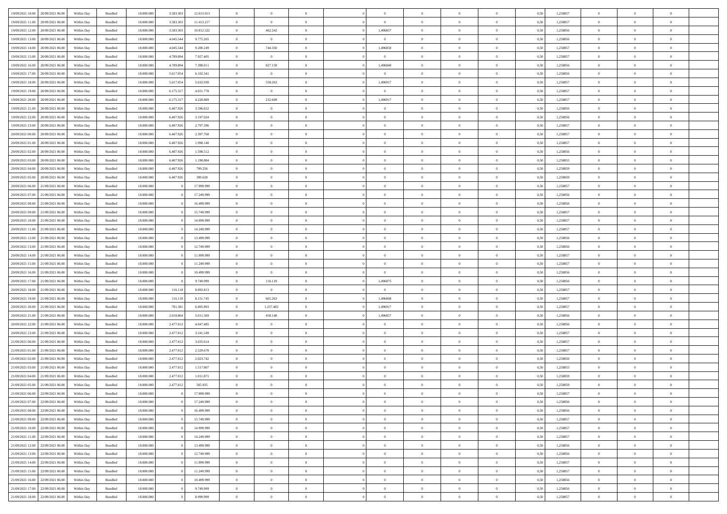| | | | | | | | | | | | | | | | | | | | |
|---|---|---|---|---|---|---|---|---|---|---|---|---|---|---|---|---|---|---|---|
| 19/09/2021 10:00 | 20/09/2021 06:00 | Within Day | Bundled | 18.000.000 | 3.583.303 | 12.013.913 | 0 | 0 | 0 | | 0 | 0 | 0 | 0 | 0,50 | 1,258857 | 0 | 0 | 0 |
| 19/09/2021 11:00 | 20/09/2021 06:00 | Within Day | Bundled | 18.000.000 | 3.583.303 | 11.413.217 | 0 | 0 | 0 | | 0 | 0 | 0 | 0 | 0,50 | 1,258857 | 0 | 0 | 0 |
| 19/09/2021 12:00 | 20/09/2021 06:00 | Within Day | Bundled | 18.000.000 | 3.583.303 | 10.812.522 | 0 | 462.242 | 0 | | 1,496857 | 0 | 0 | 0 | 0,50 | 1,258856 | 0 | 0 | 0 |
| 19/09/2021 13:00 | 20/09/2021 06:00 | Within Day | Bundled | 18.000.000 | 4.045.544 | 9.775.265 | 0 | 0 | 0 | | 0 | 0 | 0 | 0 | 0,50 | 1,258856 | 0 | 0 | 0 |
| 19/09/2021 14:00 | 20/09/2021 06:00 | Within Day | Bundled | 18.000.000 | 4.045.544 | 9.200.249 | 0 | 744.350 | 0 | | 1,496850 | 0 | 0 | 0 | 0,50 | 1,258857 | 0 | 0 | 0 |
| 19/09/2021 15:00 | 20/09/2021 06:00 | Within Day | Bundled | 18.000.000 | 4.789.894 | 7.927.405 | 0 | 0 | 0 | | 0 | 0 | 0 | 0 | 0,50 | 1,258857 | 0 | 0 | 0 |
| 19/09/2021 16:00 | 20/09/2021 06:00 | Within Day | Bundled | 18.000.000 | 4.789.894 | 7.398.911 | 0 | 827.159 | 0 | | 1,496840 | 0 | 0 | 0 | 0,50 | 1,258856 | 0 | 0 | 0 |
| 19/09/2021 17:00 | 20/09/2021 06:00 | Within Day | Bundled | 18.000.000 | 5.617.054 | 6.102.341 | 0 | 0 | 0 | | 0 | 0 | 0 | 0 | 0,50 | 1,258856 | 0 | 0 | 0 |
| 19/09/2021 18:00 | 20/09/2021 06:00 | Within Day | Bundled | 18.000.000 | 5.617.054 | 5.632.930 | 0 | 558.263 | 0 | | 1,496917 | 0 | 0 | 0 | 0,50 | 1,258857 | 0 | 0 | 0 |
| 19/09/2021 19:00 | 20/09/2021 06:00 | Within Day | Bundled | 18.000.000 | 6.175.317 | 4.651.778 | 0 | 0 | 0 | | 0 | 0 | 0 | 0 | 0,50 | 1,258857 | 0 | 0 | 0 |
| 19/09/2021 20:00 | 20/09/2021 06:00 | Within Day | Bundled | 18.000.000 | 6.175.317 | 4.228.889 | 0 | 232.609 | 0 | | 1,496917 | 0 | 0 | 0 | 0,50 | 1,258857 | 0 | 0 | 0 |
| 19/09/2021 21:00 | 20/09/2021 06:00 | Within Day | Bundled | 18.000.000 | 6.407.926 | 3.596.652 | 0 | 0 | 0 | | 0 | 0 | 0 | 0 | 0,50 | 1,258856 | 0 | 0 | 0 |
| 19/09/2021 22:00 | 20/09/2021 06:00 | Within Day | Bundled | 18.000.000 | 6.407.926 | 3.197.024 | 0 | 0 | 0 | | 0 | 0 | 0 | 0 | 0,50 | 1,258856 | 0 | 0 | 0 |
| 19/09/2021 23:00 | 20/09/2021 06:00 | Within Day | Bundled | 18.000.000 | 6.407.926 | 2.797.396 | 0 | 0 | 0 | | 0 | 0 | 0 | 0 | 0,50 | 1,258857 | 0 | 0 | 0 |
| 20/09/2021 00:00 | 20/09/2021 06:00 | Within Day | Bundled | 18.000.000 | 6.407.926 | 2.397.768 | 0 | 0 | 0 | | 0 | 0 | 0 | 0 | 0,50 | 1,258857 | 0 | 0 | 0 |
| 20/09/2021 01:00 | 20/09/2021 06:00 | Within Day | Bundled | 18.000.000 | 6.407.926 | 1.998.140 | 0 | 0 | 0 | | 0 | 0 | 0 | 0 | 0,50 | 1,258857 | 0 | 0 | 0 |
| 20/09/2021 02:00 | 20/09/2021 06:00 | Within Day | Bundled | 18.000.000 | 6.407.926 | 1.598.512 | 0 | 0 | 0 | | 0 | 0 | 0 | 0 | 0,50 | 1,258856 | 0 | 0 | 0 |
| 20/09/2021 03:00 | 20/09/2021 06:00 | Within Day | Bundled | 18.000.000 | 6.407.926 | 1.198.884 | 0 | 0 | 0 | | 0 | 0 | 0 | 0 | 0,50 | 1,258855 | 0 | 0 | 0 |
| 20/09/2021 04:00 | 20/09/2021 06:00 | Within Day | Bundled | 18.000.000 | 6.407.926 | 799.256 | 0 | 0 | 0 | | 0 | 0 | 0 | 0 | 0,50 | 1,258859 | 0 | 0 | 0 |
| 20/09/2021 05:00 | 20/09/2021 06:00 | Within Day | Bundled | 18.000.000 | 6.407.926 | 399.628 | 0 | 0 | 0 | | 0 | 0 | 0 | 0 | 0,50 | 1,258859 | 0 | 0 | 0 |
| 20/09/2021 06:00 | 21/09/2021 06:00 | Within Day | Bundled | 18.000.000 | 0 | 17.999.999 | 0 | 0 | 0 | | 0 | 0 | 0 | 0 | 0,50 | 1,258857 | 0 | 0 | 0 |
| 20/09/2021 07:00 | 21/09/2021 06:00 | Within Day | Bundled | 18.000.000 | 0 | 17.249.999 | 0 | 0 | 0 | | 0 | 0 | 0 | 0 | 0,50 | 1,258856 | 0 | 0 | 0 |
| 20/09/2021 08:00 | 21/09/2021 06:00 | Within Day | Bundled | 18.000.000 | 0 | 16.499.999 | 0 | 0 | 0 | | 0 | 0 | 0 | 0 | 0,50 | 1,258856 | 0 | 0 | 0 |
| 20/09/2021 09:00 | 21/09/2021 06:00 | Within Day | Bundled | 18.000.000 | 0 | 15.749.999 | 0 | 0 | 0 | | 0 | 0 | 0 | 0 | 0,50 | 1,258857 | 0 | 0 | 0 |
| 20/09/2021 10:00 | 21/09/2021 06:00 | Within Day | Bundled | 18.000.000 | 0 | 14.999.999 | 0 | 0 | 0 | | 0 | 0 | 0 | 0 | 0,50 | 1,258857 | 0 | 0 | 0 |
| 20/09/2021 11:00 | 21/09/2021 06:00 | Within Day | Bundled | 18.000.000 | 0 | 14.249.999 | 0 | 0 | 0 | | 0 | 0 | 0 | 0 | 0,50 | 1,258857 | 0 | 0 | 0 |
| 20/09/2021 12:00 | 21/09/2021 06:00 | Within Day | Bundled | 18.000.000 | 0 | 13.499.999 | 0 | 0 | 0 | | 0 | 0 | 0 | 0 | 0,50 | 1,258856 | 0 | 0 | 0 |
| 20/09/2021 13:00 | 21/09/2021 06:00 | Within Day | Bundled | 18.000.000 | 0 | 12.749.999 | 0 | 0 | 0 | | 0 | 0 | 0 | 0 | 0,50 | 1,258856 | 0 | 0 | 0 |
| 20/09/2021 14:00 | 21/09/2021 06:00 | Within Day | Bundled | 18.000.000 | 0 | 11.999.999 | 0 | 0 | 0 | | 0 | 0 | 0 | 0 | 0,50 | 1,258857 | 0 | 0 | 0 |
| 20/09/2021 15:00 | 21/09/2021 06:00 | Within Day | Bundled | 18.000.000 | 0 | 11.249.999 | 0 | 0 | 0 | | 0 | 0 | 0 | 0 | 0,50 | 1,258857 | 0 | 0 | 0 |
| 20/09/2021 16:00 | 21/09/2021 06:00 | Within Day | Bundled | 18.000.000 | 0 | 10.499.999 | 0 | 0 | 0 | | 0 | 0 | 0 | 0 | 0,50 | 1,258856 | 0 | 0 | 0 |
| 20/09/2021 17:00 | 21/09/2021 06:00 | Within Day | Bundled | 18.000.000 | 0 | 9.749.999 | 0 | 116.119 | 0 | | 1,496875 | 0 | 0 | 0 | 0,50 | 1,258856 | 0 | 0 | 0 |
| 20/09/2021 18:00 | 21/09/2021 06:00 | Within Day | Bundled | 18.000.000 | 116.118 | 8.892.813 | 0 | 0 | 0 | | 0 | 0 | 0 | 0 | 0,50 | 1,258857 | 0 | 0 | 0 |
| 20/09/2021 19:00 | 21/09/2021 06:00 | Within Day | Bundled | 18.000.000 | 116.118 | 8.151.745 | 0 | 665.263 | 0 | | 1,496868 | 0 | 0 | 0 | 0,50 | 1,258857 | 0 | 0 | 0 |
| 20/09/2021 20:00 | 21/09/2021 06:00 | Within Day | Bundled | 18.000.000 | 781.381 | 6.805.893 | 0 | 1.237.482 | 0 | | 1,496917 | 0 | 0 | 0 | 0,50 | 1,258857 | 0 | 0 | 0 |
| 20/09/2021 21:00 | 21/09/2021 06:00 | Within Day | Bundled | 18.000.000 | 2.018.864 | 5.011.569 | 0 | 458.148 | 0 | | 1,496857 | 0 | 0 | 0 | 0,50 | 1,258856 | 0 | 0 | 0 |
| 20/09/2021 22:00 | 21/09/2021 06:00 | Within Day | Bundled | 18.000.000 | 2.477.012 | 4.047.485 | 0 | 0 | 0 | | 0 | 0 | 0 | 0 | 0,50 | 1,258856 | 0 | 0 | 0 |
| 20/09/2021 23:00 | 21/09/2021 06:00 | Within Day | Bundled | 18.000.000 | 2.477.012 | 3.541.549 | 0 | 0 | 0 | | 0 | 0 | 0 | 0 | 0,50 | 1,258857 | 0 | 0 | 0 |
| 21/09/2021 00:00 | 21/09/2021 06:00 | Within Day | Bundled | 18.000.000 | 2.477.012 | 3.035.614 | 0 | 0 | 0 | | 0 | 0 | 0 | 0 | 0,50 | 1,258857 | 0 | 0 | 0 |
| 21/09/2021 01:00 | 21/09/2021 06:00 | Within Day | Bundled | 18.000.000 | 2.477.012 | 2.529.678 | 0 | 0 | 0 | | 0 | 0 | 0 | 0 | 0,50 | 1,258857 | 0 | 0 | 0 |
| 21/09/2021 02:00 | 21/09/2021 06:00 | Within Day | Bundled | 18.000.000 | 2.477.012 | 2.023.742 | 0 | 0 | 0 | | 0 | 0 | 0 | 0 | 0,50 | 1,258856 | 0 | 0 | 0 |
| 21/09/2021 03:00 | 21/09/2021 06:00 | Within Day | Bundled | 18.000.000 | 2.477.012 | 1.517.807 | 0 | 0 | 0 | | 0 | 0 | 0 | 0 | 0,50 | 1,258855 | 0 | 0 | 0 |
| 21/09/2021 04:00 | 21/09/2021 06:00 | Within Day | Bundled | 18.000.000 | 2.477.012 | 1.011.871 | 0 | 0 | 0 | | 0 | 0 | 0 | 0 | 0,50 | 1,258859 | 0 | 0 | 0 |
| 21/09/2021 05:00 | 21/09/2021 06:00 | Within Day | Bundled | 18.000.000 | 2.477.012 | 505.935 | 0 | 0 | 0 | | 0 | 0 | 0 | 0 | 0,50 | 1,258859 | 0 | 0 | 0 |
| 21/09/2021 06:00 | 22/09/2021 06:00 | Within Day | Bundled | 18.000.000 | 0 | 17.999.999 | 0 | 0 | 0 | | 0 | 0 | 0 | 0 | 0,50 | 1,258857 | 0 | 0 | 0 |
| 21/09/2021 07:00 | 22/09/2021 06:00 | Within Day | Bundled | 18.000.000 | 0 | 17.249.999 | 0 | 0 | 0 | | 0 | 0 | 0 | 0 | 0,50 | 1,258856 | 0 | 0 | 0 |
| 21/09/2021 08:00 | 22/09/2021 06:00 | Within Day | Bundled | 18.000.000 | 0 | 16.499.999 | 0 | 0 | 0 | | 0 | 0 | 0 | 0 | 0,50 | 1,258856 | 0 | 0 | 0 |
| 21/09/2021 09:00 | 22/09/2021 06:00 | Within Day | Bundled | 18.000.000 | 0 | 15.749.999 | 0 | 0 | 0 | | 0 | 0 | 0 | 0 | 0,50 | 1,258857 | 0 | 0 | 0 |
| 21/09/2021 10:00 | 22/09/2021 06:00 | Within Day | Bundled | 18.000.000 | 0 | 14.999.999 | 0 | 0 | 0 | | 0 | 0 | 0 | 0 | 0,50 | 1,258857 | 0 | 0 | 0 |
| 21/09/2021 11:00 | 22/09/2021 06:00 | Within Day | Bundled | 18.000.000 | 0 | 14.249.999 | 0 | 0 | 0 | | 0 | 0 | 0 | 0 | 0,50 | 1,258857 | 0 | 0 | 0 |
| 21/09/2021 12:00 | 22/09/2021 06:00 | Within Day | Bundled | 18.000.000 | 0 | 13.499.999 | 0 | 0 | 0 | | 0 | 0 | 0 | 0 | 0,50 | 1,258856 | 0 | 0 | 0 |
| 21/09/2021 13:00 | 22/09/2021 06:00 | Within Day | Bundled | 18.000.000 | 0 | 12.749.999 | 0 | 0 | 0 | | 0 | 0 | 0 | 0 | 0,50 | 1,258856 | 0 | 0 | 0 |
| 21/09/2021 14:00 | 22/09/2021 06:00 | Within Day | Bundled | 18.000.000 | 0 | 11.999.999 | 0 | 0 | 0 | | 0 | 0 | 0 | 0 | 0,50 | 1,258857 | 0 | 0 | 0 |
| 21/09/2021 15:00 | 22/09/2021 06:00 | Within Day | Bundled | 18.000.000 | 0 | 11.249.999 | 0 | 0 | 0 | | 0 | 0 | 0 | 0 | 0,50 | 1,258857 | 0 | 0 | 0 |
| 21/09/2021 16:00 | 22/09/2021 06:00 | Within Day | Bundled | 18.000.000 | 0 | 10.499.999 | 0 | 0 | 0 | | 0 | 0 | 0 | 0 | 0,50 | 1,258856 | 0 | 0 | 0 |
| 21/09/2021 17:00 | 22/09/2021 06:00 | Within Day | Bundled | 18.000.000 | 0 | 9.749.999 | 0 | 0 | 0 | | 0 | 0 | 0 | 0 | 0,50 | 1,258856 | 0 | 0 | 0 |
| 21/09/2021 18:00 | 22/09/2021 06:00 | Within Day | Bundled | 18.000.000 | 0 | 8.999.999 | 0 | 0 | 0 | | 0 | 0 | 0 | 0 | 0,50 | 1,258857 | 0 | 0 | 0 |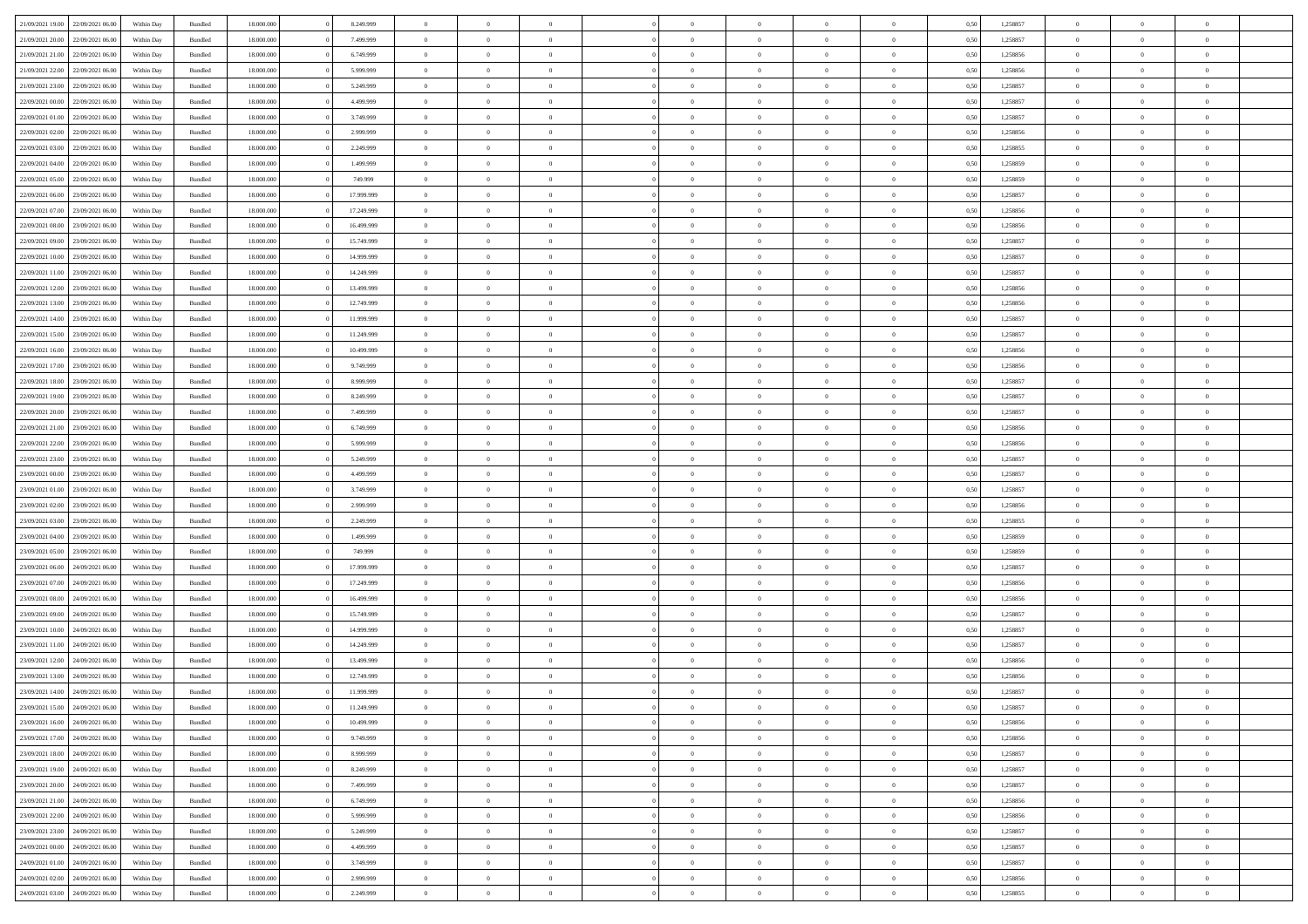| | | | | | | | | | | | | | | | | | | | | |
|---|---|---|---|---|---|---|---|---|---|---|---|---|---|---|---|---|---|---|---|---|
| 21/09/2021 19:00 | 22/09/2021 06:00 | Within Day | Bundled | 18.000.000 | 0 | 8.249.999 | 0 | 0 | 0 | | 0 | 0 | 0 | 0 | 0,50 | 1,258857 | 0 | 0 | 0 | |
| 21/09/2021 20:00 | 22/09/2021 06:00 | Within Day | Bundled | 18.000.000 | 0 | 7.499.999 | 0 | 0 | 0 | | 0 | 0 | 0 | 0 | 0,50 | 1,258857 | 0 | 0 | 0 | |
| 21/09/2021 21:00 | 22/09/2021 06:00 | Within Day | Bundled | 18.000.000 | 0 | 6.749.999 | 0 | 0 | 0 | | 0 | 0 | 0 | 0 | 0,50 | 1,258856 | 0 | 0 | 0 | |
| 21/09/2021 22:00 | 22/09/2021 06:00 | Within Day | Bundled | 18.000.000 | 0 | 5.999.999 | 0 | 0 | 0 | | 0 | 0 | 0 | 0 | 0,50 | 1,258856 | 0 | 0 | 0 | |
| 21/09/2021 23:00 | 22/09/2021 06:00 | Within Day | Bundled | 18.000.000 | 0 | 5.249.999 | 0 | 0 | 0 | | 0 | 0 | 0 | 0 | 0,50 | 1,258857 | 0 | 0 | 0 | |
| 22/09/2021 00:00 | 22/09/2021 06:00 | Within Day | Bundled | 18.000.000 | 0 | 4.499.999 | 0 | 0 | 0 | | 0 | 0 | 0 | 0 | 0,50 | 1,258857 | 0 | 0 | 0 | |
| 22/09/2021 01:00 | 22/09/2021 06:00 | Within Day | Bundled | 18.000.000 | 0 | 3.749.999 | 0 | 0 | 0 | | 0 | 0 | 0 | 0 | 0,50 | 1,258857 | 0 | 0 | 0 | |
| 22/09/2021 02:00 | 22/09/2021 06:00 | Within Day | Bundled | 18.000.000 | 0 | 2.999.999 | 0 | 0 | 0 | | 0 | 0 | 0 | 0 | 0,50 | 1,258856 | 0 | 0 | 0 | |
| 22/09/2021 03:00 | 22/09/2021 06:00 | Within Day | Bundled | 18.000.000 | 0 | 2.249.999 | 0 | 0 | 0 | | 0 | 0 | 0 | 0 | 0,50 | 1,258855 | 0 | 0 | 0 | |
| 22/09/2021 04:00 | 22/09/2021 06:00 | Within Day | Bundled | 18.000.000 | 0 | 1.499.999 | 0 | 0 | 0 | | 0 | 0 | 0 | 0 | 0,50 | 1,258859 | 0 | 0 | 0 | |
| 22/09/2021 05:00 | 22/09/2021 06:00 | Within Day | Bundled | 18.000.000 | 0 | 749.999 | 0 | 0 | 0 | | 0 | 0 | 0 | 0 | 0,50 | 1,258859 | 0 | 0 | 0 | |
| 22/09/2021 06:00 | 23/09/2021 06:00 | Within Day | Bundled | 18.000.000 | 0 | 17.999.999 | 0 | 0 | 0 | | 0 | 0 | 0 | 0 | 0,50 | 1,258857 | 0 | 0 | 0 | |
| 22/09/2021 07:00 | 23/09/2021 06:00 | Within Day | Bundled | 18.000.000 | 0 | 17.249.999 | 0 | 0 | 0 | | 0 | 0 | 0 | 0 | 0,50 | 1,258856 | 0 | 0 | 0 | |
| 22/09/2021 08:00 | 23/09/2021 06:00 | Within Day | Bundled | 18.000.000 | 0 | 16.499.999 | 0 | 0 | 0 | | 0 | 0 | 0 | 0 | 0,50 | 1,258856 | 0 | 0 | 0 | |
| 22/09/2021 09:00 | 23/09/2021 06:00 | Within Day | Bundled | 18.000.000 | 0 | 15.749.999 | 0 | 0 | 0 | | 0 | 0 | 0 | 0 | 0,50 | 1,258857 | 0 | 0 | 0 | |
| 22/09/2021 10:00 | 23/09/2021 06:00 | Within Day | Bundled | 18.000.000 | 0 | 14.999.999 | 0 | 0 | 0 | | 0 | 0 | 0 | 0 | 0,50 | 1,258857 | 0 | 0 | 0 | |
| 22/09/2021 11:00 | 23/09/2021 06:00 | Within Day | Bundled | 18.000.000 | 0 | 14.249.999 | 0 | 0 | 0 | | 0 | 0 | 0 | 0 | 0,50 | 1,258857 | 0 | 0 | 0 | |
| 22/09/2021 12:00 | 23/09/2021 06:00 | Within Day | Bundled | 18.000.000 | 0 | 13.499.999 | 0 | 0 | 0 | | 0 | 0 | 0 | 0 | 0,50 | 1,258856 | 0 | 0 | 0 | |
| 22/09/2021 13:00 | 23/09/2021 06:00 | Within Day | Bundled | 18.000.000 | 0 | 12.749.999 | 0 | 0 | 0 | | 0 | 0 | 0 | 0 | 0,50 | 1,258856 | 0 | 0 | 0 | |
| 22/09/2021 14:00 | 23/09/2021 06:00 | Within Day | Bundled | 18.000.000 | 0 | 11.999.999 | 0 | 0 | 0 | | 0 | 0 | 0 | 0 | 0,50 | 1,258857 | 0 | 0 | 0 | |
| 22/09/2021 15:00 | 23/09/2021 06:00 | Within Day | Bundled | 18.000.000 | 0 | 11.249.999 | 0 | 0 | 0 | | 0 | 0 | 0 | 0 | 0,50 | 1,258857 | 0 | 0 | 0 | |
| 22/09/2021 16:00 | 23/09/2021 06:00 | Within Day | Bundled | 18.000.000 | 0 | 10.499.999 | 0 | 0 | 0 | | 0 | 0 | 0 | 0 | 0,50 | 1,258856 | 0 | 0 | 0 | |
| 22/09/2021 17:00 | 23/09/2021 06:00 | Within Day | Bundled | 18.000.000 | 0 | 9.749.999 | 0 | 0 | 0 | | 0 | 0 | 0 | 0 | 0,50 | 1,258856 | 0 | 0 | 0 | |
| 22/09/2021 18:00 | 23/09/2021 06:00 | Within Day | Bundled | 18.000.000 | 0 | 8.999.999 | 0 | 0 | 0 | | 0 | 0 | 0 | 0 | 0,50 | 1,258857 | 0 | 0 | 0 | |
| 22/09/2021 19:00 | 23/09/2021 06:00 | Within Day | Bundled | 18.000.000 | 0 | 8.249.999 | 0 | 0 | 0 | | 0 | 0 | 0 | 0 | 0,50 | 1,258857 | 0 | 0 | 0 | |
| 22/09/2021 20:00 | 23/09/2021 06:00 | Within Day | Bundled | 18.000.000 | 0 | 7.499.999 | 0 | 0 | 0 | | 0 | 0 | 0 | 0 | 0,50 | 1,258857 | 0 | 0 | 0 | |
| 22/09/2021 21:00 | 23/09/2021 06:00 | Within Day | Bundled | 18.000.000 | 0 | 6.749.999 | 0 | 0 | 0 | | 0 | 0 | 0 | 0 | 0,50 | 1,258856 | 0 | 0 | 0 | |
| 22/09/2021 22:00 | 23/09/2021 06:00 | Within Day | Bundled | 18.000.000 | 0 | 5.999.999 | 0 | 0 | 0 | | 0 | 0 | 0 | 0 | 0,50 | 1,258856 | 0 | 0 | 0 | |
| 22/09/2021 23:00 | 23/09/2021 06:00 | Within Day | Bundled | 18.000.000 | 0 | 5.249.999 | 0 | 0 | 0 | | 0 | 0 | 0 | 0 | 0,50 | 1,258857 | 0 | 0 | 0 | |
| 23/09/2021 00:00 | 23/09/2021 06:00 | Within Day | Bundled | 18.000.000 | 0 | 4.499.999 | 0 | 0 | 0 | | 0 | 0 | 0 | 0 | 0,50 | 1,258857 | 0 | 0 | 0 | |
| 23/09/2021 01:00 | 23/09/2021 06:00 | Within Day | Bundled | 18.000.000 | 0 | 3.749.999 | 0 | 0 | 0 | | 0 | 0 | 0 | 0 | 0,50 | 1,258857 | 0 | 0 | 0 | |
| 23/09/2021 02:00 | 23/09/2021 06:00 | Within Day | Bundled | 18.000.000 | 0 | 2.999.999 | 0 | 0 | 0 | | 0 | 0 | 0 | 0 | 0,50 | 1,258856 | 0 | 0 | 0 | |
| 23/09/2021 03:00 | 23/09/2021 06:00 | Within Day | Bundled | 18.000.000 | 0 | 2.249.999 | 0 | 0 | 0 | | 0 | 0 | 0 | 0 | 0,50 | 1,258855 | 0 | 0 | 0 | |
| 23/09/2021 04:00 | 23/09/2021 06:00 | Within Day | Bundled | 18.000.000 | 0 | 1.499.999 | 0 | 0 | 0 | | 0 | 0 | 0 | 0 | 0,50 | 1,258859 | 0 | 0 | 0 | |
| 23/09/2021 05:00 | 23/09/2021 06:00 | Within Day | Bundled | 18.000.000 | 0 | 749.999 | 0 | 0 | 0 | | 0 | 0 | 0 | 0 | 0,50 | 1,258859 | 0 | 0 | 0 | |
| 23/09/2021 06:00 | 24/09/2021 06:00 | Within Day | Bundled | 18.000.000 | 0 | 17.999.999 | 0 | 0 | 0 | | 0 | 0 | 0 | 0 | 0,50 | 1,258857 | 0 | 0 | 0 | |
| 23/09/2021 07:00 | 24/09/2021 06:00 | Within Day | Bundled | 18.000.000 | 0 | 17.249.999 | 0 | 0 | 0 | | 0 | 0 | 0 | 0 | 0,50 | 1,258856 | 0 | 0 | 0 | |
| 23/09/2021 08:00 | 24/09/2021 06:00 | Within Day | Bundled | 18.000.000 | 0 | 16.499.999 | 0 | 0 | 0 | | 0 | 0 | 0 | 0 | 0,50 | 1,258856 | 0 | 0 | 0 | |
| 23/09/2021 09:00 | 24/09/2021 06:00 | Within Day | Bundled | 18.000.000 | 0 | 15.749.999 | 0 | 0 | 0 | | 0 | 0 | 0 | 0 | 0,50 | 1,258857 | 0 | 0 | 0 | |
| 23/09/2021 10:00 | 24/09/2021 06:00 | Within Day | Bundled | 18.000.000 | 0 | 14.999.999 | 0 | 0 | 0 | | 0 | 0 | 0 | 0 | 0,50 | 1,258857 | 0 | 0 | 0 | |
| 23/09/2021 11:00 | 24/09/2021 06:00 | Within Day | Bundled | 18.000.000 | 0 | 14.249.999 | 0 | 0 | 0 | | 0 | 0 | 0 | 0 | 0,50 | 1,258857 | 0 | 0 | 0 | |
| 23/09/2021 12:00 | 24/09/2021 06:00 | Within Day | Bundled | 18.000.000 | 0 | 13.499.999 | 0 | 0 | 0 | | 0 | 0 | 0 | 0 | 0,50 | 1,258856 | 0 | 0 | 0 | |
| 23/09/2021 13:00 | 24/09/2021 06:00 | Within Day | Bundled | 18.000.000 | 0 | 12.749.999 | 0 | 0 | 0 | | 0 | 0 | 0 | 0 | 0,50 | 1,258856 | 0 | 0 | 0 | |
| 23/09/2021 14:00 | 24/09/2021 06:00 | Within Day | Bundled | 18.000.000 | 0 | 11.999.999 | 0 | 0 | 0 | | 0 | 0 | 0 | 0 | 0,50 | 1,258857 | 0 | 0 | 0 | |
| 23/09/2021 15:00 | 24/09/2021 06:00 | Within Day | Bundled | 18.000.000 | 0 | 11.249.999 | 0 | 0 | 0 | | 0 | 0 | 0 | 0 | 0,50 | 1,258857 | 0 | 0 | 0 | |
| 23/09/2021 16:00 | 24/09/2021 06:00 | Within Day | Bundled | 18.000.000 | 0 | 10.499.999 | 0 | 0 | 0 | | 0 | 0 | 0 | 0 | 0,50 | 1,258856 | 0 | 0 | 0 | |
| 23/09/2021 17:00 | 24/09/2021 06:00 | Within Day | Bundled | 18.000.000 | 0 | 9.749.999 | 0 | 0 | 0 | | 0 | 0 | 0 | 0 | 0,50 | 1,258856 | 0 | 0 | 0 | |
| 23/09/2021 18:00 | 24/09/2021 06:00 | Within Day | Bundled | 18.000.000 | 0 | 8.999.999 | 0 | 0 | 0 | | 0 | 0 | 0 | 0 | 0,50 | 1,258857 | 0 | 0 | 0 | |
| 23/09/2021 19:00 | 24/09/2021 06:00 | Within Day | Bundled | 18.000.000 | 0 | 8.249.999 | 0 | 0 | 0 | | 0 | 0 | 0 | 0 | 0,50 | 1,258857 | 0 | 0 | 0 | |
| 23/09/2021 20:00 | 24/09/2021 06:00 | Within Day | Bundled | 18.000.000 | 0 | 7.499.999 | 0 | 0 | 0 | | 0 | 0 | 0 | 0 | 0,50 | 1,258857 | 0 | 0 | 0 | |
| 23/09/2021 21:00 | 24/09/2021 06:00 | Within Day | Bundled | 18.000.000 | 0 | 6.749.999 | 0 | 0 | 0 | | 0 | 0 | 0 | 0 | 0,50 | 1,258856 | 0 | 0 | 0 | |
| 23/09/2021 22:00 | 24/09/2021 06:00 | Within Day | Bundled | 18.000.000 | 0 | 5.999.999 | 0 | 0 | 0 | | 0 | 0 | 0 | 0 | 0,50 | 1,258856 | 0 | 0 | 0 | |
| 23/09/2021 23:00 | 24/09/2021 06:00 | Within Day | Bundled | 18.000.000 | 0 | 5.249.999 | 0 | 0 | 0 | | 0 | 0 | 0 | 0 | 0,50 | 1,258857 | 0 | 0 | 0 | |
| 24/09/2021 00:00 | 24/09/2021 06:00 | Within Day | Bundled | 18.000.000 | 0 | 4.499.999 | 0 | 0 | 0 | | 0 | 0 | 0 | 0 | 0,50 | 1,258857 | 0 | 0 | 0 | |
| 24/09/2021 01:00 | 24/09/2021 06:00 | Within Day | Bundled | 18.000.000 | 0 | 3.749.999 | 0 | 0 | 0 | | 0 | 0 | 0 | 0 | 0,50 | 1,258857 | 0 | 0 | 0 | |
| 24/09/2021 02:00 | 24/09/2021 06:00 | Within Day | Bundled | 18.000.000 | 0 | 2.999.999 | 0 | 0 | 0 | | 0 | 0 | 0 | 0 | 0,50 | 1,258856 | 0 | 0 | 0 | |
| 24/09/2021 03:00 | 24/09/2021 06:00 | Within Day | Bundled | 18.000.000 | 0 | 2.249.999 | 0 | 0 | 0 | | 0 | 0 | 0 | 0 | 0,50 | 1,258855 | 0 | 0 | 0 | |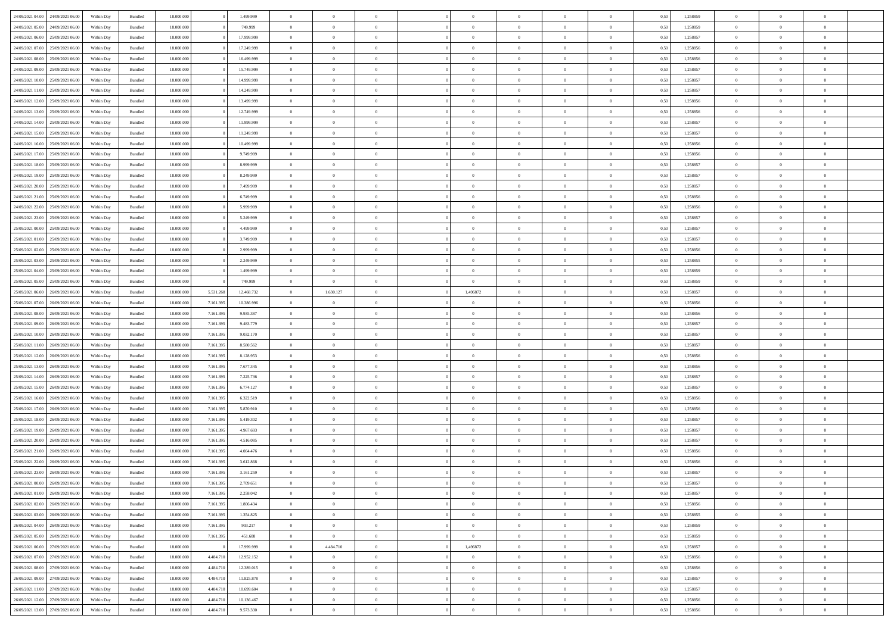| | | | | | | | | | | | | | | | | | | | | | |
|---|---|---|---|---|---|---|---|---|---|---|---|---|---|---|---|---|---|---|---|---|---|
| 24/09/2021 04:00 | 24/09/2021 06:00 | Within Day | Bundled | 18.000.000 | 0 | 1.499.999 | 0 | 0 | 0 | | 0 | 0 | 0 | 0 | 0 | 0,50 | 1,258859 | 0 | 0 | 0 | |
| 24/09/2021 05:00 | 24/09/2021 06:00 | Within Day | Bundled | 18.000.000 | 0 | 749.999 | 0 | 0 | 0 | | 0 | 0 | 0 | 0 | 0 | 0,50 | 1,258859 | 0 | 0 | 0 | |
| 24/09/2021 06:00 | 25/09/2021 06:00 | Within Day | Bundled | 18.000.000 | 0 | 17.999.999 | 0 | 0 | 0 | | 0 | 0 | 0 | 0 | 0 | 0,50 | 1,258857 | 0 | 0 | 0 | |
| 24/09/2021 07:00 | 25/09/2021 06:00 | Within Day | Bundled | 18.000.000 | 0 | 17.249.999 | 0 | 0 | 0 | | 0 | 0 | 0 | 0 | 0 | 0,50 | 1,258856 | 0 | 0 | 0 | |
| 24/09/2021 08:00 | 25/09/2021 06:00 | Within Day | Bundled | 18.000.000 | 0 | 16.499.999 | 0 | 0 | 0 | | 0 | 0 | 0 | 0 | 0 | 0,50 | 1,258856 | 0 | 0 | 0 | |
| 24/09/2021 09:00 | 25/09/2021 06:00 | Within Day | Bundled | 18.000.000 | 0 | 15.749.999 | 0 | 0 | 0 | | 0 | 0 | 0 | 0 | 0 | 0,50 | 1,258857 | 0 | 0 | 0 | |
| 24/09/2021 10:00 | 25/09/2021 06:00 | Within Day | Bundled | 18.000.000 | 0 | 14.999.999 | 0 | 0 | 0 | | 0 | 0 | 0 | 0 | 0 | 0,50 | 1,258857 | 0 | 0 | 0 | |
| 24/09/2021 11:00 | 25/09/2021 06:00 | Within Day | Bundled | 18.000.000 | 0 | 14.249.999 | 0 | 0 | 0 | | 0 | 0 | 0 | 0 | 0 | 0,50 | 1,258857 | 0 | 0 | 0 | |
| 24/09/2021 12:00 | 25/09/2021 06:00 | Within Day | Bundled | 18.000.000 | 0 | 13.499.999 | 0 | 0 | 0 | | 0 | 0 | 0 | 0 | 0 | 0,50 | 1,258856 | 0 | 0 | 0 | |
| 24/09/2021 13:00 | 25/09/2021 06:00 | Within Day | Bundled | 18.000.000 | 0 | 12.749.999 | 0 | 0 | 0 | | 0 | 0 | 0 | 0 | 0 | 0,50 | 1,258856 | 0 | 0 | 0 | |
| 24/09/2021 14:00 | 25/09/2021 06:00 | Within Day | Bundled | 18.000.000 | 0 | 11.999.999 | 0 | 0 | 0 | | 0 | 0 | 0 | 0 | 0 | 0,50 | 1,258857 | 0 | 0 | 0 | |
| 24/09/2021 15:00 | 25/09/2021 06:00 | Within Day | Bundled | 18.000.000 | 0 | 11.249.999 | 0 | 0 | 0 | | 0 | 0 | 0 | 0 | 0 | 0,50 | 1,258857 | 0 | 0 | 0 | |
| 24/09/2021 16:00 | 25/09/2021 06:00 | Within Day | Bundled | 18.000.000 | 0 | 10.499.999 | 0 | 0 | 0 | | 0 | 0 | 0 | 0 | 0 | 0,50 | 1,258856 | 0 | 0 | 0 | |
| 24/09/2021 17:00 | 25/09/2021 06:00 | Within Day | Bundled | 18.000.000 | 0 | 9.749.999 | 0 | 0 | 0 | | 0 | 0 | 0 | 0 | 0 | 0,50 | 1,258856 | 0 | 0 | 0 | |
| 24/09/2021 18:00 | 25/09/2021 06:00 | Within Day | Bundled | 18.000.000 | 0 | 8.999.999 | 0 | 0 | 0 | | 0 | 0 | 0 | 0 | 0 | 0,50 | 1,258857 | 0 | 0 | 0 | |
| 24/09/2021 19:00 | 25/09/2021 06:00 | Within Day | Bundled | 18.000.000 | 0 | 8.249.999 | 0 | 0 | 0 | | 0 | 0 | 0 | 0 | 0 | 0,50 | 1,258857 | 0 | 0 | 0 | |
| 24/09/2021 20:00 | 25/09/2021 06:00 | Within Day | Bundled | 18.000.000 | 0 | 7.499.999 | 0 | 0 | 0 | | 0 | 0 | 0 | 0 | 0 | 0,50 | 1,258857 | 0 | 0 | 0 | |
| 24/09/2021 21:00 | 25/09/2021 06:00 | Within Day | Bundled | 18.000.000 | 0 | 6.749.999 | 0 | 0 | 0 | | 0 | 0 | 0 | 0 | 0 | 0,50 | 1,258856 | 0 | 0 | 0 | |
| 24/09/2021 22:00 | 25/09/2021 06:00 | Within Day | Bundled | 18.000.000 | 0 | 5.999.999 | 0 | 0 | 0 | | 0 | 0 | 0 | 0 | 0 | 0,50 | 1,258856 | 0 | 0 | 0 | |
| 24/09/2021 23:00 | 25/09/2021 06:00 | Within Day | Bundled | 18.000.000 | 0 | 5.249.999 | 0 | 0 | 0 | | 0 | 0 | 0 | 0 | 0 | 0,50 | 1,258857 | 0 | 0 | 0 | |
| 25/09/2021 00:00 | 25/09/2021 06:00 | Within Day | Bundled | 18.000.000 | 0 | 4.499.999 | 0 | 0 | 0 | | 0 | 0 | 0 | 0 | 0 | 0,50 | 1,258857 | 0 | 0 | 0 | |
| 25/09/2021 01:00 | 25/09/2021 06:00 | Within Day | Bundled | 18.000.000 | 0 | 3.749.999 | 0 | 0 | 0 | | 0 | 0 | 0 | 0 | 0 | 0,50 | 1,258857 | 0 | 0 | 0 | |
| 25/09/2021 02:00 | 25/09/2021 06:00 | Within Day | Bundled | 18.000.000 | 0 | 2.999.999 | 0 | 0 | 0 | | 0 | 0 | 0 | 0 | 0 | 0,50 | 1,258856 | 0 | 0 | 0 | |
| 25/09/2021 03:00 | 25/09/2021 06:00 | Within Day | Bundled | 18.000.000 | 0 | 2.249.999 | 0 | 0 | 0 | | 0 | 0 | 0 | 0 | 0 | 0,50 | 1,258855 | 0 | 0 | 0 | |
| 25/09/2021 04:00 | 25/09/2021 06:00 | Within Day | Bundled | 18.000.000 | 0 | 1.499.999 | 0 | 0 | 0 | | 0 | 0 | 0 | 0 | 0 | 0,50 | 1,258859 | 0 | 0 | 0 | |
| 25/09/2021 05:00 | 25/09/2021 06:00 | Within Day | Bundled | 18.000.000 | 0 | 749.999 | 0 | 0 | 0 | | 0 | 0 | 0 | 0 | 0 | 0,50 | 1,258859 | 0 | 0 | 0 | |
| 25/09/2021 06:00 | 26/09/2021 06:00 | Within Day | Bundled | 18.000.000 | 5.531.268 | 12.468.732 | 0 | 1.630.127 | 0 | | 1,496872 | 0 | 0 | 0 | 0 | 0,50 | 1,258857 | 0 | 0 | 0 | |
| 25/09/2021 07:00 | 26/09/2021 06:00 | Within Day | Bundled | 18.000.000 | 7.161.395 | 10.386.996 | 0 | 0 | 0 | | 0 | 0 | 0 | 0 | 0 | 0,50 | 1,258856 | 0 | 0 | 0 | |
| 25/09/2021 08:00 | 26/09/2021 06:00 | Within Day | Bundled | 18.000.000 | 7.161.395 | 9.935.387 | 0 | 0 | 0 | | 0 | 0 | 0 | 0 | 0 | 0,50 | 1,258856 | 0 | 0 | 0 | |
| 25/09/2021 09:00 | 26/09/2021 06:00 | Within Day | Bundled | 18.000.000 | 7.161.395 | 9.483.779 | 0 | 0 | 0 | | 0 | 0 | 0 | 0 | 0 | 0,50 | 1,258857 | 0 | 0 | 0 | |
| 25/09/2021 10:00 | 26/09/2021 06:00 | Within Day | Bundled | 18.000.000 | 7.161.395 | 9.032.170 | 0 | 0 | 0 | | 0 | 0 | 0 | 0 | 0 | 0,50 | 1,258857 | 0 | 0 | 0 | |
| 25/09/2021 11:00 | 26/09/2021 06:00 | Within Day | Bundled | 18.000.000 | 7.161.395 | 8.580.562 | 0 | 0 | 0 | | 0 | 0 | 0 | 0 | 0 | 0,50 | 1,258857 | 0 | 0 | 0 | |
| 25/09/2021 12:00 | 26/09/2021 06:00 | Within Day | Bundled | 18.000.000 | 7.161.395 | 8.128.953 | 0 | 0 | 0 | | 0 | 0 | 0 | 0 | 0 | 0,50 | 1,258856 | 0 | 0 | 0 | |
| 25/09/2021 13:00 | 26/09/2021 06:00 | Within Day | Bundled | 18.000.000 | 7.161.395 | 7.677.345 | 0 | 0 | 0 | | 0 | 0 | 0 | 0 | 0 | 0,50 | 1,258856 | 0 | 0 | 0 | |
| 25/09/2021 14:00 | 26/09/2021 06:00 | Within Day | Bundled | 18.000.000 | 7.161.395 | 7.225.736 | 0 | 0 | 0 | | 0 | 0 | 0 | 0 | 0 | 0,50 | 1,258857 | 0 | 0 | 0 | |
| 25/09/2021 15:00 | 26/09/2021 06:00 | Within Day | Bundled | 18.000.000 | 7.161.395 | 6.774.127 | 0 | 0 | 0 | | 0 | 0 | 0 | 0 | 0 | 0,50 | 1,258857 | 0 | 0 | 0 | |
| 25/09/2021 16:00 | 26/09/2021 06:00 | Within Day | Bundled | 18.000.000 | 7.161.395 | 6.322.519 | 0 | 0 | 0 | | 0 | 0 | 0 | 0 | 0 | 0,50 | 1,258856 | 0 | 0 | 0 | |
| 25/09/2021 17:00 | 26/09/2021 06:00 | Within Day | Bundled | 18.000.000 | 7.161.395 | 5.870.910 | 0 | 0 | 0 | | 0 | 0 | 0 | 0 | 0 | 0,50 | 1,258856 | 0 | 0 | 0 | |
| 25/09/2021 18:00 | 26/09/2021 06:00 | Within Day | Bundled | 18.000.000 | 7.161.395 | 5.419.302 | 0 | 0 | 0 | | 0 | 0 | 0 | 0 | 0 | 0,50 | 1,258857 | 0 | 0 | 0 | |
| 25/09/2021 19:00 | 26/09/2021 06:00 | Within Day | Bundled | 18.000.000 | 7.161.395 | 4.967.693 | 0 | 0 | 0 | | 0 | 0 | 0 | 0 | 0 | 0,50 | 1,258857 | 0 | 0 | 0 | |
| 25/09/2021 20:00 | 26/09/2021 06:00 | Within Day | Bundled | 18.000.000 | 7.161.395 | 4.516.085 | 0 | 0 | 0 | | 0 | 0 | 0 | 0 | 0 | 0,50 | 1,258857 | 0 | 0 | 0 | |
| 25/09/2021 21:00 | 26/09/2021 06:00 | Within Day | Bundled | 18.000.000 | 7.161.395 | 4.064.476 | 0 | 0 | 0 | | 0 | 0 | 0 | 0 | 0 | 0,50 | 1,258856 | 0 | 0 | 0 | |
| 25/09/2021 22:00 | 26/09/2021 06:00 | Within Day | Bundled | 18.000.000 | 7.161.395 | 3.612.868 | 0 | 0 | 0 | | 0 | 0 | 0 | 0 | 0 | 0,50 | 1,258856 | 0 | 0 | 0 | |
| 25/09/2021 23:00 | 26/09/2021 06:00 | Within Day | Bundled | 18.000.000 | 7.161.395 | 3.161.259 | 0 | 0 | 0 | | 0 | 0 | 0 | 0 | 0 | 0,50 | 1,258857 | 0 | 0 | 0 | |
| 26/09/2021 00:00 | 26/09/2021 06:00 | Within Day | Bundled | 18.000.000 | 7.161.395 | 2.709.651 | 0 | 0 | 0 | | 0 | 0 | 0 | 0 | 0 | 0,50 | 1,258857 | 0 | 0 | 0 | |
| 26/09/2021 01:00 | 26/09/2021 06:00 | Within Day | Bundled | 18.000.000 | 7.161.395 | 2.258.042 | 0 | 0 | 0 | | 0 | 0 | 0 | 0 | 0 | 0,50 | 1,258857 | 0 | 0 | 0 | |
| 26/09/2021 02:00 | 26/09/2021 06:00 | Within Day | Bundled | 18.000.000 | 7.161.395 | 1.806.434 | 0 | 0 | 0 | | 0 | 0 | 0 | 0 | 0 | 0,50 | 1,258856 | 0 | 0 | 0 | |
| 26/09/2021 03:00 | 26/09/2021 06:00 | Within Day | Bundled | 18.000.000 | 7.161.395 | 1.354.825 | 0 | 0 | 0 | | 0 | 0 | 0 | 0 | 0 | 0,50 | 1,258855 | 0 | 0 | 0 | |
| 26/09/2021 04:00 | 26/09/2021 06:00 | Within Day | Bundled | 18.000.000 | 7.161.395 | 903.217 | 0 | 0 | 0 | | 0 | 0 | 0 | 0 | 0 | 0,50 | 1,258859 | 0 | 0 | 0 | |
| 26/09/2021 05:00 | 26/09/2021 06:00 | Within Day | Bundled | 18.000.000 | 7.161.395 | 451.608 | 0 | 0 | 0 | | 0 | 0 | 0 | 0 | 0 | 0,50 | 1,258859 | 0 | 0 | 0 | |
| 26/09/2021 06:00 | 27/09/2021 06:00 | Within Day | Bundled | 18.000.000 | 0 | 17.999.999 | 0 | 4.484.710 | 0 | | 1,496872 | 0 | 0 | 0 | 0 | 0,50 | 1,258857 | 0 | 0 | 0 | |
| 26/09/2021 07:00 | 27/09/2021 06:00 | Within Day | Bundled | 18.000.000 | 4.484.710 | 12.952.152 | 0 | 0 | 0 | | 0 | 0 | 0 | 0 | 0 | 0,50 | 1,258856 | 0 | 0 | 0 | |
| 26/09/2021 08:00 | 27/09/2021 06:00 | Within Day | Bundled | 18.000.000 | 4.484.710 | 12.389.015 | 0 | 0 | 0 | | 0 | 0 | 0 | 0 | 0 | 0,50 | 1,258856 | 0 | 0 | 0 | |
| 26/09/2021 09:00 | 27/09/2021 06:00 | Within Day | Bundled | 18.000.000 | 4.484.710 | 11.825.878 | 0 | 0 | 0 | | 0 | 0 | 0 | 0 | 0 | 0,50 | 1,258857 | 0 | 0 | 0 | |
| 26/09/2021 11:00 | 27/09/2021 06:00 | Within Day | Bundled | 18.000.000 | 4.484.710 | 10.699.604 | 0 | 0 | 0 | | 0 | 0 | 0 | 0 | 0 | 0,50 | 1,258857 | 0 | 0 | 0 | |
| 26/09/2021 12:00 | 27/09/2021 06:00 | Within Day | Bundled | 18.000.000 | 4.484.710 | 10.136.467 | 0 | 0 | 0 | | 0 | 0 | 0 | 0 | 0 | 0,50 | 1,258856 | 0 | 0 | 0 | |
| 26/09/2021 13:00 | 27/09/2021 06:00 | Within Day | Bundled | 18.000.000 | 4.484.710 | 9.573.330 | 0 | 0 | 0 | | 0 | 0 | 0 | 0 | 0 | 0,50 | 1,258856 | 0 | 0 | 0 | |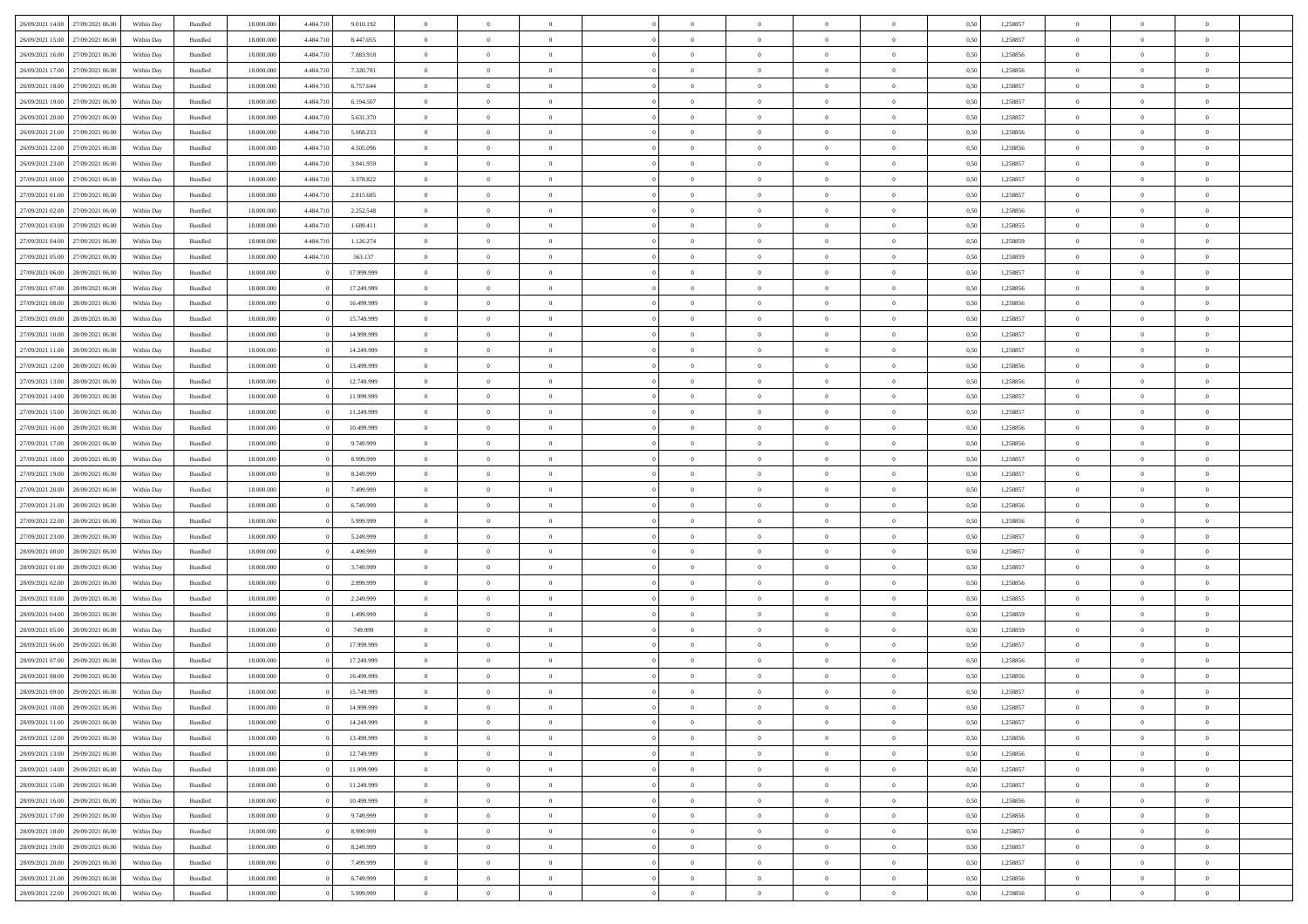| | | | | | | | | | | | | | | | | | | | | |
|---|---|---|---|---|---|---|---|---|---|---|---|---|---|---|---|---|---|---|---|---|
| 26/09/2021 14:00 | 27/09/2021 06:00 | Within Day | Bundled | 18.000.000 | 4.484.710 | 9.010.192 | 0 | 0 | 0 | | 0 | 0 | 0 | 0 | 0,50 | 1,258857 | 0 | 0 | 0 | |
| 26/09/2021 15:00 | 27/09/2021 06:00 | Within Day | Bundled | 18.000.000 | 4.484.710 | 8.447.055 | 0 | 0 | 0 | | 0 | 0 | 0 | 0 | 0,50 | 1,258857 | 0 | 0 | 0 | |
| 26/09/2021 16:00 | 27/09/2021 06:00 | Within Day | Bundled | 18.000.000 | 4.484.710 | 7.883.918 | 0 | 0 | 0 | | 0 | 0 | 0 | 0 | 0,50 | 1,258856 | 0 | 0 | 0 | |
| 26/09/2021 17:00 | 27/09/2021 06:00 | Within Day | Bundled | 18.000.000 | 4.484.710 | 7.320.781 | 0 | 0 | 0 | | 0 | 0 | 0 | 0 | 0,50 | 1,258856 | 0 | 0 | 0 | |
| 26/09/2021 18:00 | 27/09/2021 06:00 | Within Day | Bundled | 18.000.000 | 4.484.710 | 6.757.644 | 0 | 0 | 0 | | 0 | 0 | 0 | 0 | 0,50 | 1,258857 | 0 | 0 | 0 | |
| 26/09/2021 19:00 | 27/09/2021 06:00 | Within Day | Bundled | 18.000.000 | 4.484.710 | 6.194.507 | 0 | 0 | 0 | | 0 | 0 | 0 | 0 | 0,50 | 1,258857 | 0 | 0 | 0 | |
| 26/09/2021 20:00 | 27/09/2021 06:00 | Within Day | Bundled | 18.000.000 | 4.484.710 | 5.631.370 | 0 | 0 | 0 | | 0 | 0 | 0 | 0 | 0,50 | 1,258857 | 0 | 0 | 0 | |
| 26/09/2021 21:00 | 27/09/2021 06:00 | Within Day | Bundled | 18.000.000 | 4.484.710 | 5.068.233 | 0 | 0 | 0 | | 0 | 0 | 0 | 0 | 0,50 | 1,258856 | 0 | 0 | 0 | |
| 26/09/2021 22:00 | 27/09/2021 06:00 | Within Day | Bundled | 18.000.000 | 4.484.710 | 4.505.096 | 0 | 0 | 0 | | 0 | 0 | 0 | 0 | 0,50 | 1,258856 | 0 | 0 | 0 | |
| 26/09/2021 23:00 | 27/09/2021 06:00 | Within Day | Bundled | 18.000.000 | 4.484.710 | 3.941.959 | 0 | 0 | 0 | | 0 | 0 | 0 | 0 | 0,50 | 1,258857 | 0 | 0 | 0 | |
| 27/09/2021 00:00 | 27/09/2021 06:00 | Within Day | Bundled | 18.000.000 | 4.484.710 | 3.378.822 | 0 | 0 | 0 | | 0 | 0 | 0 | 0 | 0,50 | 1,258857 | 0 | 0 | 0 | |
| 27/09/2021 01:00 | 27/09/2021 06:00 | Within Day | Bundled | 18.000.000 | 4.484.710 | 2.815.685 | 0 | 0 | 0 | | 0 | 0 | 0 | 0 | 0,50 | 1,258857 | 0 | 0 | 0 | |
| 27/09/2021 02:00 | 27/09/2021 06:00 | Within Day | Bundled | 18.000.000 | 4.484.710 | 2.252.548 | 0 | 0 | 0 | | 0 | 0 | 0 | 0 | 0,50 | 1,258856 | 0 | 0 | 0 | |
| 27/09/2021 03:00 | 27/09/2021 06:00 | Within Day | Bundled | 18.000.000 | 4.484.710 | 1.689.411 | 0 | 0 | 0 | | 0 | 0 | 0 | 0 | 0,50 | 1,258855 | 0 | 0 | 0 | |
| 27/09/2021 04:00 | 27/09/2021 06:00 | Within Day | Bundled | 18.000.000 | 4.484.710 | 1.126.274 | 0 | 0 | 0 | | 0 | 0 | 0 | 0 | 0,50 | 1,258859 | 0 | 0 | 0 | |
| 27/09/2021 05:00 | 27/09/2021 06:00 | Within Day | Bundled | 18.000.000 | 4.484.710 | 563.137 | 0 | 0 | 0 | | 0 | 0 | 0 | 0 | 0,50 | 1,258859 | 0 | 0 | 0 | |
| 27/09/2021 06:00 | 28/09/2021 06:00 | Within Day | Bundled | 18.000.000 | 0 | 17.999.999 | 0 | 0 | 0 | | 0 | 0 | 0 | 0 | 0,50 | 1,258857 | 0 | 0 | 0 | |
| 27/09/2021 07:00 | 28/09/2021 06:00 | Within Day | Bundled | 18.000.000 | 0 | 17.249.999 | 0 | 0 | 0 | | 0 | 0 | 0 | 0 | 0,50 | 1,258856 | 0 | 0 | 0 | |
| 27/09/2021 08:00 | 28/09/2021 06:00 | Within Day | Bundled | 18.000.000 | 0 | 16.499.999 | 0 | 0 | 0 | | 0 | 0 | 0 | 0 | 0,50 | 1,258856 | 0 | 0 | 0 | |
| 27/09/2021 09:00 | 28/09/2021 06:00 | Within Day | Bundled | 18.000.000 | 0 | 15.749.999 | 0 | 0 | 0 | | 0 | 0 | 0 | 0 | 0,50 | 1,258857 | 0 | 0 | 0 | |
| 27/09/2021 10:00 | 28/09/2021 06:00 | Within Day | Bundled | 18.000.000 | 0 | 14.999.999 | 0 | 0 | 0 | | 0 | 0 | 0 | 0 | 0,50 | 1,258857 | 0 | 0 | 0 | |
| 27/09/2021 11:00 | 28/09/2021 06:00 | Within Day | Bundled | 18.000.000 | 0 | 14.249.999 | 0 | 0 | 0 | | 0 | 0 | 0 | 0 | 0,50 | 1,258857 | 0 | 0 | 0 | |
| 27/09/2021 12:00 | 28/09/2021 06:00 | Within Day | Bundled | 18.000.000 | 0 | 13.499.999 | 0 | 0 | 0 | | 0 | 0 | 0 | 0 | 0,50 | 1,258856 | 0 | 0 | 0 | |
| 27/09/2021 13:00 | 28/09/2021 06:00 | Within Day | Bundled | 18.000.000 | 0 | 12.749.999 | 0 | 0 | 0 | | 0 | 0 | 0 | 0 | 0,50 | 1,258856 | 0 | 0 | 0 | |
| 27/09/2021 14:00 | 28/09/2021 06:00 | Within Day | Bundled | 18.000.000 | 0 | 11.999.999 | 0 | 0 | 0 | | 0 | 0 | 0 | 0 | 0,50 | 1,258857 | 0 | 0 | 0 | |
| 27/09/2021 15:00 | 28/09/2021 06:00 | Within Day | Bundled | 18.000.000 | 0 | 11.249.999 | 0 | 0 | 0 | | 0 | 0 | 0 | 0 | 0,50 | 1,258857 | 0 | 0 | 0 | |
| 27/09/2021 16:00 | 28/09/2021 06:00 | Within Day | Bundled | 18.000.000 | 0 | 10.499.999 | 0 | 0 | 0 | | 0 | 0 | 0 | 0 | 0,50 | 1,258856 | 0 | 0 | 0 | |
| 27/09/2021 17:00 | 28/09/2021 06:00 | Within Day | Bundled | 18.000.000 | 0 | 9.749.999 | 0 | 0 | 0 | | 0 | 0 | 0 | 0 | 0,50 | 1,258856 | 0 | 0 | 0 | |
| 27/09/2021 18:00 | 28/09/2021 06:00 | Within Day | Bundled | 18.000.000 | 0 | 8.999.999 | 0 | 0 | 0 | | 0 | 0 | 0 | 0 | 0,50 | 1,258857 | 0 | 0 | 0 | |
| 27/09/2021 19:00 | 28/09/2021 06:00 | Within Day | Bundled | 18.000.000 | 0 | 8.249.999 | 0 | 0 | 0 | | 0 | 0 | 0 | 0 | 0,50 | 1,258857 | 0 | 0 | 0 | |
| 27/09/2021 20:00 | 28/09/2021 06:00 | Within Day | Bundled | 18.000.000 | 0 | 7.499.999 | 0 | 0 | 0 | | 0 | 0 | 0 | 0 | 0,50 | 1,258857 | 0 | 0 | 0 | |
| 27/09/2021 21:00 | 28/09/2021 06:00 | Within Day | Bundled | 18.000.000 | 0 | 6.749.999 | 0 | 0 | 0 | | 0 | 0 | 0 | 0 | 0,50 | 1,258856 | 0 | 0 | 0 | |
| 27/09/2021 22:00 | 28/09/2021 06:00 | Within Day | Bundled | 18.000.000 | 0 | 5.999.999 | 0 | 0 | 0 | | 0 | 0 | 0 | 0 | 0,50 | 1,258856 | 0 | 0 | 0 | |
| 27/09/2021 23:00 | 28/09/2021 06:00 | Within Day | Bundled | 18.000.000 | 0 | 5.249.999 | 0 | 0 | 0 | | 0 | 0 | 0 | 0 | 0,50 | 1,258857 | 0 | 0 | 0 | |
| 28/09/2021 00:00 | 28/09/2021 06:00 | Within Day | Bundled | 18.000.000 | 0 | 4.499.999 | 0 | 0 | 0 | | 0 | 0 | 0 | 0 | 0,50 | 1,258857 | 0 | 0 | 0 | |
| 28/09/2021 01:00 | 28/09/2021 06:00 | Within Day | Bundled | 18.000.000 | 0 | 3.749.999 | 0 | 0 | 0 | | 0 | 0 | 0 | 0 | 0,50 | 1,258857 | 0 | 0 | 0 | |
| 28/09/2021 02:00 | 28/09/2021 06:00 | Within Day | Bundled | 18.000.000 | 0 | 2.999.999 | 0 | 0 | 0 | | 0 | 0 | 0 | 0 | 0,50 | 1,258856 | 0 | 0 | 0 | |
| 28/09/2021 03:00 | 28/09/2021 06:00 | Within Day | Bundled | 18.000.000 | 0 | 2.249.999 | 0 | 0 | 0 | | 0 | 0 | 0 | 0 | 0,50 | 1,258855 | 0 | 0 | 0 | |
| 28/09/2021 04:00 | 28/09/2021 06:00 | Within Day | Bundled | 18.000.000 | 0 | 1.499.999 | 0 | 0 | 0 | | 0 | 0 | 0 | 0 | 0,50 | 1,258859 | 0 | 0 | 0 | |
| 28/09/2021 05:00 | 28/09/2021 06:00 | Within Day | Bundled | 18.000.000 | 0 | 749.999 | 0 | 0 | 0 | | 0 | 0 | 0 | 0 | 0,50 | 1,258859 | 0 | 0 | 0 | |
| 28/09/2021 06:00 | 29/09/2021 06:00 | Within Day | Bundled | 18.000.000 | 0 | 17.999.999 | 0 | 0 | 0 | | 0 | 0 | 0 | 0 | 0,50 | 1,258857 | 0 | 0 | 0 | |
| 28/09/2021 07:00 | 29/09/2021 06:00 | Within Day | Bundled | 18.000.000 | 0 | 17.249.999 | 0 | 0 | 0 | | 0 | 0 | 0 | 0 | 0,50 | 1,258856 | 0 | 0 | 0 | |
| 28/09/2021 08:00 | 29/09/2021 06:00 | Within Day | Bundled | 18.000.000 | 0 | 16.499.999 | 0 | 0 | 0 | | 0 | 0 | 0 | 0 | 0,50 | 1,258856 | 0 | 0 | 0 | |
| 28/09/2021 09:00 | 29/09/2021 06:00 | Within Day | Bundled | 18.000.000 | 0 | 15.749.999 | 0 | 0 | 0 | | 0 | 0 | 0 | 0 | 0,50 | 1,258857 | 0 | 0 | 0 | |
| 28/09/2021 10:00 | 29/09/2021 06:00 | Within Day | Bundled | 18.000.000 | 0 | 14.999.999 | 0 | 0 | 0 | | 0 | 0 | 0 | 0 | 0,50 | 1,258857 | 0 | 0 | 0 | |
| 28/09/2021 11:00 | 29/09/2021 06:00 | Within Day | Bundled | 18.000.000 | 0 | 14.249.999 | 0 | 0 | 0 | | 0 | 0 | 0 | 0 | 0,50 | 1,258857 | 0 | 0 | 0 | |
| 28/09/2021 12:00 | 29/09/2021 06:00 | Within Day | Bundled | 18.000.000 | 0 | 13.499.999 | 0 | 0 | 0 | | 0 | 0 | 0 | 0 | 0,50 | 1,258856 | 0 | 0 | 0 | |
| 28/09/2021 13:00 | 29/09/2021 06:00 | Within Day | Bundled | 18.000.000 | 0 | 12.749.999 | 0 | 0 | 0 | | 0 | 0 | 0 | 0 | 0,50 | 1,258856 | 0 | 0 | 0 | |
| 28/09/2021 14:00 | 29/09/2021 06:00 | Within Day | Bundled | 18.000.000 | 0 | 11.999.999 | 0 | 0 | 0 | | 0 | 0 | 0 | 0 | 0,50 | 1,258857 | 0 | 0 | 0 | |
| 28/09/2021 15:00 | 29/09/2021 06:00 | Within Day | Bundled | 18.000.000 | 0 | 11.249.999 | 0 | 0 | 0 | | 0 | 0 | 0 | 0 | 0,50 | 1,258857 | 0 | 0 | 0 | |
| 28/09/2021 16:00 | 29/09/2021 06:00 | Within Day | Bundled | 18.000.000 | 0 | 10.499.999 | 0 | 0 | 0 | | 0 | 0 | 0 | 0 | 0,50 | 1,258856 | 0 | 0 | 0 | |
| 28/09/2021 17:00 | 29/09/2021 06:00 | Within Day | Bundled | 18.000.000 | 0 | 9.749.999 | 0 | 0 | 0 | | 0 | 0 | 0 | 0 | 0,50 | 1,258856 | 0 | 0 | 0 | |
| 28/09/2021 18:00 | 29/09/2021 06:00 | Within Day | Bundled | 18.000.000 | 0 | 8.999.999 | 0 | 0 | 0 | | 0 | 0 | 0 | 0 | 0,50 | 1,258857 | 0 | 0 | 0 | |
| 28/09/2021 19:00 | 29/09/2021 06:00 | Within Day | Bundled | 18.000.000 | 0 | 8.249.999 | 0 | 0 | 0 | | 0 | 0 | 0 | 0 | 0,50 | 1,258857 | 0 | 0 | 0 | |
| 28/09/2021 20:00 | 29/09/2021 06:00 | Within Day | Bundled | 18.000.000 | 0 | 7.499.999 | 0 | 0 | 0 | | 0 | 0 | 0 | 0 | 0,50 | 1,258857 | 0 | 0 | 0 | |
| 28/09/2021 21:00 | 29/09/2021 06:00 | Within Day | Bundled | 18.000.000 | 0 | 6.749.999 | 0 | 0 | 0 | | 0 | 0 | 0 | 0 | 0,50 | 1,258856 | 0 | 0 | 0 | |
| 28/09/2021 22:00 | 29/09/2021 06:00 | Within Day | Bundled | 18.000.000 | 0 | 5.999.999 | 0 | 0 | 0 | | 0 | 0 | 0 | 0 | 0,50 | 1,258856 | 0 | 0 | 0 | |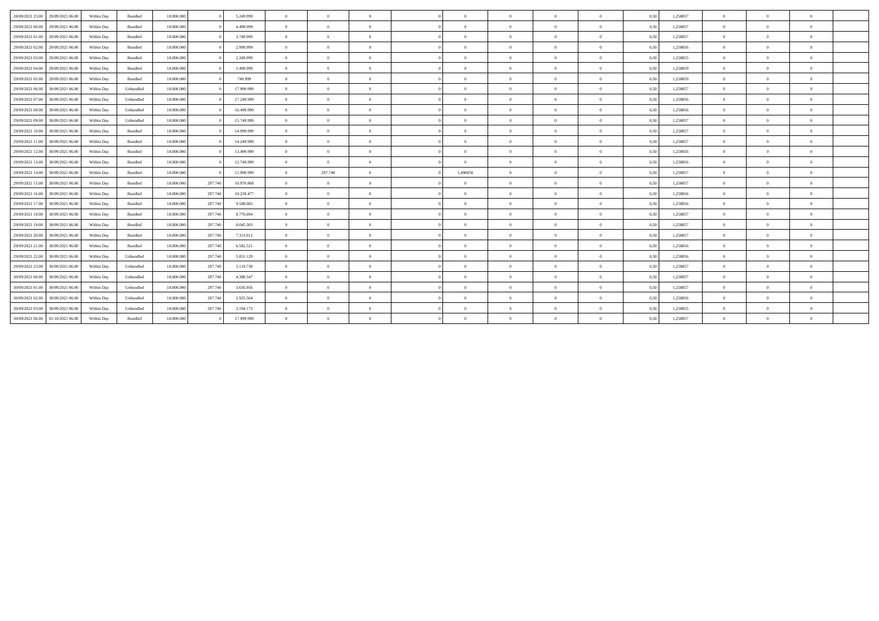| | | | | | | | | | | | | | | | | | | | | |
|---|---|---|---|---|---|---|---|---|---|---|---|---|---|---|---|---|---|---|---|---|
| 28/09/2021 23.00 | 29/09/2021 06.00 | Within Day | Bundled | 18.000.000 | 0 | 5.249.999 | 0 | 0 | 0 | 0 | 0 | 0 | 0 | 0 | 0,50 | 1,258857 | 0 | 0 | 0 | |
| 29/09/2021 00.00 | 29/09/2021 06.00 | Within Day | Bundled | 18.000.000 | 0 | 4.499.999 | 0 | 0 | 0 | 0 | 0 | 0 | 0 | 0 | 0,50 | 1,258857 | 0 | 0 | 0 | |
| 29/09/2021 01.00 | 29/09/2021 06.00 | Within Day | Bundled | 18.000.000 | 0 | 3.749.999 | 0 | 0 | 0 | 0 | 0 | 0 | 0 | 0 | 0,50 | 1,258857 | 0 | 0 | 0 | |
| 29/09/2021 02.00 | 29/09/2021 06.00 | Within Day | Bundled | 18.000.000 | 0 | 2.999.999 | 0 | 0 | 0 | 0 | 0 | 0 | 0 | 0 | 0,50 | 1,258856 | 0 | 0 | 0 | |
| 29/09/2021 03.00 | 29/09/2021 06.00 | Within Day | Bundled | 18.000.000 | 0 | 2.249.999 | 0 | 0 | 0 | 0 | 0 | 0 | 0 | 0 | 0,50 | 1,258855 | 0 | 0 | 0 | |
| 29/09/2021 04.00 | 29/09/2021 06.00 | Within Day | Bundled | 18.000.000 | 0 | 1.499.999 | 0 | 0 | 0 | 0 | 0 | 0 | 0 | 0 | 0,50 | 1,258859 | 0 | 0 | 0 | |
| 29/09/2021 05.00 | 29/09/2021 06.00 | Within Day | Bundled | 18.000.000 | 0 | 749.999 | 0 | 0 | 0 | 0 | 0 | 0 | 0 | 0 | 0,50 | 1,258859 | 0 | 0 | 0 | |
| 29/09/2021 06.00 | 30/09/2021 06.00 | Within Day | Unbundled | 18.000.000 | 0 | 17.999.999 | 0 | 0 | 0 | 0 | 0 | 0 | 0 | 0 | 0,50 | 1,258857 | 0 | 0 | 0 | |
| 29/09/2021 07.00 | 30/09/2021 06.00 | Within Day | Unbundled | 18.000.000 | 0 | 17.249.999 | 0 | 0 | 0 | 0 | 0 | 0 | 0 | 0 | 0,50 | 1,258856 | 0 | 0 | 0 | |
| 29/09/2021 08.00 | 30/09/2021 06.00 | Within Day | Unbundled | 18.000.000 | 0 | 16.499.999 | 0 | 0 | 0 | 0 | 0 | 0 | 0 | 0 | 0,50 | 1,258856 | 0 | 0 | 0 | |
| 29/09/2021 09.00 | 30/09/2021 06.00 | Within Day | Unbundled | 18.000.000 | 0 | 15.749.999 | 0 | 0 | 0 | 0 | 0 | 0 | 0 | 0 | 0,50 | 1,258857 | 0 | 0 | 0 | |
| 29/09/2021 10.00 | 30/09/2021 06.00 | Within Day | Bundled | 18.000.000 | 0 | 14.999.999 | 0 | 0 | 0 | 0 | 0 | 0 | 0 | 0 | 0,50 | 1,258857 | 0 | 0 | 0 | |
| 29/09/2021 11.00 | 30/09/2021 06.00 | Within Day | Bundled | 18.000.000 | 0 | 14.249.999 | 0 | 0 | 0 | 0 | 0 | 0 | 0 | 0 | 0,50 | 1,258857 | 0 | 0 | 0 | |
| 29/09/2021 12.00 | 30/09/2021 06.00 | Within Day | Bundled | 18.000.000 | 0 | 13.499.999 | 0 | 0 | 0 | 0 | 0 | 0 | 0 | 0 | 0,50 | 1,258856 | 0 | 0 | 0 | |
| 29/09/2021 13.00 | 30/09/2021 06.00 | Within Day | Bundled | 18.000.000 | 0 | 12.749.999 | 0 | 0 | 0 | 0 | 0 | 0 | 0 | 0 | 0,50 | 1,258856 | 0 | 0 | 0 | |
| 29/09/2021 14.00 | 30/09/2021 06.00 | Within Day | Bundled | 18.000.000 | 0 | 11.999.999 | 0 | 297.740 | 0 | 0 | 1,496850 | 0 | 0 | 0 | 0,50 | 1,258857 | 0 | 0 | 0 | |
| 29/09/2021 15.00 | 30/09/2021 06.00 | Within Day | Bundled | 18.000.000 | 297.740 | 10.970.868 | 0 | 0 | 0 | 0 | 0 | 0 | 0 | 0 | 0,50 | 1,258857 | 0 | 0 | 0 | |
| 29/09/2021 16.00 | 30/09/2021 06.00 | Within Day | Bundled | 18.000.000 | 297.740 | 10.239.477 | 0 | 0 | 0 | 0 | 0 | 0 | 0 | 0 | 0,50 | 1,258856 | 0 | 0 | 0 | |
| 29/09/2021 17.00 | 30/09/2021 06.00 | Within Day | Bundled | 18.000.000 | 297.740 | 9.508.085 | 0 | 0 | 0 | 0 | 0 | 0 | 0 | 0 | 0,50 | 1,258856 | 0 | 0 | 0 | |
| 29/09/2021 18.00 | 30/09/2021 06.00 | Within Day | Bundled | 18.000.000 | 297.740 | 8.776.694 | 0 | 0 | 0 | 0 | 0 | 0 | 0 | 0 | 0,50 | 1,258857 | 0 | 0 | 0 | |
| 29/09/2021 19.00 | 30/09/2021 06.00 | Within Day | Bundled | 18.000.000 | 297.740 | 8.045.303 | 0 | 0 | 0 | 0 | 0 | 0 | 0 | 0 | 0,50 | 1,258857 | 0 | 0 | 0 | |
| 29/09/2021 20.00 | 30/09/2021 06.00 | Within Day | Bundled | 18.000.000 | 297.740 | 7.313.912 | 0 | 0 | 0 | 0 | 0 | 0 | 0 | 0 | 0,50 | 1,258857 | 0 | 0 | 0 | |
| 29/09/2021 21.00 | 30/09/2021 06.00 | Within Day | Bundled | 18.000.000 | 297.740 | 6.582.521 | 0 | 0 | 0 | 0 | 0 | 0 | 0 | 0 | 0,50 | 1,258856 | 0 | 0 | 0 | |
| 29/09/2021 22.00 | 30/09/2021 06.00 | Within Day | Unbundled | 18.000.000 | 297.740 | 5.851.129 | 0 | 0 | 0 | 0 | 0 | 0 | 0 | 0 | 0,50 | 1,258856 | 0 | 0 | 0 | |
| 29/09/2021 23.00 | 30/09/2021 06.00 | Within Day | Unbundled | 18.000.000 | 297.740 | 5.119.738 | 0 | 0 | 0 | 0 | 0 | 0 | 0 | 0 | 0,50 | 1,258857 | 0 | 0 | 0 | |
| 30/09/2021 00.00 | 30/09/2021 06.00 | Within Day | Unbundled | 18.000.000 | 297.740 | 4.388.347 | 0 | 0 | 0 | 0 | 0 | 0 | 0 | 0 | 0,50 | 1,258857 | 0 | 0 | 0 | |
| 30/09/2021 01.00 | 30/09/2021 06.00 | Within Day | Unbundled | 18.000.000 | 297.740 | 3.656.956 | 0 | 0 | 0 | 0 | 0 | 0 | 0 | 0 | 0,50 | 1,258857 | 0 | 0 | 0 | |
| 30/09/2021 02.00 | 30/09/2021 06.00 | Within Day | Unbundled | 18.000.000 | 297.740 | 2.925.564 | 0 | 0 | 0 | 0 | 0 | 0 | 0 | 0 | 0,50 | 1,258856 | 0 | 0 | 0 | |
| 30/09/2021 03.00 | 30/09/2021 06.00 | Within Day | Unbundled | 18.000.000 | 297.740 | 2.194.173 | 0 | 0 | 0 | 0 | 0 | 0 | 0 | 0 | 0,50 | 1,258855 | 0 | 0 | 0 | |
| 30/09/2021 06.00 | 01/10/2021 06.00 | Within Day | Bundled | 18.000.000 | 0 | 17.999.999 | 0 | 0 | 0 | 0 | 0 | 0 | 0 | 0 | 0,50 | 1,258857 | 0 | 0 | 0 | |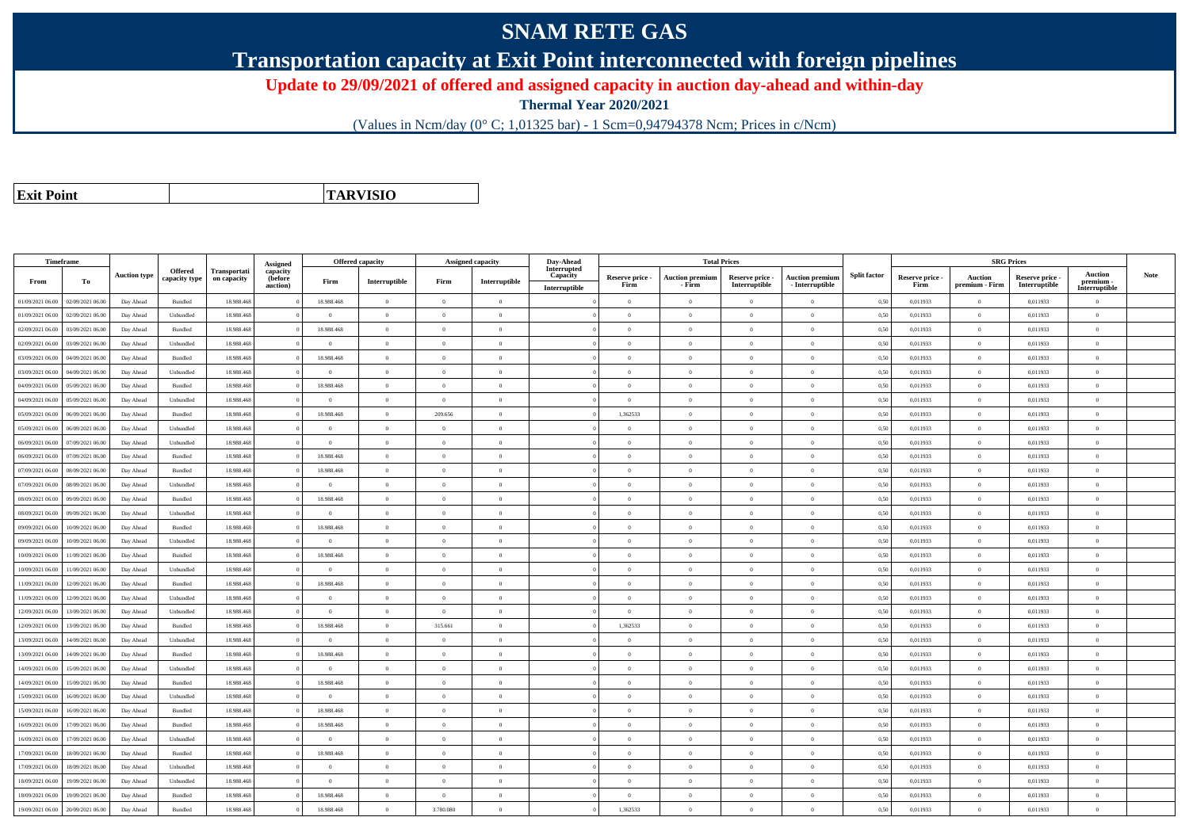# SNAM RETE GAS

## Transportation capacity at Exit Point interconnected with foreign pipelines

**Update to 29/09/2021 of offered and assigned capacity in auction day-ahead and within-day**

**Thermal Year 2020/2021**

(Values in Ncm/day (0° C; 1,01325 bar) - 1 Scm=0,94794378 Ncm; Prices in c/Ncm)

| Exit Point | TARVISIO |
|---|---|

| Timeframe | | Auction type | Offered capacity type | Transportation capacity | Assigned capacity (before auction) | Offered capacity | | Assigned capacity | | Day-Ahead Interrupted Capacity | Total Prices | | | | Split factor | SRG Prices | | | | Note |
|---|---|---|---|---|---|---|---|---|---|---|---|---|---|---|---|---|---|---|---|---|
| From | To | | | | | Firm | Interruptible | Firm | Interruptible | Interruptible | Reserve price - Firm | Auction premium - Firm | Reserve price - Interruptible | Auction premium - Interruptible | | Reserve price - Firm | Auction premium - Firm | Reserve price - Interruptible | Auction premium - Interruptible | |
| 01/09/2021 06.00 | 02/09/2021 06.00 | Day Ahead | Bundled | 18.988.468 | 0 | 18.988.468 | 0 | 0 | 0 | 0 | 0 | 0 | 0 | 0 | 0,50 | 0,011933 | 0 | 0,011933 | 0 | |
| 01/09/2021 06.00 | 02/09/2021 06.00 | Day Ahead | Unbundled | 18.988.468 | 0 | 0 | 0 | 0 | 0 | 0 | 0 | 0 | 0 | 0 | 0,50 | 0,011933 | 0 | 0,011933 | 0 | |
| 02/09/2021 06.00 | 03/09/2021 06.00 | Day Ahead | Bundled | 18.988.468 | 0 | 18.988.468 | 0 | 0 | 0 | 0 | 0 | 0 | 0 | 0 | 0,50 | 0,011933 | 0 | 0,011933 | 0 | |
| 02/09/2021 06.00 | 03/09/2021 06.00 | Day Ahead | Unbundled | 18.988.468 | 0 | 0 | 0 | 0 | 0 | 0 | 0 | 0 | 0 | 0 | 0,50 | 0,011933 | 0 | 0,011933 | 0 | |
| 03/09/2021 06.00 | 04/09/2021 06.00 | Day Ahead | Bundled | 18.988.468 | 0 | 18.988.468 | 0 | 0 | 0 | 0 | 0 | 0 | 0 | 0 | 0,50 | 0,011933 | 0 | 0,011933 | 0 | |
| 03/09/2021 06.00 | 04/09/2021 06.00 | Day Ahead | Unbundled | 18.988.468 | 0 | 0 | 0 | 0 | 0 | 0 | 0 | 0 | 0 | 0 | 0,50 | 0,011933 | 0 | 0,011933 | 0 | |
| 04/09/2021 06.00 | 05/09/2021 06.00 | Day Ahead | Bundled | 18.988.468 | 0 | 18.988.468 | 0 | 0 | 0 | 0 | 0 | 0 | 0 | 0 | 0,50 | 0,011933 | 0 | 0,011933 | 0 | |
| 04/09/2021 06.00 | 05/09/2021 06.00 | Day Ahead | Unbundled | 18.988.468 | 0 | 0 | 0 | 0 | 0 | 0 | 0 | 0 | 0 | 0 | 0,50 | 0,011933 | 0 | 0,011933 | 0 | |
| 05/09/2021 06.00 | 06/09/2021 06.00 | Day Ahead | Bundled | 18.988.468 | 0 | 18.988.468 | 0 | 209.656 | 0 | 0 | 1,362533 | 0 | 0 | 0 | 0,50 | 0,011933 | 0 | 0,011933 | 0 | |
| 05/09/2021 06.00 | 06/09/2021 06.00 | Day Ahead | Unbundled | 18.988.468 | 0 | 0 | 0 | 0 | 0 | 0 | 0 | 0 | 0 | 0 | 0,50 | 0,011933 | 0 | 0,011933 | 0 | |
| 06/09/2021 06.00 | 07/09/2021 06.00 | Day Ahead | Unbundled | 18.988.468 | 0 | 0 | 0 | 0 | 0 | 0 | 0 | 0 | 0 | 0 | 0,50 | 0,011933 | 0 | 0,011933 | 0 | |
| 06/09/2021 06.00 | 07/09/2021 06.00 | Day Ahead | Bundled | 18.988.468 | 0 | 18.988.468 | 0 | 0 | 0 | 0 | 0 | 0 | 0 | 0 | 0,50 | 0,011933 | 0 | 0,011933 | 0 | |
| 07/09/2021 06.00 | 08/09/2021 06.00 | Day Ahead | Bundled | 18.988.468 | 0 | 18.988.468 | 0 | 0 | 0 | 0 | 0 | 0 | 0 | 0 | 0,50 | 0,011933 | 0 | 0,011933 | 0 | |
| 07/09/2021 06.00 | 08/09/2021 06.00 | Day Ahead | Unbundled | 18.988.468 | 0 | 0 | 0 | 0 | 0 | 0 | 0 | 0 | 0 | 0 | 0,50 | 0,011933 | 0 | 0,011933 | 0 | |
| 08/09/2021 06.00 | 09/09/2021 06.00 | Day Ahead | Bundled | 18.988.468 | 0 | 18.988.468 | 0 | 0 | 0 | 0 | 0 | 0 | 0 | 0 | 0,50 | 0,011933 | 0 | 0,011933 | 0 | |
| 08/09/2021 06.00 | 09/09/2021 06.00 | Day Ahead | Unbundled | 18.988.468 | 0 | 0 | 0 | 0 | 0 | 0 | 0 | 0 | 0 | 0 | 0,50 | 0,011933 | 0 | 0,011933 | 0 | |
| 09/09/2021 06.00 | 10/09/2021 06.00 | Day Ahead | Bundled | 18.988.468 | 0 | 18.988.468 | 0 | 0 | 0 | 0 | 0 | 0 | 0 | 0 | 0,50 | 0,011933 | 0 | 0,011933 | 0 | |
| 09/09/2021 06.00 | 10/09/2021 06.00 | Day Ahead | Unbundled | 18.988.468 | 0 | 0 | 0 | 0 | 0 | 0 | 0 | 0 | 0 | 0 | 0,50 | 0,011933 | 0 | 0,011933 | 0 | |
| 10/09/2021 06.00 | 11/09/2021 06.00 | Day Ahead | Bundled | 18.988.468 | 0 | 18.988.468 | 0 | 0 | 0 | 0 | 0 | 0 | 0 | 0 | 0,50 | 0,011933 | 0 | 0,011933 | 0 | |
| 10/09/2021 06.00 | 11/09/2021 06.00 | Day Ahead | Unbundled | 18.988.468 | 0 | 0 | 0 | 0 | 0 | 0 | 0 | 0 | 0 | 0 | 0,50 | 0,011933 | 0 | 0,011933 | 0 | |
| 11/09/2021 06.00 | 12/09/2021 06.00 | Day Ahead | Bundled | 18.988.468 | 0 | 18.988.468 | 0 | 0 | 0 | 0 | 0 | 0 | 0 | 0 | 0,50 | 0,011933 | 0 | 0,011933 | 0 | |
| 11/09/2021 06.00 | 12/09/2021 06.00 | Day Ahead | Unbundled | 18.988.468 | 0 | 0 | 0 | 0 | 0 | 0 | 0 | 0 | 0 | 0 | 0,50 | 0,011933 | 0 | 0,011933 | 0 | |
| 12/09/2021 06.00 | 13/09/2021 06.00 | Day Ahead | Unbundled | 18.988.468 | 0 | 0 | 0 | 0 | 0 | 0 | 0 | 0 | 0 | 0 | 0,50 | 0,011933 | 0 | 0,011933 | 0 | |
| 12/09/2021 06.00 | 13/09/2021 06.00 | Day Ahead | Bundled | 18.988.468 | 0 | 18.988.468 | 0 | 315.661 | 0 | 0 | 1,362533 | 0 | 0 | 0 | 0,50 | 0,011933 | 0 | 0,011933 | 0 | |
| 13/09/2021 06.00 | 14/09/2021 06.00 | Day Ahead | Unbundled | 18.988.468 | 0 | 0 | 0 | 0 | 0 | 0 | 0 | 0 | 0 | 0 | 0,50 | 0,011933 | 0 | 0,011933 | 0 | |
| 13/09/2021 06.00 | 14/09/2021 06.00 | Day Ahead | Bundled | 18.988.468 | 0 | 18.988.468 | 0 | 0 | 0 | 0 | 0 | 0 | 0 | 0 | 0,50 | 0,011933 | 0 | 0,011933 | 0 | |
| 14/09/2021 06.00 | 15/09/2021 06.00 | Day Ahead | Unbundled | 18.988.468 | 0 | 0 | 0 | 0 | 0 | 0 | 0 | 0 | 0 | 0 | 0,50 | 0,011933 | 0 | 0,011933 | 0 | |
| 14/09/2021 06.00 | 15/09/2021 06.00 | Day Ahead | Bundled | 18.988.468 | 0 | 18.988.468 | 0 | 0 | 0 | 0 | 0 | 0 | 0 | 0 | 0,50 | 0,011933 | 0 | 0,011933 | 0 | |
| 15/09/2021 06.00 | 16/09/2021 06.00 | Day Ahead | Unbundled | 18.988.468 | 0 | 0 | 0 | 0 | 0 | 0 | 0 | 0 | 0 | 0 | 0,50 | 0,011933 | 0 | 0,011933 | 0 | |
| 15/09/2021 06.00 | 16/09/2021 06.00 | Day Ahead | Bundled | 18.988.468 | 0 | 18.988.468 | 0 | 0 | 0 | 0 | 0 | 0 | 0 | 0 | 0,50 | 0,011933 | 0 | 0,011933 | 0 | |
| 16/09/2021 06.00 | 17/09/2021 06.00 | Day Ahead | Bundled | 18.988.468 | 0 | 18.988.468 | 0 | 0 | 0 | 0 | 0 | 0 | 0 | 0 | 0,50 | 0,011933 | 0 | 0,011933 | 0 | |
| 16/09/2021 06.00 | 17/09/2021 06.00 | Day Ahead | Unbundled | 18.988.468 | 0 | 0 | 0 | 0 | 0 | 0 | 0 | 0 | 0 | 0 | 0,50 | 0,011933 | 0 | 0,011933 | 0 | |
| 17/09/2021 06.00 | 18/09/2021 06.00 | Day Ahead | Bundled | 18.988.468 | 0 | 18.988.468 | 0 | 0 | 0 | 0 | 0 | 0 | 0 | 0 | 0,50 | 0,011933 | 0 | 0,011933 | 0 | |
| 17/09/2021 06.00 | 18/09/2021 06.00 | Day Ahead | Unbundled | 18.988.468 | 0 | 0 | 0 | 0 | 0 | 0 | 0 | 0 | 0 | 0 | 0,50 | 0,011933 | 0 | 0,011933 | 0 | |
| 18/09/2021 06.00 | 19/09/2021 06.00 | Day Ahead | Unbundled | 18.988.468 | 0 | 0 | 0 | 0 | 0 | 0 | 0 | 0 | 0 | 0 | 0,50 | 0,011933 | 0 | 0,011933 | 0 | |
| 18/09/2021 06.00 | 19/09/2021 06.00 | Day Ahead | Bundled | 18.988.468 | 0 | 18.988.468 | 0 | 0 | 0 | 0 | 0 | 0 | 0 | 0 | 0,50 | 0,011933 | 0 | 0,011933 | 0 | |
| 19/09/2021 06.00 | 20/09/2021 06.00 | Day Ahead | Bundled | 18.988.468 | 0 | 18.988.468 | 0 | 3.780.080 | 0 | 0 | 1,362533 | 0 | 0 | 0 | 0,50 | 0,011933 | 0 | 0,011933 | 0 | |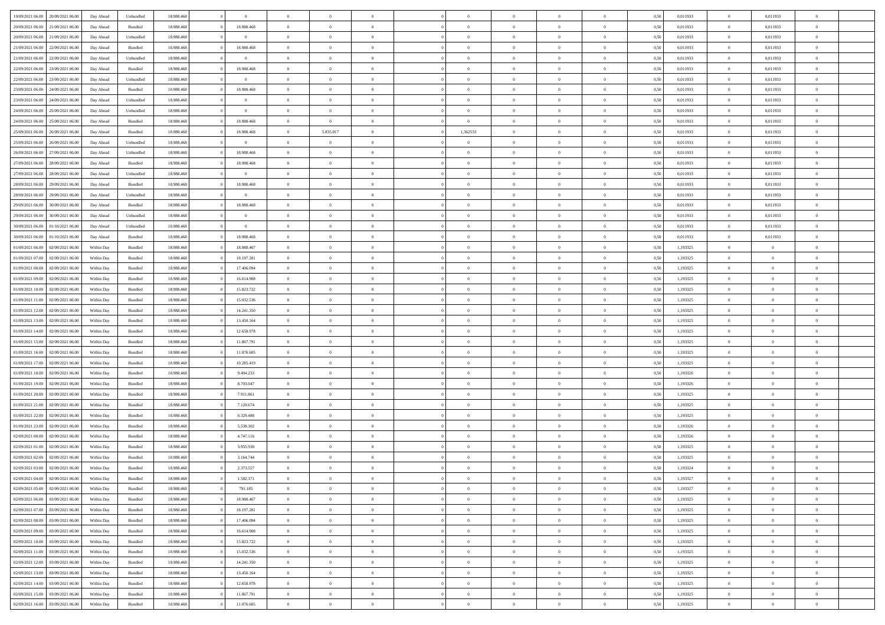| | | | | | | | | | | | | | | | | | | | | |
|---|---|---|---|---|---|---|---|---|---|---|---|---|---|---|---|---|---|---|---|---|
| 19/09/2021 06.00 | 20/09/2021 06.00 | Day Ahead | Unbundled | 18.988.468 | 0 | 0 | 0 | 0 | 0 | | 0 | 0 | 0 | 0 | 0,50 | 0,011933 | 0 | 0,011933 | 0 | |
| 20/09/2021 06.00 | 21/09/2021 06.00 | Day Ahead | Bundled | 18.988.468 | 0 | 18.988.468 | 0 | 0 | 0 | | 0 | 0 | 0 | 0 | 0,50 | 0,011933 | 0 | 0,011933 | 0 | |
| 20/09/2021 06.00 | 21/09/2021 06.00 | Day Ahead | Unbundled | 18.988.468 | 0 | 0 | 0 | 0 | 0 | | 0 | 0 | 0 | 0 | 0,50 | 0,011933 | 0 | 0,011933 | 0 | |
| 21/09/2021 06.00 | 22/09/2021 06.00 | Day Ahead | Bundled | 18.988.468 | 0 | 18.988.468 | 0 | 0 | 0 | | 0 | 0 | 0 | 0 | 0,50 | 0,011933 | 0 | 0,011933 | 0 | |
| 21/09/2021 06.00 | 22/09/2021 06.00 | Day Ahead | Unbundled | 18.988.468 | 0 | 0 | 0 | 0 | 0 | | 0 | 0 | 0 | 0 | 0,50 | 0,011933 | 0 | 0,011933 | 0 | |
| 22/09/2021 06.00 | 23/09/2021 06.00 | Day Ahead | Bundled | 18.988.468 | 0 | 18.988.468 | 0 | 0 | 0 | | 0 | 0 | 0 | 0 | 0,50 | 0,011933 | 0 | 0,011933 | 0 | |
| 22/09/2021 06.00 | 23/09/2021 06.00 | Day Ahead | Unbundled | 18.988.468 | 0 | 0 | 0 | 0 | 0 | | 0 | 0 | 0 | 0 | 0,50 | 0,011933 | 0 | 0,011933 | 0 | |
| 23/09/2021 06.00 | 24/09/2021 06.00 | Day Ahead | Bundled | 18.988.468 | 0 | 18.988.468 | 0 | 0 | 0 | | 0 | 0 | 0 | 0 | 0,50 | 0,011933 | 0 | 0,011933 | 0 | |
| 23/09/2021 06.00 | 24/09/2021 06.00 | Day Ahead | Unbundled | 18.988.468 | 0 | 0 | 0 | 0 | 0 | | 0 | 0 | 0 | 0 | 0,50 | 0,011933 | 0 | 0,011933 | 0 | |
| 24/09/2021 06.00 | 25/09/2021 06.00 | Day Ahead | Unbundled | 18.988.468 | 0 | 0 | 0 | 0 | 0 | | 0 | 0 | 0 | 0 | 0,50 | 0,011933 | 0 | 0,011933 | 0 | |
| 24/09/2021 06.00 | 25/09/2021 06.00 | Day Ahead | Bundled | 18.988.468 | 0 | 18.988.468 | 0 | 0 | 0 | | 0 | 0 | 0 | 0 | 0,50 | 0,011933 | 0 | 0,011933 | 0 | |
| 25/09/2021 06.00 | 26/09/2021 06.00 | Day Ahead | Bundled | 18.988.468 | 0 | 18.988.468 | 0 | 5.835.017 | 0 | | 1,362533 | 0 | 0 | 0 | 0,50 | 0,011933 | 0 | 0,011933 | 0 | |
| 25/09/2021 06.00 | 26/09/2021 06.00 | Day Ahead | Unbundled | 18.988.468 | 0 | 0 | 0 | 0 | 0 | | 0 | 0 | 0 | 0 | 0,50 | 0,011933 | 0 | 0,011933 | 0 | |
| 26/09/2021 06.00 | 27/09/2021 06.00 | Day Ahead | Unbundled | 18.988.468 | 0 | 18.988.468 | 0 | 0 | 0 | | 0 | 0 | 0 | 0 | 0,50 | 0,011933 | 0 | 0,011933 | 0 | |
| 27/09/2021 06.00 | 28/09/2021 06.00 | Day Ahead | Bundled | 18.988.468 | 0 | 18.988.468 | 0 | 0 | 0 | | 0 | 0 | 0 | 0 | 0,50 | 0,011933 | 0 | 0,011933 | 0 | |
| 27/09/2021 06.00 | 28/09/2021 06.00 | Day Ahead | Unbundled | 18.988.468 | 0 | 0 | 0 | 0 | 0 | | 0 | 0 | 0 | 0 | 0,50 | 0,011933 | 0 | 0,011933 | 0 | |
| 28/09/2021 06.00 | 29/09/2021 06.00 | Day Ahead | Bundled | 18.988.468 | 0 | 18.988.468 | 0 | 0 | 0 | | 0 | 0 | 0 | 0 | 0,50 | 0,011933 | 0 | 0,011933 | 0 | |
| 28/09/2021 06.00 | 29/09/2021 06.00 | Day Ahead | Unbundled | 18.988.468 | 0 | 0 | 0 | 0 | 0 | | 0 | 0 | 0 | 0 | 0,50 | 0,011933 | 0 | 0,011933 | 0 | |
| 29/09/2021 06.00 | 30/09/2021 06.00 | Day Ahead | Bundled | 18.988.468 | 0 | 18.988.468 | 0 | 0 | 0 | | 0 | 0 | 0 | 0 | 0,50 | 0,011933 | 0 | 0,011933 | 0 | |
| 29/09/2021 06.00 | 30/09/2021 06.00 | Day Ahead | Unbundled | 18.988.468 | 0 | 0 | 0 | 0 | 0 | | 0 | 0 | 0 | 0 | 0,50 | 0,011933 | 0 | 0,011933 | 0 | |
| 30/09/2021 06.00 | 01/10/2021 06.00 | Day Ahead | Unbundled | 18.988.468 | 0 | 0 | 0 | 0 | 0 | | 0 | 0 | 0 | 0 | 0,50 | 0,011933 | 0 | 0,011933 | 0 | |
| 30/09/2021 06.00 | 01/10/2021 06.00 | Day Ahead | Bundled | 18.988.468 | 0 | 18.988.468 | 0 | 0 | 0 | | 0 | 0 | 0 | 0 | 0,50 | 0,011933 | 0 | 0,011933 | 0 | |
| 01/09/2021 06.00 | 02/09/2021 06.00 | Within Day | Bundled | 18.988.468 | 0 | 18.988.467 | 0 | 0 | 0 | | 0 | 0 | 0 | 0 | 0,50 | 1,193325 | 0 | 0 | 0 | |
| 01/09/2021 07.00 | 02/09/2021 06.00 | Within Day | Bundled | 18.988.468 | 0 | 18.197.281 | 0 | 0 | 0 | | 0 | 0 | 0 | 0 | 0,50 | 1,193325 | 0 | 0 | 0 | |
| 01/09/2021 08.00 | 02/09/2021 06.00 | Within Day | Bundled | 18.988.468 | 0 | 17.406.094 | 0 | 0 | 0 | | 0 | 0 | 0 | 0 | 0,50 | 1,193325 | 0 | 0 | 0 | |
| 01/09/2021 09.00 | 02/09/2021 06.00 | Within Day | Bundled | 18.988.468 | 0 | 16.614.908 | 0 | 0 | 0 | | 0 | 0 | 0 | 0 | 0,50 | 1,193325 | 0 | 0 | 0 | |
| 01/09/2021 10.00 | 02/09/2021 06.00 | Within Day | Bundled | 18.988.468 | 0 | 15.823.722 | 0 | 0 | 0 | | 0 | 0 | 0 | 0 | 0,50 | 1,193325 | 0 | 0 | 0 | |
| 01/09/2021 11.00 | 02/09/2021 06.00 | Within Day | Bundled | 18.988.468 | 0 | 15.032.536 | 0 | 0 | 0 | | 0 | 0 | 0 | 0 | 0,50 | 1,193325 | 0 | 0 | 0 | |
| 01/09/2021 12.00 | 02/09/2021 06.00 | Within Day | Bundled | 18.988.468 | 0 | 14.241.350 | 0 | 0 | 0 | | 0 | 0 | 0 | 0 | 0,50 | 1,193325 | 0 | 0 | 0 | |
| 01/09/2021 13.00 | 02/09/2021 06.00 | Within Day | Bundled | 18.988.468 | 0 | 13.450.164 | 0 | 0 | 0 | | 0 | 0 | 0 | 0 | 0,50 | 1,193325 | 0 | 0 | 0 | |
| 01/09/2021 14.00 | 02/09/2021 06.00 | Within Day | Bundled | 18.988.468 | 0 | 12.658.978 | 0 | 0 | 0 | | 0 | 0 | 0 | 0 | 0,50 | 1,193325 | 0 | 0 | 0 | |
| 01/09/2021 15.00 | 02/09/2021 06.00 | Within Day | Bundled | 18.988.468 | 0 | 11.867.791 | 0 | 0 | 0 | | 0 | 0 | 0 | 0 | 0,50 | 1,193325 | 0 | 0 | 0 | |
| 01/09/2021 16.00 | 02/09/2021 06.00 | Within Day | Bundled | 18.988.468 | 0 | 11.076.605 | 0 | 0 | 0 | | 0 | 0 | 0 | 0 | 0,50 | 1,193325 | 0 | 0 | 0 | |
| 01/09/2021 17.00 | 02/09/2021 06.00 | Within Day | Bundled | 18.988.468 | 0 | 10.285.419 | 0 | 0 | 0 | | 0 | 0 | 0 | 0 | 0,50 | 1,193325 | 0 | 0 | 0 | |
| 01/09/2021 18.00 | 02/09/2021 06.00 | Within Day | Bundled | 18.988.468 | 0 | 9.494.233 | 0 | 0 | 0 | | 0 | 0 | 0 | 0 | 0,50 | 1,193326 | 0 | 0 | 0 | |
| 01/09/2021 19.00 | 02/09/2021 06.00 | Within Day | Bundled | 18.988.468 | 0 | 8.703.047 | 0 | 0 | 0 | | 0 | 0 | 0 | 0 | 0,50 | 1,193326 | 0 | 0 | 0 | |
| 01/09/2021 20.00 | 02/09/2021 06.00 | Within Day | Bundled | 18.988.468 | 0 | 7.911.861 | 0 | 0 | 0 | | 0 | 0 | 0 | 0 | 0,50 | 1,193325 | 0 | 0 | 0 | |
| 01/09/2021 21.00 | 02/09/2021 06.00 | Within Day | Bundled | 18.988.468 | 0 | 7.120.674 | 0 | 0 | 0 | | 0 | 0 | 0 | 0 | 0,50 | 1,193325 | 0 | 0 | 0 | |
| 01/09/2021 22.00 | 02/09/2021 06.00 | Within Day | Bundled | 18.988.468 | 0 | 6.329.488 | 0 | 0 | 0 | | 0 | 0 | 0 | 0 | 0,50 | 1,193325 | 0 | 0 | 0 | |
| 01/09/2021 23.00 | 02/09/2021 06.00 | Within Day | Bundled | 18.988.468 | 0 | 5.538.302 | 0 | 0 | 0 | | 0 | 0 | 0 | 0 | 0,50 | 1,193326 | 0 | 0 | 0 | |
| 02/09/2021 00.00 | 02/09/2021 06.00 | Within Day | Bundled | 18.988.468 | 0 | 4.747.116 | 0 | 0 | 0 | | 0 | 0 | 0 | 0 | 0,50 | 1,193326 | 0 | 0 | 0 | |
| 02/09/2021 01.00 | 02/09/2021 06.00 | Within Day | Bundled | 18.988.468 | 0 | 3.955.930 | 0 | 0 | 0 | | 0 | 0 | 0 | 0 | 0,50 | 1,193325 | 0 | 0 | 0 | |
| 02/09/2021 02.00 | 02/09/2021 06.00 | Within Day | Bundled | 18.988.468 | 0 | 3.164.744 | 0 | 0 | 0 | | 0 | 0 | 0 | 0 | 0,50 | 1,193325 | 0 | 0 | 0 | |
| 02/09/2021 03.00 | 02/09/2021 06.00 | Within Day | Bundled | 18.988.468 | 0 | 2.373.557 | 0 | 0 | 0 | | 0 | 0 | 0 | 0 | 0,50 | 1,193324 | 0 | 0 | 0 | |
| 02/09/2021 04.00 | 02/09/2021 06.00 | Within Day | Bundled | 18.988.468 | 0 | 1.582.371 | 0 | 0 | 0 | | 0 | 0 | 0 | 0 | 0,50 | 1,193327 | 0 | 0 | 0 | |
| 02/09/2021 05.00 | 02/09/2021 06.00 | Within Day | Bundled | 18.988.468 | 0 | 791.185 | 0 | 0 | 0 | | 0 | 0 | 0 | 0 | 0,50 | 1,193327 | 0 | 0 | 0 | |
| 02/09/2021 06.00 | 03/09/2021 06.00 | Within Day | Bundled | 18.988.468 | 0 | 18.988.467 | 0 | 0 | 0 | | 0 | 0 | 0 | 0 | 0,50 | 1,193325 | 0 | 0 | 0 | |
| 02/09/2021 07.00 | 03/09/2021 06.00 | Within Day | Bundled | 18.988.468 | 0 | 18.197.281 | 0 | 0 | 0 | | 0 | 0 | 0 | 0 | 0,50 | 1,193325 | 0 | 0 | 0 | |
| 02/09/2021 08.00 | 03/09/2021 06.00 | Within Day | Bundled | 18.988.468 | 0 | 17.406.094 | 0 | 0 | 0 | | 0 | 0 | 0 | 0 | 0,50 | 1,193325 | 0 | 0 | 0 | |
| 02/09/2021 09.00 | 03/09/2021 06.00 | Within Day | Bundled | 18.988.468 | 0 | 16.614.908 | 0 | 0 | 0 | | 0 | 0 | 0 | 0 | 0,50 | 1,193325 | 0 | 0 | 0 | |
| 02/09/2021 10.00 | 03/09/2021 06.00 | Within Day | Bundled | 18.988.468 | 0 | 15.823.722 | 0 | 0 | 0 | | 0 | 0 | 0 | 0 | 0,50 | 1,193325 | 0 | 0 | 0 | |
| 02/09/2021 11.00 | 03/09/2021 06.00 | Within Day | Bundled | 18.988.468 | 0 | 15.032.536 | 0 | 0 | 0 | | 0 | 0 | 0 | 0 | 0,50 | 1,193325 | 0 | 0 | 0 | |
| 02/09/2021 12.00 | 03/09/2021 06.00 | Within Day | Bundled | 18.988.468 | 0 | 14.241.350 | 0 | 0 | 0 | | 0 | 0 | 0 | 0 | 0,50 | 1,193325 | 0 | 0 | 0 | |
| 02/09/2021 13.00 | 03/09/2021 06.00 | Within Day | Bundled | 18.988.468 | 0 | 13.450.164 | 0 | 0 | 0 | | 0 | 0 | 0 | 0 | 0,50 | 1,193325 | 0 | 0 | 0 | |
| 02/09/2021 14.00 | 03/09/2021 06.00 | Within Day | Bundled | 18.988.468 | 0 | 12.658.978 | 0 | 0 | 0 | | 0 | 0 | 0 | 0 | 0,50 | 1,193325 | 0 | 0 | 0 | |
| 02/09/2021 15.00 | 03/09/2021 06.00 | Within Day | Bundled | 18.988.468 | 0 | 11.867.791 | 0 | 0 | 0 | | 0 | 0 | 0 | 0 | 0,50 | 1,193325 | 0 | 0 | 0 | |
| 02/09/2021 16.00 | 03/09/2021 06.00 | Within Day | Bundled | 18.988.468 | 0 | 11.076.605 | 0 | 0 | 0 | | 0 | 0 | 0 | 0 | 0,50 | 1,193325 | 0 | 0 | 0 | |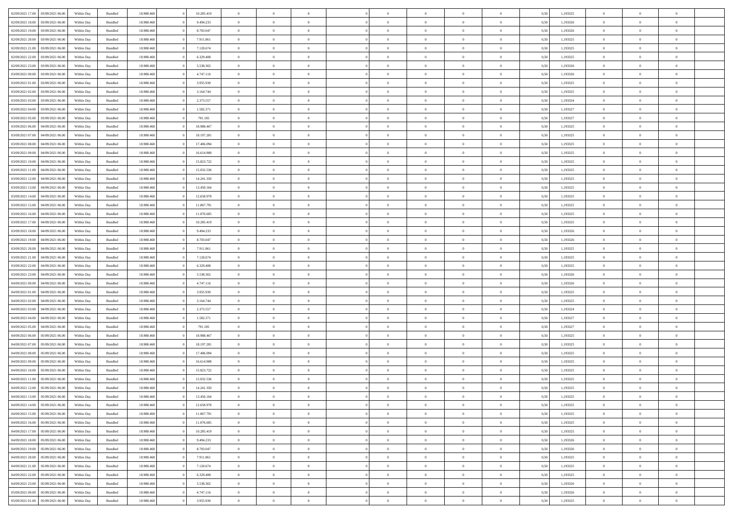| 02/09/2021 17:00 | 03/09/2021 06:00 | Within Day | Bundled | 18.988.468 | 0 | 10.285.419 | 0 | 0 | 0 | | 0 | 0 | 0 | 0 | 0,50 | 1,193325 | 0 | 0 | 0 | |
|---|---|---|---|---|---|---|---|---|---|---|---|---|---|---|---|---|---|---|---|---|
| 02/09/2021 18:00 | 03/09/2021 06:00 | Within Day | Bundled | 18.988.468 | 0 | 9.494.233 | 0 | 0 | 0 | | 0 | 0 | 0 | 0 | 0,50 | 1,193326 | 0 | 0 | 0 | |
| 02/09/2021 19:00 | 03/09/2021 06:00 | Within Day | Bundled | 18.988.468 | 0 | 8.703.047 | 0 | 0 | 0 | | 0 | 0 | 0 | 0 | 0,50 | 1,193326 | 0 | 0 | 0 | |
| 02/09/2021 20:00 | 03/09/2021 06:00 | Within Day | Bundled | 18.988.468 | 0 | 7.911.861 | 0 | 0 | 0 | | 0 | 0 | 0 | 0 | 0,50 | 1,193325 | 0 | 0 | 0 | |
| 02/09/2021 21:00 | 03/09/2021 06:00 | Within Day | Bundled | 18.988.468 | 0 | 7.120.674 | 0 | 0 | 0 | | 0 | 0 | 0 | 0 | 0,50 | 1,193325 | 0 | 0 | 0 | |
| 02/09/2021 22:00 | 03/09/2021 06:00 | Within Day | Bundled | 18.988.468 | 0 | 6.329.488 | 0 | 0 | 0 | | 0 | 0 | 0 | 0 | 0,50 | 1,193325 | 0 | 0 | 0 | |
| 02/09/2021 23:00 | 03/09/2021 06:00 | Within Day | Bundled | 18.988.468 | 0 | 5.538.302 | 0 | 0 | 0 | | 0 | 0 | 0 | 0 | 0,50 | 1,193326 | 0 | 0 | 0 | |
| 03/09/2021 00:00 | 03/09/2021 06:00 | Within Day | Bundled | 18.988.468 | 0 | 4.747.116 | 0 | 0 | 0 | | 0 | 0 | 0 | 0 | 0,50 | 1,193326 | 0 | 0 | 0 | |
| 03/09/2021 01:00 | 03/09/2021 06:00 | Within Day | Bundled | 18.988.468 | 0 | 3.955.930 | 0 | 0 | 0 | | 0 | 0 | 0 | 0 | 0,50 | 1,193325 | 0 | 0 | 0 | |
| 03/09/2021 02:00 | 03/09/2021 06:00 | Within Day | Bundled | 18.988.468 | 0 | 3.164.744 | 0 | 0 | 0 | | 0 | 0 | 0 | 0 | 0,50 | 1,193325 | 0 | 0 | 0 | |
| 03/09/2021 03:00 | 03/09/2021 06:00 | Within Day | Bundled | 18.988.468 | 0 | 2.373.557 | 0 | 0 | 0 | | 0 | 0 | 0 | 0 | 0,50 | 1,193324 | 0 | 0 | 0 | |
| 03/09/2021 04:00 | 03/09/2021 06:00 | Within Day | Bundled | 18.988.468 | 0 | 1.582.371 | 0 | 0 | 0 | | 0 | 0 | 0 | 0 | 0,50 | 1,193327 | 0 | 0 | 0 | |
| 03/09/2021 05:00 | 03/09/2021 06:00 | Within Day | Bundled | 18.988.468 | 0 | 791.185 | 0 | 0 | 0 | | 0 | 0 | 0 | 0 | 0,50 | 1,193327 | 0 | 0 | 0 | |
| 03/09/2021 06:00 | 04/09/2021 06:00 | Within Day | Bundled | 18.988.468 | 0 | 18.988.467 | 0 | 0 | 0 | | 0 | 0 | 0 | 0 | 0,50 | 1,193325 | 0 | 0 | 0 | |
| 03/09/2021 07:00 | 04/09/2021 06:00 | Within Day | Bundled | 18.988.468 | 0 | 18.197.281 | 0 | 0 | 0 | | 0 | 0 | 0 | 0 | 0,50 | 1,193325 | 0 | 0 | 0 | |
| 03/09/2021 08:00 | 04/09/2021 06:00 | Within Day | Bundled | 18.988.468 | 0 | 17.406.094 | 0 | 0 | 0 | | 0 | 0 | 0 | 0 | 0,50 | 1,193325 | 0 | 0 | 0 | |
| 03/09/2021 09:00 | 04/09/2021 06:00 | Within Day | Bundled | 18.988.468 | 0 | 16.614.908 | 0 | 0 | 0 | | 0 | 0 | 0 | 0 | 0,50 | 1,193325 | 0 | 0 | 0 | |
| 03/09/2021 10:00 | 04/09/2021 06:00 | Within Day | Bundled | 18.988.468 | 0 | 15.823.722 | 0 | 0 | 0 | | 0 | 0 | 0 | 0 | 0,50 | 1,193325 | 0 | 0 | 0 | |
| 03/09/2021 11:00 | 04/09/2021 06:00 | Within Day | Bundled | 18.988.468 | 0 | 15.032.536 | 0 | 0 | 0 | | 0 | 0 | 0 | 0 | 0,50 | 1,193325 | 0 | 0 | 0 | |
| 03/09/2021 12:00 | 04/09/2021 06:00 | Within Day | Bundled | 18.988.468 | 0 | 14.241.350 | 0 | 0 | 0 | | 0 | 0 | 0 | 0 | 0,50 | 1,193325 | 0 | 0 | 0 | |
| 03/09/2021 13:00 | 04/09/2021 06:00 | Within Day | Bundled | 18.988.468 | 0 | 13.450.164 | 0 | 0 | 0 | | 0 | 0 | 0 | 0 | 0,50 | 1,193325 | 0 | 0 | 0 | |
| 03/09/2021 14:00 | 04/09/2021 06:00 | Within Day | Bundled | 18.988.468 | 0 | 12.658.978 | 0 | 0 | 0 | | 0 | 0 | 0 | 0 | 0,50 | 1,193325 | 0 | 0 | 0 | |
| 03/09/2021 15:00 | 04/09/2021 06:00 | Within Day | Bundled | 18.988.468 | 0 | 11.867.791 | 0 | 0 | 0 | | 0 | 0 | 0 | 0 | 0,50 | 1,193325 | 0 | 0 | 0 | |
| 03/09/2021 16:00 | 04/09/2021 06:00 | Within Day | Bundled | 18.988.468 | 0 | 11.076.605 | 0 | 0 | 0 | | 0 | 0 | 0 | 0 | 0,50 | 1,193325 | 0 | 0 | 0 | |
| 03/09/2021 17:00 | 04/09/2021 06:00 | Within Day | Bundled | 18.988.468 | 0 | 10.285.419 | 0 | 0 | 0 | | 0 | 0 | 0 | 0 | 0,50 | 1,193325 | 0 | 0 | 0 | |
| 03/09/2021 18:00 | 04/09/2021 06:00 | Within Day | Bundled | 18.988.468 | 0 | 9.494.233 | 0 | 0 | 0 | | 0 | 0 | 0 | 0 | 0,50 | 1,193326 | 0 | 0 | 0 | |
| 03/09/2021 19:00 | 04/09/2021 06:00 | Within Day | Bundled | 18.988.468 | 0 | 8.703.047 | 0 | 0 | 0 | | 0 | 0 | 0 | 0 | 0,50 | 1,193326 | 0 | 0 | 0 | |
| 03/09/2021 20:00 | 04/09/2021 06:00 | Within Day | Bundled | 18.988.468 | 0 | 7.911.861 | 0 | 0 | 0 | | 0 | 0 | 0 | 0 | 0,50 | 1,193325 | 0 | 0 | 0 | |
| 03/09/2021 21:00 | 04/09/2021 06:00 | Within Day | Bundled | 18.988.468 | 0 | 7.120.674 | 0 | 0 | 0 | | 0 | 0 | 0 | 0 | 0,50 | 1,193325 | 0 | 0 | 0 | |
| 03/09/2021 22:00 | 04/09/2021 06:00 | Within Day | Bundled | 18.988.468 | 0 | 6.329.488 | 0 | 0 | 0 | | 0 | 0 | 0 | 0 | 0,50 | 1,193325 | 0 | 0 | 0 | |
| 03/09/2021 23:00 | 04/09/2021 06:00 | Within Day | Bundled | 18.988.468 | 0 | 5.538.302 | 0 | 0 | 0 | | 0 | 0 | 0 | 0 | 0,50 | 1,193326 | 0 | 0 | 0 | |
| 04/09/2021 00:00 | 04/09/2021 06:00 | Within Day | Bundled | 18.988.468 | 0 | 4.747.116 | 0 | 0 | 0 | | 0 | 0 | 0 | 0 | 0,50 | 1,193326 | 0 | 0 | 0 | |
| 04/09/2021 01:00 | 04/09/2021 06:00 | Within Day | Bundled | 18.988.468 | 0 | 3.955.930 | 0 | 0 | 0 | | 0 | 0 | 0 | 0 | 0,50 | 1,193325 | 0 | 0 | 0 | |
| 04/09/2021 02:00 | 04/09/2021 06:00 | Within Day | Bundled | 18.988.468 | 0 | 3.164.744 | 0 | 0 | 0 | | 0 | 0 | 0 | 0 | 0,50 | 1,193325 | 0 | 0 | 0 | |
| 04/09/2021 03:00 | 04/09/2021 06:00 | Within Day | Bundled | 18.988.468 | 0 | 2.373.557 | 0 | 0 | 0 | | 0 | 0 | 0 | 0 | 0,50 | 1,193324 | 0 | 0 | 0 | |
| 04/09/2021 04:00 | 04/09/2021 06:00 | Within Day | Bundled | 18.988.468 | 0 | 1.582.371 | 0 | 0 | 0 | | 0 | 0 | 0 | 0 | 0,50 | 1,193327 | 0 | 0 | 0 | |
| 04/09/2021 05:00 | 04/09/2021 06:00 | Within Day | Bundled | 18.988.468 | 0 | 791.185 | 0 | 0 | 0 | | 0 | 0 | 0 | 0 | 0,50 | 1,193327 | 0 | 0 | 0 | |
| 04/09/2021 06:00 | 05/09/2021 06:00 | Within Day | Bundled | 18.988.468 | 0 | 18.988.467 | 0 | 0 | 0 | | 0 | 0 | 0 | 0 | 0,50 | 1,193325 | 0 | 0 | 0 | |
| 04/09/2021 07:00 | 05/09/2021 06:00 | Within Day | Bundled | 18.988.468 | 0 | 18.197.281 | 0 | 0 | 0 | | 0 | 0 | 0 | 0 | 0,50 | 1,193325 | 0 | 0 | 0 | |
| 04/09/2021 08:00 | 05/09/2021 06:00 | Within Day | Bundled | 18.988.468 | 0 | 17.406.094 | 0 | 0 | 0 | | 0 | 0 | 0 | 0 | 0,50 | 1,193325 | 0 | 0 | 0 | |
| 04/09/2021 09:00 | 05/09/2021 06:00 | Within Day | Bundled | 18.988.468 | 0 | 16.614.908 | 0 | 0 | 0 | | 0 | 0 | 0 | 0 | 0,50 | 1,193325 | 0 | 0 | 0 | |
| 04/09/2021 10:00 | 05/09/2021 06:00 | Within Day | Bundled | 18.988.468 | 0 | 15.823.722 | 0 | 0 | 0 | | 0 | 0 | 0 | 0 | 0,50 | 1,193325 | 0 | 0 | 0 | |
| 04/09/2021 11:00 | 05/09/2021 06:00 | Within Day | Bundled | 18.988.468 | 0 | 15.032.536 | 0 | 0 | 0 | | 0 | 0 | 0 | 0 | 0,50 | 1,193325 | 0 | 0 | 0 | |
| 04/09/2021 12:00 | 05/09/2021 06:00 | Within Day | Bundled | 18.988.468 | 0 | 14.241.350 | 0 | 0 | 0 | | 0 | 0 | 0 | 0 | 0,50 | 1,193325 | 0 | 0 | 0 | |
| 04/09/2021 13:00 | 05/09/2021 06:00 | Within Day | Bundled | 18.988.468 | 0 | 13.450.164 | 0 | 0 | 0 | | 0 | 0 | 0 | 0 | 0,50 | 1,193325 | 0 | 0 | 0 | |
| 04/09/2021 14:00 | 05/09/2021 06:00 | Within Day | Bundled | 18.988.468 | 0 | 12.658.978 | 0 | 0 | 0 | | 0 | 0 | 0 | 0 | 0,50 | 1,193325 | 0 | 0 | 0 | |
| 04/09/2021 15:00 | 05/09/2021 06:00 | Within Day | Bundled | 18.988.468 | 0 | 11.867.791 | 0 | 0 | 0 | | 0 | 0 | 0 | 0 | 0,50 | 1,193325 | 0 | 0 | 0 | |
| 04/09/2021 16:00 | 05/09/2021 06:00 | Within Day | Bundled | 18.988.468 | 0 | 11.076.605 | 0 | 0 | 0 | | 0 | 0 | 0 | 0 | 0,50 | 1,193325 | 0 | 0 | 0 | |
| 04/09/2021 17:00 | 05/09/2021 06:00 | Within Day | Bundled | 18.988.468 | 0 | 10.285.419 | 0 | 0 | 0 | | 0 | 0 | 0 | 0 | 0,50 | 1,193325 | 0 | 0 | 0 | |
| 04/09/2021 18:00 | 05/09/2021 06:00 | Within Day | Bundled | 18.988.468 | 0 | 9.494.233 | 0 | 0 | 0 | | 0 | 0 | 0 | 0 | 0,50 | 1,193326 | 0 | 0 | 0 | |
| 04/09/2021 19:00 | 05/09/2021 06:00 | Within Day | Bundled | 18.988.468 | 0 | 8.703.047 | 0 | 0 | 0 | | 0 | 0 | 0 | 0 | 0,50 | 1,193326 | 0 | 0 | 0 | |
| 04/09/2021 20:00 | 05/09/2021 06:00 | Within Day | Bundled | 18.988.468 | 0 | 7.911.861 | 0 | 0 | 0 | | 0 | 0 | 0 | 0 | 0,50 | 1,193325 | 0 | 0 | 0 | |
| 04/09/2021 21:00 | 05/09/2021 06:00 | Within Day | Bundled | 18.988.468 | 0 | 7.120.674 | 0 | 0 | 0 | | 0 | 0 | 0 | 0 | 0,50 | 1,193325 | 0 | 0 | 0 | |
| 04/09/2021 22:00 | 05/09/2021 06:00 | Within Day | Bundled | 18.988.468 | 0 | 6.329.488 | 0 | 0 | 0 | | 0 | 0 | 0 | 0 | 0,50 | 1,193325 | 0 | 0 | 0 | |
| 04/09/2021 23:00 | 05/09/2021 06:00 | Within Day | Bundled | 18.988.468 | 0 | 5.538.302 | 0 | 0 | 0 | | 0 | 0 | 0 | 0 | 0,50 | 1,193326 | 0 | 0 | 0 | |
| 05/09/2021 00:00 | 05/09/2021 06:00 | Within Day | Bundled | 18.988.468 | 0 | 4.747.116 | 0 | 0 | 0 | | 0 | 0 | 0 | 0 | 0,50 | 1,193326 | 0 | 0 | 0 | |
| 05/09/2021 01:00 | 05/09/2021 06:00 | Within Day | Bundled | 18.988.468 | 0 | 3.955.930 | 0 | 0 | 0 | | 0 | 0 | 0 | 0 | 0,50 | 1,193325 | 0 | 0 | 0 | |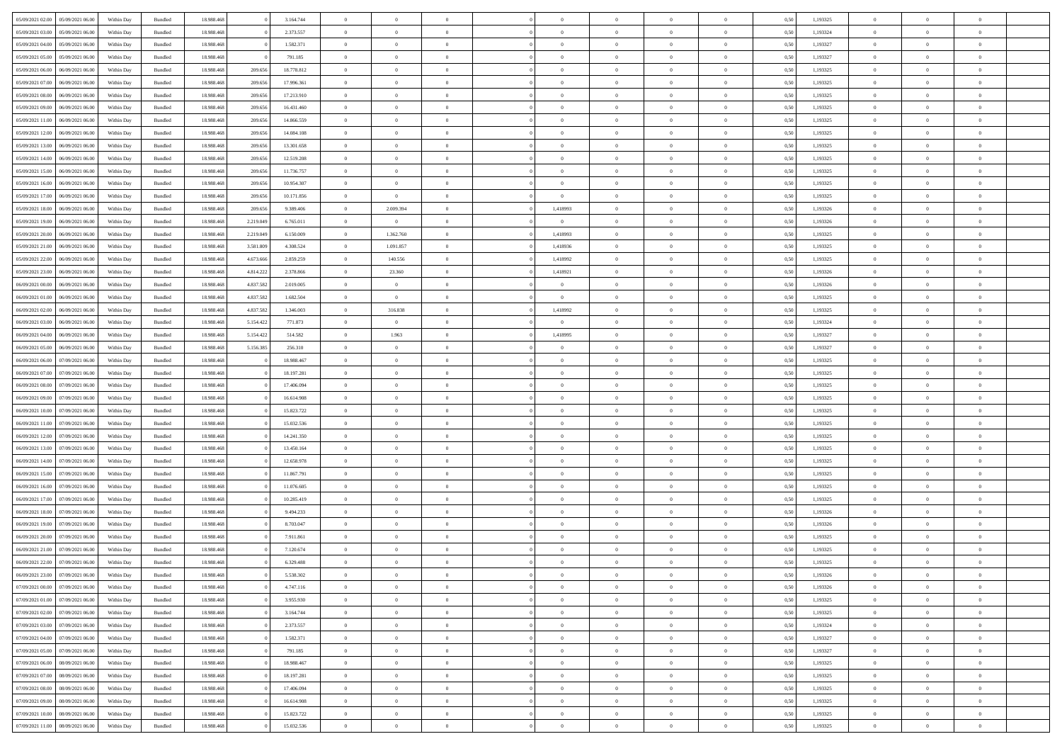| 05/09/2021 02:00 | 05/09/2021 06:00 | Within Day | Bundled | 18.988.468 | 0 | 3.164.744 | 0 | 0 | 0 | | 0 | 0 | 0 | 0 | 0,50 | 1,193325 | 0 | 0 | 0 | |
|---|---|---|---|---|---|---|---|---|---|---|---|---|---|---|---|---|---|---|---|---|
| 05/09/2021 03:00 | 05/09/2021 06:00 | Within Day | Bundled | 18.988.468 | 0 | 2.373.557 | 0 | 0 | 0 | | 0 | 0 | 0 | 0 | 0,50 | 1,193324 | 0 | 0 | 0 | |
| 05/09/2021 04:00 | 05/09/2021 06:00 | Within Day | Bundled | 18.988.468 | 0 | 1.582.371 | 0 | 0 | 0 | | 0 | 0 | 0 | 0 | 0,50 | 1,193327 | 0 | 0 | 0 | |
| 05/09/2021 05:00 | 05/09/2021 06:00 | Within Day | Bundled | 18.988.468 | 0 | 791.185 | 0 | 0 | 0 | | 0 | 0 | 0 | 0 | 0,50 | 1,193327 | 0 | 0 | 0 | |
| 05/09/2021 06:00 | 06/09/2021 06:00 | Within Day | Bundled | 18.988.468 | 209.656 | 18.778.812 | 0 | 0 | 0 | | 0 | 0 | 0 | 0 | 0,50 | 1,193325 | 0 | 0 | 0 | |
| 05/09/2021 07:00 | 06/09/2021 06:00 | Within Day | Bundled | 18.988.468 | 209.656 | 17.996.361 | 0 | 0 | 0 | | 0 | 0 | 0 | 0 | 0,50 | 1,193325 | 0 | 0 | 0 | |
| 05/09/2021 08:00 | 06/09/2021 06:00 | Within Day | Bundled | 18.988.468 | 209.656 | 17.213.910 | 0 | 0 | 0 | | 0 | 0 | 0 | 0 | 0,50 | 1,193325 | 0 | 0 | 0 | |
| 05/09/2021 09:00 | 06/09/2021 06:00 | Within Day | Bundled | 18.988.468 | 209.656 | 16.431.460 | 0 | 0 | 0 | | 0 | 0 | 0 | 0 | 0,50 | 1,193325 | 0 | 0 | 0 | |
| 05/09/2021 11:00 | 06/09/2021 06:00 | Within Day | Bundled | 18.988.468 | 209.656 | 14.866.559 | 0 | 0 | 0 | | 0 | 0 | 0 | 0 | 0,50 | 1,193325 | 0 | 0 | 0 | |
| 05/09/2021 12:00 | 06/09/2021 06:00 | Within Day | Bundled | 18.988.468 | 209.656 | 14.084.108 | 0 | 0 | 0 | | 0 | 0 | 0 | 0 | 0,50 | 1,193325 | 0 | 0 | 0 | |
| 05/09/2021 13:00 | 06/09/2021 06:00 | Within Day | Bundled | 18.988.468 | 209.656 | 13.301.658 | 0 | 0 | 0 | | 0 | 0 | 0 | 0 | 0,50 | 1,193325 | 0 | 0 | 0 | |
| 05/09/2021 14:00 | 06/09/2021 06:00 | Within Day | Bundled | 18.988.468 | 209.656 | 12.519.208 | 0 | 0 | 0 | | 0 | 0 | 0 | 0 | 0,50 | 1,193325 | 0 | 0 | 0 | |
| 05/09/2021 15:00 | 06/09/2021 06:00 | Within Day | Bundled | 18.988.468 | 209.656 | 11.736.757 | 0 | 0 | 0 | | 0 | 0 | 0 | 0 | 0,50 | 1,193325 | 0 | 0 | 0 | |
| 05/09/2021 16:00 | 06/09/2021 06:00 | Within Day | Bundled | 18.988.468 | 209.656 | 10.954.307 | 0 | 0 | 0 | | 0 | 0 | 0 | 0 | 0,50 | 1,193325 | 0 | 0 | 0 | |
| 05/09/2021 17:00 | 06/09/2021 06:00 | Within Day | Bundled | 18.988.468 | 209.656 | 10.171.856 | 0 | 0 | 0 | | 0 | 0 | 0 | 0 | 0,50 | 1,193325 | 0 | 0 | 0 | |
| 05/09/2021 18:00 | 06/09/2021 06:00 | Within Day | Bundled | 18.988.468 | 209.656 | 9.389.406 | 0 | 2.009.394 | 0 | | 1,418993 | 0 | 0 | 0 | 0,50 | 1,193326 | 0 | 0 | 0 | |
| 05/09/2021 19:00 | 06/09/2021 06:00 | Within Day | Bundled | 18.988.468 | 2.219.049 | 6.765.011 | 0 | 0 | 0 | | 0 | 0 | 0 | 0 | 0,50 | 1,193326 | 0 | 0 | 0 | |
| 05/09/2021 20:00 | 06/09/2021 06:00 | Within Day | Bundled | 18.988.468 | 2.219.049 | 6.150.009 | 0 | 1.362.760 | 0 | | 1,418993 | 0 | 0 | 0 | 0,50 | 1,193325 | 0 | 0 | 0 | |
| 05/09/2021 21:00 | 06/09/2021 06:00 | Within Day | Bundled | 18.988.468 | 3.581.809 | 4.308.524 | 0 | 1.091.857 | 0 | | 1,418936 | 0 | 0 | 0 | 0,50 | 1,193325 | 0 | 0 | 0 | |
| 05/09/2021 22:00 | 06/09/2021 06:00 | Within Day | Bundled | 18.988.468 | 4.673.666 | 2.859.259 | 0 | 140.556 | 0 | | 1,418992 | 0 | 0 | 0 | 0,50 | 1,193325 | 0 | 0 | 0 | |
| 05/09/2021 23:00 | 06/09/2021 06:00 | Within Day | Bundled | 18.988.468 | 4.814.222 | 2.378.866 | 0 | 23.360 | 0 | | 1,418921 | 0 | 0 | 0 | 0,50 | 1,193326 | 0 | 0 | 0 | |
| 06/09/2021 00:00 | 06/09/2021 06:00 | Within Day | Bundled | 18.988.468 | 4.837.582 | 2.019.005 | 0 | 0 | 0 | | 0 | 0 | 0 | 0 | 0,50 | 1,193326 | 0 | 0 | 0 | |
| 06/09/2021 01:00 | 06/09/2021 06:00 | Within Day | Bundled | 18.988.468 | 4.837.582 | 1.682.504 | 0 | 0 | 0 | | 0 | 0 | 0 | 0 | 0,50 | 1,193325 | 0 | 0 | 0 | |
| 06/09/2021 02:00 | 06/09/2021 06:00 | Within Day | Bundled | 18.988.468 | 4.837.582 | 1.346.003 | 0 | 316.838 | 0 | | 1,418992 | 0 | 0 | 0 | 0,50 | 1,193325 | 0 | 0 | 0 | |
| 06/09/2021 03:00 | 06/09/2021 06:00 | Within Day | Bundled | 18.988.468 | 5.154.422 | 771.873 | 0 | 0 | 0 | | 0 | 0 | 0 | 0 | 0,50 | 1,193324 | 0 | 0 | 0 | |
| 06/09/2021 04:00 | 06/09/2021 06:00 | Within Day | Bundled | 18.988.468 | 5.154.422 | 514.582 | 0 | 1.963 | 0 | | 1,418995 | 0 | 0 | 0 | 0,50 | 1,193327 | 0 | 0 | 0 | |
| 06/09/2021 05:00 | 06/09/2021 06:00 | Within Day | Bundled | 18.988.468 | 5.156.385 | 256.310 | 0 | 0 | 0 | | 0 | 0 | 0 | 0 | 0,50 | 1,193327 | 0 | 0 | 0 | |
| 06/09/2021 06:00 | 07/09/2021 06:00 | Within Day | Bundled | 18.988.468 | 0 | 18.988.467 | 0 | 0 | 0 | | 0 | 0 | 0 | 0 | 0,50 | 1,193325 | 0 | 0 | 0 | |
| 06/09/2021 07:00 | 07/09/2021 06:00 | Within Day | Bundled | 18.988.468 | 0 | 18.197.281 | 0 | 0 | 0 | | 0 | 0 | 0 | 0 | 0,50 | 1,193325 | 0 | 0 | 0 | |
| 06/09/2021 08:00 | 07/09/2021 06:00 | Within Day | Bundled | 18.988.468 | 0 | 17.406.094 | 0 | 0 | 0 | | 0 | 0 | 0 | 0 | 0,50 | 1,193325 | 0 | 0 | 0 | |
| 06/09/2021 09:00 | 07/09/2021 06:00 | Within Day | Bundled | 18.988.468 | 0 | 16.614.908 | 0 | 0 | 0 | | 0 | 0 | 0 | 0 | 0,50 | 1,193325 | 0 | 0 | 0 | |
| 06/09/2021 10:00 | 07/09/2021 06:00 | Within Day | Bundled | 18.988.468 | 0 | 15.823.722 | 0 | 0 | 0 | | 0 | 0 | 0 | 0 | 0,50 | 1,193325 | 0 | 0 | 0 | |
| 06/09/2021 11:00 | 07/09/2021 06:00 | Within Day | Bundled | 18.988.468 | 0 | 15.032.536 | 0 | 0 | 0 | | 0 | 0 | 0 | 0 | 0,50 | 1,193325 | 0 | 0 | 0 | |
| 06/09/2021 12:00 | 07/09/2021 06:00 | Within Day | Bundled | 18.988.468 | 0 | 14.241.350 | 0 | 0 | 0 | | 0 | 0 | 0 | 0 | 0,50 | 1,193325 | 0 | 0 | 0 | |
| 06/09/2021 13:00 | 07/09/2021 06:00 | Within Day | Bundled | 18.988.468 | 0 | 13.450.164 | 0 | 0 | 0 | | 0 | 0 | 0 | 0 | 0,50 | 1,193325 | 0 | 0 | 0 | |
| 06/09/2021 14:00 | 07/09/2021 06:00 | Within Day | Bundled | 18.988.468 | 0 | 12.658.978 | 0 | 0 | 0 | | 0 | 0 | 0 | 0 | 0,50 | 1,193325 | 0 | 0 | 0 | |
| 06/09/2021 15:00 | 07/09/2021 06:00 | Within Day | Bundled | 18.988.468 | 0 | 11.867.791 | 0 | 0 | 0 | | 0 | 0 | 0 | 0 | 0,50 | 1,193325 | 0 | 0 | 0 | |
| 06/09/2021 16:00 | 07/09/2021 06:00 | Within Day | Bundled | 18.988.468 | 0 | 11.076.605 | 0 | 0 | 0 | | 0 | 0 | 0 | 0 | 0,50 | 1,193325 | 0 | 0 | 0 | |
| 06/09/2021 17:00 | 07/09/2021 06:00 | Within Day | Bundled | 18.988.468 | 0 | 10.285.419 | 0 | 0 | 0 | | 0 | 0 | 0 | 0 | 0,50 | 1,193325 | 0 | 0 | 0 | |
| 06/09/2021 18:00 | 07/09/2021 06:00 | Within Day | Bundled | 18.988.468 | 0 | 9.494.233 | 0 | 0 | 0 | | 0 | 0 | 0 | 0 | 0,50 | 1,193326 | 0 | 0 | 0 | |
| 06/09/2021 19:00 | 07/09/2021 06:00 | Within Day | Bundled | 18.988.468 | 0 | 8.703.047 | 0 | 0 | 0 | | 0 | 0 | 0 | 0 | 0,50 | 1,193326 | 0 | 0 | 0 | |
| 06/09/2021 20:00 | 07/09/2021 06:00 | Within Day | Bundled | 18.988.468 | 0 | 7.911.861 | 0 | 0 | 0 | | 0 | 0 | 0 | 0 | 0,50 | 1,193325 | 0 | 0 | 0 | |
| 06/09/2021 21:00 | 07/09/2021 06:00 | Within Day | Bundled | 18.988.468 | 0 | 7.120.674 | 0 | 0 | 0 | | 0 | 0 | 0 | 0 | 0,50 | 1,193325 | 0 | 0 | 0 | |
| 06/09/2021 22:00 | 07/09/2021 06:00 | Within Day | Bundled | 18.988.468 | 0 | 6.329.488 | 0 | 0 | 0 | | 0 | 0 | 0 | 0 | 0,50 | 1,193325 | 0 | 0 | 0 | |
| 06/09/2021 23:00 | 07/09/2021 06:00 | Within Day | Bundled | 18.988.468 | 0 | 5.538.302 | 0 | 0 | 0 | | 0 | 0 | 0 | 0 | 0,50 | 1,193326 | 0 | 0 | 0 | |
| 07/09/2021 00:00 | 07/09/2021 06:00 | Within Day | Bundled | 18.988.468 | 0 | 4.747.116 | 0 | 0 | 0 | | 0 | 0 | 0 | 0 | 0,50 | 1,193326 | 0 | 0 | 0 | |
| 07/09/2021 01:00 | 07/09/2021 06:00 | Within Day | Bundled | 18.988.468 | 0 | 3.955.930 | 0 | 0 | 0 | | 0 | 0 | 0 | 0 | 0,50 | 1,193325 | 0 | 0 | 0 | |
| 07/09/2021 02:00 | 07/09/2021 06:00 | Within Day | Bundled | 18.988.468 | 0 | 3.164.744 | 0 | 0 | 0 | | 0 | 0 | 0 | 0 | 0,50 | 1,193325 | 0 | 0 | 0 | |
| 07/09/2021 03:00 | 07/09/2021 06:00 | Within Day | Bundled | 18.988.468 | 0 | 2.373.557 | 0 | 0 | 0 | | 0 | 0 | 0 | 0 | 0,50 | 1,193324 | 0 | 0 | 0 | |
| 07/09/2021 04:00 | 07/09/2021 06:00 | Within Day | Bundled | 18.988.468 | 0 | 1.582.371 | 0 | 0 | 0 | | 0 | 0 | 0 | 0 | 0,50 | 1,193327 | 0 | 0 | 0 | |
| 07/09/2021 05:00 | 07/09/2021 06:00 | Within Day | Bundled | 18.988.468 | 0 | 791.185 | 0 | 0 | 0 | | 0 | 0 | 0 | 0 | 0,50 | 1,193327 | 0 | 0 | 0 | |
| 07/09/2021 06:00 | 08/09/2021 06:00 | Within Day | Bundled | 18.988.468 | 0 | 18.988.467 | 0 | 0 | 0 | | 0 | 0 | 0 | 0 | 0,50 | 1,193325 | 0 | 0 | 0 | |
| 07/09/2021 07:00 | 08/09/2021 06:00 | Within Day | Bundled | 18.988.468 | 0 | 18.197.281 | 0 | 0 | 0 | | 0 | 0 | 0 | 0 | 0,50 | 1,193325 | 0 | 0 | 0 | |
| 07/09/2021 08:00 | 08/09/2021 06:00 | Within Day | Bundled | 18.988.468 | 0 | 17.406.094 | 0 | 0 | 0 | | 0 | 0 | 0 | 0 | 0,50 | 1,193325 | 0 | 0 | 0 | |
| 07/09/2021 09:00 | 08/09/2021 06:00 | Within Day | Bundled | 18.988.468 | 0 | 16.614.908 | 0 | 0 | 0 | | 0 | 0 | 0 | 0 | 0,50 | 1,193325 | 0 | 0 | 0 | |
| 07/09/2021 10:00 | 08/09/2021 06:00 | Within Day | Bundled | 18.988.468 | 0 | 15.823.722 | 0 | 0 | 0 | | 0 | 0 | 0 | 0 | 0,50 | 1,193325 | 0 | 0 | 0 | |
| 07/09/2021 11:00 | 08/09/2021 06:00 | Within Day | Bundled | 18.988.468 | 0 | 15.032.536 | 0 | 0 | 0 | | 0 | 0 | 0 | 0 | 0,50 | 1,193325 | 0 | 0 | 0 | |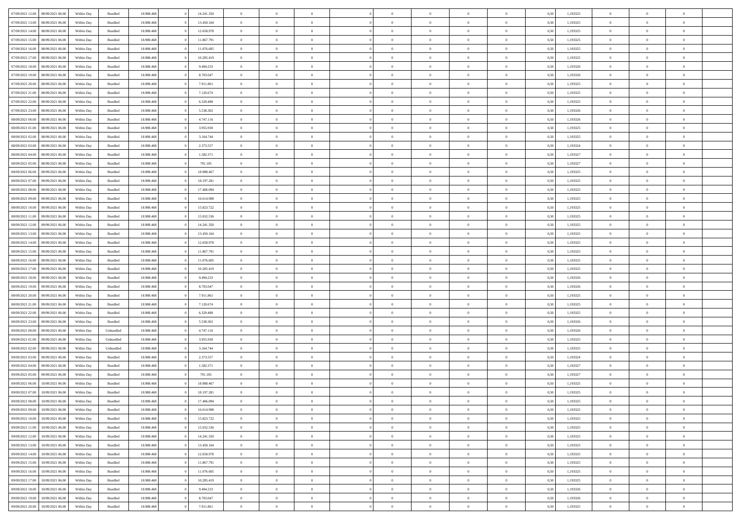| | | | | | | | | | | | | | | | | | | | | |
|---|---|---|---|---|---|---|---|---|---|---|---|---|---|---|---|---|---|---|---|---|
| 07/09/2021 12:00 | 08/09/2021 06:00 | Within Day | Bundled | 18.988.468 | 0 | 14.241.350 | 0 | 0 | 0 | | 0 | 0 | 0 | 0 | 0,50 | 1,193325 | 0 | 0 | 0 | |
| 07/09/2021 13:00 | 08/09/2021 06:00 | Within Day | Bundled | 18.988.468 | 0 | 13.450.164 | 0 | 0 | 0 | | 0 | 0 | 0 | 0 | 0,50 | 1,193325 | 0 | 0 | 0 | |
| 07/09/2021 14:00 | 08/09/2021 06:00 | Within Day | Bundled | 18.988.468 | 0 | 12.658.978 | 0 | 0 | 0 | | 0 | 0 | 0 | 0 | 0,50 | 1,193325 | 0 | 0 | 0 | |
| 07/09/2021 15:00 | 08/09/2021 06:00 | Within Day | Bundled | 18.988.468 | 0 | 11.867.791 | 0 | 0 | 0 | | 0 | 0 | 0 | 0 | 0,50 | 1,193325 | 0 | 0 | 0 | |
| 07/09/2021 16:00 | 08/09/2021 06:00 | Within Day | Bundled | 18.988.468 | 0 | 11.076.605 | 0 | 0 | 0 | | 0 | 0 | 0 | 0 | 0,50 | 1,193325 | 0 | 0 | 0 | |
| 07/09/2021 17:00 | 08/09/2021 06:00 | Within Day | Bundled | 18.988.468 | 0 | 10.285.419 | 0 | 0 | 0 | | 0 | 0 | 0 | 0 | 0,50 | 1,193325 | 0 | 0 | 0 | |
| 07/09/2021 18:00 | 08/09/2021 06:00 | Within Day | Bundled | 18.988.468 | 0 | 9.494.233 | 0 | 0 | 0 | | 0 | 0 | 0 | 0 | 0,50 | 1,193326 | 0 | 0 | 0 | |
| 07/09/2021 19:00 | 08/09/2021 06:00 | Within Day | Bundled | 18.988.468 | 0 | 8.703.047 | 0 | 0 | 0 | | 0 | 0 | 0 | 0 | 0,50 | 1,193326 | 0 | 0 | 0 | |
| 07/09/2021 20:00 | 08/09/2021 06:00 | Within Day | Bundled | 18.988.468 | 0 | 7.911.861 | 0 | 0 | 0 | | 0 | 0 | 0 | 0 | 0,50 | 1,193325 | 0 | 0 | 0 | |
| 07/09/2021 21:00 | 08/09/2021 06:00 | Within Day | Bundled | 18.988.468 | 0 | 7.120.674 | 0 | 0 | 0 | | 0 | 0 | 0 | 0 | 0,50 | 1,193325 | 0 | 0 | 0 | |
| 07/09/2021 22:00 | 08/09/2021 06:00 | Within Day | Bundled | 18.988.468 | 0 | 6.329.488 | 0 | 0 | 0 | | 0 | 0 | 0 | 0 | 0,50 | 1,193325 | 0 | 0 | 0 | |
| 07/09/2021 23:00 | 08/09/2021 06:00 | Within Day | Bundled | 18.988.468 | 0 | 5.538.302 | 0 | 0 | 0 | | 0 | 0 | 0 | 0 | 0,50 | 1,193326 | 0 | 0 | 0 | |
| 08/09/2021 00:00 | 08/09/2021 06:00 | Within Day | Bundled | 18.988.468 | 0 | 4.747.116 | 0 | 0 | 0 | | 0 | 0 | 0 | 0 | 0,50 | 1,193326 | 0 | 0 | 0 | |
| 08/09/2021 01:00 | 08/09/2021 06:00 | Within Day | Bundled | 18.988.468 | 0 | 3.955.930 | 0 | 0 | 0 | | 0 | 0 | 0 | 0 | 0,50 | 1,193325 | 0 | 0 | 0 | |
| 08/09/2021 02:00 | 08/09/2021 06:00 | Within Day | Bundled | 18.988.468 | 0 | 3.164.744 | 0 | 0 | 0 | | 0 | 0 | 0 | 0 | 0,50 | 1,193325 | 0 | 0 | 0 | |
| 08/09/2021 03:00 | 08/09/2021 06:00 | Within Day | Bundled | 18.988.468 | 0 | 2.373.557 | 0 | 0 | 0 | | 0 | 0 | 0 | 0 | 0,50 | 1,193324 | 0 | 0 | 0 | |
| 08/09/2021 04:00 | 08/09/2021 06:00 | Within Day | Bundled | 18.988.468 | 0 | 1.582.371 | 0 | 0 | 0 | | 0 | 0 | 0 | 0 | 0,50 | 1,193327 | 0 | 0 | 0 | |
| 08/09/2021 05:00 | 08/09/2021 06:00 | Within Day | Bundled | 18.988.468 | 0 | 791.185 | 0 | 0 | 0 | | 0 | 0 | 0 | 0 | 0,50 | 1,193327 | 0 | 0 | 0 | |
| 08/09/2021 06:00 | 09/09/2021 06:00 | Within Day | Bundled | 18.988.468 | 0 | 18.988.467 | 0 | 0 | 0 | | 0 | 0 | 0 | 0 | 0,50 | 1,193325 | 0 | 0 | 0 | |
| 08/09/2021 07:00 | 09/09/2021 06:00 | Within Day | Bundled | 18.988.468 | 0 | 18.197.281 | 0 | 0 | 0 | | 0 | 0 | 0 | 0 | 0,50 | 1,193325 | 0 | 0 | 0 | |
| 08/09/2021 08:00 | 09/09/2021 06:00 | Within Day | Bundled | 18.988.468 | 0 | 17.406.094 | 0 | 0 | 0 | | 0 | 0 | 0 | 0 | 0,50 | 1,193325 | 0 | 0 | 0 | |
| 08/09/2021 09:00 | 09/09/2021 06:00 | Within Day | Bundled | 18.988.468 | 0 | 16.614.908 | 0 | 0 | 0 | | 0 | 0 | 0 | 0 | 0,50 | 1,193325 | 0 | 0 | 0 | |
| 08/09/2021 10:00 | 09/09/2021 06:00 | Within Day | Bundled | 18.988.468 | 0 | 15.823.722 | 0 | 0 | 0 | | 0 | 0 | 0 | 0 | 0,50 | 1,193325 | 0 | 0 | 0 | |
| 08/09/2021 11:00 | 09/09/2021 06:00 | Within Day | Bundled | 18.988.468 | 0 | 15.032.536 | 0 | 0 | 0 | | 0 | 0 | 0 | 0 | 0,50 | 1,193325 | 0 | 0 | 0 | |
| 08/09/2021 12:00 | 09/09/2021 06:00 | Within Day | Bundled | 18.988.468 | 0 | 14.241.350 | 0 | 0 | 0 | | 0 | 0 | 0 | 0 | 0,50 | 1,193325 | 0 | 0 | 0 | |
| 08/09/2021 13:00 | 09/09/2021 06:00 | Within Day | Bundled | 18.988.468 | 0 | 13.450.164 | 0 | 0 | 0 | | 0 | 0 | 0 | 0 | 0,50 | 1,193325 | 0 | 0 | 0 | |
| 08/09/2021 14:00 | 09/09/2021 06:00 | Within Day | Bundled | 18.988.468 | 0 | 12.658.978 | 0 | 0 | 0 | | 0 | 0 | 0 | 0 | 0,50 | 1,193325 | 0 | 0 | 0 | |
| 08/09/2021 15:00 | 09/09/2021 06:00 | Within Day | Bundled | 18.988.468 | 0 | 11.867.791 | 0 | 0 | 0 | | 0 | 0 | 0 | 0 | 0,50 | 1,193325 | 0 | 0 | 0 | |
| 08/09/2021 16:00 | 09/09/2021 06:00 | Within Day | Bundled | 18.988.468 | 0 | 11.076.605 | 0 | 0 | 0 | | 0 | 0 | 0 | 0 | 0,50 | 1,193325 | 0 | 0 | 0 | |
| 08/09/2021 17:00 | 09/09/2021 06:00 | Within Day | Bundled | 18.988.468 | 0 | 10.285.419 | 0 | 0 | 0 | | 0 | 0 | 0 | 0 | 0,50 | 1,193325 | 0 | 0 | 0 | |
| 08/09/2021 18:00 | 09/09/2021 06:00 | Within Day | Bundled | 18.988.468 | 0 | 9.494.233 | 0 | 0 | 0 | | 0 | 0 | 0 | 0 | 0,50 | 1,193326 | 0 | 0 | 0 | |
| 08/09/2021 19:00 | 09/09/2021 06:00 | Within Day | Bundled | 18.988.468 | 0 | 8.703.047 | 0 | 0 | 0 | | 0 | 0 | 0 | 0 | 0,50 | 1,193326 | 0 | 0 | 0 | |
| 08/09/2021 20:00 | 09/09/2021 06:00 | Within Day | Bundled | 18.988.468 | 0 | 7.911.861 | 0 | 0 | 0 | | 0 | 0 | 0 | 0 | 0,50 | 1,193325 | 0 | 0 | 0 | |
| 08/09/2021 21:00 | 09/09/2021 06:00 | Within Day | Bundled | 18.988.468 | 0 | 7.120.674 | 0 | 0 | 0 | | 0 | 0 | 0 | 0 | 0,50 | 1,193325 | 0 | 0 | 0 | |
| 08/09/2021 22:00 | 09/09/2021 06:00 | Within Day | Bundled | 18.988.468 | 0 | 6.329.488 | 0 | 0 | 0 | | 0 | 0 | 0 | 0 | 0,50 | 1,193325 | 0 | 0 | 0 | |
| 08/09/2021 23:00 | 09/09/2021 06:00 | Within Day | Bundled | 18.988.468 | 0 | 5.538.302 | 0 | 0 | 0 | | 0 | 0 | 0 | 0 | 0,50 | 1,193326 | 0 | 0 | 0 | |
| 09/09/2021 00:00 | 09/09/2021 06:00 | Within Day | Unbundled | 18.988.468 | 0 | 4.747.116 | 0 | 0 | 0 | | 0 | 0 | 0 | 0 | 0,50 | 1,193326 | 0 | 0 | 0 | |
| 09/09/2021 01:00 | 09/09/2021 06:00 | Within Day | Unbundled | 18.988.468 | 0 | 3.955.930 | 0 | 0 | 0 | | 0 | 0 | 0 | 0 | 0,50 | 1,193325 | 0 | 0 | 0 | |
| 09/09/2021 02:00 | 09/09/2021 06:00 | Within Day | Unbundled | 18.988.468 | 0 | 3.164.744 | 0 | 0 | 0 | | 0 | 0 | 0 | 0 | 0,50 | 1,193325 | 0 | 0 | 0 | |
| 09/09/2021 03:00 | 09/09/2021 06:00 | Within Day | Bundled | 18.988.468 | 0 | 2.373.557 | 0 | 0 | 0 | | 0 | 0 | 0 | 0 | 0,50 | 1,193324 | 0 | 0 | 0 | |
| 09/09/2021 04:00 | 09/09/2021 06:00 | Within Day | Bundled | 18.988.468 | 0 | 1.582.371 | 0 | 0 | 0 | | 0 | 0 | 0 | 0 | 0,50 | 1,193327 | 0 | 0 | 0 | |
| 09/09/2021 05:00 | 09/09/2021 06:00 | Within Day | Bundled | 18.988.468 | 0 | 791.185 | 0 | 0 | 0 | | 0 | 0 | 0 | 0 | 0,50 | 1,193327 | 0 | 0 | 0 | |
| 09/09/2021 06:00 | 10/09/2021 06:00 | Within Day | Bundled | 18.988.468 | 0 | 18.988.467 | 0 | 0 | 0 | | 0 | 0 | 0 | 0 | 0,50 | 1,193325 | 0 | 0 | 0 | |
| 09/09/2021 07:00 | 10/09/2021 06:00 | Within Day | Bundled | 18.988.468 | 0 | 18.197.281 | 0 | 0 | 0 | | 0 | 0 | 0 | 0 | 0,50 | 1,193325 | 0 | 0 | 0 | |
| 09/09/2021 08:00 | 10/09/2021 06:00 | Within Day | Bundled | 18.988.468 | 0 | 17.406.094 | 0 | 0 | 0 | | 0 | 0 | 0 | 0 | 0,50 | 1,193325 | 0 | 0 | 0 | |
| 09/09/2021 09:00 | 10/09/2021 06:00 | Within Day | Bundled | 18.988.468 | 0 | 16.614.908 | 0 | 0 | 0 | | 0 | 0 | 0 | 0 | 0,50 | 1,193325 | 0 | 0 | 0 | |
| 09/09/2021 10:00 | 10/09/2021 06:00 | Within Day | Bundled | 18.988.468 | 0 | 15.823.722 | 0 | 0 | 0 | | 0 | 0 | 0 | 0 | 0,50 | 1,193325 | 0 | 0 | 0 | |
| 09/09/2021 11:00 | 10/09/2021 06:00 | Within Day | Bundled | 18.988.468 | 0 | 15.032.536 | 0 | 0 | 0 | | 0 | 0 | 0 | 0 | 0,50 | 1,193325 | 0 | 0 | 0 | |
| 09/09/2021 12:00 | 10/09/2021 06:00 | Within Day | Bundled | 18.988.468 | 0 | 14.241.350 | 0 | 0 | 0 | | 0 | 0 | 0 | 0 | 0,50 | 1,193325 | 0 | 0 | 0 | |
| 09/09/2021 13:00 | 10/09/2021 06:00 | Within Day | Bundled | 18.988.468 | 0 | 13.450.164 | 0 | 0 | 0 | | 0 | 0 | 0 | 0 | 0,50 | 1,193325 | 0 | 0 | 0 | |
| 09/09/2021 14:00 | 10/09/2021 06:00 | Within Day | Bundled | 18.988.468 | 0 | 12.658.978 | 0 | 0 | 0 | | 0 | 0 | 0 | 0 | 0,50 | 1,193325 | 0 | 0 | 0 | |
| 09/09/2021 15:00 | 10/09/2021 06:00 | Within Day | Bundled | 18.988.468 | 0 | 11.867.791 | 0 | 0 | 0 | | 0 | 0 | 0 | 0 | 0,50 | 1,193325 | 0 | 0 | 0 | |
| 09/09/2021 16:00 | 10/09/2021 06:00 | Within Day | Bundled | 18.988.468 | 0 | 11.076.605 | 0 | 0 | 0 | | 0 | 0 | 0 | 0 | 0,50 | 1,193325 | 0 | 0 | 0 | |
| 09/09/2021 17:00 | 10/09/2021 06:00 | Within Day | Bundled | 18.988.468 | 0 | 10.285.419 | 0 | 0 | 0 | | 0 | 0 | 0 | 0 | 0,50 | 1,193325 | 0 | 0 | 0 | |
| 09/09/2021 18:00 | 10/09/2021 06:00 | Within Day | Bundled | 18.988.468 | 0 | 9.494.233 | 0 | 0 | 0 | | 0 | 0 | 0 | 0 | 0,50 | 1,193326 | 0 | 0 | 0 | |
| 09/09/2021 19:00 | 10/09/2021 06:00 | Within Day | Bundled | 18.988.468 | 0 | 8.703.047 | 0 | 0 | 0 | | 0 | 0 | 0 | 0 | 0,50 | 1,193326 | 0 | 0 | 0 | |
| 09/09/2021 20:00 | 10/09/2021 06:00 | Within Day | Bundled | 18.988.468 | 0 | 7.911.861 | 0 | 0 | 0 | | 0 | 0 | 0 | 0 | 0,50 | 1,193325 | 0 | 0 | 0 | |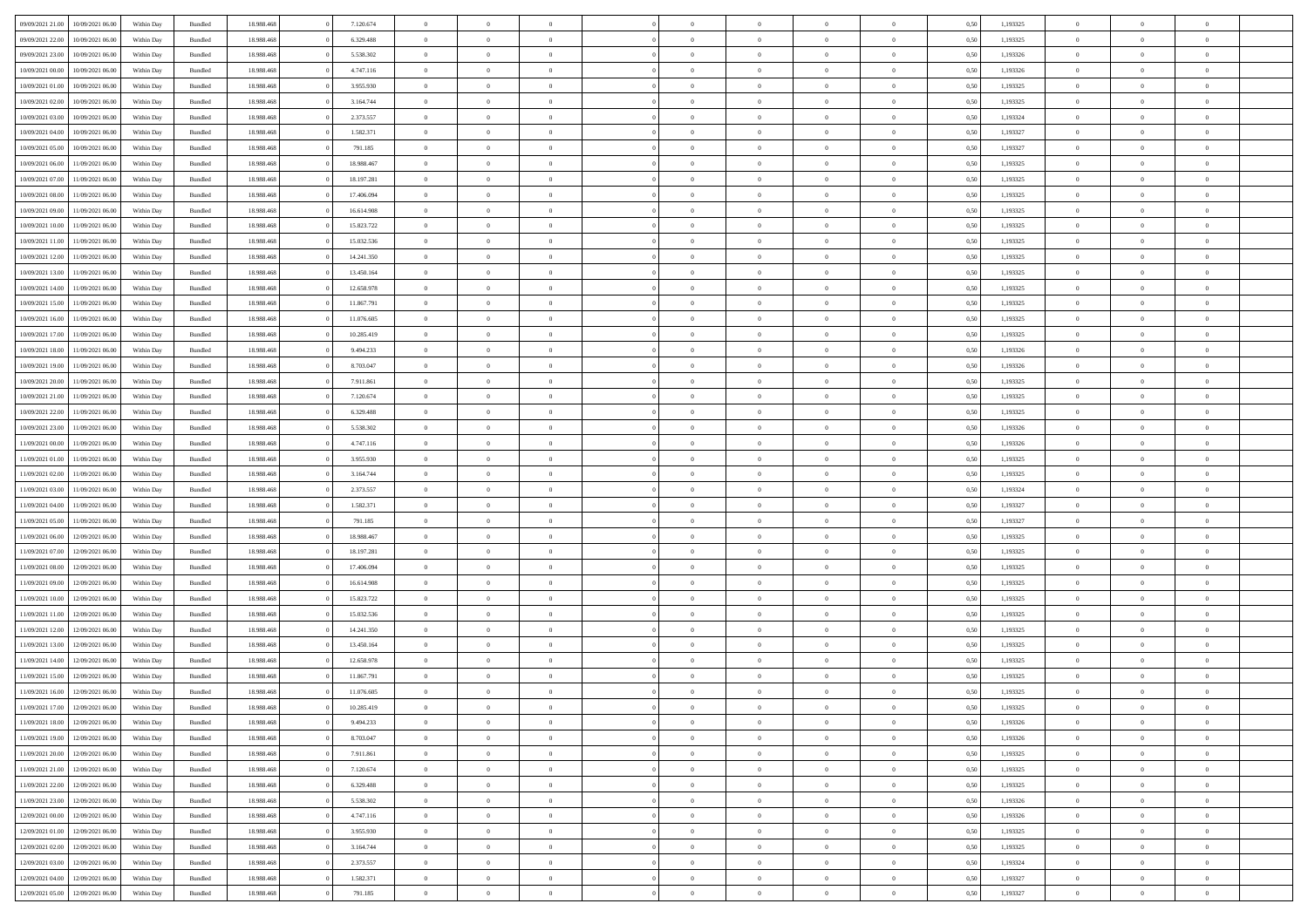| | | | | | | | | | | | | | | | | | | | | |
|---|---|---|---|---|---|---|---|---|---|---|---|---|---|---|---|---|---|---|---|---|
| 09/09/2021 21.00 | 10/09/2021 06.00 | Within Day | Bundled | 18.988.468 | 0 | 7.120.674 | 0 | 0 | 0 | | 0 | 0 | 0 | 0 | 0,50 | 1,193325 | 0 | 0 | 0 | |
| 09/09/2021 22.00 | 10/09/2021 06.00 | Within Day | Bundled | 18.988.468 | 0 | 6.329.488 | 0 | 0 | 0 | | 0 | 0 | 0 | 0 | 0,50 | 1,193325 | 0 | 0 | 0 | |
| 09/09/2021 23.00 | 10/09/2021 06.00 | Within Day | Bundled | 18.988.468 | 0 | 5.538.302 | 0 | 0 | 0 | | 0 | 0 | 0 | 0 | 0,50 | 1,193326 | 0 | 0 | 0 | |
| 10/09/2021 00.00 | 10/09/2021 06.00 | Within Day | Bundled | 18.988.468 | 0 | 4.747.116 | 0 | 0 | 0 | | 0 | 0 | 0 | 0 | 0,50 | 1,193326 | 0 | 0 | 0 | |
| 10/09/2021 01.00 | 10/09/2021 06.00 | Within Day | Bundled | 18.988.468 | 0 | 3.955.930 | 0 | 0 | 0 | | 0 | 0 | 0 | 0 | 0,50 | 1,193325 | 0 | 0 | 0 | |
| 10/09/2021 02.00 | 10/09/2021 06.00 | Within Day | Bundled | 18.988.468 | 0 | 3.164.744 | 0 | 0 | 0 | | 0 | 0 | 0 | 0 | 0,50 | 1,193325 | 0 | 0 | 0 | |
| 10/09/2021 03.00 | 10/09/2021 06.00 | Within Day | Bundled | 18.988.468 | 0 | 2.373.557 | 0 | 0 | 0 | | 0 | 0 | 0 | 0 | 0,50 | 1,193324 | 0 | 0 | 0 | |
| 10/09/2021 04.00 | 10/09/2021 06.00 | Within Day | Bundled | 18.988.468 | 0 | 1.582.371 | 0 | 0 | 0 | | 0 | 0 | 0 | 0 | 0,50 | 1,193327 | 0 | 0 | 0 | |
| 10/09/2021 05.00 | 10/09/2021 06.00 | Within Day | Bundled | 18.988.468 | 0 | 791.185 | 0 | 0 | 0 | | 0 | 0 | 0 | 0 | 0,50 | 1,193327 | 0 | 0 | 0 | |
| 10/09/2021 06.00 | 11/09/2021 06.00 | Within Day | Bundled | 18.988.468 | 0 | 18.988.467 | 0 | 0 | 0 | | 0 | 0 | 0 | 0 | 0,50 | 1,193325 | 0 | 0 | 0 | |
| 10/09/2021 07.00 | 11/09/2021 06.00 | Within Day | Bundled | 18.988.468 | 0 | 18.197.281 | 0 | 0 | 0 | | 0 | 0 | 0 | 0 | 0,50 | 1,193325 | 0 | 0 | 0 | |
| 10/09/2021 08.00 | 11/09/2021 06.00 | Within Day | Bundled | 18.988.468 | 0 | 17.406.094 | 0 | 0 | 0 | | 0 | 0 | 0 | 0 | 0,50 | 1,193325 | 0 | 0 | 0 | |
| 10/09/2021 09.00 | 11/09/2021 06.00 | Within Day | Bundled | 18.988.468 | 0 | 16.614.908 | 0 | 0 | 0 | | 0 | 0 | 0 | 0 | 0,50 | 1,193325 | 0 | 0 | 0 | |
| 10/09/2021 10.00 | 11/09/2021 06.00 | Within Day | Bundled | 18.988.468 | 0 | 15.823.722 | 0 | 0 | 0 | | 0 | 0 | 0 | 0 | 0,50 | 1,193325 | 0 | 0 | 0 | |
| 10/09/2021 11.00 | 11/09/2021 06.00 | Within Day | Bundled | 18.988.468 | 0 | 15.032.536 | 0 | 0 | 0 | | 0 | 0 | 0 | 0 | 0,50 | 1,193325 | 0 | 0 | 0 | |
| 10/09/2021 12.00 | 11/09/2021 06.00 | Within Day | Bundled | 18.988.468 | 0 | 14.241.350 | 0 | 0 | 0 | | 0 | 0 | 0 | 0 | 0,50 | 1,193325 | 0 | 0 | 0 | |
| 10/09/2021 13.00 | 11/09/2021 06.00 | Within Day | Bundled | 18.988.468 | 0 | 13.450.164 | 0 | 0 | 0 | | 0 | 0 | 0 | 0 | 0,50 | 1,193325 | 0 | 0 | 0 | |
| 10/09/2021 14.00 | 11/09/2021 06.00 | Within Day | Bundled | 18.988.468 | 0 | 12.658.978 | 0 | 0 | 0 | | 0 | 0 | 0 | 0 | 0,50 | 1,193325 | 0 | 0 | 0 | |
| 10/09/2021 15.00 | 11/09/2021 06.00 | Within Day | Bundled | 18.988.468 | 0 | 11.867.791 | 0 | 0 | 0 | | 0 | 0 | 0 | 0 | 0,50 | 1,193325 | 0 | 0 | 0 | |
| 10/09/2021 16.00 | 11/09/2021 06.00 | Within Day | Bundled | 18.988.468 | 0 | 11.076.605 | 0 | 0 | 0 | | 0 | 0 | 0 | 0 | 0,50 | 1,193325 | 0 | 0 | 0 | |
| 10/09/2021 17.00 | 11/09/2021 06.00 | Within Day | Bundled | 18.988.468 | 0 | 10.285.419 | 0 | 0 | 0 | | 0 | 0 | 0 | 0 | 0,50 | 1,193325 | 0 | 0 | 0 | |
| 10/09/2021 18.00 | 11/09/2021 06.00 | Within Day | Bundled | 18.988.468 | 0 | 9.494.233 | 0 | 0 | 0 | | 0 | 0 | 0 | 0 | 0,50 | 1,193326 | 0 | 0 | 0 | |
| 10/09/2021 19.00 | 11/09/2021 06.00 | Within Day | Bundled | 18.988.468 | 0 | 8.703.047 | 0 | 0 | 0 | | 0 | 0 | 0 | 0 | 0,50 | 1,193326 | 0 | 0 | 0 | |
| 10/09/2021 20.00 | 11/09/2021 06.00 | Within Day | Bundled | 18.988.468 | 0 | 7.911.861 | 0 | 0 | 0 | | 0 | 0 | 0 | 0 | 0,50 | 1,193325 | 0 | 0 | 0 | |
| 10/09/2021 21.00 | 11/09/2021 06.00 | Within Day | Bundled | 18.988.468 | 0 | 7.120.674 | 0 | 0 | 0 | | 0 | 0 | 0 | 0 | 0,50 | 1,193325 | 0 | 0 | 0 | |
| 10/09/2021 22.00 | 11/09/2021 06.00 | Within Day | Bundled | 18.988.468 | 0 | 6.329.488 | 0 | 0 | 0 | | 0 | 0 | 0 | 0 | 0,50 | 1,193325 | 0 | 0 | 0 | |
| 10/09/2021 23.00 | 11/09/2021 06.00 | Within Day | Bundled | 18.988.468 | 0 | 5.538.302 | 0 | 0 | 0 | | 0 | 0 | 0 | 0 | 0,50 | 1,193326 | 0 | 0 | 0 | |
| 11/09/2021 00.00 | 11/09/2021 06.00 | Within Day | Bundled | 18.988.468 | 0 | 4.747.116 | 0 | 0 | 0 | | 0 | 0 | 0 | 0 | 0,50 | 1,193326 | 0 | 0 | 0 | |
| 11/09/2021 01.00 | 11/09/2021 06.00 | Within Day | Bundled | 18.988.468 | 0 | 3.955.930 | 0 | 0 | 0 | | 0 | 0 | 0 | 0 | 0,50 | 1,193325 | 0 | 0 | 0 | |
| 11/09/2021 02.00 | 11/09/2021 06.00 | Within Day | Bundled | 18.988.468 | 0 | 3.164.744 | 0 | 0 | 0 | | 0 | 0 | 0 | 0 | 0,50 | 1,193325 | 0 | 0 | 0 | |
| 11/09/2021 03.00 | 11/09/2021 06.00 | Within Day | Bundled | 18.988.468 | 0 | 2.373.557 | 0 | 0 | 0 | | 0 | 0 | 0 | 0 | 0,50 | 1,193324 | 0 | 0 | 0 | |
| 11/09/2021 04.00 | 11/09/2021 06.00 | Within Day | Bundled | 18.988.468 | 0 | 1.582.371 | 0 | 0 | 0 | | 0 | 0 | 0 | 0 | 0,50 | 1,193327 | 0 | 0 | 0 | |
| 11/09/2021 05.00 | 11/09/2021 06.00 | Within Day | Bundled | 18.988.468 | 0 | 791.185 | 0 | 0 | 0 | | 0 | 0 | 0 | 0 | 0,50 | 1,193327 | 0 | 0 | 0 | |
| 11/09/2021 06.00 | 12/09/2021 06.00 | Within Day | Bundled | 18.988.468 | 0 | 18.988.467 | 0 | 0 | 0 | | 0 | 0 | 0 | 0 | 0,50 | 1,193325 | 0 | 0 | 0 | |
| 11/09/2021 07.00 | 12/09/2021 06.00 | Within Day | Bundled | 18.988.468 | 0 | 18.197.281 | 0 | 0 | 0 | | 0 | 0 | 0 | 0 | 0,50 | 1,193325 | 0 | 0 | 0 | |
| 11/09/2021 08.00 | 12/09/2021 06.00 | Within Day | Bundled | 18.988.468 | 0 | 17.406.094 | 0 | 0 | 0 | | 0 | 0 | 0 | 0 | 0,50 | 1,193325 | 0 | 0 | 0 | |
| 11/09/2021 09.00 | 12/09/2021 06.00 | Within Day | Bundled | 18.988.468 | 0 | 16.614.908 | 0 | 0 | 0 | | 0 | 0 | 0 | 0 | 0,50 | 1,193325 | 0 | 0 | 0 | |
| 11/09/2021 10.00 | 12/09/2021 06.00 | Within Day | Bundled | 18.988.468 | 0 | 15.823.722 | 0 | 0 | 0 | | 0 | 0 | 0 | 0 | 0,50 | 1,193325 | 0 | 0 | 0 | |
| 11/09/2021 11.00 | 12/09/2021 06.00 | Within Day | Bundled | 18.988.468 | 0 | 15.032.536 | 0 | 0 | 0 | | 0 | 0 | 0 | 0 | 0,50 | 1,193325 | 0 | 0 | 0 | |
| 11/09/2021 12.00 | 12/09/2021 06.00 | Within Day | Bundled | 18.988.468 | 0 | 14.241.350 | 0 | 0 | 0 | | 0 | 0 | 0 | 0 | 0,50 | 1,193325 | 0 | 0 | 0 | |
| 11/09/2021 13.00 | 12/09/2021 06.00 | Within Day | Bundled | 18.988.468 | 0 | 13.450.164 | 0 | 0 | 0 | | 0 | 0 | 0 | 0 | 0,50 | 1,193325 | 0 | 0 | 0 | |
| 11/09/2021 14.00 | 12/09/2021 06.00 | Within Day | Bundled | 18.988.468 | 0 | 12.658.978 | 0 | 0 | 0 | | 0 | 0 | 0 | 0 | 0,50 | 1,193325 | 0 | 0 | 0 | |
| 11/09/2021 15.00 | 12/09/2021 06.00 | Within Day | Bundled | 18.988.468 | 0 | 11.867.791 | 0 | 0 | 0 | | 0 | 0 | 0 | 0 | 0,50 | 1,193325 | 0 | 0 | 0 | |
| 11/09/2021 16.00 | 12/09/2021 06.00 | Within Day | Bundled | 18.988.468 | 0 | 11.076.605 | 0 | 0 | 0 | | 0 | 0 | 0 | 0 | 0,50 | 1,193325 | 0 | 0 | 0 | |
| 11/09/2021 17.00 | 12/09/2021 06.00 | Within Day | Bundled | 18.988.468 | 0 | 10.285.419 | 0 | 0 | 0 | | 0 | 0 | 0 | 0 | 0,50 | 1,193325 | 0 | 0 | 0 | |
| 11/09/2021 18.00 | 12/09/2021 06.00 | Within Day | Bundled | 18.988.468 | 0 | 9.494.233 | 0 | 0 | 0 | | 0 | 0 | 0 | 0 | 0,50 | 1,193326 | 0 | 0 | 0 | |
| 11/09/2021 19.00 | 12/09/2021 06.00 | Within Day | Bundled | 18.988.468 | 0 | 8.703.047 | 0 | 0 | 0 | | 0 | 0 | 0 | 0 | 0,50 | 1,193326 | 0 | 0 | 0 | |
| 11/09/2021 20.00 | 12/09/2021 06.00 | Within Day | Bundled | 18.988.468 | 0 | 7.911.861 | 0 | 0 | 0 | | 0 | 0 | 0 | 0 | 0,50 | 1,193325 | 0 | 0 | 0 | |
| 11/09/2021 21.00 | 12/09/2021 06.00 | Within Day | Bundled | 18.988.468 | 0 | 7.120.674 | 0 | 0 | 0 | | 0 | 0 | 0 | 0 | 0,50 | 1,193325 | 0 | 0 | 0 | |
| 11/09/2021 22.00 | 12/09/2021 06.00 | Within Day | Bundled | 18.988.468 | 0 | 6.329.488 | 0 | 0 | 0 | | 0 | 0 | 0 | 0 | 0,50 | 1,193325 | 0 | 0 | 0 | |
| 11/09/2021 23.00 | 12/09/2021 06.00 | Within Day | Bundled | 18.988.468 | 0 | 5.538.302 | 0 | 0 | 0 | | 0 | 0 | 0 | 0 | 0,50 | 1,193326 | 0 | 0 | 0 | |
| 12/09/2021 00.00 | 12/09/2021 06.00 | Within Day | Bundled | 18.988.468 | 0 | 4.747.116 | 0 | 0 | 0 | | 0 | 0 | 0 | 0 | 0,50 | 1,193326 | 0 | 0 | 0 | |
| 12/09/2021 01.00 | 12/09/2021 06.00 | Within Day | Bundled | 18.988.468 | 0 | 3.955.930 | 0 | 0 | 0 | | 0 | 0 | 0 | 0 | 0,50 | 1,193325 | 0 | 0 | 0 | |
| 12/09/2021 02.00 | 12/09/2021 06.00 | Within Day | Bundled | 18.988.468 | 0 | 3.164.744 | 0 | 0 | 0 | | 0 | 0 | 0 | 0 | 0,50 | 1,193325 | 0 | 0 | 0 | |
| 12/09/2021 03.00 | 12/09/2021 06.00 | Within Day | Bundled | 18.988.468 | 0 | 2.373.557 | 0 | 0 | 0 | | 0 | 0 | 0 | 0 | 0,50 | 1,193324 | 0 | 0 | 0 | |
| 12/09/2021 04.00 | 12/09/2021 06.00 | Within Day | Bundled | 18.988.468 | 0 | 1.582.371 | 0 | 0 | 0 | | 0 | 0 | 0 | 0 | 0,50 | 1,193327 | 0 | 0 | 0 | |
| 12/09/2021 05.00 | 12/09/2021 06.00 | Within Day | Bundled | 18.988.468 | 0 | 791.185 | 0 | 0 | 0 | | 0 | 0 | 0 | 0 | 0,50 | 1,193327 | 0 | 0 | 0 | |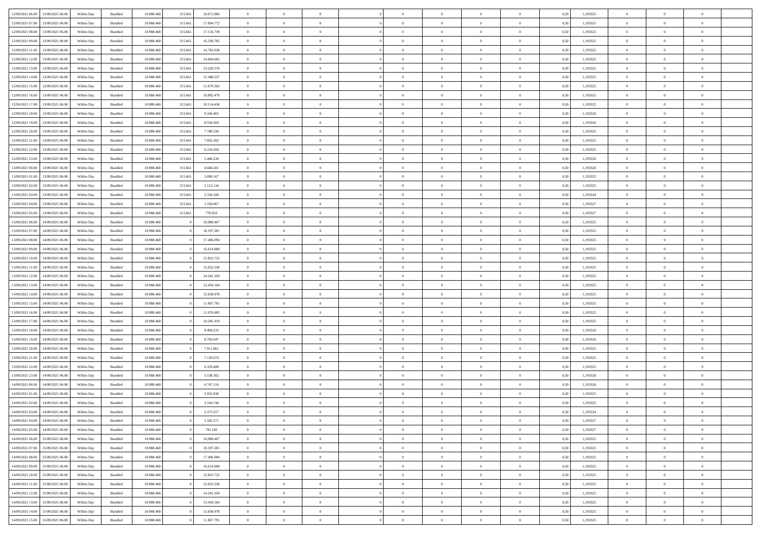| | | | | | | | | | | | | | | | | | | | | | |
|---|---|---|---|---|---|---|---|---|---|---|---|---|---|---|---|---|---|---|---|---|---|
| 12/09/2021 06.00 | 13/09/2021 06.00 | Within Day | Bundled | 18.988.468 | 315.661 | 18.672.806 | 0 | 0 | 0 | | 0 | 0 | 0 | 0 | 0,50 | 1,193325 | 0 | 0 | 0 | |
| 12/09/2021 07.00 | 13/09/2021 06.00 | Within Day | Bundled | 18.988.468 | 315.661 | 17.894.772 | 0 | 0 | 0 | | 0 | 0 | 0 | 0 | 0,50 | 1,193325 | 0 | 0 | 0 | |
| 12/09/2021 08.00 | 13/09/2021 06.00 | Within Day | Bundled | 18.988.468 | 315.661 | 17.116.739 | 0 | 0 | 0 | | 0 | 0 | 0 | 0 | 0,50 | 1,193325 | 0 | 0 | 0 | |
| 12/09/2021 09.00 | 13/09/2021 06.00 | Within Day | Bundled | 18.988.468 | 315.661 | 16.338.705 | 0 | 0 | 0 | | 0 | 0 | 0 | 0 | 0,50 | 1,193325 | 0 | 0 | 0 | |
| 12/09/2021 11.00 | 13/09/2021 06.00 | Within Day | Bundled | 18.988.468 | 315.661 | 14.782.638 | 0 | 0 | 0 | | 0 | 0 | 0 | 0 | 0,50 | 1,193325 | 0 | 0 | 0 | |
| 12/09/2021 12.00 | 13/09/2021 06.00 | Within Day | Bundled | 18.988.468 | 315.661 | 14.004.605 | 0 | 0 | 0 | | 0 | 0 | 0 | 0 | 0,50 | 1,193325 | 0 | 0 | 0 | |
| 12/09/2021 13.00 | 13/09/2021 06.00 | Within Day | Bundled | 18.988.468 | 315.661 | 13.226.570 | 0 | 0 | 0 | | 0 | 0 | 0 | 0 | 0,50 | 1,193325 | 0 | 0 | 0 | |
| 12/09/2021 14.00 | 13/09/2021 06.00 | Within Day | Bundled | 18.988.468 | 315.661 | 12.448.537 | 0 | 0 | 0 | | 0 | 0 | 0 | 0 | 0,50 | 1,193325 | 0 | 0 | 0 | |
| 12/09/2021 15.00 | 13/09/2021 06.00 | Within Day | Bundled | 18.988.468 | 315.661 | 11.670.503 | 0 | 0 | 0 | | 0 | 0 | 0 | 0 | 0,50 | 1,193325 | 0 | 0 | 0 | |
| 12/09/2021 16.00 | 13/09/2021 06.00 | Within Day | Bundled | 18.988.468 | 315.661 | 10.892.470 | 0 | 0 | 0 | | 0 | 0 | 0 | 0 | 0,50 | 1,193325 | 0 | 0 | 0 | |
| 12/09/2021 17.00 | 13/09/2021 06.00 | Within Day | Bundled | 18.988.468 | 315.661 | 10.114.436 | 0 | 0 | 0 | | 0 | 0 | 0 | 0 | 0,50 | 1,193325 | 0 | 0 | 0 | |
| 12/09/2021 18.00 | 13/09/2021 06.00 | Within Day | Bundled | 18.988.468 | 315.661 | 9.336.403 | 0 | 0 | 0 | | 0 | 0 | 0 | 0 | 0,50 | 1,193326 | 0 | 0 | 0 | |
| 12/09/2021 19.00 | 13/09/2021 06.00 | Within Day | Bundled | 18.988.468 | 315.661 | 8.558.369 | 0 | 0 | 0 | | 0 | 0 | 0 | 0 | 0,50 | 1,193326 | 0 | 0 | 0 | |
| 12/09/2021 20.00 | 13/09/2021 06.00 | Within Day | Bundled | 18.988.468 | 315.661 | 7.780.336 | 0 | 0 | 0 | | 0 | 0 | 0 | 0 | 0,50 | 1,193325 | 0 | 0 | 0 | |
| 12/09/2021 21.00 | 13/09/2021 06.00 | Within Day | Bundled | 18.988.468 | 315.661 | 7.002.302 | 0 | 0 | 0 | | 0 | 0 | 0 | 0 | 0,50 | 1,193325 | 0 | 0 | 0 | |
| 12/09/2021 22.00 | 13/09/2021 06.00 | Within Day | Bundled | 18.988.468 | 315.661 | 6.224.268 | 0 | 0 | 0 | | 0 | 0 | 0 | 0 | 0,50 | 1,193325 | 0 | 0 | 0 | |
| 12/09/2021 23.00 | 13/09/2021 06.00 | Within Day | Bundled | 18.988.468 | 315.661 | 5.446.234 | 0 | 0 | 0 | | 0 | 0 | 0 | 0 | 0,50 | 1,193326 | 0 | 0 | 0 | |
| 13/09/2021 00.00 | 13/09/2021 06.00 | Within Day | Bundled | 18.988.468 | 315.661 | 4.668.201 | 0 | 0 | 0 | | 0 | 0 | 0 | 0 | 0,50 | 1,193326 | 0 | 0 | 0 | |
| 13/09/2021 01.00 | 13/09/2021 06.00 | Within Day | Bundled | 18.988.468 | 315.661 | 3.890.167 | 0 | 0 | 0 | | 0 | 0 | 0 | 0 | 0,50 | 1,193325 | 0 | 0 | 0 | |
| 13/09/2021 02.00 | 13/09/2021 06.00 | Within Day | Bundled | 18.988.468 | 315.661 | 3.112.134 | 0 | 0 | 0 | | 0 | 0 | 0 | 0 | 0,50 | 1,193325 | 0 | 0 | 0 | |
| 13/09/2021 03.00 | 13/09/2021 06.00 | Within Day | Bundled | 18.988.468 | 315.661 | 2.334.100 | 0 | 0 | 0 | | 0 | 0 | 0 | 0 | 0,50 | 1,193324 | 0 | 0 | 0 | |
| 13/09/2021 04.00 | 13/09/2021 06.00 | Within Day | Bundled | 18.988.468 | 315.661 | 1.556.067 | 0 | 0 | 0 | | 0 | 0 | 0 | 0 | 0,50 | 1,193327 | 0 | 0 | 0 | |
| 13/09/2021 05.00 | 13/09/2021 06.00 | Within Day | Bundled | 18.988.468 | 315.661 | 778.033 | 0 | 0 | 0 | | 0 | 0 | 0 | 0 | 0,50 | 1,193327 | 0 | 0 | 0 | |
| 13/09/2021 06.00 | 14/09/2021 06.00 | Within Day | Bundled | 18.988.468 | 0 | 18.988.467 | 0 | 0 | 0 | | 0 | 0 | 0 | 0 | 0,50 | 1,193325 | 0 | 0 | 0 | |
| 13/09/2021 07.00 | 14/09/2021 06.00 | Within Day | Bundled | 18.988.468 | 0 | 18.197.281 | 0 | 0 | 0 | | 0 | 0 | 0 | 0 | 0,50 | 1,193325 | 0 | 0 | 0 | |
| 13/09/2021 08.00 | 14/09/2021 06.00 | Within Day | Bundled | 18.988.468 | 0 | 17.406.094 | 0 | 0 | 0 | | 0 | 0 | 0 | 0 | 0,50 | 1,193325 | 0 | 0 | 0 | |
| 13/09/2021 09.00 | 14/09/2021 06.00 | Within Day | Bundled | 18.988.468 | 0 | 16.614.908 | 0 | 0 | 0 | | 0 | 0 | 0 | 0 | 0,50 | 1,193325 | 0 | 0 | 0 | |
| 13/09/2021 10.00 | 14/09/2021 06.00 | Within Day | Bundled | 18.988.468 | 0 | 15.823.722 | 0 | 0 | 0 | | 0 | 0 | 0 | 0 | 0,50 | 1,193325 | 0 | 0 | 0 | |
| 13/09/2021 11.00 | 14/09/2021 06.00 | Within Day | Bundled | 18.988.468 | 0 | 15.032.536 | 0 | 0 | 0 | | 0 | 0 | 0 | 0 | 0,50 | 1,193325 | 0 | 0 | 0 | |
| 13/09/2021 12.00 | 14/09/2021 06.00 | Within Day | Bundled | 18.988.468 | 0 | 14.241.350 | 0 | 0 | 0 | | 0 | 0 | 0 | 0 | 0,50 | 1,193325 | 0 | 0 | 0 | |
| 13/09/2021 13.00 | 14/09/2021 06.00 | Within Day | Bundled | 18.988.468 | 0 | 13.450.164 | 0 | 0 | 0 | | 0 | 0 | 0 | 0 | 0,50 | 1,193325 | 0 | 0 | 0 | |
| 13/09/2021 14.00 | 14/09/2021 06.00 | Within Day | Bundled | 18.988.468 | 0 | 12.658.978 | 0 | 0 | 0 | | 0 | 0 | 0 | 0 | 0,50 | 1,193325 | 0 | 0 | 0 | |
| 13/09/2021 15.00 | 14/09/2021 06.00 | Within Day | Bundled | 18.988.468 | 0 | 11.867.791 | 0 | 0 | 0 | | 0 | 0 | 0 | 0 | 0,50 | 1,193325 | 0 | 0 | 0 | |
| 13/09/2021 16.00 | 14/09/2021 06.00 | Within Day | Bundled | 18.988.468 | 0 | 11.076.605 | 0 | 0 | 0 | | 0 | 0 | 0 | 0 | 0,50 | 1,193325 | 0 | 0 | 0 | |
| 13/09/2021 17.00 | 14/09/2021 06.00 | Within Day | Bundled | 18.988.468 | 0 | 10.285.419 | 0 | 0 | 0 | | 0 | 0 | 0 | 0 | 0,50 | 1,193325 | 0 | 0 | 0 | |
| 13/09/2021 18.00 | 14/09/2021 06.00 | Within Day | Bundled | 18.988.468 | 0 | 9.494.233 | 0 | 0 | 0 | | 0 | 0 | 0 | 0 | 0,50 | 1,193326 | 0 | 0 | 0 | |
| 13/09/2021 19.00 | 14/09/2021 06.00 | Within Day | Bundled | 18.988.468 | 0 | 8.703.047 | 0 | 0 | 0 | | 0 | 0 | 0 | 0 | 0,50 | 1,193326 | 0 | 0 | 0 | |
| 13/09/2021 20.00 | 14/09/2021 06.00 | Within Day | Bundled | 18.988.468 | 0 | 7.911.861 | 0 | 0 | 0 | | 0 | 0 | 0 | 0 | 0,50 | 1,193325 | 0 | 0 | 0 | |
| 13/09/2021 21.00 | 14/09/2021 06.00 | Within Day | Bundled | 18.988.468 | 0 | 7.120.674 | 0 | 0 | 0 | | 0 | 0 | 0 | 0 | 0,50 | 1,193325 | 0 | 0 | 0 | |
| 13/09/2021 22.00 | 14/09/2021 06.00 | Within Day | Bundled | 18.988.468 | 0 | 6.329.488 | 0 | 0 | 0 | | 0 | 0 | 0 | 0 | 0,50 | 1,193325 | 0 | 0 | 0 | |
| 13/09/2021 23.00 | 14/09/2021 06.00 | Within Day | Bundled | 18.988.468 | 0 | 5.538.302 | 0 | 0 | 0 | | 0 | 0 | 0 | 0 | 0,50 | 1,193326 | 0 | 0 | 0 | |
| 14/09/2021 00.00 | 14/09/2021 06.00 | Within Day | Bundled | 18.988.468 | 0 | 4.747.116 | 0 | 0 | 0 | | 0 | 0 | 0 | 0 | 0,50 | 1,193326 | 0 | 0 | 0 | |
| 14/09/2021 01.00 | 14/09/2021 06.00 | Within Day | Bundled | 18.988.468 | 0 | 3.955.930 | 0 | 0 | 0 | | 0 | 0 | 0 | 0 | 0,50 | 1,193325 | 0 | 0 | 0 | |
| 14/09/2021 02.00 | 14/09/2021 06.00 | Within Day | Bundled | 18.988.468 | 0 | 3.164.744 | 0 | 0 | 0 | | 0 | 0 | 0 | 0 | 0,50 | 1,193325 | 0 | 0 | 0 | |
| 14/09/2021 03.00 | 14/09/2021 06.00 | Within Day | Bundled | 18.988.468 | 0 | 2.373.557 | 0 | 0 | 0 | | 0 | 0 | 0 | 0 | 0,50 | 1,193324 | 0 | 0 | 0 | |
| 14/09/2021 04.00 | 14/09/2021 06.00 | Within Day | Bundled | 18.988.468 | 0 | 1.582.371 | 0 | 0 | 0 | | 0 | 0 | 0 | 0 | 0,50 | 1,193327 | 0 | 0 | 0 | |
| 14/09/2021 05.00 | 14/09/2021 06.00 | Within Day | Bundled | 18.988.468 | 0 | 791.185 | 0 | 0 | 0 | | 0 | 0 | 0 | 0 | 0,50 | 1,193327 | 0 | 0 | 0 | |
| 14/09/2021 06.00 | 15/09/2021 06.00 | Within Day | Bundled | 18.988.468 | 0 | 18.988.467 | 0 | 0 | 0 | | 0 | 0 | 0 | 0 | 0,50 | 1,193325 | 0 | 0 | 0 | |
| 14/09/2021 07.00 | 15/09/2021 06.00 | Within Day | Bundled | 18.988.468 | 0 | 18.197.281 | 0 | 0 | 0 | | 0 | 0 | 0 | 0 | 0,50 | 1,193325 | 0 | 0 | 0 | |
| 14/09/2021 08.00 | 15/09/2021 06.00 | Within Day | Bundled | 18.988.468 | 0 | 17.406.094 | 0 | 0 | 0 | | 0 | 0 | 0 | 0 | 0,50 | 1,193325 | 0 | 0 | 0 | |
| 14/09/2021 09.00 | 15/09/2021 06.00 | Within Day | Bundled | 18.988.468 | 0 | 16.614.908 | 0 | 0 | 0 | | 0 | 0 | 0 | 0 | 0,50 | 1,193325 | 0 | 0 | 0 | |
| 14/09/2021 10.00 | 15/09/2021 06.00 | Within Day | Bundled | 18.988.468 | 0 | 15.823.722 | 0 | 0 | 0 | | 0 | 0 | 0 | 0 | 0,50 | 1,193325 | 0 | 0 | 0 | |
| 14/09/2021 11.00 | 15/09/2021 06.00 | Within Day | Bundled | 18.988.468 | 0 | 15.032.536 | 0 | 0 | 0 | | 0 | 0 | 0 | 0 | 0,50 | 1,193325 | 0 | 0 | 0 | |
| 14/09/2021 12.00 | 15/09/2021 06.00 | Within Day | Bundled | 18.988.468 | 0 | 14.241.350 | 0 | 0 | 0 | | 0 | 0 | 0 | 0 | 0,50 | 1,193325 | 0 | 0 | 0 | |
| 14/09/2021 13.00 | 15/09/2021 06.00 | Within Day | Bundled | 18.988.468 | 0 | 13.450.164 | 0 | 0 | 0 | | 0 | 0 | 0 | 0 | 0,50 | 1,193325 | 0 | 0 | 0 | |
| 14/09/2021 14.00 | 15/09/2021 06.00 | Within Day | Bundled | 18.988.468 | 0 | 12.658.978 | 0 | 0 | 0 | | 0 | 0 | 0 | 0 | 0,50 | 1,193325 | 0 | 0 | 0 | |
| 14/09/2021 15.00 | 15/09/2021 06.00 | Within Day | Bundled | 18.988.468 | 0 | 11.867.791 | 0 | 0 | 0 | | 0 | 0 | 0 | 0 | 0,50 | 1,193325 | 0 | 0 | 0 | |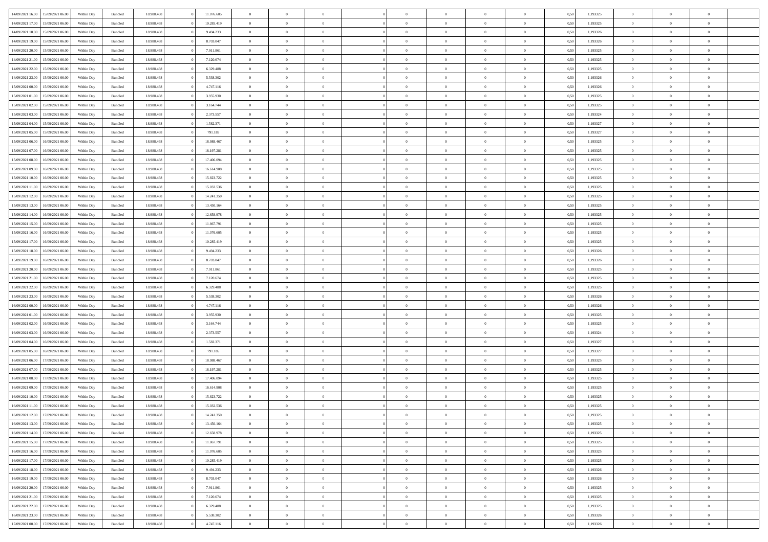| | | | | | | | | | | | | | | | | | | | | |
|---|---|---|---|---|---|---|---|---|---|---|---|---|---|---|---|---|---|---|---|---|
| 14/09/2021 16:00 | 15/09/2021 06:00 | Within Day | Bundled | 18.988.468 | 0 | 11.076.605 | 0 | 0 | 0 | | 0 | 0 | 0 | 0 | 0,50 | 1,193325 | 0 | 0 | 0 | |
| 14/09/2021 17:00 | 15/09/2021 06:00 | Within Day | Bundled | 18.988.468 | 0 | 10.285.419 | 0 | 0 | 0 | | 0 | 0 | 0 | 0 | 0,50 | 1,193325 | 0 | 0 | 0 | |
| 14/09/2021 18:00 | 15/09/2021 06:00 | Within Day | Bundled | 18.988.468 | 0 | 9.494.233 | 0 | 0 | 0 | | 0 | 0 | 0 | 0 | 0,50 | 1,193326 | 0 | 0 | 0 | |
| 14/09/2021 19:00 | 15/09/2021 06:00 | Within Day | Bundled | 18.988.468 | 0 | 8.703.047 | 0 | 0 | 0 | | 0 | 0 | 0 | 0 | 0,50 | 1,193326 | 0 | 0 | 0 | |
| 14/09/2021 20:00 | 15/09/2021 06:00 | Within Day | Bundled | 18.988.468 | 0 | 7.911.861 | 0 | 0 | 0 | | 0 | 0 | 0 | 0 | 0,50 | 1,193325 | 0 | 0 | 0 | |
| 14/09/2021 21:00 | 15/09/2021 06:00 | Within Day | Bundled | 18.988.468 | 0 | 7.120.674 | 0 | 0 | 0 | | 0 | 0 | 0 | 0 | 0,50 | 1,193325 | 0 | 0 | 0 | |
| 14/09/2021 22:00 | 15/09/2021 06:00 | Within Day | Bundled | 18.988.468 | 0 | 6.329.488 | 0 | 0 | 0 | | 0 | 0 | 0 | 0 | 0,50 | 1,193325 | 0 | 0 | 0 | |
| 14/09/2021 23:00 | 15/09/2021 06:00 | Within Day | Bundled | 18.988.468 | 0 | 5.538.302 | 0 | 0 | 0 | | 0 | 0 | 0 | 0 | 0,50 | 1,193326 | 0 | 0 | 0 | |
| 15/09/2021 00:00 | 15/09/2021 06:00 | Within Day | Bundled | 18.988.468 | 0 | 4.747.116 | 0 | 0 | 0 | | 0 | 0 | 0 | 0 | 0,50 | 1,193326 | 0 | 0 | 0 | |
| 15/09/2021 01:00 | 15/09/2021 06:00 | Within Day | Bundled | 18.988.468 | 0 | 3.955.930 | 0 | 0 | 0 | | 0 | 0 | 0 | 0 | 0,50 | 1,193325 | 0 | 0 | 0 | |
| 15/09/2021 02:00 | 15/09/2021 06:00 | Within Day | Bundled | 18.988.468 | 0 | 3.164.744 | 0 | 0 | 0 | | 0 | 0 | 0 | 0 | 0,50 | 1,193325 | 0 | 0 | 0 | |
| 15/09/2021 03:00 | 15/09/2021 06:00 | Within Day | Bundled | 18.988.468 | 0 | 2.373.557 | 0 | 0 | 0 | | 0 | 0 | 0 | 0 | 0,50 | 1,193324 | 0 | 0 | 0 | |
| 15/09/2021 04:00 | 15/09/2021 06:00 | Within Day | Bundled | 18.988.468 | 0 | 1.582.371 | 0 | 0 | 0 | | 0 | 0 | 0 | 0 | 0,50 | 1,193327 | 0 | 0 | 0 | |
| 15/09/2021 05:00 | 15/09/2021 06:00 | Within Day | Bundled | 18.988.468 | 0 | 791.185 | 0 | 0 | 0 | | 0 | 0 | 0 | 0 | 0,50 | 1,193327 | 0 | 0 | 0 | |
| 15/09/2021 06:00 | 16/09/2021 06:00 | Within Day | Bundled | 18.988.468 | 0 | 18.988.467 | 0 | 0 | 0 | | 0 | 0 | 0 | 0 | 0,50 | 1,193325 | 0 | 0 | 0 | |
| 15/09/2021 07:00 | 16/09/2021 06:00 | Within Day | Bundled | 18.988.468 | 0 | 18.197.281 | 0 | 0 | 0 | | 0 | 0 | 0 | 0 | 0,50 | 1,193325 | 0 | 0 | 0 | |
| 15/09/2021 08:00 | 16/09/2021 06:00 | Within Day | Bundled | 18.988.468 | 0 | 17.406.094 | 0 | 0 | 0 | | 0 | 0 | 0 | 0 | 0,50 | 1,193325 | 0 | 0 | 0 | |
| 15/09/2021 09:00 | 16/09/2021 06:00 | Within Day | Bundled | 18.988.468 | 0 | 16.614.908 | 0 | 0 | 0 | | 0 | 0 | 0 | 0 | 0,50 | 1,193325 | 0 | 0 | 0 | |
| 15/09/2021 10:00 | 16/09/2021 06:00 | Within Day | Bundled | 18.988.468 | 0 | 15.823.722 | 0 | 0 | 0 | | 0 | 0 | 0 | 0 | 0,50 | 1,193325 | 0 | 0 | 0 | |
| 15/09/2021 11:00 | 16/09/2021 06:00 | Within Day | Bundled | 18.988.468 | 0 | 15.032.536 | 0 | 0 | 0 | | 0 | 0 | 0 | 0 | 0,50 | 1,193325 | 0 | 0 | 0 | |
| 15/09/2021 12:00 | 16/09/2021 06:00 | Within Day | Bundled | 18.988.468 | 0 | 14.241.350 | 0 | 0 | 0 | | 0 | 0 | 0 | 0 | 0,50 | 1,193325 | 0 | 0 | 0 | |
| 15/09/2021 13:00 | 16/09/2021 06:00 | Within Day | Bundled | 18.988.468 | 0 | 13.450.164 | 0 | 0 | 0 | | 0 | 0 | 0 | 0 | 0,50 | 1,193325 | 0 | 0 | 0 | |
| 15/09/2021 14:00 | 16/09/2021 06:00 | Within Day | Bundled | 18.988.468 | 0 | 12.658.978 | 0 | 0 | 0 | | 0 | 0 | 0 | 0 | 0,50 | 1,193325 | 0 | 0 | 0 | |
| 15/09/2021 15:00 | 16/09/2021 06:00 | Within Day | Bundled | 18.988.468 | 0 | 11.867.791 | 0 | 0 | 0 | | 0 | 0 | 0 | 0 | 0,50 | 1,193325 | 0 | 0 | 0 | |
| 15/09/2021 16:00 | 16/09/2021 06:00 | Within Day | Bundled | 18.988.468 | 0 | 11.076.605 | 0 | 0 | 0 | | 0 | 0 | 0 | 0 | 0,50 | 1,193325 | 0 | 0 | 0 | |
| 15/09/2021 17:00 | 16/09/2021 06:00 | Within Day | Bundled | 18.988.468 | 0 | 10.285.419 | 0 | 0 | 0 | | 0 | 0 | 0 | 0 | 0,50 | 1,193325 | 0 | 0 | 0 | |
| 15/09/2021 18:00 | 16/09/2021 06:00 | Within Day | Bundled | 18.988.468 | 0 | 9.494.233 | 0 | 0 | 0 | | 0 | 0 | 0 | 0 | 0,50 | 1,193326 | 0 | 0 | 0 | |
| 15/09/2021 19:00 | 16/09/2021 06:00 | Within Day | Bundled | 18.988.468 | 0 | 8.703.047 | 0 | 0 | 0 | | 0 | 0 | 0 | 0 | 0,50 | 1,193326 | 0 | 0 | 0 | |
| 15/09/2021 20:00 | 16/09/2021 06:00 | Within Day | Bundled | 18.988.468 | 0 | 7.911.861 | 0 | 0 | 0 | | 0 | 0 | 0 | 0 | 0,50 | 1,193325 | 0 | 0 | 0 | |
| 15/09/2021 21:00 | 16/09/2021 06:00 | Within Day | Bundled | 18.988.468 | 0 | 7.120.674 | 0 | 0 | 0 | | 0 | 0 | 0 | 0 | 0,50 | 1,193325 | 0 | 0 | 0 | |
| 15/09/2021 22:00 | 16/09/2021 06:00 | Within Day | Bundled | 18.988.468 | 0 | 6.329.488 | 0 | 0 | 0 | | 0 | 0 | 0 | 0 | 0,50 | 1,193325 | 0 | 0 | 0 | |
| 15/09/2021 23:00 | 16/09/2021 06:00 | Within Day | Bundled | 18.988.468 | 0 | 5.538.302 | 0 | 0 | 0 | | 0 | 0 | 0 | 0 | 0,50 | 1,193326 | 0 | 0 | 0 | |
| 16/09/2021 00:00 | 16/09/2021 06:00 | Within Day | Bundled | 18.988.468 | 0 | 4.747.116 | 0 | 0 | 0 | | 0 | 0 | 0 | 0 | 0,50 | 1,193326 | 0 | 0 | 0 | |
| 16/09/2021 01:00 | 16/09/2021 06:00 | Within Day | Bundled | 18.988.468 | 0 | 3.955.930 | 0 | 0 | 0 | | 0 | 0 | 0 | 0 | 0,50 | 1,193325 | 0 | 0 | 0 | |
| 16/09/2021 02:00 | 16/09/2021 06:00 | Within Day | Bundled | 18.988.468 | 0 | 3.164.744 | 0 | 0 | 0 | | 0 | 0 | 0 | 0 | 0,50 | 1,193325 | 0 | 0 | 0 | |
| 16/09/2021 03:00 | 16/09/2021 06:00 | Within Day | Bundled | 18.988.468 | 0 | 2.373.557 | 0 | 0 | 0 | | 0 | 0 | 0 | 0 | 0,50 | 1,193324 | 0 | 0 | 0 | |
| 16/09/2021 04:00 | 16/09/2021 06:00 | Within Day | Bundled | 18.988.468 | 0 | 1.582.371 | 0 | 0 | 0 | | 0 | 0 | 0 | 0 | 0,50 | 1,193327 | 0 | 0 | 0 | |
| 16/09/2021 05:00 | 16/09/2021 06:00 | Within Day | Bundled | 18.988.468 | 0 | 791.185 | 0 | 0 | 0 | | 0 | 0 | 0 | 0 | 0,50 | 1,193327 | 0 | 0 | 0 | |
| 16/09/2021 06:00 | 17/09/2021 06:00 | Within Day | Bundled | 18.988.468 | 0 | 18.988.467 | 0 | 0 | 0 | | 0 | 0 | 0 | 0 | 0,50 | 1,193325 | 0 | 0 | 0 | |
| 16/09/2021 07:00 | 17/09/2021 06:00 | Within Day | Bundled | 18.988.468 | 0 | 18.197.281 | 0 | 0 | 0 | | 0 | 0 | 0 | 0 | 0,50 | 1,193325 | 0 | 0 | 0 | |
| 16/09/2021 08:00 | 17/09/2021 06:00 | Within Day | Bundled | 18.988.468 | 0 | 17.406.094 | 0 | 0 | 0 | | 0 | 0 | 0 | 0 | 0,50 | 1,193325 | 0 | 0 | 0 | |
| 16/09/2021 09:00 | 17/09/2021 06:00 | Within Day | Bundled | 18.988.468 | 0 | 16.614.908 | 0 | 0 | 0 | | 0 | 0 | 0 | 0 | 0,50 | 1,193325 | 0 | 0 | 0 | |
| 16/09/2021 10:00 | 17/09/2021 06:00 | Within Day | Bundled | 18.988.468 | 0 | 15.823.722 | 0 | 0 | 0 | | 0 | 0 | 0 | 0 | 0,50 | 1,193325 | 0 | 0 | 0 | |
| 16/09/2021 11:00 | 17/09/2021 06:00 | Within Day | Bundled | 18.988.468 | 0 | 15.032.536 | 0 | 0 | 0 | | 0 | 0 | 0 | 0 | 0,50 | 1,193325 | 0 | 0 | 0 | |
| 16/09/2021 12:00 | 17/09/2021 06:00 | Within Day | Bundled | 18.988.468 | 0 | 14.241.350 | 0 | 0 | 0 | | 0 | 0 | 0 | 0 | 0,50 | 1,193325 | 0 | 0 | 0 | |
| 16/09/2021 13:00 | 17/09/2021 06:00 | Within Day | Bundled | 18.988.468 | 0 | 13.450.164 | 0 | 0 | 0 | | 0 | 0 | 0 | 0 | 0,50 | 1,193325 | 0 | 0 | 0 | |
| 16/09/2021 14:00 | 17/09/2021 06:00 | Within Day | Bundled | 18.988.468 | 0 | 12.658.978 | 0 | 0 | 0 | | 0 | 0 | 0 | 0 | 0,50 | 1,193325 | 0 | 0 | 0 | |
| 16/09/2021 15:00 | 17/09/2021 06:00 | Within Day | Bundled | 18.988.468 | 0 | 11.867.791 | 0 | 0 | 0 | | 0 | 0 | 0 | 0 | 0,50 | 1,193325 | 0 | 0 | 0 | |
| 16/09/2021 16:00 | 17/09/2021 06:00 | Within Day | Bundled | 18.988.468 | 0 | 11.076.605 | 0 | 0 | 0 | | 0 | 0 | 0 | 0 | 0,50 | 1,193325 | 0 | 0 | 0 | |
| 16/09/2021 17:00 | 17/09/2021 06:00 | Within Day | Bundled | 18.988.468 | 0 | 10.285.419 | 0 | 0 | 0 | | 0 | 0 | 0 | 0 | 0,50 | 1,193325 | 0 | 0 | 0 | |
| 16/09/2021 18:00 | 17/09/2021 06:00 | Within Day | Bundled | 18.988.468 | 0 | 9.494.233 | 0 | 0 | 0 | | 0 | 0 | 0 | 0 | 0,50 | 1,193326 | 0 | 0 | 0 | |
| 16/09/2021 19:00 | 17/09/2021 06:00 | Within Day | Bundled | 18.988.468 | 0 | 8.703.047 | 0 | 0 | 0 | | 0 | 0 | 0 | 0 | 0,50 | 1,193326 | 0 | 0 | 0 | |
| 16/09/2021 20:00 | 17/09/2021 06:00 | Within Day | Bundled | 18.988.468 | 0 | 7.911.861 | 0 | 0 | 0 | | 0 | 0 | 0 | 0 | 0,50 | 1,193325 | 0 | 0 | 0 | |
| 16/09/2021 21:00 | 17/09/2021 06:00 | Within Day | Bundled | 18.988.468 | 0 | 7.120.674 | 0 | 0 | 0 | | 0 | 0 | 0 | 0 | 0,50 | 1,193325 | 0 | 0 | 0 | |
| 16/09/2021 22:00 | 17/09/2021 06:00 | Within Day | Bundled | 18.988.468 | 0 | 6.329.488 | 0 | 0 | 0 | | 0 | 0 | 0 | 0 | 0,50 | 1,193325 | 0 | 0 | 0 | |
| 16/09/2021 23:00 | 17/09/2021 06:00 | Within Day | Bundled | 18.988.468 | 0 | 5.538.302 | 0 | 0 | 0 | | 0 | 0 | 0 | 0 | 0,50 | 1,193326 | 0 | 0 | 0 | |
| 17/09/2021 00:00 | 17/09/2021 06:00 | Within Day | Bundled | 18.988.468 | 0 | 4.747.116 | 0 | 0 | 0 | | 0 | 0 | 0 | 0 | 0,50 | 1,193326 | 0 | 0 | 0 | |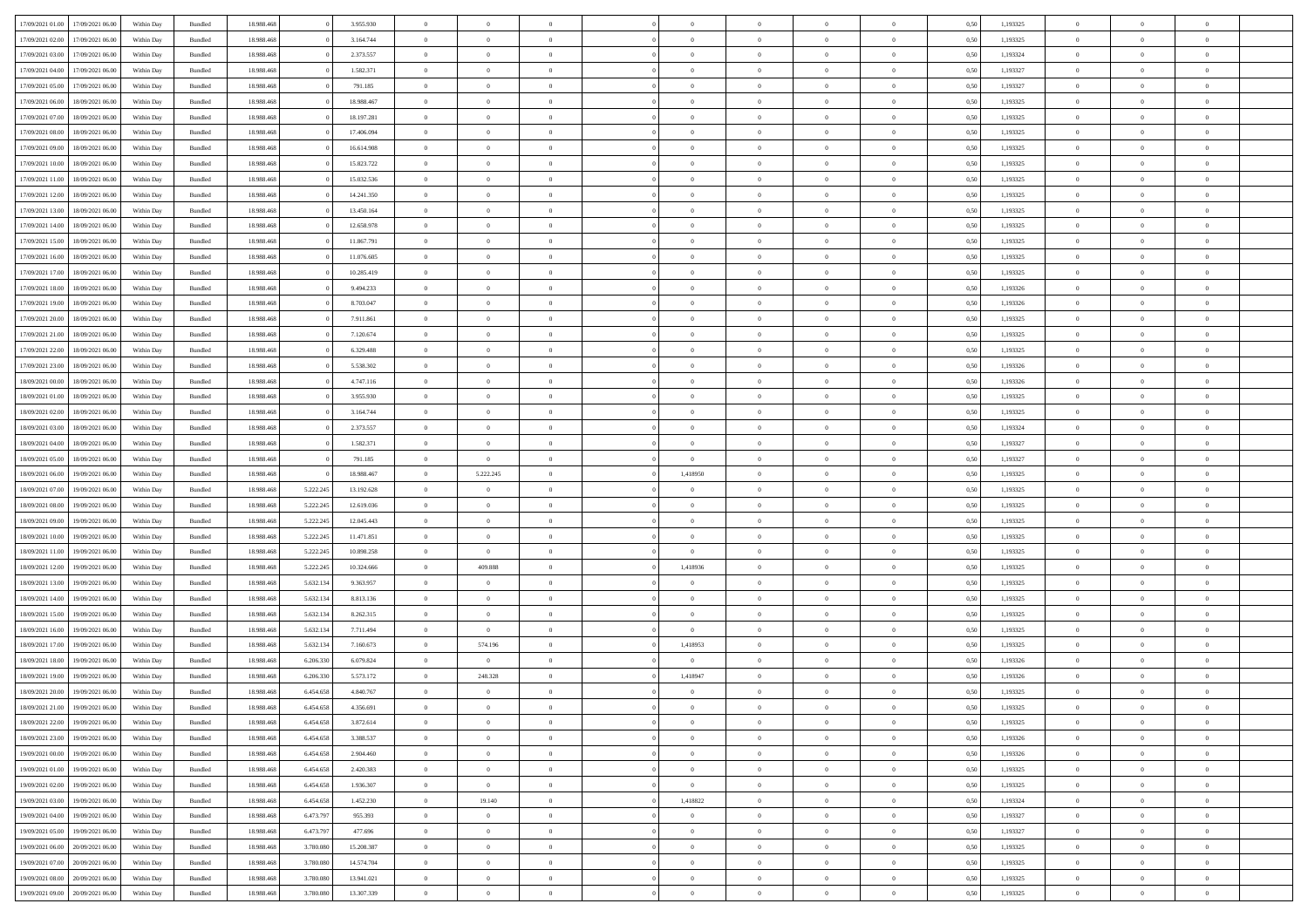| | | | | | | | | | | | | | | | | | | | | | |
|---|---|---|---|---|---|---|---|---|---|---|---|---|---|---|---|---|---|---|---|---|---|
| 17/09/2021 01:00 | 17/09/2021 06:00 | Within Day | Bundled | 18.988.468 | 0 | 3.955.930 | 0 | 0 | 0 | | 0 | 0 | 0 | 0 | 0 | 0,50 | 1,193325 | 0 | 0 | 0 | |
| 17/09/2021 02:00 | 17/09/2021 06:00 | Within Day | Bundled | 18.988.468 | 0 | 3.164.744 | 0 | 0 | 0 | | 0 | 0 | 0 | 0 | 0 | 0,50 | 1,193325 | 0 | 0 | 0 | |
| 17/09/2021 03:00 | 17/09/2021 06:00 | Within Day | Bundled | 18.988.468 | 0 | 2.373.557 | 0 | 0 | 0 | | 0 | 0 | 0 | 0 | 0 | 0,50 | 1,193324 | 0 | 0 | 0 | |
| 17/09/2021 04:00 | 17/09/2021 06:00 | Within Day | Bundled | 18.988.468 | 0 | 1.582.371 | 0 | 0 | 0 | | 0 | 0 | 0 | 0 | 0 | 0,50 | 1,193327 | 0 | 0 | 0 | |
| 17/09/2021 05:00 | 17/09/2021 06:00 | Within Day | Bundled | 18.988.468 | 0 | 791.185 | 0 | 0 | 0 | | 0 | 0 | 0 | 0 | 0 | 0,50 | 1,193327 | 0 | 0 | 0 | |
| 17/09/2021 06:00 | 18/09/2021 06:00 | Within Day | Bundled | 18.988.468 | 0 | 18.988.467 | 0 | 0 | 0 | | 0 | 0 | 0 | 0 | 0 | 0,50 | 1,193325 | 0 | 0 | 0 | |
| 17/09/2021 07:00 | 18/09/2021 06:00 | Within Day | Bundled | 18.988.468 | 0 | 18.197.281 | 0 | 0 | 0 | | 0 | 0 | 0 | 0 | 0 | 0,50 | 1,193325 | 0 | 0 | 0 | |
| 17/09/2021 08:00 | 18/09/2021 06:00 | Within Day | Bundled | 18.988.468 | 0 | 17.406.094 | 0 | 0 | 0 | | 0 | 0 | 0 | 0 | 0 | 0,50 | 1,193325 | 0 | 0 | 0 | |
| 17/09/2021 09:00 | 18/09/2021 06:00 | Within Day | Bundled | 18.988.468 | 0 | 16.614.908 | 0 | 0 | 0 | | 0 | 0 | 0 | 0 | 0 | 0,50 | 1,193325 | 0 | 0 | 0 | |
| 17/09/2021 10:00 | 18/09/2021 06:00 | Within Day | Bundled | 18.988.468 | 0 | 15.823.722 | 0 | 0 | 0 | | 0 | 0 | 0 | 0 | 0 | 0,50 | 1,193325 | 0 | 0 | 0 | |
| 17/09/2021 11:00 | 18/09/2021 06:00 | Within Day | Bundled | 18.988.468 | 0 | 15.032.536 | 0 | 0 | 0 | | 0 | 0 | 0 | 0 | 0 | 0,50 | 1,193325 | 0 | 0 | 0 | |
| 17/09/2021 12:00 | 18/09/2021 06:00 | Within Day | Bundled | 18.988.468 | 0 | 14.241.350 | 0 | 0 | 0 | | 0 | 0 | 0 | 0 | 0 | 0,50 | 1,193325 | 0 | 0 | 0 | |
| 17/09/2021 13:00 | 18/09/2021 06:00 | Within Day | Bundled | 18.988.468 | 0 | 13.450.164 | 0 | 0 | 0 | | 0 | 0 | 0 | 0 | 0 | 0,50 | 1,193325 | 0 | 0 | 0 | |
| 17/09/2021 14:00 | 18/09/2021 06:00 | Within Day | Bundled | 18.988.468 | 0 | 12.658.978 | 0 | 0 | 0 | | 0 | 0 | 0 | 0 | 0 | 0,50 | 1,193325 | 0 | 0 | 0 | |
| 17/09/2021 15:00 | 18/09/2021 06:00 | Within Day | Bundled | 18.988.468 | 0 | 11.867.791 | 0 | 0 | 0 | | 0 | 0 | 0 | 0 | 0 | 0,50 | 1,193325 | 0 | 0 | 0 | |
| 17/09/2021 16:00 | 18/09/2021 06:00 | Within Day | Bundled | 18.988.468 | 0 | 11.076.605 | 0 | 0 | 0 | | 0 | 0 | 0 | 0 | 0 | 0,50 | 1,193325 | 0 | 0 | 0 | |
| 17/09/2021 17:00 | 18/09/2021 06:00 | Within Day | Bundled | 18.988.468 | 0 | 10.285.419 | 0 | 0 | 0 | | 0 | 0 | 0 | 0 | 0 | 0,50 | 1,193325 | 0 | 0 | 0 | |
| 17/09/2021 18:00 | 18/09/2021 06:00 | Within Day | Bundled | 18.988.468 | 0 | 9.494.233 | 0 | 0 | 0 | | 0 | 0 | 0 | 0 | 0 | 0,50 | 1,193326 | 0 | 0 | 0 | |
| 17/09/2021 19:00 | 18/09/2021 06:00 | Within Day | Bundled | 18.988.468 | 0 | 8.703.047 | 0 | 0 | 0 | | 0 | 0 | 0 | 0 | 0 | 0,50 | 1,193326 | 0 | 0 | 0 | |
| 17/09/2021 20:00 | 18/09/2021 06:00 | Within Day | Bundled | 18.988.468 | 0 | 7.911.861 | 0 | 0 | 0 | | 0 | 0 | 0 | 0 | 0 | 0,50 | 1,193325 | 0 | 0 | 0 | |
| 17/09/2021 21:00 | 18/09/2021 06:00 | Within Day | Bundled | 18.988.468 | 0 | 7.120.674 | 0 | 0 | 0 | | 0 | 0 | 0 | 0 | 0 | 0,50 | 1,193325 | 0 | 0 | 0 | |
| 17/09/2021 22:00 | 18/09/2021 06:00 | Within Day | Bundled | 18.988.468 | 0 | 6.329.488 | 0 | 0 | 0 | | 0 | 0 | 0 | 0 | 0 | 0,50 | 1,193325 | 0 | 0 | 0 | |
| 17/09/2021 23:00 | 18/09/2021 06:00 | Within Day | Bundled | 18.988.468 | 0 | 5.538.302 | 0 | 0 | 0 | | 0 | 0 | 0 | 0 | 0 | 0,50 | 1,193326 | 0 | 0 | 0 | |
| 18/09/2021 00:00 | 18/09/2021 06:00 | Within Day | Bundled | 18.988.468 | 0 | 4.747.116 | 0 | 0 | 0 | | 0 | 0 | 0 | 0 | 0 | 0,50 | 1,193326 | 0 | 0 | 0 | |
| 18/09/2021 01:00 | 18/09/2021 06:00 | Within Day | Bundled | 18.988.468 | 0 | 3.955.930 | 0 | 0 | 0 | | 0 | 0 | 0 | 0 | 0 | 0,50 | 1,193325 | 0 | 0 | 0 | |
| 18/09/2021 02:00 | 18/09/2021 06:00 | Within Day | Bundled | 18.988.468 | 0 | 3.164.744 | 0 | 0 | 0 | | 0 | 0 | 0 | 0 | 0 | 0,50 | 1,193325 | 0 | 0 | 0 | |
| 18/09/2021 03:00 | 18/09/2021 06:00 | Within Day | Bundled | 18.988.468 | 0 | 2.373.557 | 0 | 0 | 0 | | 0 | 0 | 0 | 0 | 0 | 0,50 | 1,193324 | 0 | 0 | 0 | |
| 18/09/2021 04:00 | 18/09/2021 06:00 | Within Day | Bundled | 18.988.468 | 0 | 1.582.371 | 0 | 0 | 0 | | 0 | 0 | 0 | 0 | 0 | 0,50 | 1,193327 | 0 | 0 | 0 | |
| 18/09/2021 05:00 | 18/09/2021 06:00 | Within Day | Bundled | 18.988.468 | 0 | 791.185 | 0 | 0 | 0 | | 0 | 0 | 0 | 0 | 0 | 0,50 | 1,193327 | 0 | 0 | 0 | |
| 18/09/2021 06:00 | 19/09/2021 06:00 | Within Day | Bundled | 18.988.468 | 0 | 18.988.467 | 0 | 5.222.245 | 0 | | 1,418950 | 0 | 0 | 0 | 0 | 0,50 | 1,193325 | 0 | 0 | 0 | |
| 18/09/2021 07:00 | 19/09/2021 06:00 | Within Day | Bundled | 18.988.468 | 5.222.245 | 13.192.628 | 0 | 0 | 0 | | 0 | 0 | 0 | 0 | 0 | 0,50 | 1,193325 | 0 | 0 | 0 | |
| 18/09/2021 08:00 | 19/09/2021 06:00 | Within Day | Bundled | 18.988.468 | 5.222.245 | 12.619.036 | 0 | 0 | 0 | | 0 | 0 | 0 | 0 | 0 | 0,50 | 1,193325 | 0 | 0 | 0 | |
| 18/09/2021 09:00 | 19/09/2021 06:00 | Within Day | Bundled | 18.988.468 | 5.222.245 | 12.045.443 | 0 | 0 | 0 | | 0 | 0 | 0 | 0 | 0 | 0,50 | 1,193325 | 0 | 0 | 0 | |
| 18/09/2021 10:00 | 19/09/2021 06:00 | Within Day | Bundled | 18.988.468 | 5.222.245 | 11.471.851 | 0 | 0 | 0 | | 0 | 0 | 0 | 0 | 0 | 0,50 | 1,193325 | 0 | 0 | 0 | |
| 18/09/2021 11:00 | 19/09/2021 06:00 | Within Day | Bundled | 18.988.468 | 5.222.245 | 10.898.258 | 0 | 0 | 0 | | 0 | 0 | 0 | 0 | 0 | 0,50 | 1,193325 | 0 | 0 | 0 | |
| 18/09/2021 12:00 | 19/09/2021 06:00 | Within Day | Bundled | 18.988.468 | 5.222.245 | 10.324.666 | 0 | 409.888 | 0 | | 1,418936 | 0 | 0 | 0 | 0 | 0,50 | 1,193325 | 0 | 0 | 0 | |
| 18/09/2021 13:00 | 19/09/2021 06:00 | Within Day | Bundled | 18.988.468 | 5.632.134 | 9.363.957 | 0 | 0 | 0 | | 0 | 0 | 0 | 0 | 0 | 0,50 | 1,193325 | 0 | 0 | 0 | |
| 18/09/2021 14:00 | 19/09/2021 06:00 | Within Day | Bundled | 18.988.468 | 5.632.134 | 8.813.136 | 0 | 0 | 0 | | 0 | 0 | 0 | 0 | 0 | 0,50 | 1,193325 | 0 | 0 | 0 | |
| 18/09/2021 15:00 | 19/09/2021 06:00 | Within Day | Bundled | 18.988.468 | 5.632.134 | 8.262.315 | 0 | 0 | 0 | | 0 | 0 | 0 | 0 | 0 | 0,50 | 1,193325 | 0 | 0 | 0 | |
| 18/09/2021 16:00 | 19/09/2021 06:00 | Within Day | Bundled | 18.988.468 | 5.632.134 | 7.711.494 | 0 | 0 | 0 | | 0 | 0 | 0 | 0 | 0 | 0,50 | 1,193325 | 0 | 0 | 0 | |
| 18/09/2021 17:00 | 19/09/2021 06:00 | Within Day | Bundled | 18.988.468 | 5.632.134 | 7.160.673 | 0 | 574.196 | 0 | | 1,418953 | 0 | 0 | 0 | 0 | 0,50 | 1,193325 | 0 | 0 | 0 | |
| 18/09/2021 18:00 | 19/09/2021 06:00 | Within Day | Bundled | 18.988.468 | 6.206.330 | 6.079.824 | 0 | 0 | 0 | | 0 | 0 | 0 | 0 | 0 | 0,50 | 1,193326 | 0 | 0 | 0 | |
| 18/09/2021 19:00 | 19/09/2021 06:00 | Within Day | Bundled | 18.988.468 | 6.206.330 | 5.573.172 | 0 | 248.328 | 0 | | 1,418947 | 0 | 0 | 0 | 0 | 0,50 | 1,193326 | 0 | 0 | 0 | |
| 18/09/2021 20:00 | 19/09/2021 06:00 | Within Day | Bundled | 18.988.468 | 6.454.658 | 4.840.767 | 0 | 0 | 0 | | 0 | 0 | 0 | 0 | 0 | 0,50 | 1,193325 | 0 | 0 | 0 | |
| 18/09/2021 21:00 | 19/09/2021 06:00 | Within Day | Bundled | 18.988.468 | 6.454.658 | 4.356.691 | 0 | 0 | 0 | | 0 | 0 | 0 | 0 | 0 | 0,50 | 1,193325 | 0 | 0 | 0 | |
| 18/09/2021 22:00 | 19/09/2021 06:00 | Within Day | Bundled | 18.988.468 | 6.454.658 | 3.872.614 | 0 | 0 | 0 | | 0 | 0 | 0 | 0 | 0 | 0,50 | 1,193325 | 0 | 0 | 0 | |
| 18/09/2021 23:00 | 19/09/2021 06:00 | Within Day | Bundled | 18.988.468 | 6.454.658 | 3.388.537 | 0 | 0 | 0 | | 0 | 0 | 0 | 0 | 0 | 0,50 | 1,193326 | 0 | 0 | 0 | |
| 19/09/2021 00:00 | 19/09/2021 06:00 | Within Day | Bundled | 18.988.468 | 6.454.658 | 2.904.460 | 0 | 0 | 0 | | 0 | 0 | 0 | 0 | 0 | 0,50 | 1,193326 | 0 | 0 | 0 | |
| 19/09/2021 01:00 | 19/09/2021 06:00 | Within Day | Bundled | 18.988.468 | 6.454.658 | 2.420.383 | 0 | 0 | 0 | | 0 | 0 | 0 | 0 | 0 | 0,50 | 1,193325 | 0 | 0 | 0 | |
| 19/09/2021 02:00 | 19/09/2021 06:00 | Within Day | Bundled | 18.988.468 | 6.454.658 | 1.936.307 | 0 | 0 | 0 | | 0 | 0 | 0 | 0 | 0 | 0,50 | 1,193325 | 0 | 0 | 0 | |
| 19/09/2021 03:00 | 19/09/2021 06:00 | Within Day | Bundled | 18.988.468 | 6.454.658 | 1.452.230 | 0 | 19.140 | 0 | | 1,418822 | 0 | 0 | 0 | 0 | 0,50 | 1,193324 | 0 | 0 | 0 | |
| 19/09/2021 04:00 | 19/09/2021 06:00 | Within Day | Bundled | 18.988.468 | 6.473.797 | 955.393 | 0 | 0 | 0 | | 0 | 0 | 0 | 0 | 0 | 0,50 | 1,193327 | 0 | 0 | 0 | |
| 19/09/2021 05:00 | 19/09/2021 06:00 | Within Day | Bundled | 18.988.468 | 6.473.797 | 477.696 | 0 | 0 | 0 | | 0 | 0 | 0 | 0 | 0 | 0,50 | 1,193327 | 0 | 0 | 0 | |
| 19/09/2021 06:00 | 20/09/2021 06:00 | Within Day | Bundled | 18.988.468 | 3.780.080 | 15.208.387 | 0 | 0 | 0 | | 0 | 0 | 0 | 0 | 0 | 0,50 | 1,193325 | 0 | 0 | 0 | |
| 19/09/2021 07:00 | 20/09/2021 06:00 | Within Day | Bundled | 18.988.468 | 3.780.080 | 14.574.704 | 0 | 0 | 0 | | 0 | 0 | 0 | 0 | 0 | 0,50 | 1,193325 | 0 | 0 | 0 | |
| 19/09/2021 08:00 | 20/09/2021 06:00 | Within Day | Bundled | 18.988.468 | 3.780.080 | 13.941.021 | 0 | 0 | 0 | | 0 | 0 | 0 | 0 | 0 | 0,50 | 1,193325 | 0 | 0 | 0 | |
| 19/09/2021 09:00 | 20/09/2021 06:00 | Within Day | Bundled | 18.988.468 | 3.780.080 | 13.307.339 | 0 | 0 | 0 | | 0 | 0 | 0 | 0 | 0 | 0,50 | 1,193325 | 0 | 0 | 0 | |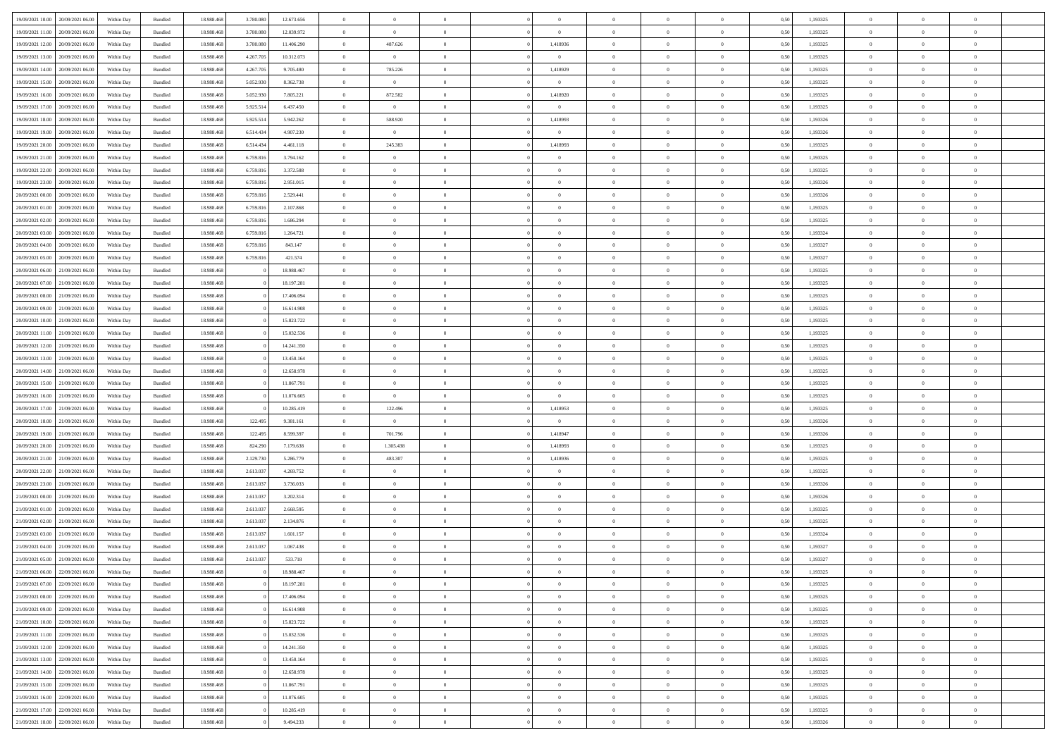| 19/09/2021 10:00 | 20/09/2021 06:00 | Within Day | Bundled | 18.988.468 | 3.780.080 | 12.673.656 | 0 | 0 | 0 | | 0 | 0 | 0 | 0 | 0,50 | 1,193325 | 0 | 0 | 0 | |
|---|---|---|---|---|---|---|---|---|---|---|---|---|---|---|---|---|---|---|---|---|
| 19/09/2021 11:00 | 20/09/2021 06:00 | Within Day | Bundled | 18.988.468 | 3.780.080 | 12.039.972 | 0 | 0 | 0 | | 0 | 0 | 0 | 0 | 0,50 | 1,193325 | 0 | 0 | 0 | |
| 19/09/2021 12:00 | 20/09/2021 06:00 | Within Day | Bundled | 18.988.468 | 3.780.080 | 11.406.290 | 0 | 487.626 | 0 | | 1,418936 | 0 | 0 | 0 | 0,50 | 1,193325 | 0 | 0 | 0 | |
| 19/09/2021 13:00 | 20/09/2021 06:00 | Within Day | Bundled | 18.988.468 | 4.267.705 | 10.312.073 | 0 | 0 | 0 | | 0 | 0 | 0 | 0 | 0,50 | 1,193325 | 0 | 0 | 0 | |
| 19/09/2021 14:00 | 20/09/2021 06:00 | Within Day | Bundled | 18.988.468 | 4.267.705 | 9.705.480 | 0 | 785.226 | 0 | | 1,418929 | 0 | 0 | 0 | 0,50 | 1,193325 | 0 | 0 | 0 | |
| 19/09/2021 15:00 | 20/09/2021 06:00 | Within Day | Bundled | 18.988.468 | 5.052.930 | 8.362.738 | 0 | 0 | 0 | | 0 | 0 | 0 | 0 | 0,50 | 1,193325 | 0 | 0 | 0 | |
| 19/09/2021 16:00 | 20/09/2021 06:00 | Within Day | Bundled | 18.988.468 | 5.052.930 | 7.805.221 | 0 | 872.582 | 0 | | 1,418920 | 0 | 0 | 0 | 0,50 | 1,193325 | 0 | 0 | 0 | |
| 19/09/2021 17:00 | 20/09/2021 06:00 | Within Day | Bundled | 18.988.468 | 5.925.514 | 6.437.450 | 0 | 0 | 0 | | 0 | 0 | 0 | 0 | 0,50 | 1,193325 | 0 | 0 | 0 | |
| 19/09/2021 18:00 | 20/09/2021 06:00 | Within Day | Bundled | 18.988.468 | 5.925.514 | 5.942.262 | 0 | 588.920 | 0 | | 1,418993 | 0 | 0 | 0 | 0,50 | 1,193326 | 0 | 0 | 0 | |
| 19/09/2021 19:00 | 20/09/2021 06:00 | Within Day | Bundled | 18.988.468 | 6.514.434 | 4.907.230 | 0 | 0 | 0 | | 0 | 0 | 0 | 0 | 0,50 | 1,193326 | 0 | 0 | 0 | |
| 19/09/2021 20:00 | 20/09/2021 06:00 | Within Day | Bundled | 18.988.468 | 6.514.434 | 4.461.118 | 0 | 245.383 | 0 | | 1,418993 | 0 | 0 | 0 | 0,50 | 1,193325 | 0 | 0 | 0 | |
| 19/09/2021 21:00 | 20/09/2021 06:00 | Within Day | Bundled | 18.988.468 | 6.759.816 | 3.794.162 | 0 | 0 | 0 | | 0 | 0 | 0 | 0 | 0,50 | 1,193325 | 0 | 0 | 0 | |
| 19/09/2021 22:00 | 20/09/2021 06:00 | Within Day | Bundled | 18.988.468 | 6.759.816 | 3.372.588 | 0 | 0 | 0 | | 0 | 0 | 0 | 0 | 0,50 | 1,193325 | 0 | 0 | 0 | |
| 19/09/2021 23:00 | 20/09/2021 06:00 | Within Day | Bundled | 18.988.468 | 6.759.816 | 2.951.015 | 0 | 0 | 0 | | 0 | 0 | 0 | 0 | 0,50 | 1,193326 | 0 | 0 | 0 | |
| 20/09/2021 00:00 | 20/09/2021 06:00 | Within Day | Bundled | 18.988.468 | 6.759.816 | 2.529.441 | 0 | 0 | 0 | | 0 | 0 | 0 | 0 | 0,50 | 1,193326 | 0 | 0 | 0 | |
| 20/09/2021 01:00 | 20/09/2021 06:00 | Within Day | Bundled | 18.988.468 | 6.759.816 | 2.107.868 | 0 | 0 | 0 | | 0 | 0 | 0 | 0 | 0,50 | 1,193325 | 0 | 0 | 0 | |
| 20/09/2021 02:00 | 20/09/2021 06:00 | Within Day | Bundled | 18.988.468 | 6.759.816 | 1.686.294 | 0 | 0 | 0 | | 0 | 0 | 0 | 0 | 0,50 | 1,193325 | 0 | 0 | 0 | |
| 20/09/2021 03:00 | 20/09/2021 06:00 | Within Day | Bundled | 18.988.468 | 6.759.816 | 1.264.721 | 0 | 0 | 0 | | 0 | 0 | 0 | 0 | 0,50 | 1,193324 | 0 | 0 | 0 | |
| 20/09/2021 04:00 | 20/09/2021 06:00 | Within Day | Bundled | 18.988.468 | 6.759.816 | 843.147 | 0 | 0 | 0 | | 0 | 0 | 0 | 0 | 0,50 | 1,193327 | 0 | 0 | 0 | |
| 20/09/2021 05:00 | 20/09/2021 06:00 | Within Day | Bundled | 18.988.468 | 6.759.816 | 421.574 | 0 | 0 | 0 | | 0 | 0 | 0 | 0 | 0,50 | 1,193327 | 0 | 0 | 0 | |
| 20/09/2021 06:00 | 21/09/2021 06:00 | Within Day | Bundled | 18.988.468 | 0 | 18.988.467 | 0 | 0 | 0 | | 0 | 0 | 0 | 0 | 0,50 | 1,193325 | 0 | 0 | 0 | |
| 20/09/2021 07:00 | 21/09/2021 06:00 | Within Day | Bundled | 18.988.468 | 0 | 18.197.281 | 0 | 0 | 0 | | 0 | 0 | 0 | 0 | 0,50 | 1,193325 | 0 | 0 | 0 | |
| 20/09/2021 08:00 | 21/09/2021 06:00 | Within Day | Bundled | 18.988.468 | 0 | 17.406.094 | 0 | 0 | 0 | | 0 | 0 | 0 | 0 | 0,50 | 1,193325 | 0 | 0 | 0 | |
| 20/09/2021 09:00 | 21/09/2021 06:00 | Within Day | Bundled | 18.988.468 | 0 | 16.614.908 | 0 | 0 | 0 | | 0 | 0 | 0 | 0 | 0,50 | 1,193325 | 0 | 0 | 0 | |
| 20/09/2021 10:00 | 21/09/2021 06:00 | Within Day | Bundled | 18.988.468 | 0 | 15.823.722 | 0 | 0 | 0 | | 0 | 0 | 0 | 0 | 0,50 | 1,193325 | 0 | 0 | 0 | |
| 20/09/2021 11:00 | 21/09/2021 06:00 | Within Day | Bundled | 18.988.468 | 0 | 15.032.536 | 0 | 0 | 0 | | 0 | 0 | 0 | 0 | 0,50 | 1,193325 | 0 | 0 | 0 | |
| 20/09/2021 12:00 | 21/09/2021 06:00 | Within Day | Bundled | 18.988.468 | 0 | 14.241.350 | 0 | 0 | 0 | | 0 | 0 | 0 | 0 | 0,50 | 1,193325 | 0 | 0 | 0 | |
| 20/09/2021 13:00 | 21/09/2021 06:00 | Within Day | Bundled | 18.988.468 | 0 | 13.450.164 | 0 | 0 | 0 | | 0 | 0 | 0 | 0 | 0,50 | 1,193325 | 0 | 0 | 0 | |
| 20/09/2021 14:00 | 21/09/2021 06:00 | Within Day | Bundled | 18.988.468 | 0 | 12.658.978 | 0 | 0 | 0 | | 0 | 0 | 0 | 0 | 0,50 | 1,193325 | 0 | 0 | 0 | |
| 20/09/2021 15:00 | 21/09/2021 06:00 | Within Day | Bundled | 18.988.468 | 0 | 11.867.791 | 0 | 0 | 0 | | 0 | 0 | 0 | 0 | 0,50 | 1,193325 | 0 | 0 | 0 | |
| 20/09/2021 16:00 | 21/09/2021 06:00 | Within Day | Bundled | 18.988.468 | 0 | 11.076.605 | 0 | 0 | 0 | | 0 | 0 | 0 | 0 | 0,50 | 1,193325 | 0 | 0 | 0 | |
| 20/09/2021 17:00 | 21/09/2021 06:00 | Within Day | Bundled | 18.988.468 | 0 | 10.285.419 | 0 | 122.496 | 0 | | 1,418953 | 0 | 0 | 0 | 0,50 | 1,193325 | 0 | 0 | 0 | |
| 20/09/2021 18:00 | 21/09/2021 06:00 | Within Day | Bundled | 18.988.468 | 122.495 | 9.381.161 | 0 | 0 | 0 | | 0 | 0 | 0 | 0 | 0,50 | 1,193326 | 0 | 0 | 0 | |
| 20/09/2021 19:00 | 21/09/2021 06:00 | Within Day | Bundled | 18.988.468 | 122.495 | 8.599.397 | 0 | 701.796 | 0 | | 1,418947 | 0 | 0 | 0 | 0,50 | 1,193326 | 0 | 0 | 0 | |
| 20/09/2021 20:00 | 21/09/2021 06:00 | Within Day | Bundled | 18.988.468 | 824.290 | 7.179.638 | 0 | 1.305.438 | 0 | | 1,418993 | 0 | 0 | 0 | 0,50 | 1,193325 | 0 | 0 | 0 | |
| 20/09/2021 21:00 | 21/09/2021 06:00 | Within Day | Bundled | 18.988.468 | 2.129.730 | 5.286.779 | 0 | 483.307 | 0 | | 1,418936 | 0 | 0 | 0 | 0,50 | 1,193325 | 0 | 0 | 0 | |
| 20/09/2021 22:00 | 21/09/2021 06:00 | Within Day | Bundled | 18.988.468 | 2.613.037 | 4.269.752 | 0 | 0 | 0 | | 0 | 0 | 0 | 0 | 0,50 | 1,193325 | 0 | 0 | 0 | |
| 20/09/2021 23:00 | 21/09/2021 06:00 | Within Day | Bundled | 18.988.468 | 2.613.037 | 3.736.033 | 0 | 0 | 0 | | 0 | 0 | 0 | 0 | 0,50 | 1,193326 | 0 | 0 | 0 | |
| 21/09/2021 00:00 | 21/09/2021 06:00 | Within Day | Bundled | 18.988.468 | 2.613.037 | 3.202.314 | 0 | 0 | 0 | | 0 | 0 | 0 | 0 | 0,50 | 1,193326 | 0 | 0 | 0 | |
| 21/09/2021 01:00 | 21/09/2021 06:00 | Within Day | Bundled | 18.988.468 | 2.613.037 | 2.668.595 | 0 | 0 | 0 | | 0 | 0 | 0 | 0 | 0,50 | 1,193325 | 0 | 0 | 0 | |
| 21/09/2021 02:00 | 21/09/2021 06:00 | Within Day | Bundled | 18.988.468 | 2.613.037 | 2.134.876 | 0 | 0 | 0 | | 0 | 0 | 0 | 0 | 0,50 | 1,193325 | 0 | 0 | 0 | |
| 21/09/2021 03:00 | 21/09/2021 06:00 | Within Day | Bundled | 18.988.468 | 2.613.037 | 1.601.157 | 0 | 0 | 0 | | 0 | 0 | 0 | 0 | 0,50 | 1,193324 | 0 | 0 | 0 | |
| 21/09/2021 04:00 | 21/09/2021 06:00 | Within Day | Bundled | 18.988.468 | 2.613.037 | 1.067.438 | 0 | 0 | 0 | | 0 | 0 | 0 | 0 | 0,50 | 1,193327 | 0 | 0 | 0 | |
| 21/09/2021 05:00 | 21/09/2021 06:00 | Within Day | Bundled | 18.988.468 | 2.613.037 | 533.718 | 0 | 0 | 0 | | 0 | 0 | 0 | 0 | 0,50 | 1,193327 | 0 | 0 | 0 | |
| 21/09/2021 06:00 | 22/09/2021 06:00 | Within Day | Bundled | 18.988.468 | 0 | 18.988.467 | 0 | 0 | 0 | | 0 | 0 | 0 | 0 | 0,50 | 1,193325 | 0 | 0 | 0 | |
| 21/09/2021 07:00 | 22/09/2021 06:00 | Within Day | Bundled | 18.988.468 | 0 | 18.197.281 | 0 | 0 | 0 | | 0 | 0 | 0 | 0 | 0,50 | 1,193325 | 0 | 0 | 0 | |
| 21/09/2021 08:00 | 22/09/2021 06:00 | Within Day | Bundled | 18.988.468 | 0 | 17.406.094 | 0 | 0 | 0 | | 0 | 0 | 0 | 0 | 0,50 | 1,193325 | 0 | 0 | 0 | |
| 21/09/2021 09:00 | 22/09/2021 06:00 | Within Day | Bundled | 18.988.468 | 0 | 16.614.908 | 0 | 0 | 0 | | 0 | 0 | 0 | 0 | 0,50 | 1,193325 | 0 | 0 | 0 | |
| 21/09/2021 10:00 | 22/09/2021 06:00 | Within Day | Bundled | 18.988.468 | 0 | 15.823.722 | 0 | 0 | 0 | | 0 | 0 | 0 | 0 | 0,50 | 1,193325 | 0 | 0 | 0 | |
| 21/09/2021 11:00 | 22/09/2021 06:00 | Within Day | Bundled | 18.988.468 | 0 | 15.032.536 | 0 | 0 | 0 | | 0 | 0 | 0 | 0 | 0,50 | 1,193325 | 0 | 0 | 0 | |
| 21/09/2021 12:00 | 22/09/2021 06:00 | Within Day | Bundled | 18.988.468 | 0 | 14.241.350 | 0 | 0 | 0 | | 0 | 0 | 0 | 0 | 0,50 | 1,193325 | 0 | 0 | 0 | |
| 21/09/2021 13:00 | 22/09/2021 06:00 | Within Day | Bundled | 18.988.468 | 0 | 13.450.164 | 0 | 0 | 0 | | 0 | 0 | 0 | 0 | 0,50 | 1,193325 | 0 | 0 | 0 | |
| 21/09/2021 14:00 | 22/09/2021 06:00 | Within Day | Bundled | 18.988.468 | 0 | 12.658.978 | 0 | 0 | 0 | | 0 | 0 | 0 | 0 | 0,50 | 1,193325 | 0 | 0 | 0 | |
| 21/09/2021 15:00 | 22/09/2021 06:00 | Within Day | Bundled | 18.988.468 | 0 | 11.867.791 | 0 | 0 | 0 | | 0 | 0 | 0 | 0 | 0,50 | 1,193325 | 0 | 0 | 0 | |
| 21/09/2021 16:00 | 22/09/2021 06:00 | Within Day | Bundled | 18.988.468 | 0 | 11.076.605 | 0 | 0 | 0 | | 0 | 0 | 0 | 0 | 0,50 | 1,193325 | 0 | 0 | 0 | |
| 21/09/2021 17:00 | 22/09/2021 06:00 | Within Day | Bundled | 18.988.468 | 0 | 10.285.419 | 0 | 0 | 0 | | 0 | 0 | 0 | 0 | 0,50 | 1,193325 | 0 | 0 | 0 | |
| 21/09/2021 18:00 | 22/09/2021 06:00 | Within Day | Bundled | 18.988.468 | 0 | 9.494.233 | 0 | 0 | 0 | | 0 | 0 | 0 | 0 | 0,50 | 1,193326 | 0 | 0 | 0 | |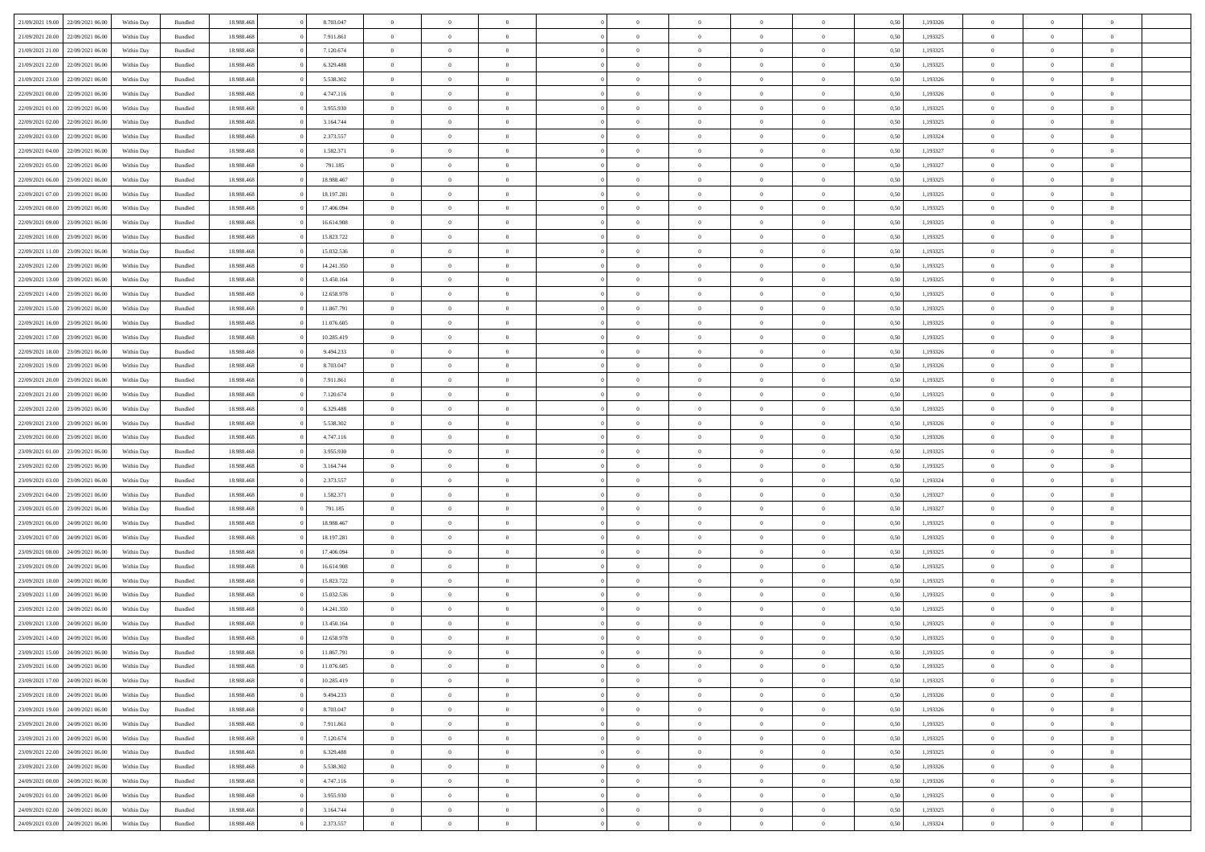| | | | | | | | | | | | | | | | | | | | | | |
|---|---|---|---|---|---|---|---|---|---|---|---|---|---|---|---|---|---|---|---|---|---|
| 21/09/2021 19:00 | 22/09/2021 06:00 | Within Day | Bundled | 18.988.468 | 0 | 8.703.047 | 0 | 0 | 0 | | 0 | 0 | 0 | 0 | 0,50 | 1,193326 | 0 | 0 | 0 | |
| 21/09/2021 20:00 | 22/09/2021 06:00 | Within Day | Bundled | 18.988.468 | 0 | 7.911.861 | 0 | 0 | 0 | | 0 | 0 | 0 | 0 | 0,50 | 1,193325 | 0 | 0 | 0 | |
| 21/09/2021 21:00 | 22/09/2021 06:00 | Within Day | Bundled | 18.988.468 | 0 | 7.120.674 | 0 | 0 | 0 | | 0 | 0 | 0 | 0 | 0,50 | 1,193325 | 0 | 0 | 0 | |
| 21/09/2021 22:00 | 22/09/2021 06:00 | Within Day | Bundled | 18.988.468 | 0 | 6.329.488 | 0 | 0 | 0 | | 0 | 0 | 0 | 0 | 0,50 | 1,193325 | 0 | 0 | 0 | |
| 21/09/2021 23:00 | 22/09/2021 06:00 | Within Day | Bundled | 18.988.468 | 0 | 5.538.302 | 0 | 0 | 0 | | 0 | 0 | 0 | 0 | 0,50 | 1,193326 | 0 | 0 | 0 | |
| 22/09/2021 00:00 | 22/09/2021 06:00 | Within Day | Bundled | 18.988.468 | 0 | 4.747.116 | 0 | 0 | 0 | | 0 | 0 | 0 | 0 | 0,50 | 1,193326 | 0 | 0 | 0 | |
| 22/09/2021 01:00 | 22/09/2021 06:00 | Within Day | Bundled | 18.988.468 | 0 | 3.955.930 | 0 | 0 | 0 | | 0 | 0 | 0 | 0 | 0,50 | 1,193325 | 0 | 0 | 0 | |
| 22/09/2021 02:00 | 22/09/2021 06:00 | Within Day | Bundled | 18.988.468 | 0 | 3.164.744 | 0 | 0 | 0 | | 0 | 0 | 0 | 0 | 0,50 | 1,193325 | 0 | 0 | 0 | |
| 22/09/2021 03:00 | 22/09/2021 06:00 | Within Day | Bundled | 18.988.468 | 0 | 2.373.557 | 0 | 0 | 0 | | 0 | 0 | 0 | 0 | 0,50 | 1,193324 | 0 | 0 | 0 | |
| 22/09/2021 04:00 | 22/09/2021 06:00 | Within Day | Bundled | 18.988.468 | 0 | 1.582.371 | 0 | 0 | 0 | | 0 | 0 | 0 | 0 | 0,50 | 1,193327 | 0 | 0 | 0 | |
| 22/09/2021 05:00 | 22/09/2021 06:00 | Within Day | Bundled | 18.988.468 | 0 | 791.185 | 0 | 0 | 0 | | 0 | 0 | 0 | 0 | 0,50 | 1,193327 | 0 | 0 | 0 | |
| 22/09/2021 06:00 | 23/09/2021 06:00 | Within Day | Bundled | 18.988.468 | 0 | 18.988.467 | 0 | 0 | 0 | | 0 | 0 | 0 | 0 | 0,50 | 1,193325 | 0 | 0 | 0 | |
| 22/09/2021 07:00 | 23/09/2021 06:00 | Within Day | Bundled | 18.988.468 | 0 | 18.197.281 | 0 | 0 | 0 | | 0 | 0 | 0 | 0 | 0,50 | 1,193325 | 0 | 0 | 0 | |
| 22/09/2021 08:00 | 23/09/2021 06:00 | Within Day | Bundled | 18.988.468 | 0 | 17.406.094 | 0 | 0 | 0 | | 0 | 0 | 0 | 0 | 0,50 | 1,193325 | 0 | 0 | 0 | |
| 22/09/2021 09:00 | 23/09/2021 06:00 | Within Day | Bundled | 18.988.468 | 0 | 16.614.908 | 0 | 0 | 0 | | 0 | 0 | 0 | 0 | 0,50 | 1,193325 | 0 | 0 | 0 | |
| 22/09/2021 10:00 | 23/09/2021 06:00 | Within Day | Bundled | 18.988.468 | 0 | 15.823.722 | 0 | 0 | 0 | | 0 | 0 | 0 | 0 | 0,50 | 1,193325 | 0 | 0 | 0 | |
| 22/09/2021 11:00 | 23/09/2021 06:00 | Within Day | Bundled | 18.988.468 | 0 | 15.032.536 | 0 | 0 | 0 | | 0 | 0 | 0 | 0 | 0,50 | 1,193325 | 0 | 0 | 0 | |
| 22/09/2021 12:00 | 23/09/2021 06:00 | Within Day | Bundled | 18.988.468 | 0 | 14.241.350 | 0 | 0 | 0 | | 0 | 0 | 0 | 0 | 0,50 | 1,193325 | 0 | 0 | 0 | |
| 22/09/2021 13:00 | 23/09/2021 06:00 | Within Day | Bundled | 18.988.468 | 0 | 13.450.164 | 0 | 0 | 0 | | 0 | 0 | 0 | 0 | 0,50 | 1,193325 | 0 | 0 | 0 | |
| 22/09/2021 14:00 | 23/09/2021 06:00 | Within Day | Bundled | 18.988.468 | 0 | 12.658.978 | 0 | 0 | 0 | | 0 | 0 | 0 | 0 | 0,50 | 1,193325 | 0 | 0 | 0 | |
| 22/09/2021 15:00 | 23/09/2021 06:00 | Within Day | Bundled | 18.988.468 | 0 | 11.867.791 | 0 | 0 | 0 | | 0 | 0 | 0 | 0 | 0,50 | 1,193325 | 0 | 0 | 0 | |
| 22/09/2021 16:00 | 23/09/2021 06:00 | Within Day | Bundled | 18.988.468 | 0 | 11.076.605 | 0 | 0 | 0 | | 0 | 0 | 0 | 0 | 0,50 | 1,193325 | 0 | 0 | 0 | |
| 22/09/2021 17:00 | 23/09/2021 06:00 | Within Day | Bundled | 18.988.468 | 0 | 10.285.419 | 0 | 0 | 0 | | 0 | 0 | 0 | 0 | 0,50 | 1,193325 | 0 | 0 | 0 | |
| 22/09/2021 18:00 | 23/09/2021 06:00 | Within Day | Bundled | 18.988.468 | 0 | 9.494.233 | 0 | 0 | 0 | | 0 | 0 | 0 | 0 | 0,50 | 1,193326 | 0 | 0 | 0 | |
| 22/09/2021 19:00 | 23/09/2021 06:00 | Within Day | Bundled | 18.988.468 | 0 | 8.703.047 | 0 | 0 | 0 | | 0 | 0 | 0 | 0 | 0,50 | 1,193326 | 0 | 0 | 0 | |
| 22/09/2021 20:00 | 23/09/2021 06:00 | Within Day | Bundled | 18.988.468 | 0 | 7.911.861 | 0 | 0 | 0 | | 0 | 0 | 0 | 0 | 0,50 | 1,193325 | 0 | 0 | 0 | |
| 22/09/2021 21:00 | 23/09/2021 06:00 | Within Day | Bundled | 18.988.468 | 0 | 7.120.674 | 0 | 0 | 0 | | 0 | 0 | 0 | 0 | 0,50 | 1,193325 | 0 | 0 | 0 | |
| 22/09/2021 22:00 | 23/09/2021 06:00 | Within Day | Bundled | 18.988.468 | 0 | 6.329.488 | 0 | 0 | 0 | | 0 | 0 | 0 | 0 | 0,50 | 1,193325 | 0 | 0 | 0 | |
| 22/09/2021 23:00 | 23/09/2021 06:00 | Within Day | Bundled | 18.988.468 | 0 | 5.538.302 | 0 | 0 | 0 | | 0 | 0 | 0 | 0 | 0,50 | 1,193326 | 0 | 0 | 0 | |
| 23/09/2021 00:00 | 23/09/2021 06:00 | Within Day | Bundled | 18.988.468 | 0 | 4.747.116 | 0 | 0 | 0 | | 0 | 0 | 0 | 0 | 0,50 | 1,193326 | 0 | 0 | 0 | |
| 23/09/2021 01:00 | 23/09/2021 06:00 | Within Day | Bundled | 18.988.468 | 0 | 3.955.930 | 0 | 0 | 0 | | 0 | 0 | 0 | 0 | 0,50 | 1,193325 | 0 | 0 | 0 | |
| 23/09/2021 02:00 | 23/09/2021 06:00 | Within Day | Bundled | 18.988.468 | 0 | 3.164.744 | 0 | 0 | 0 | | 0 | 0 | 0 | 0 | 0,50 | 1,193325 | 0 | 0 | 0 | |
| 23/09/2021 03:00 | 23/09/2021 06:00 | Within Day | Bundled | 18.988.468 | 0 | 2.373.557 | 0 | 0 | 0 | | 0 | 0 | 0 | 0 | 0,50 | 1,193324 | 0 | 0 | 0 | |
| 23/09/2021 04:00 | 23/09/2021 06:00 | Within Day | Bundled | 18.988.468 | 0 | 1.582.371 | 0 | 0 | 0 | | 0 | 0 | 0 | 0 | 0,50 | 1,193327 | 0 | 0 | 0 | |
| 23/09/2021 05:00 | 23/09/2021 06:00 | Within Day | Bundled | 18.988.468 | 0 | 791.185 | 0 | 0 | 0 | | 0 | 0 | 0 | 0 | 0,50 | 1,193327 | 0 | 0 | 0 | |
| 23/09/2021 06:00 | 24/09/2021 06:00 | Within Day | Bundled | 18.988.468 | 0 | 18.988.467 | 0 | 0 | 0 | | 0 | 0 | 0 | 0 | 0,50 | 1,193325 | 0 | 0 | 0 | |
| 23/09/2021 07:00 | 24/09/2021 06:00 | Within Day | Bundled | 18.988.468 | 0 | 18.197.281 | 0 | 0 | 0 | | 0 | 0 | 0 | 0 | 0,50 | 1,193325 | 0 | 0 | 0 | |
| 23/09/2021 08:00 | 24/09/2021 06:00 | Within Day | Bundled | 18.988.468 | 0 | 17.406.094 | 0 | 0 | 0 | | 0 | 0 | 0 | 0 | 0,50 | 1,193325 | 0 | 0 | 0 | |
| 23/09/2021 09:00 | 24/09/2021 06:00 | Within Day | Bundled | 18.988.468 | 0 | 16.614.908 | 0 | 0 | 0 | | 0 | 0 | 0 | 0 | 0,50 | 1,193325 | 0 | 0 | 0 | |
| 23/09/2021 10:00 | 24/09/2021 06:00 | Within Day | Bundled | 18.988.468 | 0 | 15.823.722 | 0 | 0 | 0 | | 0 | 0 | 0 | 0 | 0,50 | 1,193325 | 0 | 0 | 0 | |
| 23/09/2021 11:00 | 24/09/2021 06:00 | Within Day | Bundled | 18.988.468 | 0 | 15.032.536 | 0 | 0 | 0 | | 0 | 0 | 0 | 0 | 0,50 | 1,193325 | 0 | 0 | 0 | |
| 23/09/2021 12:00 | 24/09/2021 06:00 | Within Day | Bundled | 18.988.468 | 0 | 14.241.350 | 0 | 0 | 0 | | 0 | 0 | 0 | 0 | 0,50 | 1,193325 | 0 | 0 | 0 | |
| 23/09/2021 13:00 | 24/09/2021 06:00 | Within Day | Bundled | 18.988.468 | 0 | 13.450.164 | 0 | 0 | 0 | | 0 | 0 | 0 | 0 | 0,50 | 1,193325 | 0 | 0 | 0 | |
| 23/09/2021 14:00 | 24/09/2021 06:00 | Within Day | Bundled | 18.988.468 | 0 | 12.658.978 | 0 | 0 | 0 | | 0 | 0 | 0 | 0 | 0,50 | 1,193325 | 0 | 0 | 0 | |
| 23/09/2021 15:00 | 24/09/2021 06:00 | Within Day | Bundled | 18.988.468 | 0 | 11.867.791 | 0 | 0 | 0 | | 0 | 0 | 0 | 0 | 0,50 | 1,193325 | 0 | 0 | 0 | |
| 23/09/2021 16:00 | 24/09/2021 06:00 | Within Day | Bundled | 18.988.468 | 0 | 11.076.605 | 0 | 0 | 0 | | 0 | 0 | 0 | 0 | 0,50 | 1,193325 | 0 | 0 | 0 | |
| 23/09/2021 17:00 | 24/09/2021 06:00 | Within Day | Bundled | 18.988.468 | 0 | 10.285.419 | 0 | 0 | 0 | | 0 | 0 | 0 | 0 | 0,50 | 1,193325 | 0 | 0 | 0 | |
| 23/09/2021 18:00 | 24/09/2021 06:00 | Within Day | Bundled | 18.988.468 | 0 | 9.494.233 | 0 | 0 | 0 | | 0 | 0 | 0 | 0 | 0,50 | 1,193326 | 0 | 0 | 0 | |
| 23/09/2021 19:00 | 24/09/2021 06:00 | Within Day | Bundled | 18.988.468 | 0 | 8.703.047 | 0 | 0 | 0 | | 0 | 0 | 0 | 0 | 0,50 | 1,193326 | 0 | 0 | 0 | |
| 23/09/2021 20:00 | 24/09/2021 06:00 | Within Day | Bundled | 18.988.468 | 0 | 7.911.861 | 0 | 0 | 0 | | 0 | 0 | 0 | 0 | 0,50 | 1,193325 | 0 | 0 | 0 | |
| 23/09/2021 21:00 | 24/09/2021 06:00 | Within Day | Bundled | 18.988.468 | 0 | 7.120.674 | 0 | 0 | 0 | | 0 | 0 | 0 | 0 | 0,50 | 1,193325 | 0 | 0 | 0 | |
| 23/09/2021 22:00 | 24/09/2021 06:00 | Within Day | Bundled | 18.988.468 | 0 | 6.329.488 | 0 | 0 | 0 | | 0 | 0 | 0 | 0 | 0,50 | 1,193325 | 0 | 0 | 0 | |
| 23/09/2021 23:00 | 24/09/2021 06:00 | Within Day | Bundled | 18.988.468 | 0 | 5.538.302 | 0 | 0 | 0 | | 0 | 0 | 0 | 0 | 0,50 | 1,193326 | 0 | 0 | 0 | |
| 24/09/2021 00:00 | 24/09/2021 06:00 | Within Day | Bundled | 18.988.468 | 0 | 4.747.116 | 0 | 0 | 0 | | 0 | 0 | 0 | 0 | 0,50 | 1,193326 | 0 | 0 | 0 | |
| 24/09/2021 01:00 | 24/09/2021 06:00 | Within Day | Bundled | 18.988.468 | 0 | 3.955.930 | 0 | 0 | 0 | | 0 | 0 | 0 | 0 | 0,50 | 1,193325 | 0 | 0 | 0 | |
| 24/09/2021 02:00 | 24/09/2021 06:00 | Within Day | Bundled | 18.988.468 | 0 | 3.164.744 | 0 | 0 | 0 | | 0 | 0 | 0 | 0 | 0,50 | 1,193325 | 0 | 0 | 0 | |
| 24/09/2021 03:00 | 24/09/2021 06:00 | Within Day | Bundled | 18.988.468 | 0 | 2.373.557 | 0 | 0 | 0 | | 0 | 0 | 0 | 0 | 0,50 | 1,193324 | 0 | 0 | 0 | |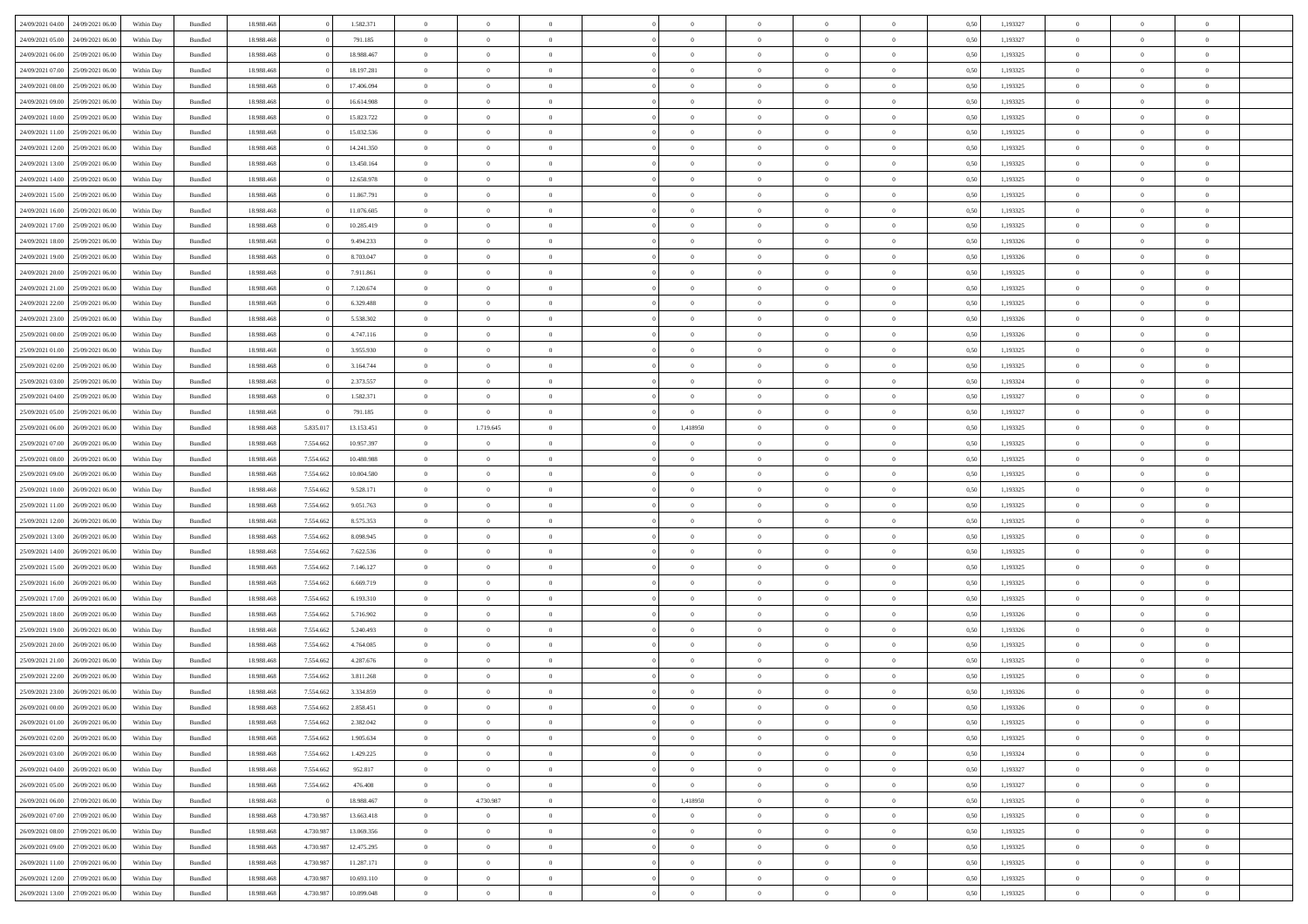| | | | | | | | | | | | | | | | | | | | | |
|---|---|---|---|---|---|---|---|---|---|---|---|---|---|---|---|---|---|---|---|---|
| 24/09/2021 04:00 | 24/09/2021 06:00 | Within Day | Bundled | 18.988.468 | 0 | 1.582.371 | 0 | 0 | 0 | | 0 | 0 | 0 | 0 | 0,50 | 1,193327 | 0 | 0 | 0 | |
| 24/09/2021 05:00 | 24/09/2021 06:00 | Within Day | Bundled | 18.988.468 | 0 | 791.185 | 0 | 0 | 0 | | 0 | 0 | 0 | 0 | 0,50 | 1,193327 | 0 | 0 | 0 | |
| 24/09/2021 06:00 | 25/09/2021 06:00 | Within Day | Bundled | 18.988.468 | 0 | 18.988.467 | 0 | 0 | 0 | | 0 | 0 | 0 | 0 | 0,50 | 1,193325 | 0 | 0 | 0 | |
| 24/09/2021 07:00 | 25/09/2021 06:00 | Within Day | Bundled | 18.988.468 | 0 | 18.197.281 | 0 | 0 | 0 | | 0 | 0 | 0 | 0 | 0,50 | 1,193325 | 0 | 0 | 0 | |
| 24/09/2021 08:00 | 25/09/2021 06:00 | Within Day | Bundled | 18.988.468 | 0 | 17.406.094 | 0 | 0 | 0 | | 0 | 0 | 0 | 0 | 0,50 | 1,193325 | 0 | 0 | 0 | |
| 24/09/2021 09:00 | 25/09/2021 06:00 | Within Day | Bundled | 18.988.468 | 0 | 16.614.908 | 0 | 0 | 0 | | 0 | 0 | 0 | 0 | 0,50 | 1,193325 | 0 | 0 | 0 | |
| 24/09/2021 10:00 | 25/09/2021 06:00 | Within Day | Bundled | 18.988.468 | 0 | 15.823.722 | 0 | 0 | 0 | | 0 | 0 | 0 | 0 | 0,50 | 1,193325 | 0 | 0 | 0 | |
| 24/09/2021 11:00 | 25/09/2021 06:00 | Within Day | Bundled | 18.988.468 | 0 | 15.032.536 | 0 | 0 | 0 | | 0 | 0 | 0 | 0 | 0,50 | 1,193325 | 0 | 0 | 0 | |
| 24/09/2021 12:00 | 25/09/2021 06:00 | Within Day | Bundled | 18.988.468 | 0 | 14.241.350 | 0 | 0 | 0 | | 0 | 0 | 0 | 0 | 0,50 | 1,193325 | 0 | 0 | 0 | |
| 24/09/2021 13:00 | 25/09/2021 06:00 | Within Day | Bundled | 18.988.468 | 0 | 13.450.164 | 0 | 0 | 0 | | 0 | 0 | 0 | 0 | 0,50 | 1,193325 | 0 | 0 | 0 | |
| 24/09/2021 14:00 | 25/09/2021 06:00 | Within Day | Bundled | 18.988.468 | 0 | 12.658.978 | 0 | 0 | 0 | | 0 | 0 | 0 | 0 | 0,50 | 1,193325 | 0 | 0 | 0 | |
| 24/09/2021 15:00 | 25/09/2021 06:00 | Within Day | Bundled | 18.988.468 | 0 | 11.867.791 | 0 | 0 | 0 | | 0 | 0 | 0 | 0 | 0,50 | 1,193325 | 0 | 0 | 0 | |
| 24/09/2021 16:00 | 25/09/2021 06:00 | Within Day | Bundled | 18.988.468 | 0 | 11.076.605 | 0 | 0 | 0 | | 0 | 0 | 0 | 0 | 0,50 | 1,193325 | 0 | 0 | 0 | |
| 24/09/2021 17:00 | 25/09/2021 06:00 | Within Day | Bundled | 18.988.468 | 0 | 10.285.419 | 0 | 0 | 0 | | 0 | 0 | 0 | 0 | 0,50 | 1,193325 | 0 | 0 | 0 | |
| 24/09/2021 18:00 | 25/09/2021 06:00 | Within Day | Bundled | 18.988.468 | 0 | 9.494.233 | 0 | 0 | 0 | | 0 | 0 | 0 | 0 | 0,50 | 1,193326 | 0 | 0 | 0 | |
| 24/09/2021 19:00 | 25/09/2021 06:00 | Within Day | Bundled | 18.988.468 | 0 | 8.703.047 | 0 | 0 | 0 | | 0 | 0 | 0 | 0 | 0,50 | 1,193326 | 0 | 0 | 0 | |
| 24/09/2021 20:00 | 25/09/2021 06:00 | Within Day | Bundled | 18.988.468 | 0 | 7.911.861 | 0 | 0 | 0 | | 0 | 0 | 0 | 0 | 0,50 | 1,193325 | 0 | 0 | 0 | |
| 24/09/2021 21:00 | 25/09/2021 06:00 | Within Day | Bundled | 18.988.468 | 0 | 7.120.674 | 0 | 0 | 0 | | 0 | 0 | 0 | 0 | 0,50 | 1,193325 | 0 | 0 | 0 | |
| 24/09/2021 22:00 | 25/09/2021 06:00 | Within Day | Bundled | 18.988.468 | 0 | 6.329.488 | 0 | 0 | 0 | | 0 | 0 | 0 | 0 | 0,50 | 1,193325 | 0 | 0 | 0 | |
| 24/09/2021 23:00 | 25/09/2021 06:00 | Within Day | Bundled | 18.988.468 | 0 | 5.538.302 | 0 | 0 | 0 | | 0 | 0 | 0 | 0 | 0,50 | 1,193326 | 0 | 0 | 0 | |
| 25/09/2021 00:00 | 25/09/2021 06:00 | Within Day | Bundled | 18.988.468 | 0 | 4.747.116 | 0 | 0 | 0 | | 0 | 0 | 0 | 0 | 0,50 | 1,193326 | 0 | 0 | 0 | |
| 25/09/2021 01:00 | 25/09/2021 06:00 | Within Day | Bundled | 18.988.468 | 0 | 3.955.930 | 0 | 0 | 0 | | 0 | 0 | 0 | 0 | 0,50 | 1,193325 | 0 | 0 | 0 | |
| 25/09/2021 02:00 | 25/09/2021 06:00 | Within Day | Bundled | 18.988.468 | 0 | 3.164.744 | 0 | 0 | 0 | | 0 | 0 | 0 | 0 | 0,50 | 1,193325 | 0 | 0 | 0 | |
| 25/09/2021 03:00 | 25/09/2021 06:00 | Within Day | Bundled | 18.988.468 | 0 | 2.373.557 | 0 | 0 | 0 | | 0 | 0 | 0 | 0 | 0,50 | 1,193324 | 0 | 0 | 0 | |
| 25/09/2021 04:00 | 25/09/2021 06:00 | Within Day | Bundled | 18.988.468 | 0 | 1.582.371 | 0 | 0 | 0 | | 0 | 0 | 0 | 0 | 0,50 | 1,193327 | 0 | 0 | 0 | |
| 25/09/2021 05:00 | 25/09/2021 06:00 | Within Day | Bundled | 18.988.468 | 0 | 791.185 | 0 | 0 | 0 | | 0 | 0 | 0 | 0 | 0,50 | 1,193327 | 0 | 0 | 0 | |
| 25/09/2021 06:00 | 26/09/2021 06:00 | Within Day | Bundled | 18.988.468 | 5.835.017 | 13.153.451 | 0 | 1.719.645 | 0 | | 1,418950 | 0 | 0 | 0 | 0,50 | 1,193325 | 0 | 0 | 0 | |
| 25/09/2021 07:00 | 26/09/2021 06:00 | Within Day | Bundled | 18.988.468 | 7.554.662 | 10.957.397 | 0 | 0 | 0 | | 0 | 0 | 0 | 0 | 0,50 | 1,193325 | 0 | 0 | 0 | |
| 25/09/2021 08:00 | 26/09/2021 06:00 | Within Day | Bundled | 18.988.468 | 7.554.662 | 10.480.988 | 0 | 0 | 0 | | 0 | 0 | 0 | 0 | 0,50 | 1,193325 | 0 | 0 | 0 | |
| 25/09/2021 09:00 | 26/09/2021 06:00 | Within Day | Bundled | 18.988.468 | 7.554.662 | 10.004.580 | 0 | 0 | 0 | | 0 | 0 | 0 | 0 | 0,50 | 1,193325 | 0 | 0 | 0 | |
| 25/09/2021 10:00 | 26/09/2021 06:00 | Within Day | Bundled | 18.988.468 | 7.554.662 | 9.528.171 | 0 | 0 | 0 | | 0 | 0 | 0 | 0 | 0,50 | 1,193325 | 0 | 0 | 0 | |
| 25/09/2021 11:00 | 26/09/2021 06:00 | Within Day | Bundled | 18.988.468 | 7.554.662 | 9.051.763 | 0 | 0 | 0 | | 0 | 0 | 0 | 0 | 0,50 | 1,193325 | 0 | 0 | 0 | |
| 25/09/2021 12:00 | 26/09/2021 06:00 | Within Day | Bundled | 18.988.468 | 7.554.662 | 8.575.353 | 0 | 0 | 0 | | 0 | 0 | 0 | 0 | 0,50 | 1,193325 | 0 | 0 | 0 | |
| 25/09/2021 13:00 | 26/09/2021 06:00 | Within Day | Bundled | 18.988.468 | 7.554.662 | 8.098.945 | 0 | 0 | 0 | | 0 | 0 | 0 | 0 | 0,50 | 1,193325 | 0 | 0 | 0 | |
| 25/09/2021 14:00 | 26/09/2021 06:00 | Within Day | Bundled | 18.988.468 | 7.554.662 | 7.622.536 | 0 | 0 | 0 | | 0 | 0 | 0 | 0 | 0,50 | 1,193325 | 0 | 0 | 0 | |
| 25/09/2021 15:00 | 26/09/2021 06:00 | Within Day | Bundled | 18.988.468 | 7.554.662 | 7.146.127 | 0 | 0 | 0 | | 0 | 0 | 0 | 0 | 0,50 | 1,193325 | 0 | 0 | 0 | |
| 25/09/2021 16:00 | 26/09/2021 06:00 | Within Day | Bundled | 18.988.468 | 7.554.662 | 6.669.719 | 0 | 0 | 0 | | 0 | 0 | 0 | 0 | 0,50 | 1,193325 | 0 | 0 | 0 | |
| 25/09/2021 17:00 | 26/09/2021 06:00 | Within Day | Bundled | 18.988.468 | 7.554.662 | 6.193.310 | 0 | 0 | 0 | | 0 | 0 | 0 | 0 | 0,50 | 1,193325 | 0 | 0 | 0 | |
| 25/09/2021 18:00 | 26/09/2021 06:00 | Within Day | Bundled | 18.988.468 | 7.554.662 | 5.716.902 | 0 | 0 | 0 | | 0 | 0 | 0 | 0 | 0,50 | 1,193326 | 0 | 0 | 0 | |
| 25/09/2021 19:00 | 26/09/2021 06:00 | Within Day | Bundled | 18.988.468 | 7.554.662 | 5.240.493 | 0 | 0 | 0 | | 0 | 0 | 0 | 0 | 0,50 | 1,193326 | 0 | 0 | 0 | |
| 25/09/2021 20:00 | 26/09/2021 06:00 | Within Day | Bundled | 18.988.468 | 7.554.662 | 4.764.085 | 0 | 0 | 0 | | 0 | 0 | 0 | 0 | 0,50 | 1,193325 | 0 | 0 | 0 | |
| 25/09/2021 21:00 | 26/09/2021 06:00 | Within Day | Bundled | 18.988.468 | 7.554.662 | 4.287.676 | 0 | 0 | 0 | | 0 | 0 | 0 | 0 | 0,50 | 1,193325 | 0 | 0 | 0 | |
| 25/09/2021 22:00 | 26/09/2021 06:00 | Within Day | Bundled | 18.988.468 | 7.554.662 | 3.811.268 | 0 | 0 | 0 | | 0 | 0 | 0 | 0 | 0,50 | 1,193325 | 0 | 0 | 0 | |
| 25/09/2021 23:00 | 26/09/2021 06:00 | Within Day | Bundled | 18.988.468 | 7.554.662 | 3.334.859 | 0 | 0 | 0 | | 0 | 0 | 0 | 0 | 0,50 | 1,193326 | 0 | 0 | 0 | |
| 26/09/2021 00:00 | 26/09/2021 06:00 | Within Day | Bundled | 18.988.468 | 7.554.662 | 2.858.451 | 0 | 0 | 0 | | 0 | 0 | 0 | 0 | 0,50 | 1,193326 | 0 | 0 | 0 | |
| 26/09/2021 01:00 | 26/09/2021 06:00 | Within Day | Bundled | 18.988.468 | 7.554.662 | 2.382.042 | 0 | 0 | 0 | | 0 | 0 | 0 | 0 | 0,50 | 1,193325 | 0 | 0 | 0 | |
| 26/09/2021 02:00 | 26/09/2021 06:00 | Within Day | Bundled | 18.988.468 | 7.554.662 | 1.905.634 | 0 | 0 | 0 | | 0 | 0 | 0 | 0 | 0,50 | 1,193325 | 0 | 0 | 0 | |
| 26/09/2021 03:00 | 26/09/2021 06:00 | Within Day | Bundled | 18.988.468 | 7.554.662 | 1.429.225 | 0 | 0 | 0 | | 0 | 0 | 0 | 0 | 0,50 | 1,193324 | 0 | 0 | 0 | |
| 26/09/2021 04:00 | 26/09/2021 06:00 | Within Day | Bundled | 18.988.468 | 7.554.662 | 952.817 | 0 | 0 | 0 | | 0 | 0 | 0 | 0 | 0,50 | 1,193327 | 0 | 0 | 0 | |
| 26/09/2021 05:00 | 26/09/2021 06:00 | Within Day | Bundled | 18.988.468 | 7.554.662 | 476.408 | 0 | 0 | 0 | | 0 | 0 | 0 | 0 | 0,50 | 1,193327 | 0 | 0 | 0 | |
| 26/09/2021 06:00 | 27/09/2021 06:00 | Within Day | Bundled | 18.988.468 | 0 | 18.988.467 | 0 | 4.730.987 | 0 | | 1,418950 | 0 | 0 | 0 | 0,50 | 1,193325 | 0 | 0 | 0 | |
| 26/09/2021 07:00 | 27/09/2021 06:00 | Within Day | Bundled | 18.988.468 | 4.730.987 | 13.663.418 | 0 | 0 | 0 | | 0 | 0 | 0 | 0 | 0,50 | 1,193325 | 0 | 0 | 0 | |
| 26/09/2021 08:00 | 27/09/2021 06:00 | Within Day | Bundled | 18.988.468 | 4.730.987 | 13.069.356 | 0 | 0 | 0 | | 0 | 0 | 0 | 0 | 0,50 | 1,193325 | 0 | 0 | 0 | |
| 26/09/2021 09:00 | 27/09/2021 06:00 | Within Day | Bundled | 18.988.468 | 4.730.987 | 12.475.295 | 0 | 0 | 0 | | 0 | 0 | 0 | 0 | 0,50 | 1,193325 | 0 | 0 | 0 | |
| 26/09/2021 11:00 | 27/09/2021 06:00 | Within Day | Bundled | 18.988.468 | 4.730.987 | 11.287.171 | 0 | 0 | 0 | | 0 | 0 | 0 | 0 | 0,50 | 1,193325 | 0 | 0 | 0 | |
| 26/09/2021 12:00 | 27/09/2021 06:00 | Within Day | Bundled | 18.988.468 | 4.730.987 | 10.693.110 | 0 | 0 | 0 | | 0 | 0 | 0 | 0 | 0,50 | 1,193325 | 0 | 0 | 0 | |
| 26/09/2021 13:00 | 27/09/2021 06:00 | Within Day | Bundled | 18.988.468 | 4.730.987 | 10.099.048 | 0 | 0 | 0 | | 0 | 0 | 0 | 0 | 0,50 | 1,193325 | 0 | 0 | 0 | |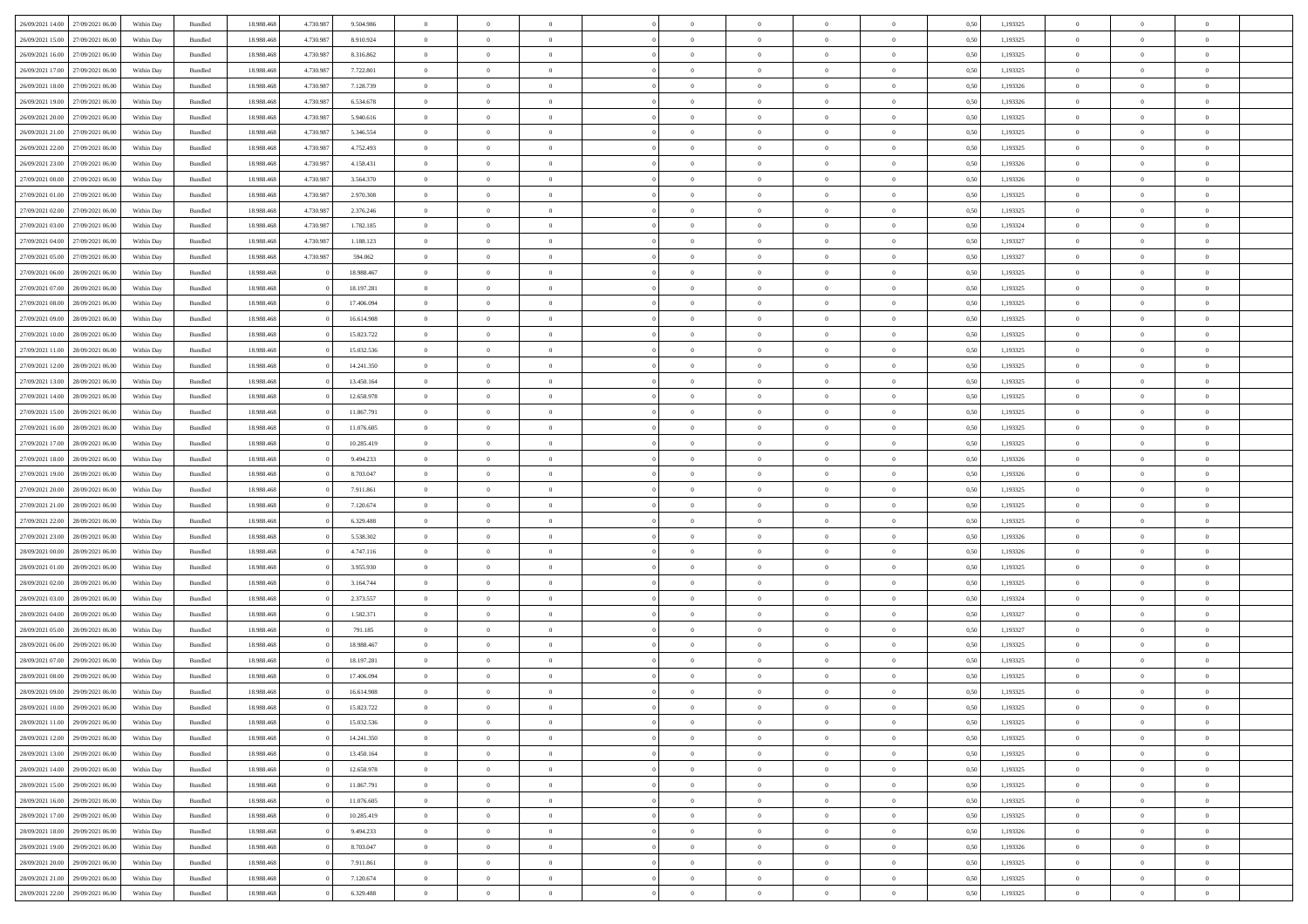| | | | | | | | | | | | | | | | | | | | | | |
|---|---|---|---|---|---|---|---|---|---|---|---|---|---|---|---|---|---|---|---|---|---|
| 26/09/2021 14:00 | 27/09/2021 06:00 | Within Day | Bundled | 18.988.468 | 4.730.987 | 9.504.986 | 0 | 0 | 0 | | 0 | 0 | 0 | 0 | 0,50 | 1,193325 | 0 | 0 | 0 | |
| 26/09/2021 15:00 | 27/09/2021 06:00 | Within Day | Bundled | 18.988.468 | 4.730.987 | 8.910.924 | 0 | 0 | 0 | | 0 | 0 | 0 | 0 | 0,50 | 1,193325 | 0 | 0 | 0 | |
| 26/09/2021 16:00 | 27/09/2021 06:00 | Within Day | Bundled | 18.988.468 | 4.730.987 | 8.316.862 | 0 | 0 | 0 | | 0 | 0 | 0 | 0 | 0,50 | 1,193325 | 0 | 0 | 0 | |
| 26/09/2021 17:00 | 27/09/2021 06:00 | Within Day | Bundled | 18.988.468 | 4.730.987 | 7.722.801 | 0 | 0 | 0 | | 0 | 0 | 0 | 0 | 0,50 | 1,193325 | 0 | 0 | 0 | |
| 26/09/2021 18:00 | 27/09/2021 06:00 | Within Day | Bundled | 18.988.468 | 4.730.987 | 7.128.739 | 0 | 0 | 0 | | 0 | 0 | 0 | 0 | 0,50 | 1,193326 | 0 | 0 | 0 | |
| 26/09/2021 19:00 | 27/09/2021 06:00 | Within Day | Bundled | 18.988.468 | 4.730.987 | 6.534.678 | 0 | 0 | 0 | | 0 | 0 | 0 | 0 | 0,50 | 1,193326 | 0 | 0 | 0 | |
| 26/09/2021 20:00 | 27/09/2021 06:00 | Within Day | Bundled | 18.988.468 | 4.730.987 | 5.940.616 | 0 | 0 | 0 | | 0 | 0 | 0 | 0 | 0,50 | 1,193325 | 0 | 0 | 0 | |
| 26/09/2021 21:00 | 27/09/2021 06:00 | Within Day | Bundled | 18.988.468 | 4.730.987 | 5.346.554 | 0 | 0 | 0 | | 0 | 0 | 0 | 0 | 0,50 | 1,193325 | 0 | 0 | 0 | |
| 26/09/2021 22:00 | 27/09/2021 06:00 | Within Day | Bundled | 18.988.468 | 4.730.987 | 4.752.493 | 0 | 0 | 0 | | 0 | 0 | 0 | 0 | 0,50 | 1,193325 | 0 | 0 | 0 | |
| 26/09/2021 23:00 | 27/09/2021 06:00 | Within Day | Bundled | 18.988.468 | 4.730.987 | 4.158.431 | 0 | 0 | 0 | | 0 | 0 | 0 | 0 | 0,50 | 1,193326 | 0 | 0 | 0 | |
| 27/09/2021 00:00 | 27/09/2021 06:00 | Within Day | Bundled | 18.988.468 | 4.730.987 | 3.564.370 | 0 | 0 | 0 | | 0 | 0 | 0 | 0 | 0,50 | 1,193326 | 0 | 0 | 0 | |
| 27/09/2021 01:00 | 27/09/2021 06:00 | Within Day | Bundled | 18.988.468 | 4.730.987 | 2.970.308 | 0 | 0 | 0 | | 0 | 0 | 0 | 0 | 0,50 | 1,193325 | 0 | 0 | 0 | |
| 27/09/2021 02:00 | 27/09/2021 06:00 | Within Day | Bundled | 18.988.468 | 4.730.987 | 2.376.246 | 0 | 0 | 0 | | 0 | 0 | 0 | 0 | 0,50 | 1,193325 | 0 | 0 | 0 | |
| 27/09/2021 03:00 | 27/09/2021 06:00 | Within Day | Bundled | 18.988.468 | 4.730.987 | 1.782.185 | 0 | 0 | 0 | | 0 | 0 | 0 | 0 | 0,50 | 1,193324 | 0 | 0 | 0 | |
| 27/09/2021 04:00 | 27/09/2021 06:00 | Within Day | Bundled | 18.988.468 | 4.730.987 | 1.188.123 | 0 | 0 | 0 | | 0 | 0 | 0 | 0 | 0,50 | 1,193327 | 0 | 0 | 0 | |
| 27/09/2021 05:00 | 27/09/2021 06:00 | Within Day | Bundled | 18.988.468 | 4.730.987 | 594.062 | 0 | 0 | 0 | | 0 | 0 | 0 | 0 | 0,50 | 1,193327 | 0 | 0 | 0 | |
| 27/09/2021 06:00 | 28/09/2021 06:00 | Within Day | Bundled | 18.988.468 | 0 | 18.988.467 | 0 | 0 | 0 | | 0 | 0 | 0 | 0 | 0,50 | 1,193325 | 0 | 0 | 0 | |
| 27/09/2021 07:00 | 28/09/2021 06:00 | Within Day | Bundled | 18.988.468 | 0 | 18.197.281 | 0 | 0 | 0 | | 0 | 0 | 0 | 0 | 0,50 | 1,193325 | 0 | 0 | 0 | |
| 27/09/2021 08:00 | 28/09/2021 06:00 | Within Day | Bundled | 18.988.468 | 0 | 17.406.094 | 0 | 0 | 0 | | 0 | 0 | 0 | 0 | 0,50 | 1,193325 | 0 | 0 | 0 | |
| 27/09/2021 09:00 | 28/09/2021 06:00 | Within Day | Bundled | 18.988.468 | 0 | 16.614.908 | 0 | 0 | 0 | | 0 | 0 | 0 | 0 | 0,50 | 1,193325 | 0 | 0 | 0 | |
| 27/09/2021 10:00 | 28/09/2021 06:00 | Within Day | Bundled | 18.988.468 | 0 | 15.823.722 | 0 | 0 | 0 | | 0 | 0 | 0 | 0 | 0,50 | 1,193325 | 0 | 0 | 0 | |
| 27/09/2021 11:00 | 28/09/2021 06:00 | Within Day | Bundled | 18.988.468 | 0 | 15.032.536 | 0 | 0 | 0 | | 0 | 0 | 0 | 0 | 0,50 | 1,193325 | 0 | 0 | 0 | |
| 27/09/2021 12:00 | 28/09/2021 06:00 | Within Day | Bundled | 18.988.468 | 0 | 14.241.350 | 0 | 0 | 0 | | 0 | 0 | 0 | 0 | 0,50 | 1,193325 | 0 | 0 | 0 | |
| 27/09/2021 13:00 | 28/09/2021 06:00 | Within Day | Bundled | 18.988.468 | 0 | 13.450.164 | 0 | 0 | 0 | | 0 | 0 | 0 | 0 | 0,50 | 1,193325 | 0 | 0 | 0 | |
| 27/09/2021 14:00 | 28/09/2021 06:00 | Within Day | Bundled | 18.988.468 | 0 | 12.658.978 | 0 | 0 | 0 | | 0 | 0 | 0 | 0 | 0,50 | 1,193325 | 0 | 0 | 0 | |
| 27/09/2021 15:00 | 28/09/2021 06:00 | Within Day | Bundled | 18.988.468 | 0 | 11.867.791 | 0 | 0 | 0 | | 0 | 0 | 0 | 0 | 0,50 | 1,193325 | 0 | 0 | 0 | |
| 27/09/2021 16:00 | 28/09/2021 06:00 | Within Day | Bundled | 18.988.468 | 0 | 11.076.605 | 0 | 0 | 0 | | 0 | 0 | 0 | 0 | 0,50 | 1,193325 | 0 | 0 | 0 | |
| 27/09/2021 17:00 | 28/09/2021 06:00 | Within Day | Bundled | 18.988.468 | 0 | 10.285.419 | 0 | 0 | 0 | | 0 | 0 | 0 | 0 | 0,50 | 1,193325 | 0 | 0 | 0 | |
| 27/09/2021 18:00 | 28/09/2021 06:00 | Within Day | Bundled | 18.988.468 | 0 | 9.494.233 | 0 | 0 | 0 | | 0 | 0 | 0 | 0 | 0,50 | 1,193326 | 0 | 0 | 0 | |
| 27/09/2021 19:00 | 28/09/2021 06:00 | Within Day | Bundled | 18.988.468 | 0 | 8.703.047 | 0 | 0 | 0 | | 0 | 0 | 0 | 0 | 0,50 | 1,193326 | 0 | 0 | 0 | |
| 27/09/2021 20:00 | 28/09/2021 06:00 | Within Day | Bundled | 18.988.468 | 0 | 7.911.861 | 0 | 0 | 0 | | 0 | 0 | 0 | 0 | 0,50 | 1,193325 | 0 | 0 | 0 | |
| 27/09/2021 21:00 | 28/09/2021 06:00 | Within Day | Bundled | 18.988.468 | 0 | 7.120.674 | 0 | 0 | 0 | | 0 | 0 | 0 | 0 | 0,50 | 1,193325 | 0 | 0 | 0 | |
| 27/09/2021 22:00 | 28/09/2021 06:00 | Within Day | Bundled | 18.988.468 | 0 | 6.329.488 | 0 | 0 | 0 | | 0 | 0 | 0 | 0 | 0,50 | 1,193325 | 0 | 0 | 0 | |
| 27/09/2021 23:00 | 28/09/2021 06:00 | Within Day | Bundled | 18.988.468 | 0 | 5.538.302 | 0 | 0 | 0 | | 0 | 0 | 0 | 0 | 0,50 | 1,193326 | 0 | 0 | 0 | |
| 28/09/2021 00:00 | 28/09/2021 06:00 | Within Day | Bundled | 18.988.468 | 0 | 4.747.116 | 0 | 0 | 0 | | 0 | 0 | 0 | 0 | 0,50 | 1,193326 | 0 | 0 | 0 | |
| 28/09/2021 01:00 | 28/09/2021 06:00 | Within Day | Bundled | 18.988.468 | 0 | 3.955.930 | 0 | 0 | 0 | | 0 | 0 | 0 | 0 | 0,50 | 1,193325 | 0 | 0 | 0 | |
| 28/09/2021 02:00 | 28/09/2021 06:00 | Within Day | Bundled | 18.988.468 | 0 | 3.164.744 | 0 | 0 | 0 | | 0 | 0 | 0 | 0 | 0,50 | 1,193325 | 0 | 0 | 0 | |
| 28/09/2021 03:00 | 28/09/2021 06:00 | Within Day | Bundled | 18.988.468 | 0 | 2.373.557 | 0 | 0 | 0 | | 0 | 0 | 0 | 0 | 0,50 | 1,193324 | 0 | 0 | 0 | |
| 28/09/2021 04:00 | 28/09/2021 06:00 | Within Day | Bundled | 18.988.468 | 0 | 1.582.371 | 0 | 0 | 0 | | 0 | 0 | 0 | 0 | 0,50 | 1,193327 | 0 | 0 | 0 | |
| 28/09/2021 05:00 | 28/09/2021 06:00 | Within Day | Bundled | 18.988.468 | 0 | 791.185 | 0 | 0 | 0 | | 0 | 0 | 0 | 0 | 0,50 | 1,193327 | 0 | 0 | 0 | |
| 28/09/2021 06:00 | 29/09/2021 06:00 | Within Day | Bundled | 18.988.468 | 0 | 18.988.467 | 0 | 0 | 0 | | 0 | 0 | 0 | 0 | 0,50 | 1,193325 | 0 | 0 | 0 | |
| 28/09/2021 07:00 | 29/09/2021 06:00 | Within Day | Bundled | 18.988.468 | 0 | 18.197.281 | 0 | 0 | 0 | | 0 | 0 | 0 | 0 | 0,50 | 1,193325 | 0 | 0 | 0 | |
| 28/09/2021 08:00 | 29/09/2021 06:00 | Within Day | Bundled | 18.988.468 | 0 | 17.406.094 | 0 | 0 | 0 | | 0 | 0 | 0 | 0 | 0,50 | 1,193325 | 0 | 0 | 0 | |
| 28/09/2021 09:00 | 29/09/2021 06:00 | Within Day | Bundled | 18.988.468 | 0 | 16.614.908 | 0 | 0 | 0 | | 0 | 0 | 0 | 0 | 0,50 | 1,193325 | 0 | 0 | 0 | |
| 28/09/2021 10:00 | 29/09/2021 06:00 | Within Day | Bundled | 18.988.468 | 0 | 15.823.722 | 0 | 0 | 0 | | 0 | 0 | 0 | 0 | 0,50 | 1,193325 | 0 | 0 | 0 | |
| 28/09/2021 11:00 | 29/09/2021 06:00 | Within Day | Bundled | 18.988.468 | 0 | 15.032.536 | 0 | 0 | 0 | | 0 | 0 | 0 | 0 | 0,50 | 1,193325 | 0 | 0 | 0 | |
| 28/09/2021 12:00 | 29/09/2021 06:00 | Within Day | Bundled | 18.988.468 | 0 | 14.241.350 | 0 | 0 | 0 | | 0 | 0 | 0 | 0 | 0,50 | 1,193325 | 0 | 0 | 0 | |
| 28/09/2021 13:00 | 29/09/2021 06:00 | Within Day | Bundled | 18.988.468 | 0 | 13.450.164 | 0 | 0 | 0 | | 0 | 0 | 0 | 0 | 0,50 | 1,193325 | 0 | 0 | 0 | |
| 28/09/2021 14:00 | 29/09/2021 06:00 | Within Day | Bundled | 18.988.468 | 0 | 12.658.978 | 0 | 0 | 0 | | 0 | 0 | 0 | 0 | 0,50 | 1,193325 | 0 | 0 | 0 | |
| 28/09/2021 15:00 | 29/09/2021 06:00 | Within Day | Bundled | 18.988.468 | 0 | 11.867.791 | 0 | 0 | 0 | | 0 | 0 | 0 | 0 | 0,50 | 1,193325 | 0 | 0 | 0 | |
| 28/09/2021 16:00 | 29/09/2021 06:00 | Within Day | Bundled | 18.988.468 | 0 | 11.076.605 | 0 | 0 | 0 | | 0 | 0 | 0 | 0 | 0,50 | 1,193325 | 0 | 0 | 0 | |
| 28/09/2021 17:00 | 29/09/2021 06:00 | Within Day | Bundled | 18.988.468 | 0 | 10.285.419 | 0 | 0 | 0 | | 0 | 0 | 0 | 0 | 0,50 | 1,193325 | 0 | 0 | 0 | |
| 28/09/2021 18:00 | 29/09/2021 06:00 | Within Day | Bundled | 18.988.468 | 0 | 9.494.233 | 0 | 0 | 0 | | 0 | 0 | 0 | 0 | 0,50 | 1,193326 | 0 | 0 | 0 | |
| 28/09/2021 19:00 | 29/09/2021 06:00 | Within Day | Bundled | 18.988.468 | 0 | 8.703.047 | 0 | 0 | 0 | | 0 | 0 | 0 | 0 | 0,50 | 1,193326 | 0 | 0 | 0 | |
| 28/09/2021 20:00 | 29/09/2021 06:00 | Within Day | Bundled | 18.988.468 | 0 | 7.911.861 | 0 | 0 | 0 | | 0 | 0 | 0 | 0 | 0,50 | 1,193325 | 0 | 0 | 0 | |
| 28/09/2021 21:00 | 29/09/2021 06:00 | Within Day | Bundled | 18.988.468 | 0 | 7.120.674 | 0 | 0 | 0 | | 0 | 0 | 0 | 0 | 0,50 | 1,193325 | 0 | 0 | 0 | |
| 28/09/2021 22:00 | 29/09/2021 06:00 | Within Day | Bundled | 18.988.468 | 0 | 6.329.488 | 0 | 0 | 0 | | 0 | 0 | 0 | 0 | 0,50 | 1,193325 | 0 | 0 | 0 | |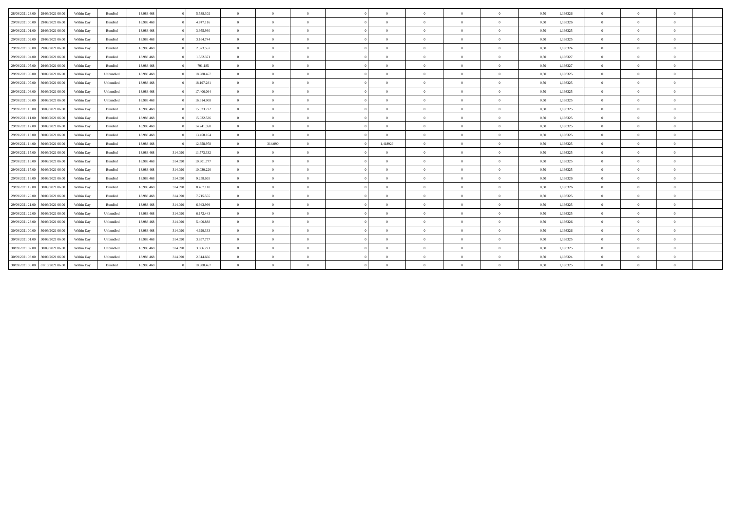| | | | | | | | | | | | | | | | | | | | | |
|---|---|---|---|---|---|---|---|---|---|---|---|---|---|---|---|---|---|---|---|---|
| 28/09/2021 23.00 | 29/09/2021 06.00 | Within Day | Bundled | 18.988.468 | 0 | 5.538.302 | 0 | 0 | 0 | 0 | 0 | 0 | 0 | 0 | 0,50 | 1,193326 | 0 | 0 | 0 | |
| 29/09/2021 00.00 | 29/09/2021 06.00 | Within Day | Bundled | 18.988.468 | 0 | 4.747.116 | 0 | 0 | 0 | 0 | 0 | 0 | 0 | 0 | 0,50 | 1,193326 | 0 | 0 | 0 | |
| 29/09/2021 01.00 | 29/09/2021 06.00 | Within Day | Bundled | 18.988.468 | 0 | 3.955.930 | 0 | 0 | 0 | 0 | 0 | 0 | 0 | 0 | 0,50 | 1,193325 | 0 | 0 | 0 | |
| 29/09/2021 02.00 | 29/09/2021 06.00 | Within Day | Bundled | 18.988.468 | 0 | 3.164.744 | 0 | 0 | 0 | 0 | 0 | 0 | 0 | 0 | 0,50 | 1,193325 | 0 | 0 | 0 | |
| 29/09/2021 03.00 | 29/09/2021 06.00 | Within Day | Bundled | 18.988.468 | 0 | 2.373.557 | 0 | 0 | 0 | 0 | 0 | 0 | 0 | 0 | 0,50 | 1,193324 | 0 | 0 | 0 | |
| 29/09/2021 04.00 | 29/09/2021 06.00 | Within Day | Bundled | 18.988.468 | 0 | 1.582.371 | 0 | 0 | 0 | 0 | 0 | 0 | 0 | 0 | 0,50 | 1,193327 | 0 | 0 | 0 | |
| 29/09/2021 05.00 | 29/09/2021 06.00 | Within Day | Bundled | 18.988.468 | 0 | 791.185 | 0 | 0 | 0 | 0 | 0 | 0 | 0 | 0 | 0,50 | 1,193327 | 0 | 0 | 0 | |
| 29/09/2021 06.00 | 30/09/2021 06.00 | Within Day | Unbundled | 18.988.468 | 0 | 18.988.467 | 0 | 0 | 0 | 0 | 0 | 0 | 0 | 0 | 0,50 | 1,193325 | 0 | 0 | 0 | |
| 29/09/2021 07.00 | 30/09/2021 06.00 | Within Day | Unbundled | 18.988.468 | 0 | 18.197.281 | 0 | 0 | 0 | 0 | 0 | 0 | 0 | 0 | 0,50 | 1,193325 | 0 | 0 | 0 | |
| 29/09/2021 08.00 | 30/09/2021 06.00 | Within Day | Unbundled | 18.988.468 | 0 | 17.406.094 | 0 | 0 | 0 | 0 | 0 | 0 | 0 | 0 | 0,50 | 1,193325 | 0 | 0 | 0 | |
| 29/09/2021 09.00 | 30/09/2021 06.00 | Within Day | Unbundled | 18.988.468 | 0 | 16.614.908 | 0 | 0 | 0 | 0 | 0 | 0 | 0 | 0 | 0,50 | 1,193325 | 0 | 0 | 0 | |
| 29/09/2021 10.00 | 30/09/2021 06.00 | Within Day | Bundled | 18.988.468 | 0 | 15.823.722 | 0 | 0 | 0 | 0 | 0 | 0 | 0 | 0 | 0,50 | 1,193325 | 0 | 0 | 0 | |
| 29/09/2021 11.00 | 30/09/2021 06.00 | Within Day | Bundled | 18.988.468 | 0 | 15.032.536 | 0 | 0 | 0 | 0 | 0 | 0 | 0 | 0 | 0,50 | 1,193325 | 0 | 0 | 0 | |
| 29/09/2021 12.00 | 30/09/2021 06.00 | Within Day | Bundled | 18.988.468 | 0 | 14.241.350 | 0 | 0 | 0 | 0 | 0 | 0 | 0 | 0 | 0,50 | 1,193325 | 0 | 0 | 0 | |
| 29/09/2021 13.00 | 30/09/2021 06.00 | Within Day | Bundled | 18.988.468 | 0 | 13.450.164 | 0 | 0 | 0 | 0 | 0 | 0 | 0 | 0 | 0,50 | 1,193325 | 0 | 0 | 0 | |
| 29/09/2021 14.00 | 30/09/2021 06.00 | Within Day | Bundled | 18.988.468 | 0 | 12.658.978 | 0 | 314.090 | 0 | 0 | 1,418929 | 0 | 0 | 0 | 0,50 | 1,193325 | 0 | 0 | 0 | |
| 29/09/2021 15.00 | 30/09/2021 06.00 | Within Day | Bundled | 18.988.468 | 314.090 | 11.573.332 | 0 | 0 | 0 | 0 | 0 | 0 | 0 | 0 | 0,50 | 1,193325 | 0 | 0 | 0 | |
| 29/09/2021 16.00 | 30/09/2021 06.00 | Within Day | Bundled | 18.988.468 | 314.090 | 10.801.777 | 0 | 0 | 0 | 0 | 0 | 0 | 0 | 0 | 0,50 | 1,193325 | 0 | 0 | 0 | |
| 29/09/2021 17.00 | 30/09/2021 06.00 | Within Day | Bundled | 18.988.468 | 314.090 | 10.030.220 | 0 | 0 | 0 | 0 | 0 | 0 | 0 | 0 | 0,50 | 1,193325 | 0 | 0 | 0 | |
| 29/09/2021 18.00 | 30/09/2021 06.00 | Within Day | Bundled | 18.988.468 | 314.090 | 9.258.665 | 0 | 0 | 0 | 0 | 0 | 0 | 0 | 0 | 0,50 | 1,193326 | 0 | 0 | 0 | |
| 29/09/2021 19.00 | 30/09/2021 06.00 | Within Day | Bundled | 18.988.468 | 314.090 | 8.487.110 | 0 | 0 | 0 | 0 | 0 | 0 | 0 | 0 | 0,50 | 1,193326 | 0 | 0 | 0 | |
| 29/09/2021 20.00 | 30/09/2021 06.00 | Within Day | Bundled | 18.988.468 | 314.090 | 7.715.555 | 0 | 0 | 0 | 0 | 0 | 0 | 0 | 0 | 0,50 | 1,193325 | 0 | 0 | 0 | |
| 29/09/2021 21.00 | 30/09/2021 06.00 | Within Day | Bundled | 18.988.468 | 314.090 | 6.943.999 | 0 | 0 | 0 | 0 | 0 | 0 | 0 | 0 | 0,50 | 1,193325 | 0 | 0 | 0 | |
| 29/09/2021 22.00 | 30/09/2021 06.00 | Within Day | Unbundled | 18.988.468 | 314.090 | 6.172.443 | 0 | 0 | 0 | 0 | 0 | 0 | 0 | 0 | 0,50 | 1,193325 | 0 | 0 | 0 | |
| 29/09/2021 23.00 | 30/09/2021 06.00 | Within Day | Unbundled | 18.988.468 | 314.090 | 5.400.888 | 0 | 0 | 0 | 0 | 0 | 0 | 0 | 0 | 0,50 | 1,193326 | 0 | 0 | 0 | |
| 30/09/2021 00.00 | 30/09/2021 06.00 | Within Day | Unbundled | 18.988.468 | 314.090 | 4.629.333 | 0 | 0 | 0 | 0 | 0 | 0 | 0 | 0 | 0,50 | 1,193326 | 0 | 0 | 0 | |
| 30/09/2021 01.00 | 30/09/2021 06.00 | Within Day | Unbundled | 18.988.468 | 314.090 | 3.857.777 | 0 | 0 | 0 | 0 | 0 | 0 | 0 | 0 | 0,50 | 1,193325 | 0 | 0 | 0 | |
| 30/09/2021 02.00 | 30/09/2021 06.00 | Within Day | Unbundled | 18.988.468 | 314.090 | 3.086.221 | 0 | 0 | 0 | 0 | 0 | 0 | 0 | 0 | 0,50 | 1,193325 | 0 | 0 | 0 | |
| 30/09/2021 03.00 | 30/09/2021 06.00 | Within Day | Unbundled | 18.988.468 | 314.090 | 2.314.666 | 0 | 0 | 0 | 0 | 0 | 0 | 0 | 0 | 0,50 | 1,193324 | 0 | 0 | 0 | |
| 30/09/2021 06.00 | 01/10/2021 06.00 | Within Day | Bundled | 18.988.468 | 0 | 18.988.467 | 0 | 0 | 0 | 0 | 0 | 0 | 0 | 0 | 0,50 | 1,193325 | 0 | 0 | 0 | |